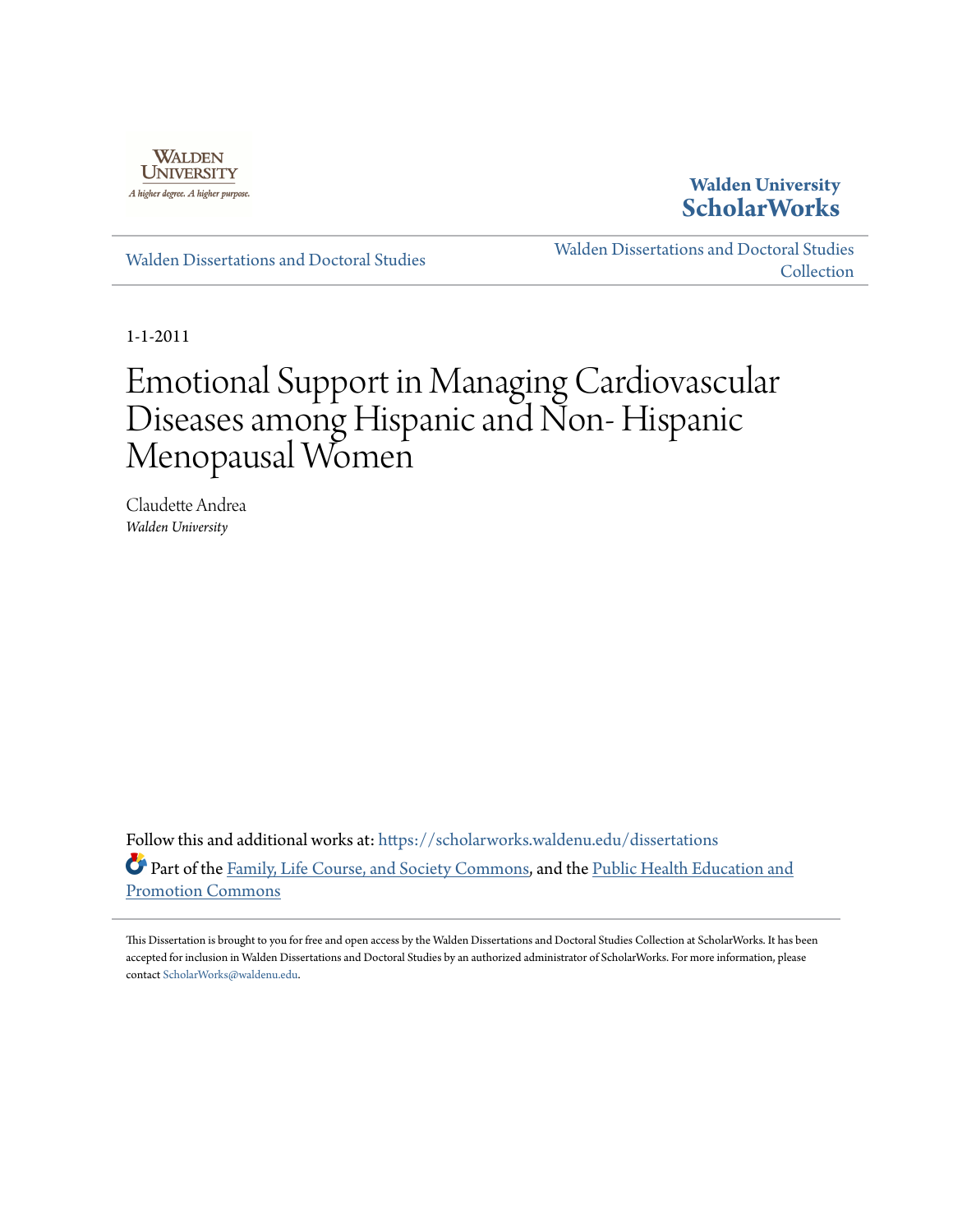Walden University

A higher degree. A higher purpose.

**Walden University ScholarWorks**

Walden Dissertations and Doctoral Studies

Walden Dissertations and Doctoral Studies Collection

1-1-2011

# Emotional Support in Managing Cardiovascular Diseases among Hispanic and Non- Hispanic Menopausal Women

Claudette Andrea
*Walden University*

Follow this and additional works at: https://scholarworks.waldenu.edu/dissertations

Part of the Family, Life Course, and Society Commons, and the Public Health Education and Promotion Commons

This Dissertation is brought to you for free and open access by the Walden Dissertations and Doctoral Studies Collection at ScholarWorks. It has been accepted for inclusion in Walden Dissertations and Doctoral Studies by an authorized administrator of ScholarWorks. For more information, please contact ScholarWorks@waldenu.edu.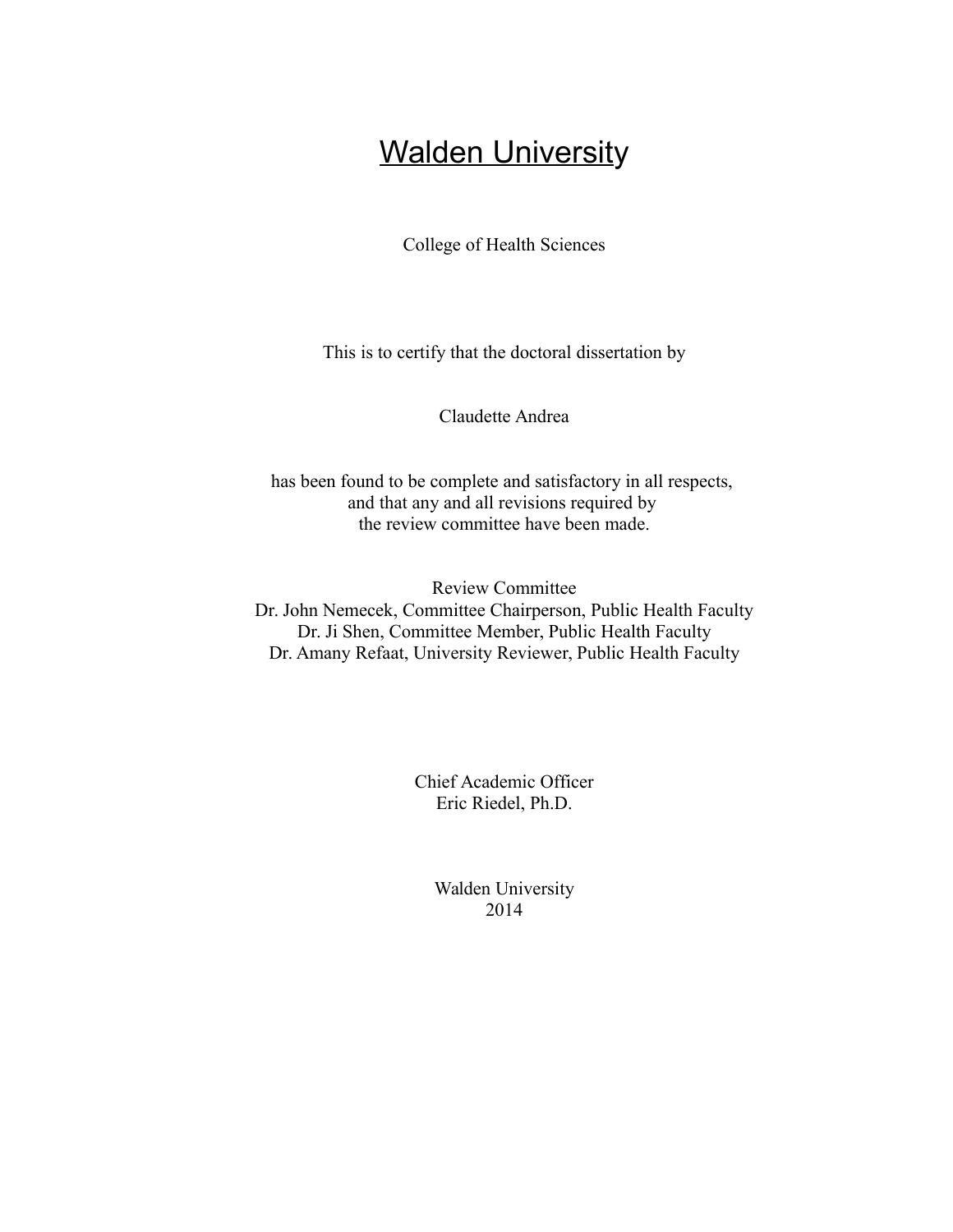# Walden University

College of Health Sciences

This is to certify that the doctoral dissertation by

Claudette Andrea

has been found to be complete and satisfactory in all respects,
and that any and all revisions required by
the review committee have been made.

Review Committee
Dr. John Nemecek, Committee Chairperson, Public Health Faculty
Dr. Ji Shen, Committee Member, Public Health Faculty
Dr. Amany Refaat, University Reviewer, Public Health Faculty

Chief Academic Officer
Eric Riedel, Ph.D.

Walden University
2014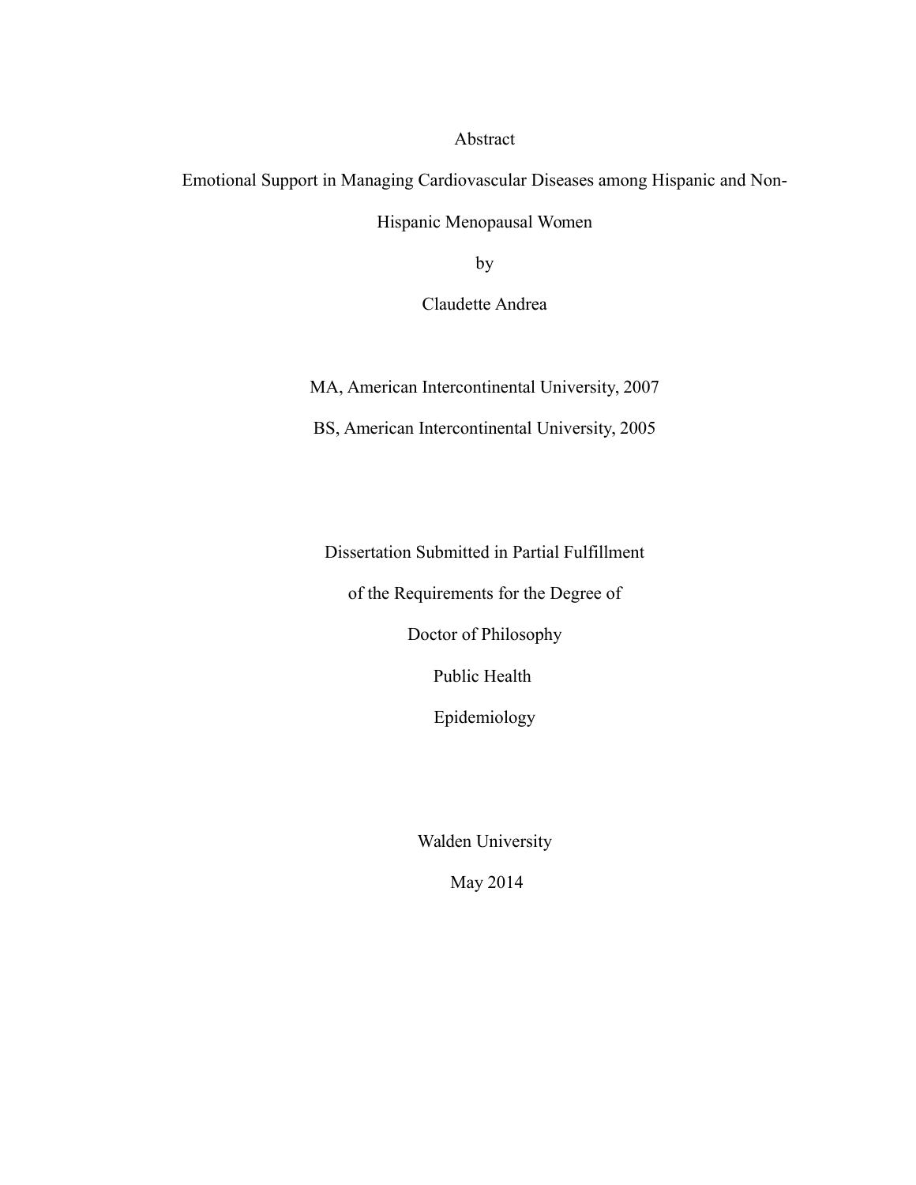Abstract

Emotional Support in Managing Cardiovascular Diseases among Hispanic and Non-Hispanic Menopausal Women

by

Claudette Andrea

MA, American Intercontinental University, 2007

BS, American Intercontinental University, 2005

Dissertation Submitted in Partial Fulfillment

of the Requirements for the Degree of

Doctor of Philosophy

Public Health

Epidemiology

Walden University

May 2014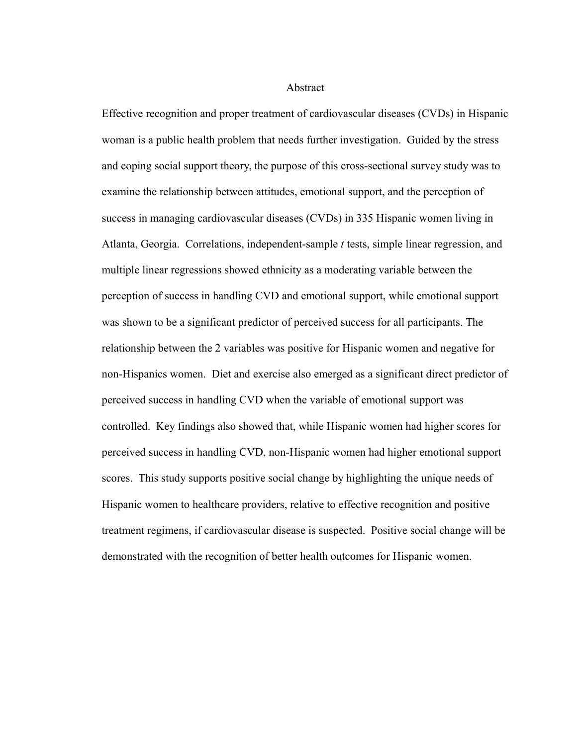# Abstract

Effective recognition and proper treatment of cardiovascular diseases (CVDs) in Hispanic woman is a public health problem that needs further investigation. Guided by the stress and coping social support theory, the purpose of this cross-sectional survey study was to examine the relationship between attitudes, emotional support, and the perception of success in managing cardiovascular diseases (CVDs) in 335 Hispanic women living in Atlanta, Georgia. Correlations, independent-sample *t* tests, simple linear regression, and multiple linear regressions showed ethnicity as a moderating variable between the perception of success in handling CVD and emotional support, while emotional support was shown to be a significant predictor of perceived success for all participants. The relationship between the 2 variables was positive for Hispanic women and negative for non-Hispanics women. Diet and exercise also emerged as a significant direct predictor of perceived success in handling CVD when the variable of emotional support was controlled. Key findings also showed that, while Hispanic women had higher scores for perceived success in handling CVD, non-Hispanic women had higher emotional support scores. This study supports positive social change by highlighting the unique needs of Hispanic women to healthcare providers, relative to effective recognition and positive treatment regimens, if cardiovascular disease is suspected. Positive social change will be demonstrated with the recognition of better health outcomes for Hispanic women.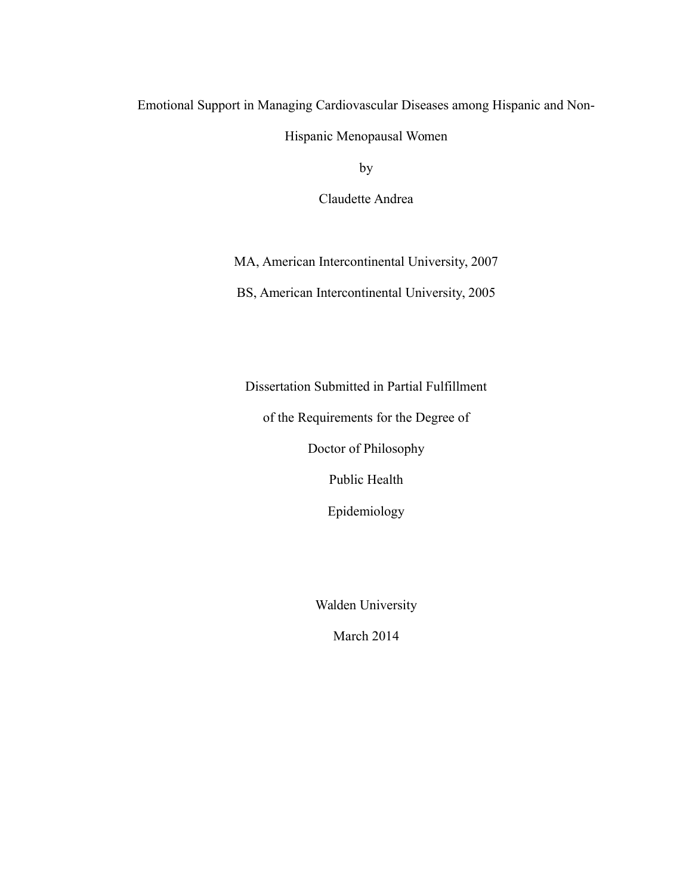Emotional Support in Managing Cardiovascular Diseases among Hispanic and Non-Hispanic Menopausal Women

by

Claudette Andrea

MA, American Intercontinental University, 2007

BS, American Intercontinental University, 2005

Dissertation Submitted in Partial Fulfillment

of the Requirements for the Degree of

Doctor of Philosophy

Public Health

Epidemiology

Walden University

March 2014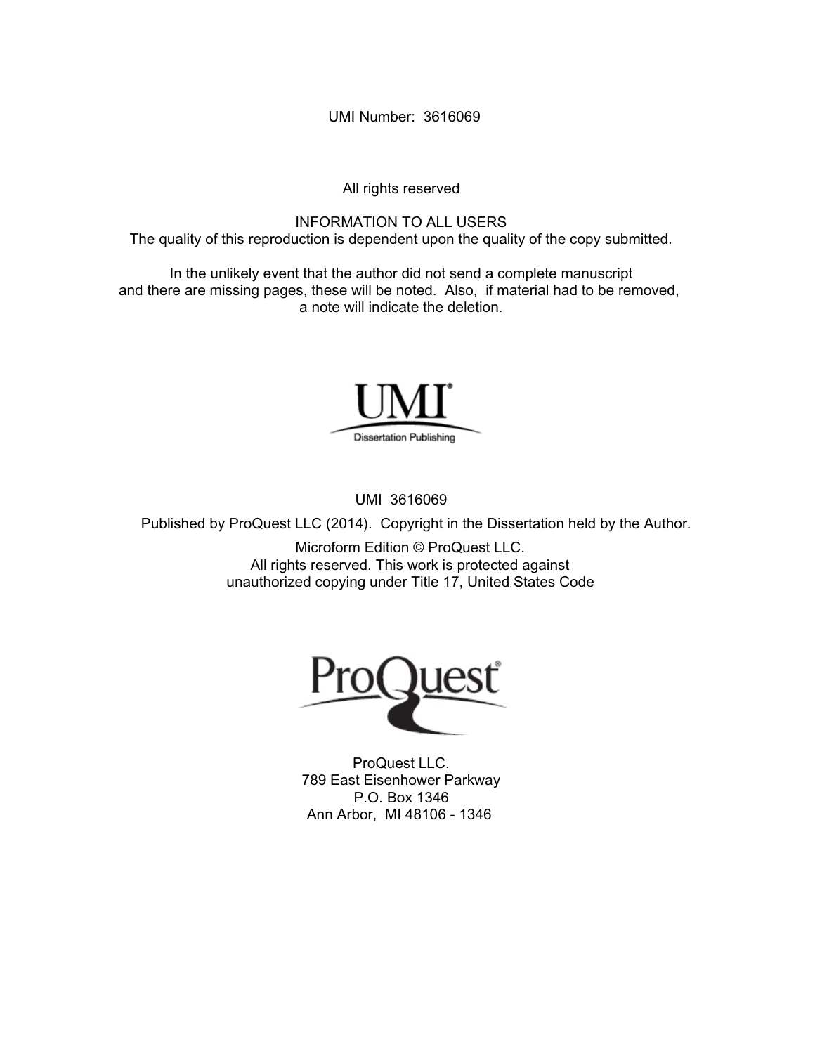UMI Number: 3616069

All rights reserved

INFORMATION TO ALL USERS
The quality of this reproduction is dependent upon the quality of the copy submitted.

In the unlikely event that the author did not send a complete manuscript
and there are missing pages, these will be noted. Also, if material had to be removed,
a note will indicate the deletion.

UMI
Dissertation Publishing

UMI 3616069

Published by ProQuest LLC (2014). Copyright in the Dissertation held by the Author.

Microform Edition © ProQuest LLC.
All rights reserved. This work is protected against
unauthorized copying under Title 17, United States Code

ProQuest

ProQuest LLC.
789 East Eisenhower Parkway
P.O. Box 1346
Ann Arbor, MI 48106 - 1346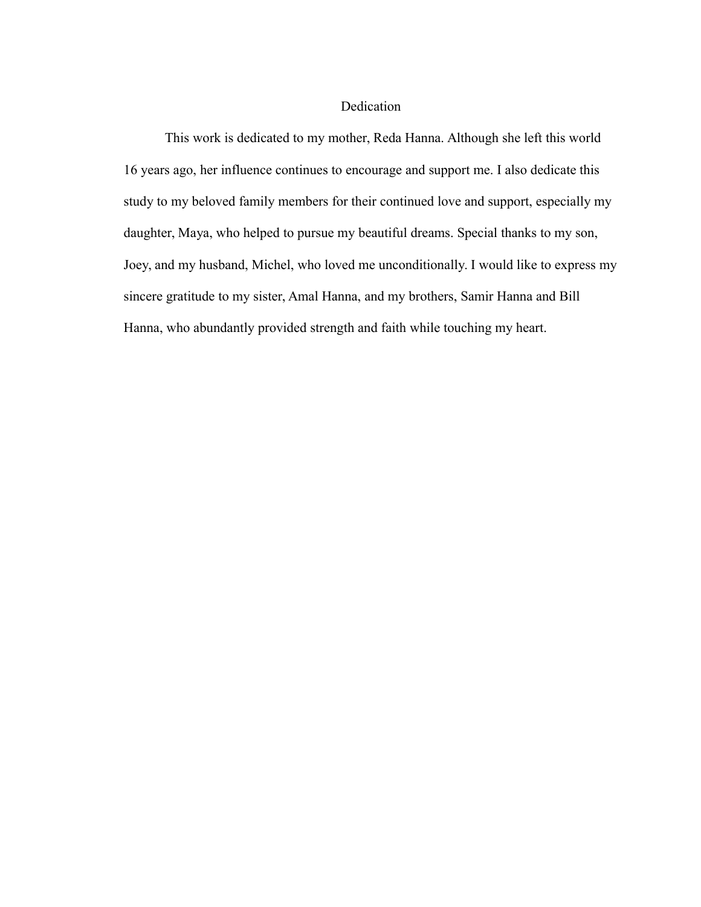# Dedication

This work is dedicated to my mother, Reda Hanna. Although she left this world 16 years ago, her influence continues to encourage and support me. I also dedicate this study to my beloved family members for their continued love and support, especially my daughter, Maya, who helped to pursue my beautiful dreams. Special thanks to my son, Joey, and my husband, Michel, who loved me unconditionally. I would like to express my sincere gratitude to my sister, Amal Hanna, and my brothers, Samir Hanna and Bill Hanna, who abundantly provided strength and faith while touching my heart.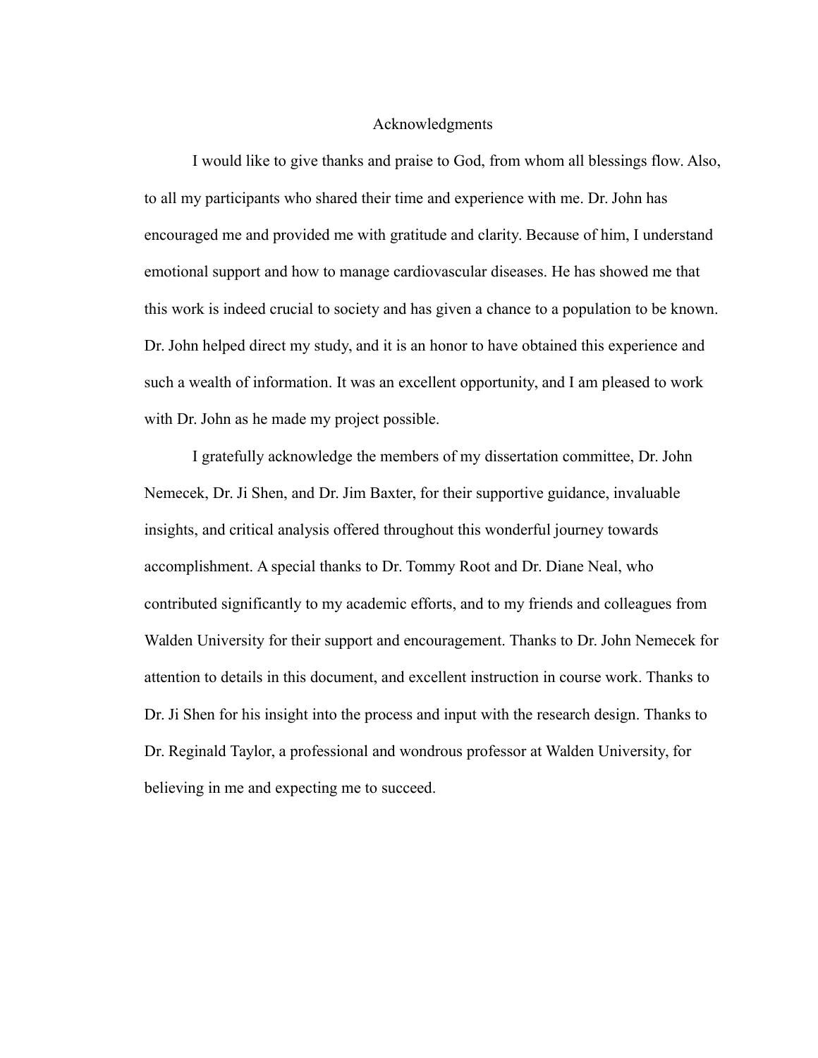# Acknowledgments

I would like to give thanks and praise to God, from whom all blessings flow. Also, to all my participants who shared their time and experience with me. Dr. John has encouraged me and provided me with gratitude and clarity. Because of him, I understand emotional support and how to manage cardiovascular diseases. He has showed me that this work is indeed crucial to society and has given a chance to a population to be known. Dr. John helped direct my study, and it is an honor to have obtained this experience and such a wealth of information. It was an excellent opportunity, and I am pleased to work with Dr. John as he made my project possible.

I gratefully acknowledge the members of my dissertation committee, Dr. John Nemecek, Dr. Ji Shen, and Dr. Jim Baxter, for their supportive guidance, invaluable insights, and critical analysis offered throughout this wonderful journey towards accomplishment. A special thanks to Dr. Tommy Root and Dr. Diane Neal, who contributed significantly to my academic efforts, and to my friends and colleagues from Walden University for their support and encouragement. Thanks to Dr. John Nemecek for attention to details in this document, and excellent instruction in course work. Thanks to Dr. Ji Shen for his insight into the process and input with the research design. Thanks to Dr. Reginald Taylor, a professional and wondrous professor at Walden University, for believing in me and expecting me to succeed.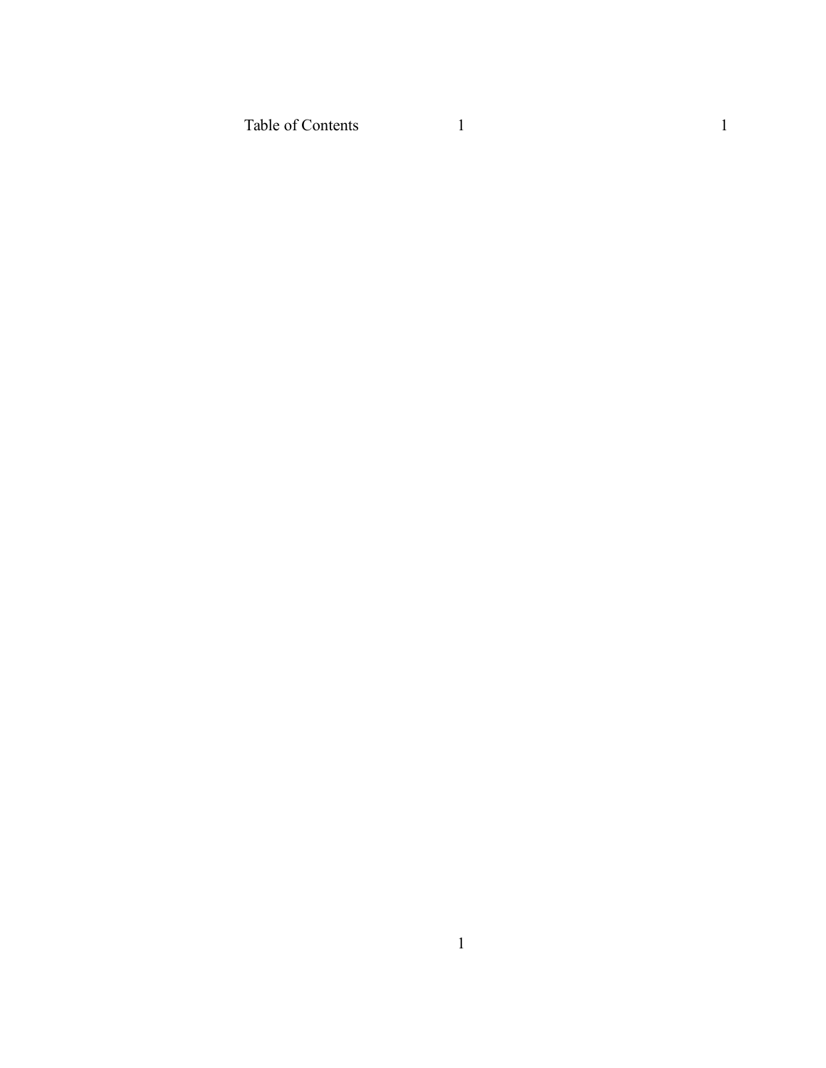Table of Contents 1 1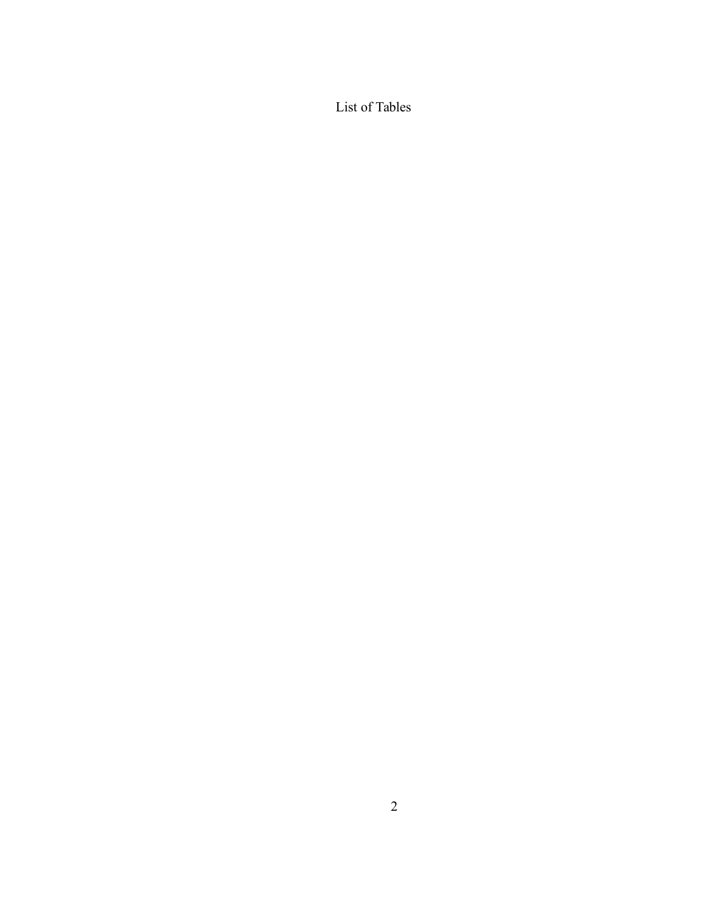# List of Tables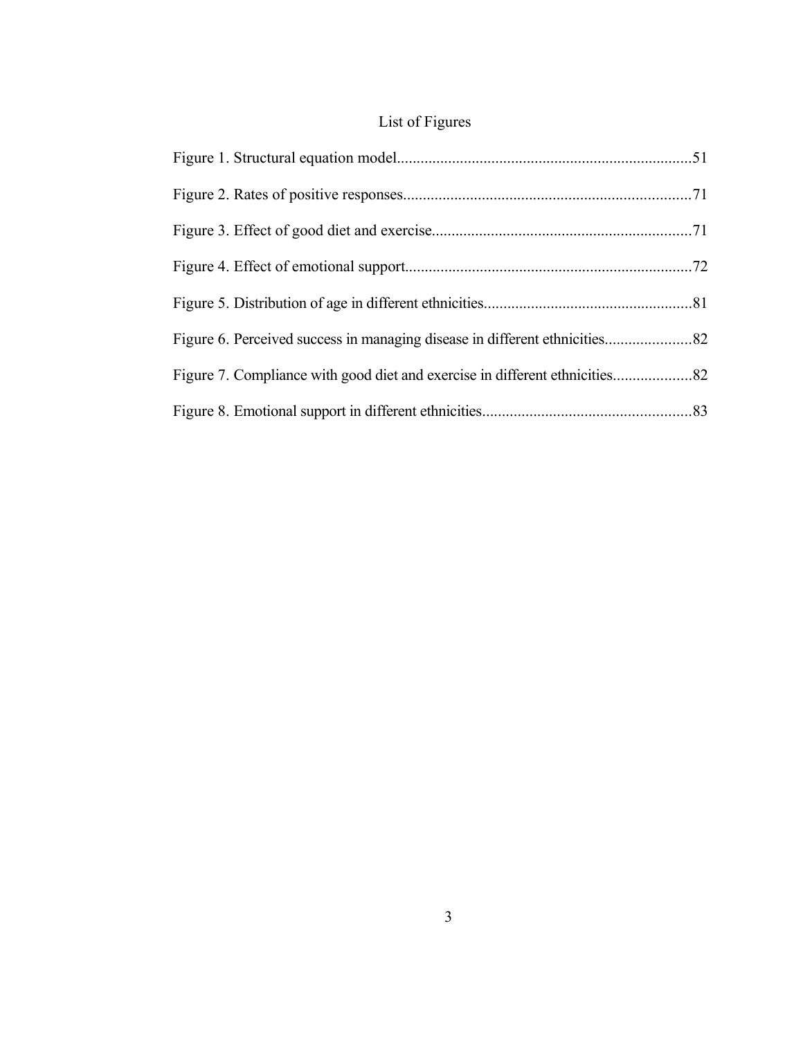# List of Figures

Figure 1. Structural equation model............................................................................51

Figure 2. Rates of positive responses..........................................................................71

Figure 3. Effect of good diet and exercise...................................................................71

Figure 4. Effect of emotional support..........................................................................72

Figure 5. Distribution of age in different ethnicities.....................................................81

Figure 6. Perceived success in managing disease in different ethnicities......................82

Figure 7. Compliance with good diet and exercise in different ethnicities....................82

Figure 8. Emotional support in different ethnicities.....................................................83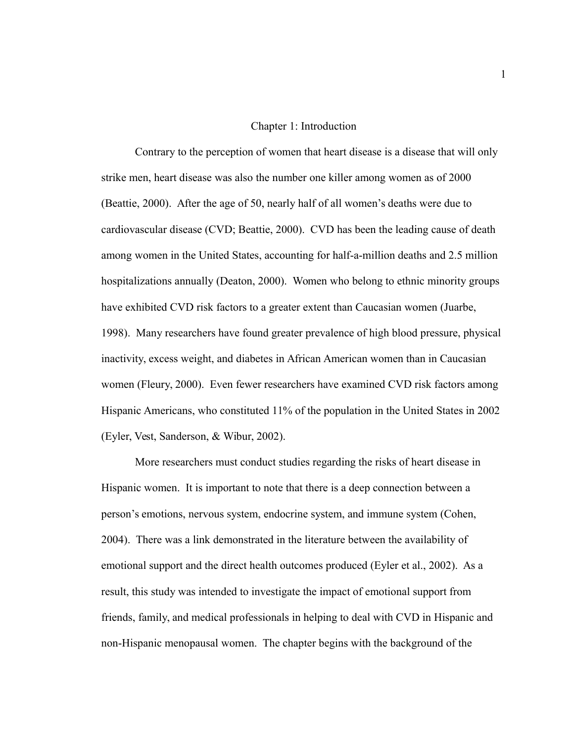# Chapter 1: Introduction

Contrary to the perception of women that heart disease is a disease that will only strike men, heart disease was also the number one killer among women as of 2000 (Beattie, 2000). After the age of 50, nearly half of all women's deaths were due to cardiovascular disease (CVD; Beattie, 2000). CVD has been the leading cause of death among women in the United States, accounting for half-a-million deaths and 2.5 million hospitalizations annually (Deaton, 2000). Women who belong to ethnic minority groups have exhibited CVD risk factors to a greater extent than Caucasian women (Juarbe, 1998). Many researchers have found greater prevalence of high blood pressure, physical inactivity, excess weight, and diabetes in African American women than in Caucasian women (Fleury, 2000). Even fewer researchers have examined CVD risk factors among Hispanic Americans, who constituted 11% of the population in the United States in 2002 (Eyler, Vest, Sanderson, & Wibur, 2002).

More researchers must conduct studies regarding the risks of heart disease in Hispanic women. It is important to note that there is a deep connection between a person's emotions, nervous system, endocrine system, and immune system (Cohen, 2004). There was a link demonstrated in the literature between the availability of emotional support and the direct health outcomes produced (Eyler et al., 2002). As a result, this study was intended to investigate the impact of emotional support from friends, family, and medical professionals in helping to deal with CVD in Hispanic and non-Hispanic menopausal women. The chapter begins with the background of the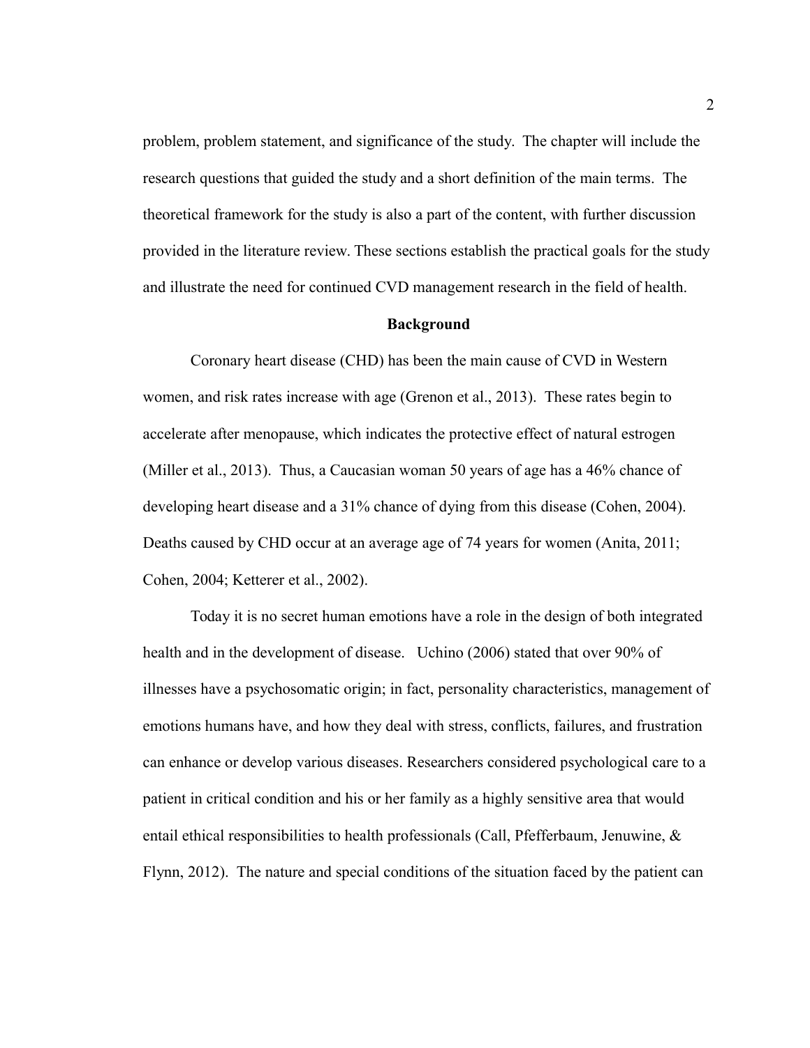problem, problem statement, and significance of the study. The chapter will include the research questions that guided the study and a short definition of the main terms. The theoretical framework for the study is also a part of the content, with further discussion provided in the literature review. These sections establish the practical goals for the study and illustrate the need for continued CVD management research in the field of health.

## Background

Coronary heart disease (CHD) has been the main cause of CVD in Western women, and risk rates increase with age (Grenon et al., 2013). These rates begin to accelerate after menopause, which indicates the protective effect of natural estrogen (Miller et al., 2013). Thus, a Caucasian woman 50 years of age has a 46% chance of developing heart disease and a 31% chance of dying from this disease (Cohen, 2004). Deaths caused by CHD occur at an average age of 74 years for women (Anita, 2011; Cohen, 2004; Ketterer et al., 2002).

Today it is no secret human emotions have a role in the design of both integrated health and in the development of disease. Uchino (2006) stated that over 90% of illnesses have a psychosomatic origin; in fact, personality characteristics, management of emotions humans have, and how they deal with stress, conflicts, failures, and frustration can enhance or develop various diseases. Researchers considered psychological care to a patient in critical condition and his or her family as a highly sensitive area that would entail ethical responsibilities to health professionals (Call, Pfefferbaum, Jenuwine, & Flynn, 2012). The nature and special conditions of the situation faced by the patient can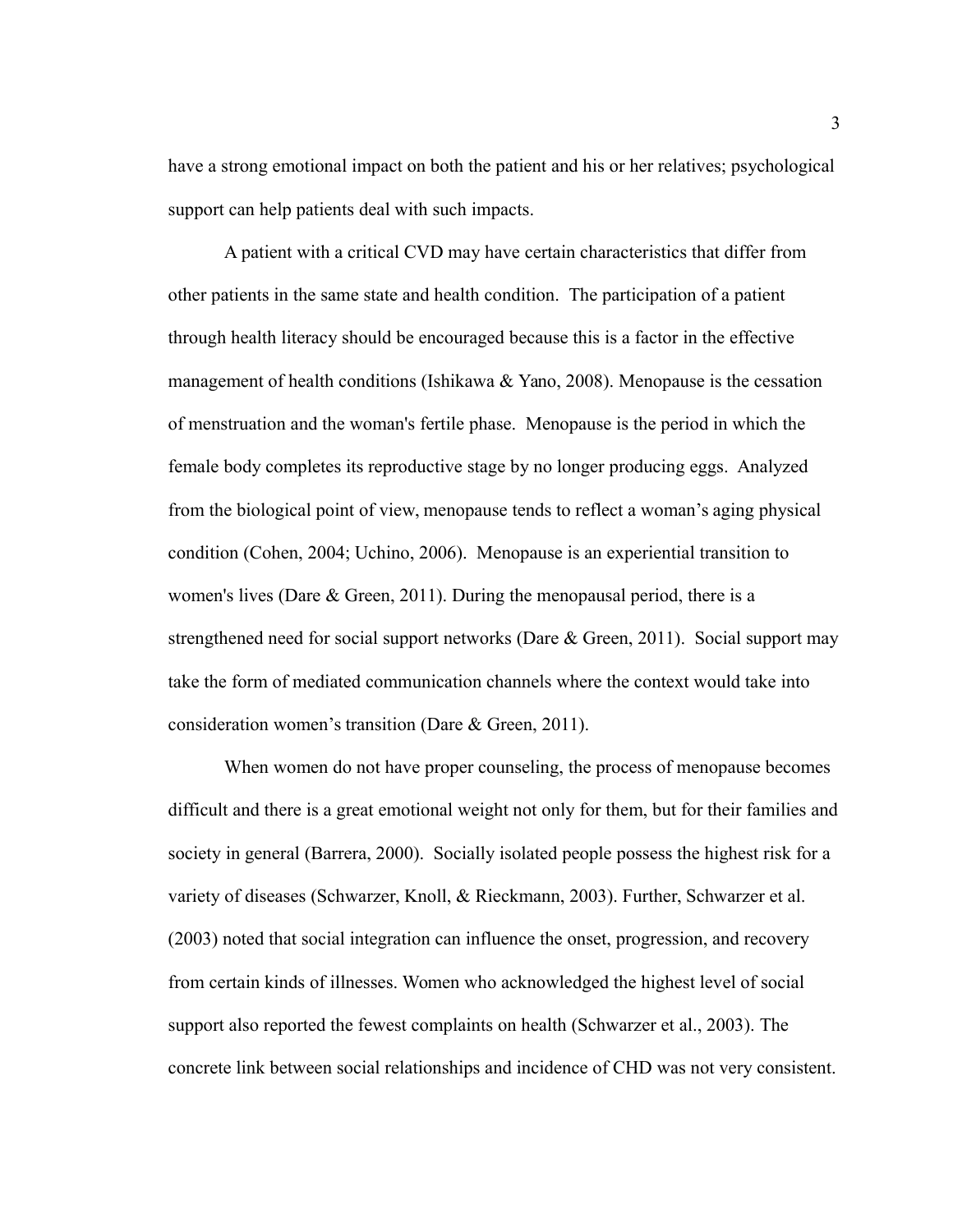have a strong emotional impact on both the patient and his or her relatives; psychological support can help patients deal with such impacts.

A patient with a critical CVD may have certain characteristics that differ from other patients in the same state and health condition. The participation of a patient through health literacy should be encouraged because this is a factor in the effective management of health conditions (Ishikawa & Yano, 2008). Menopause is the cessation of menstruation and the woman's fertile phase. Menopause is the period in which the female body completes its reproductive stage by no longer producing eggs. Analyzed from the biological point of view, menopause tends to reflect a woman's aging physical condition (Cohen, 2004; Uchino, 2006). Menopause is an experiential transition to women's lives (Dare & Green, 2011). During the menopausal period, there is a strengthened need for social support networks (Dare & Green, 2011). Social support may take the form of mediated communication channels where the context would take into consideration women's transition (Dare & Green, 2011).

When women do not have proper counseling, the process of menopause becomes difficult and there is a great emotional weight not only for them, but for their families and society in general (Barrera, 2000). Socially isolated people possess the highest risk for a variety of diseases (Schwarzer, Knoll, & Rieckmann, 2003). Further, Schwarzer et al. (2003) noted that social integration can influence the onset, progression, and recovery from certain kinds of illnesses. Women who acknowledged the highest level of social support also reported the fewest complaints on health (Schwarzer et al., 2003). The concrete link between social relationships and incidence of CHD was not very consistent.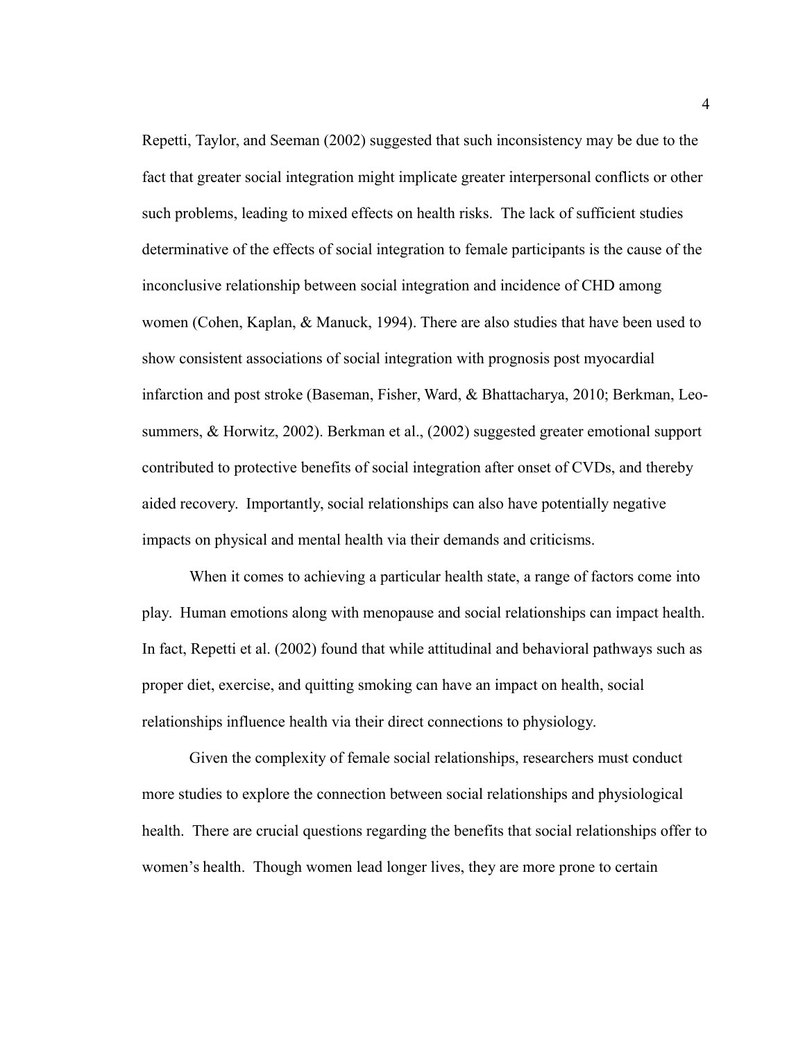Repetti, Taylor, and Seeman (2002) suggested that such inconsistency may be due to the fact that greater social integration might implicate greater interpersonal conflicts or other such problems, leading to mixed effects on health risks. The lack of sufficient studies determinative of the effects of social integration to female participants is the cause of the inconclusive relationship between social integration and incidence of CHD among women (Cohen, Kaplan, & Manuck, 1994). There are also studies that have been used to show consistent associations of social integration with prognosis post myocardial infarction and post stroke (Baseman, Fisher, Ward, & Bhattacharya, 2010; Berkman, Leo-summers, & Horwitz, 2002). Berkman et al., (2002) suggested greater emotional support contributed to protective benefits of social integration after onset of CVDs, and thereby aided recovery. Importantly, social relationships can also have potentially negative impacts on physical and mental health via their demands and criticisms.

When it comes to achieving a particular health state, a range of factors come into play. Human emotions along with menopause and social relationships can impact health. In fact, Repetti et al. (2002) found that while attitudinal and behavioral pathways such as proper diet, exercise, and quitting smoking can have an impact on health, social relationships influence health via their direct connections to physiology.

Given the complexity of female social relationships, researchers must conduct more studies to explore the connection between social relationships and physiological health. There are crucial questions regarding the benefits that social relationships offer to women's health. Though women lead longer lives, they are more prone to certain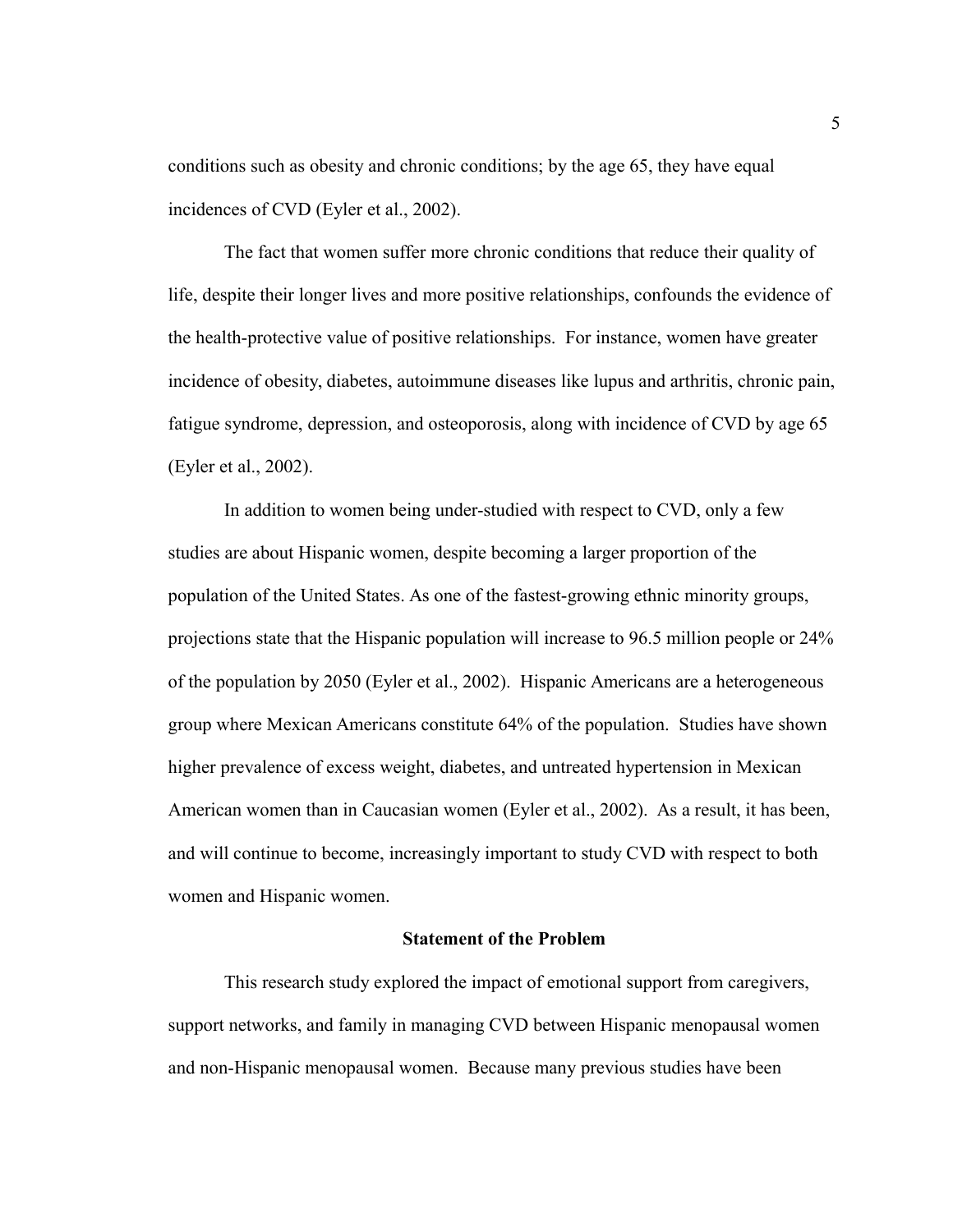conditions such as obesity and chronic conditions; by the age 65, they have equal incidences of CVD (Eyler et al., 2002).

The fact that women suffer more chronic conditions that reduce their quality of life, despite their longer lives and more positive relationships, confounds the evidence of the health-protective value of positive relationships. For instance, women have greater incidence of obesity, diabetes, autoimmune diseases like lupus and arthritis, chronic pain, fatigue syndrome, depression, and osteoporosis, along with incidence of CVD by age 65 (Eyler et al., 2002).

In addition to women being under-studied with respect to CVD, only a few studies are about Hispanic women, despite becoming a larger proportion of the population of the United States. As one of the fastest-growing ethnic minority groups, projections state that the Hispanic population will increase to 96.5 million people or 24% of the population by 2050 (Eyler et al., 2002). Hispanic Americans are a heterogeneous group where Mexican Americans constitute 64% of the population. Studies have shown higher prevalence of excess weight, diabetes, and untreated hypertension in Mexican American women than in Caucasian women (Eyler et al., 2002). As a result, it has been, and will continue to become, increasingly important to study CVD with respect to both women and Hispanic women.

## Statement of the Problem

This research study explored the impact of emotional support from caregivers, support networks, and family in managing CVD between Hispanic menopausal women and non-Hispanic menopausal women. Because many previous studies have been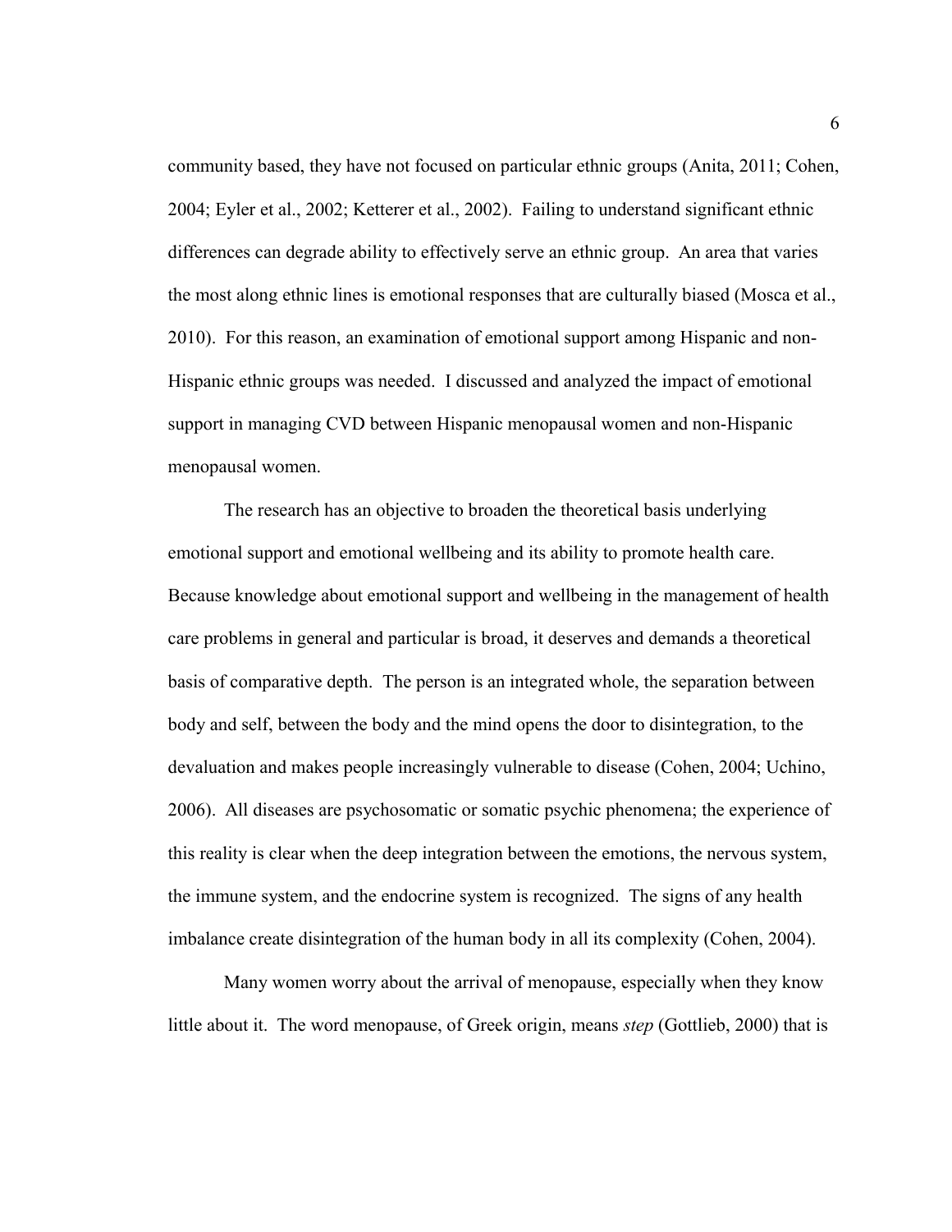community based, they have not focused on particular ethnic groups (Anita, 2011; Cohen, 2004; Eyler et al., 2002; Ketterer et al., 2002). Failing to understand significant ethnic differences can degrade ability to effectively serve an ethnic group. An area that varies the most along ethnic lines is emotional responses that are culturally biased (Mosca et al., 2010). For this reason, an examination of emotional support among Hispanic and non-Hispanic ethnic groups was needed. I discussed and analyzed the impact of emotional support in managing CVD between Hispanic menopausal women and non-Hispanic menopausal women.

The research has an objective to broaden the theoretical basis underlying emotional support and emotional wellbeing and its ability to promote health care. Because knowledge about emotional support and wellbeing in the management of health care problems in general and particular is broad, it deserves and demands a theoretical basis of comparative depth. The person is an integrated whole, the separation between body and self, between the body and the mind opens the door to disintegration, to the devaluation and makes people increasingly vulnerable to disease (Cohen, 2004; Uchino, 2006). All diseases are psychosomatic or somatic psychic phenomena; the experience of this reality is clear when the deep integration between the emotions, the nervous system, the immune system, and the endocrine system is recognized. The signs of any health imbalance create disintegration of the human body in all its complexity (Cohen, 2004).

Many women worry about the arrival of menopause, especially when they know little about it. The word menopause, of Greek origin, means *step* (Gottlieb, 2000) that is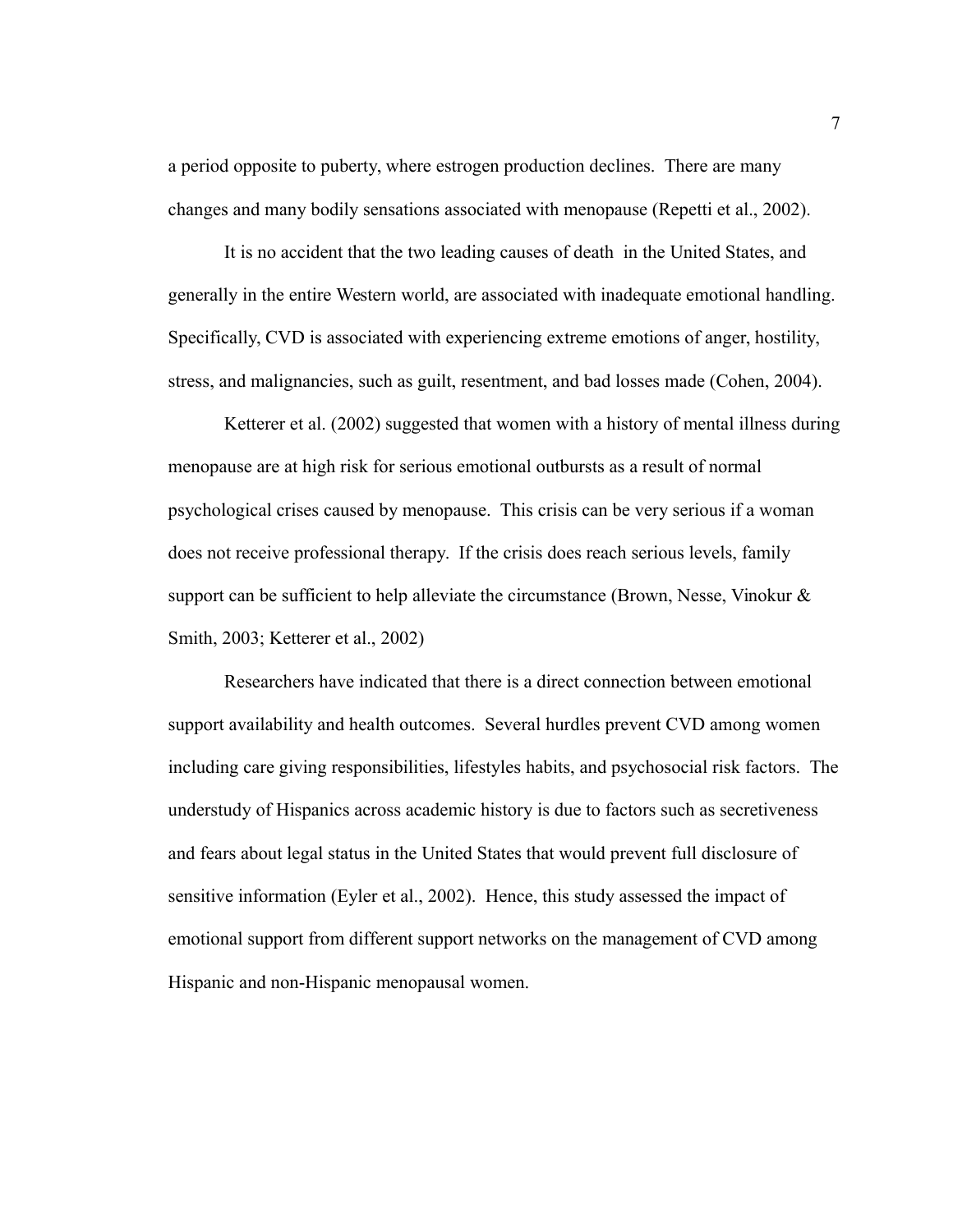a period opposite to puberty, where estrogen production declines. There are many changes and many bodily sensations associated with menopause (Repetti et al., 2002).

It is no accident that the two leading causes of death in the United States, and generally in the entire Western world, are associated with inadequate emotional handling. Specifically, CVD is associated with experiencing extreme emotions of anger, hostility, stress, and malignancies, such as guilt, resentment, and bad losses made (Cohen, 2004).

Ketterer et al. (2002) suggested that women with a history of mental illness during menopause are at high risk for serious emotional outbursts as a result of normal psychological crises caused by menopause. This crisis can be very serious if a woman does not receive professional therapy. If the crisis does reach serious levels, family support can be sufficient to help alleviate the circumstance (Brown, Nesse, Vinokur & Smith, 2003; Ketterer et al., 2002)

Researchers have indicated that there is a direct connection between emotional support availability and health outcomes. Several hurdles prevent CVD among women including care giving responsibilities, lifestyles habits, and psychosocial risk factors. The understudy of Hispanics across academic history is due to factors such as secretiveness and fears about legal status in the United States that would prevent full disclosure of sensitive information (Eyler et al., 2002). Hence, this study assessed the impact of emotional support from different support networks on the management of CVD among Hispanic and non-Hispanic menopausal women.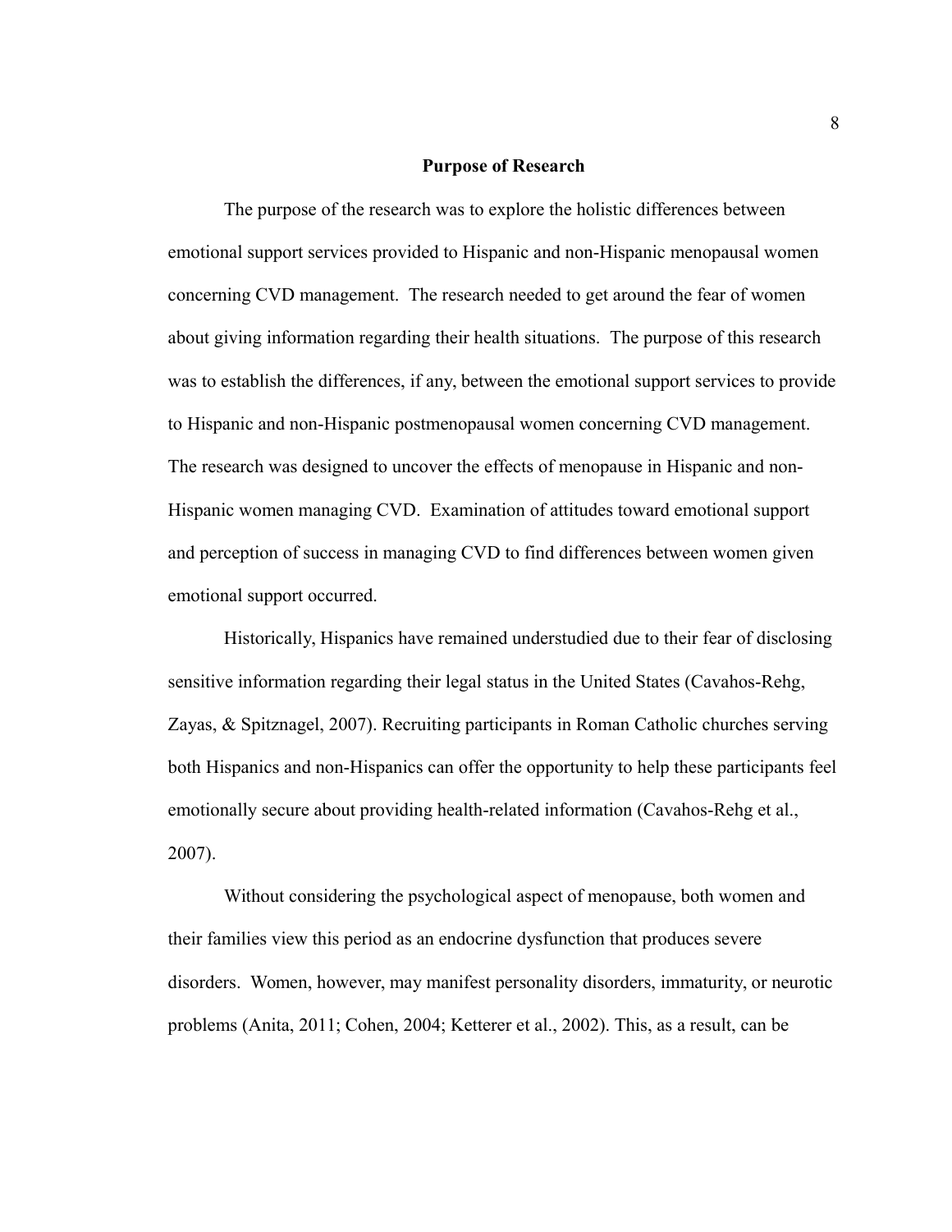## Purpose of Research

The purpose of the research was to explore the holistic differences between emotional support services provided to Hispanic and non-Hispanic menopausal women concerning CVD management. The research needed to get around the fear of women about giving information regarding their health situations. The purpose of this research was to establish the differences, if any, between the emotional support services to provide to Hispanic and non-Hispanic postmenopausal women concerning CVD management. The research was designed to uncover the effects of menopause in Hispanic and non-Hispanic women managing CVD. Examination of attitudes toward emotional support and perception of success in managing CVD to find differences between women given emotional support occurred.

Historically, Hispanics have remained understudied due to their fear of disclosing sensitive information regarding their legal status in the United States (Cavahos-Rehg, Zayas, & Spitznagel, 2007). Recruiting participants in Roman Catholic churches serving both Hispanics and non-Hispanics can offer the opportunity to help these participants feel emotionally secure about providing health-related information (Cavahos-Rehg et al., 2007).

Without considering the psychological aspect of menopause, both women and their families view this period as an endocrine dysfunction that produces severe disorders. Women, however, may manifest personality disorders, immaturity, or neurotic problems (Anita, 2011; Cohen, 2004; Ketterer et al., 2002). This, as a result, can be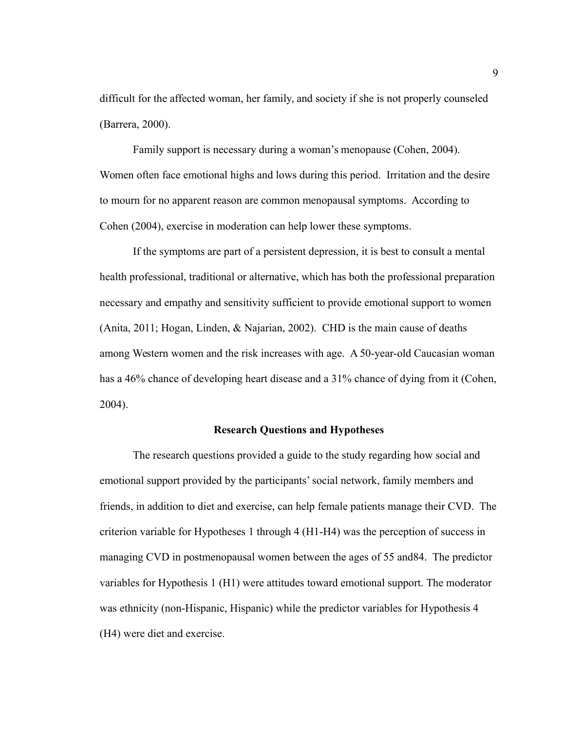difficult for the affected woman, her family, and society if she is not properly counseled (Barrera, 2000).

Family support is necessary during a woman's menopause (Cohen, 2004). Women often face emotional highs and lows during this period. Irritation and the desire to mourn for no apparent reason are common menopausal symptoms. According to Cohen (2004), exercise in moderation can help lower these symptoms.

If the symptoms are part of a persistent depression, it is best to consult a mental health professional, traditional or alternative, which has both the professional preparation necessary and empathy and sensitivity sufficient to provide emotional support to women (Anita, 2011; Hogan, Linden, & Najarian, 2002). CHD is the main cause of deaths among Western women and the risk increases with age. A 50-year-old Caucasian woman has a 46% chance of developing heart disease and a 31% chance of dying from it (Cohen, 2004).

## Research Questions and Hypotheses

The research questions provided a guide to the study regarding how social and emotional support provided by the participants' social network, family members and friends, in addition to diet and exercise, can help female patients manage their CVD. The criterion variable for Hypotheses 1 through 4 (H1-H4) was the perception of success in managing CVD in postmenopausal women between the ages of 55 and84. The predictor variables for Hypothesis 1 (H1) were attitudes toward emotional support. The moderator was ethnicity (non-Hispanic, Hispanic) while the predictor variables for Hypothesis 4 (H4) were diet and exercise.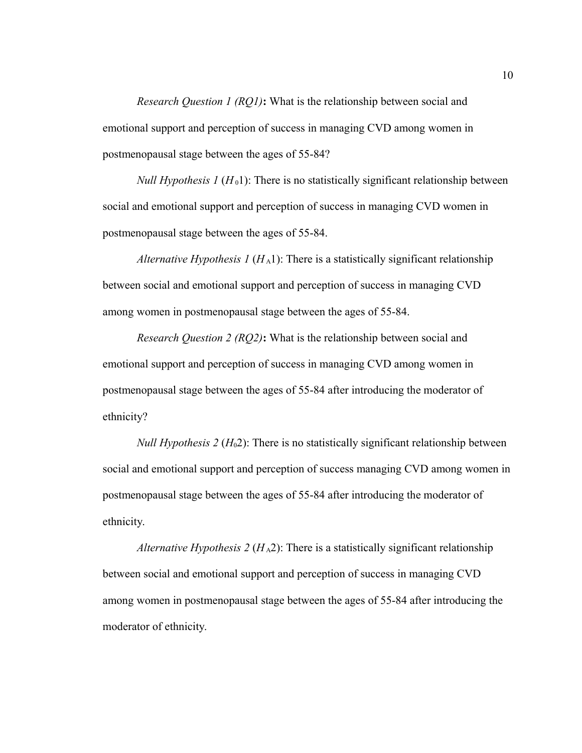*Research Question 1 (RQ1)*: What is the relationship between social and emotional support and perception of success in managing CVD among women in postmenopausal stage between the ages of 55-84?

*Null Hypothesis 1* ($H_01$): There is no statistically significant relationship between social and emotional support and perception of success in managing CVD women in postmenopausal stage between the ages of 55-84.

*Alternative Hypothesis 1* ($H_A1$): There is a statistically significant relationship between social and emotional support and perception of success in managing CVD among women in postmenopausal stage between the ages of 55-84.

*Research Question 2 (RQ2)*: What is the relationship between social and emotional support and perception of success in managing CVD among women in postmenopausal stage between the ages of 55-84 after introducing the moderator of ethnicity?

*Null Hypothesis 2* ($H_02$): There is no statistically significant relationship between social and emotional support and perception of success managing CVD among women in postmenopausal stage between the ages of 55-84 after introducing the moderator of ethnicity.

*Alternative Hypothesis 2* ($H_A2$): There is a statistically significant relationship between social and emotional support and perception of success in managing CVD among women in postmenopausal stage between the ages of 55-84 after introducing the moderator of ethnicity.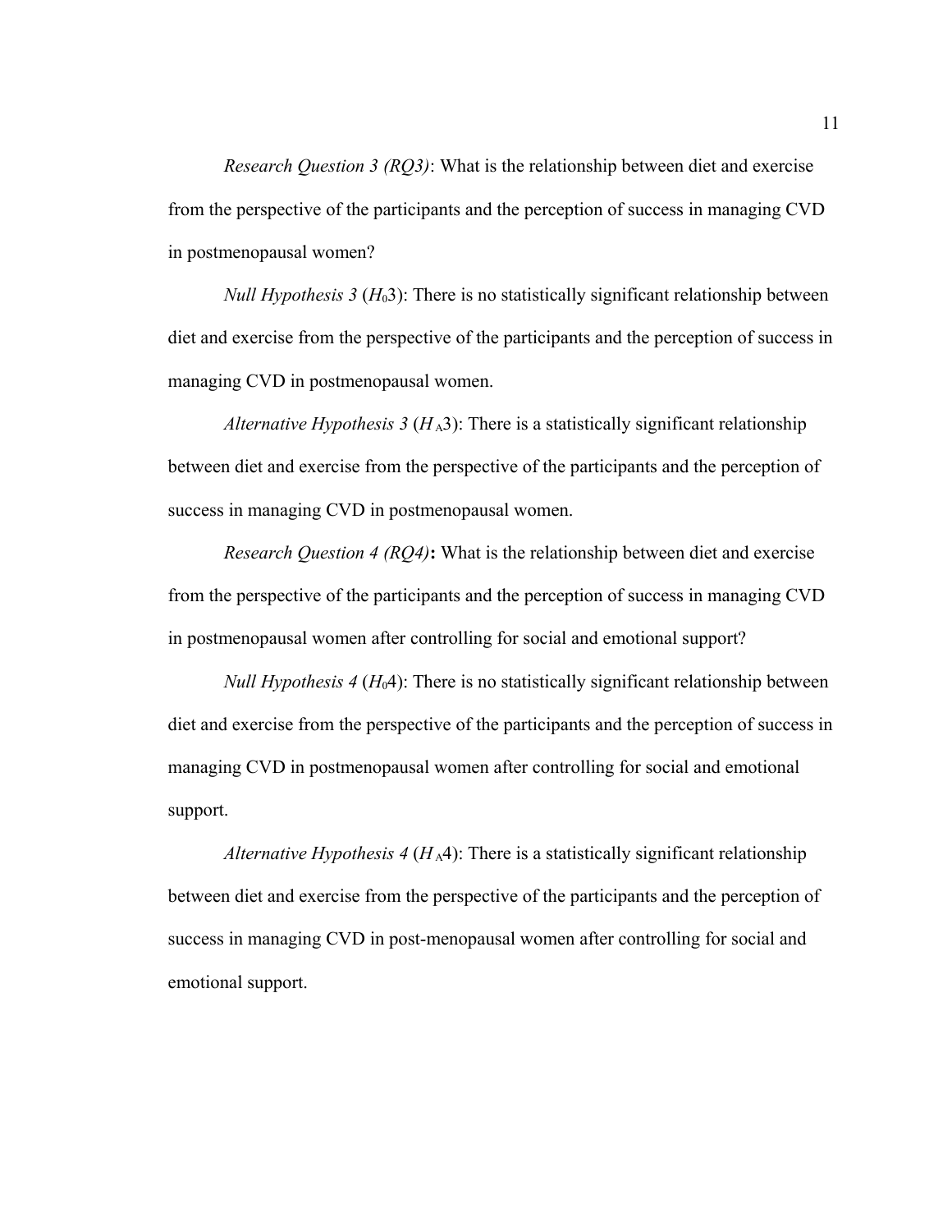*Research Question 3 (RQ3)*: What is the relationship between diet and exercise from the perspective of the participants and the perception of success in managing CVD in postmenopausal women?

*Null Hypothesis 3* ($H_0$3): There is no statistically significant relationship between diet and exercise from the perspective of the participants and the perception of success in managing CVD in postmenopausal women.

*Alternative Hypothesis 3* ($H_A$3): There is a statistically significant relationship between diet and exercise from the perspective of the participants and the perception of success in managing CVD in postmenopausal women.

*Research Question 4 (RQ4)***:** What is the relationship between diet and exercise from the perspective of the participants and the perception of success in managing CVD in postmenopausal women after controlling for social and emotional support?

*Null Hypothesis 4* ($H_0$4): There is no statistically significant relationship between diet and exercise from the perspective of the participants and the perception of success in managing CVD in postmenopausal women after controlling for social and emotional support.

*Alternative Hypothesis 4* ($H_A$4): There is a statistically significant relationship between diet and exercise from the perspective of the participants and the perception of success in managing CVD in post-menopausal women after controlling for social and emotional support.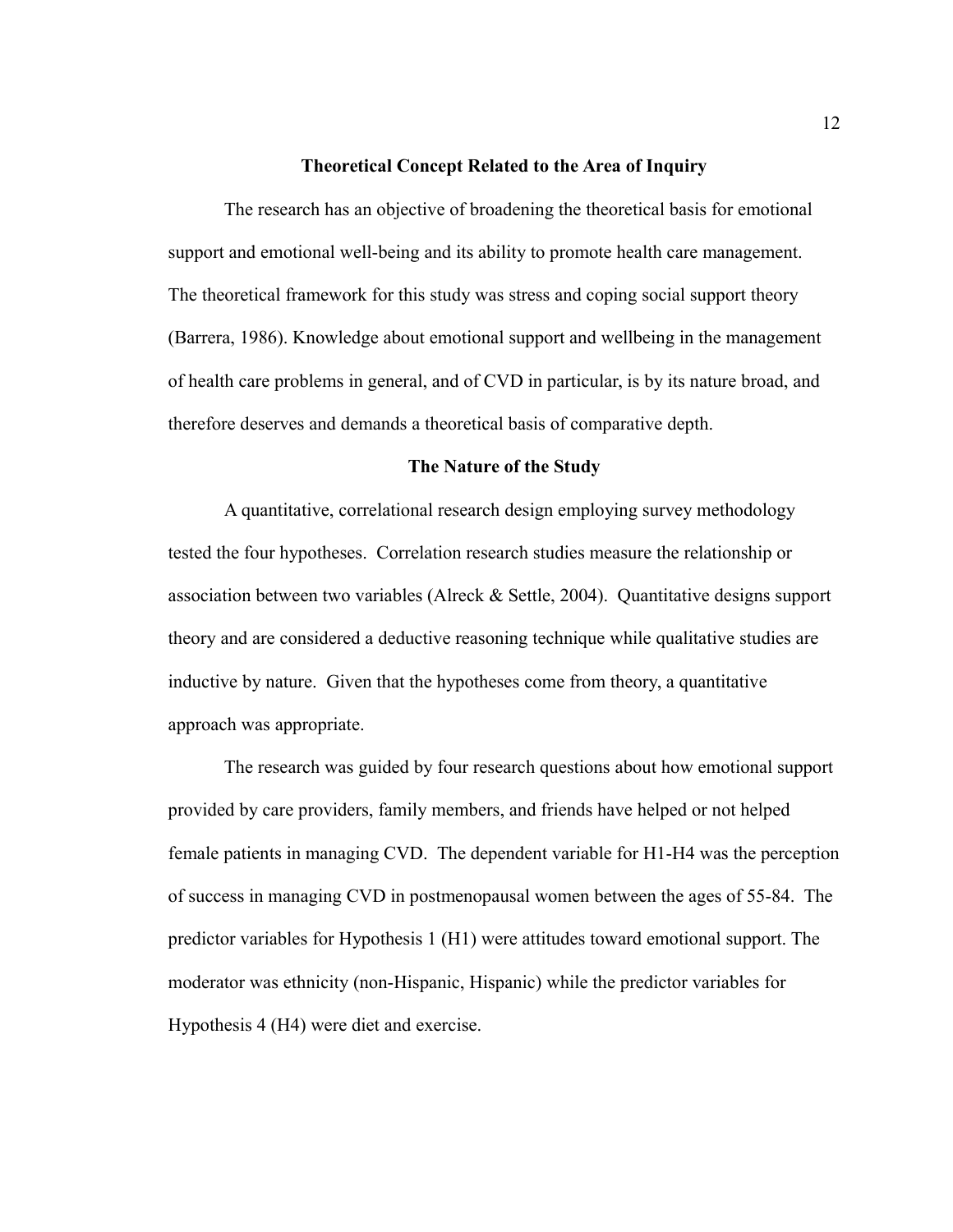## Theoretical Concept Related to the Area of Inquiry

The research has an objective of broadening the theoretical basis for emotional support and emotional well-being and its ability to promote health care management. The theoretical framework for this study was stress and coping social support theory (Barrera, 1986). Knowledge about emotional support and wellbeing in the management of health care problems in general, and of CVD in particular, is by its nature broad, and therefore deserves and demands a theoretical basis of comparative depth.

## The Nature of the Study

A quantitative, correlational research design employing survey methodology tested the four hypotheses. Correlation research studies measure the relationship or association between two variables (Alreck & Settle, 2004). Quantitative designs support theory and are considered a deductive reasoning technique while qualitative studies are inductive by nature. Given that the hypotheses come from theory, a quantitative approach was appropriate.

The research was guided by four research questions about how emotional support provided by care providers, family members, and friends have helped or not helped female patients in managing CVD. The dependent variable for H1-H4 was the perception of success in managing CVD in postmenopausal women between the ages of 55-84. The predictor variables for Hypothesis 1 (H1) were attitudes toward emotional support. The moderator was ethnicity (non-Hispanic, Hispanic) while the predictor variables for Hypothesis 4 (H4) were diet and exercise.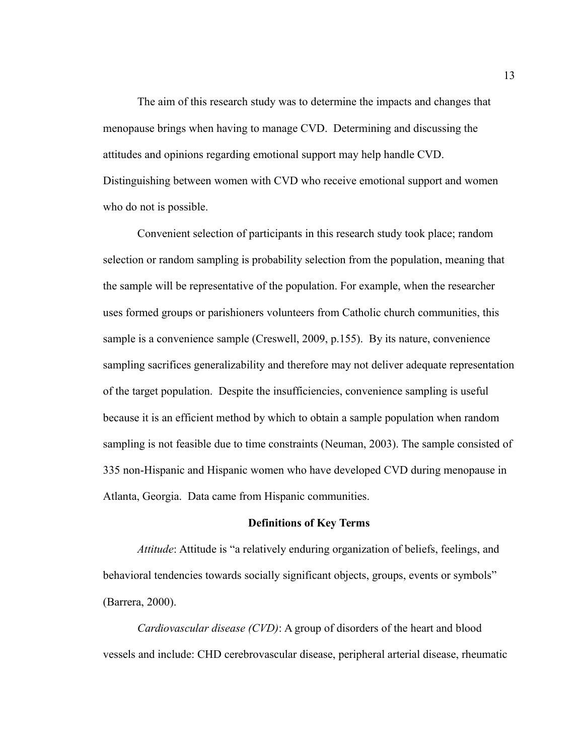The aim of this research study was to determine the impacts and changes that menopause brings when having to manage CVD. Determining and discussing the attitudes and opinions regarding emotional support may help handle CVD. Distinguishing between women with CVD who receive emotional support and women who do not is possible.

Convenient selection of participants in this research study took place; random selection or random sampling is probability selection from the population, meaning that the sample will be representative of the population. For example, when the researcher uses formed groups or parishioners volunteers from Catholic church communities, this sample is a convenience sample (Creswell, 2009, p.155). By its nature, convenience sampling sacrifices generalizability and therefore may not deliver adequate representation of the target population. Despite the insufficiencies, convenience sampling is useful because it is an efficient method by which to obtain a sample population when random sampling is not feasible due to time constraints (Neuman, 2003). The sample consisted of 335 non-Hispanic and Hispanic women who have developed CVD during menopause in Atlanta, Georgia. Data came from Hispanic communities.

## Definitions of Key Terms

*Attitude*: Attitude is "a relatively enduring organization of beliefs, feelings, and behavioral tendencies towards socially significant objects, groups, events or symbols" (Barrera, 2000).

*Cardiovascular disease (CVD)*: A group of disorders of the heart and blood vessels and include: CHD cerebrovascular disease, peripheral arterial disease, rheumatic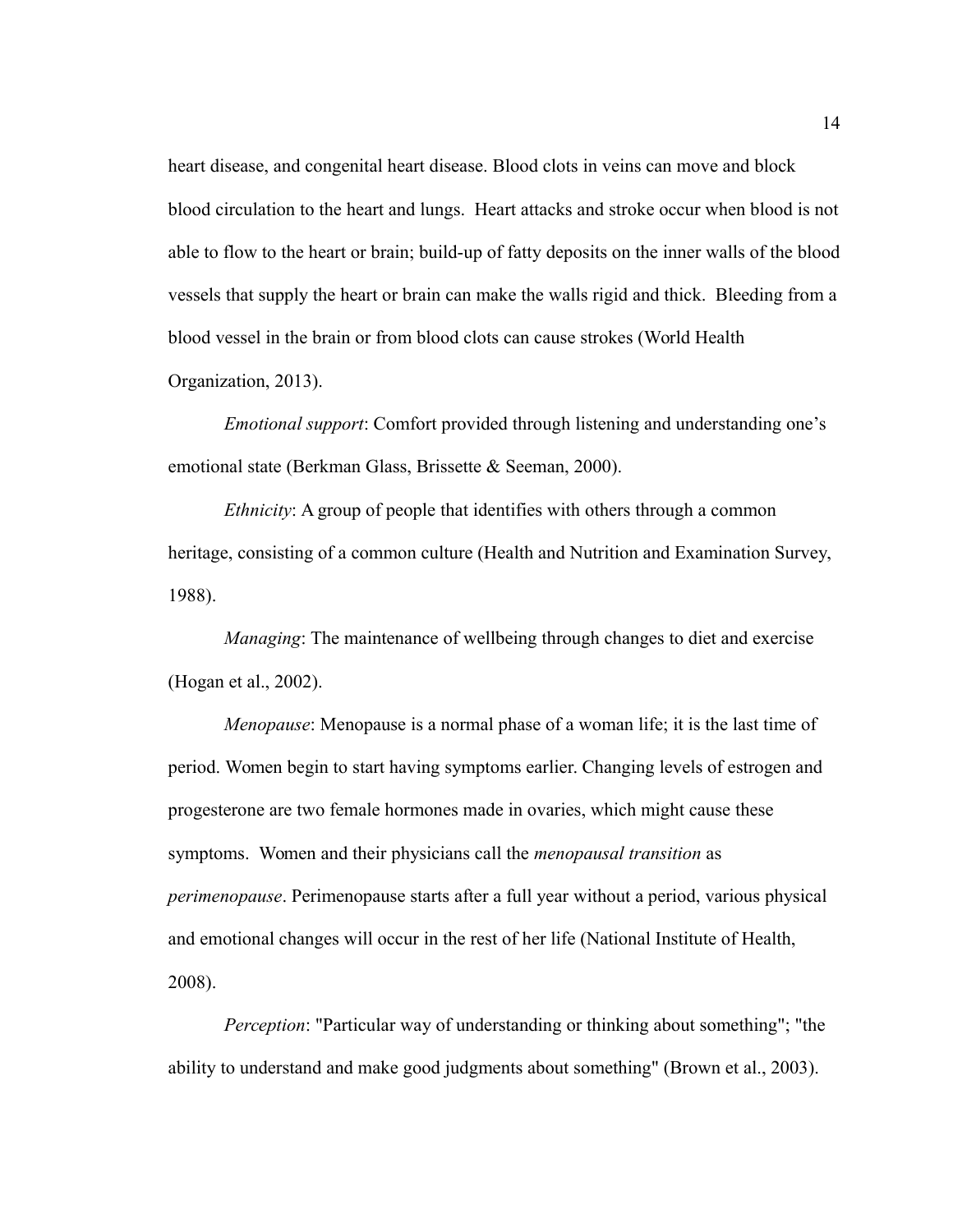heart disease, and congenital heart disease. Blood clots in veins can move and block blood circulation to the heart and lungs. Heart attacks and stroke occur when blood is not able to flow to the heart or brain; build-up of fatty deposits on the inner walls of the blood vessels that supply the heart or brain can make the walls rigid and thick. Bleeding from a blood vessel in the brain or from blood clots can cause strokes (World Health Organization, 2013).

*Emotional support*: Comfort provided through listening and understanding one's emotional state (Berkman Glass, Brissette & Seeman, 2000).

*Ethnicity*: A group of people that identifies with others through a common heritage, consisting of a common culture (Health and Nutrition and Examination Survey, 1988).

*Managing*: The maintenance of wellbeing through changes to diet and exercise (Hogan et al., 2002).

*Menopause*: Menopause is a normal phase of a woman life; it is the last time of period. Women begin to start having symptoms earlier. Changing levels of estrogen and progesterone are two female hormones made in ovaries, which might cause these symptoms. Women and their physicians call the *menopausal transition* as *perimenopause*. Perimenopause starts after a full year without a period, various physical and emotional changes will occur in the rest of her life (National Institute of Health, 2008).

*Perception*: "Particular way of understanding or thinking about something"; "the ability to understand and make good judgments about something" (Brown et al., 2003).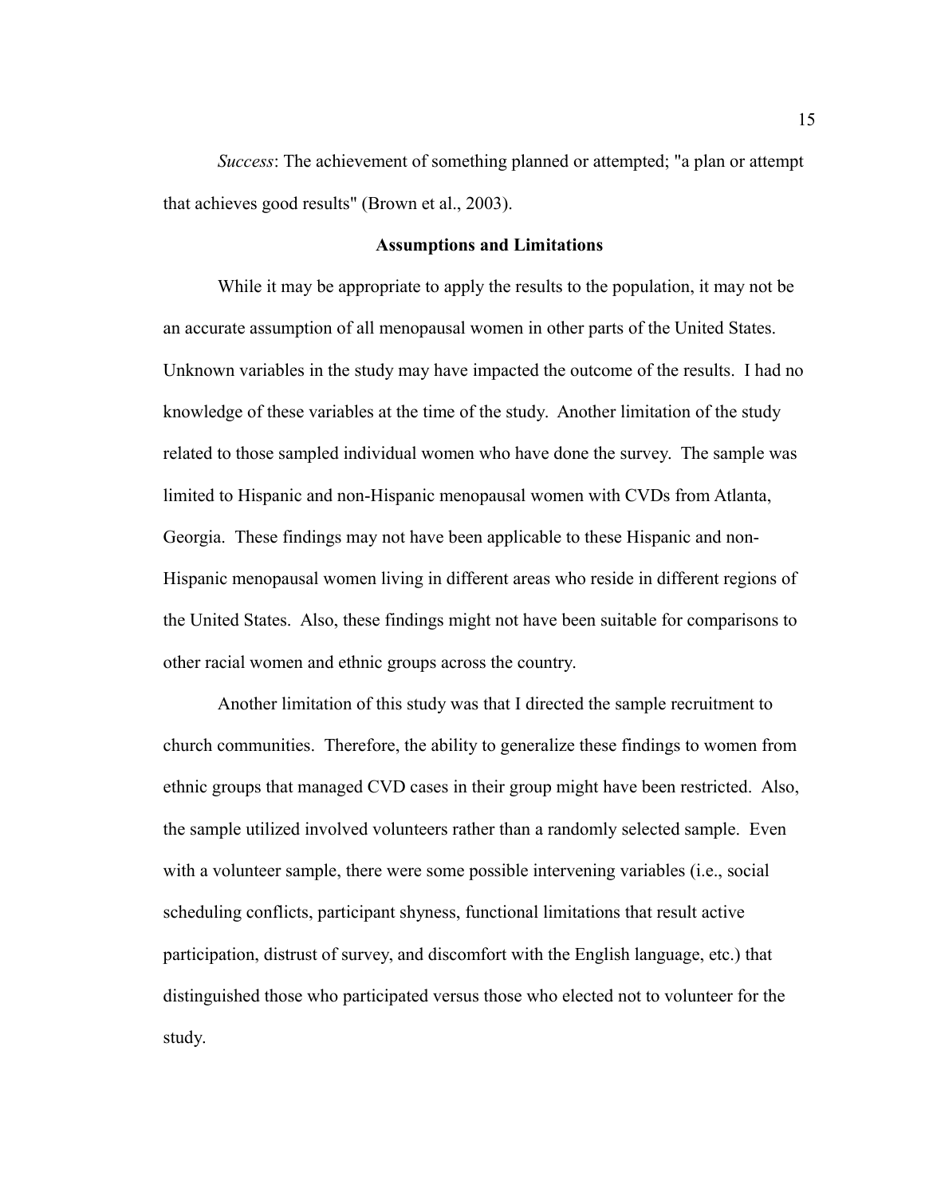*Success*: The achievement of something planned or attempted; "a plan or attempt that achieves good results" (Brown et al., 2003).

## Assumptions and Limitations

While it may be appropriate to apply the results to the population, it may not be an accurate assumption of all menopausal women in other parts of the United States. Unknown variables in the study may have impacted the outcome of the results. I had no knowledge of these variables at the time of the study. Another limitation of the study related to those sampled individual women who have done the survey. The sample was limited to Hispanic and non-Hispanic menopausal women with CVDs from Atlanta, Georgia. These findings may not have been applicable to these Hispanic and non-Hispanic menopausal women living in different areas who reside in different regions of the United States. Also, these findings might not have been suitable for comparisons to other racial women and ethnic groups across the country.

Another limitation of this study was that I directed the sample recruitment to church communities. Therefore, the ability to generalize these findings to women from ethnic groups that managed CVD cases in their group might have been restricted. Also, the sample utilized involved volunteers rather than a randomly selected sample. Even with a volunteer sample, there were some possible intervening variables (i.e., social scheduling conflicts, participant shyness, functional limitations that result active participation, distrust of survey, and discomfort with the English language, etc.) that distinguished those who participated versus those who elected not to volunteer for the study.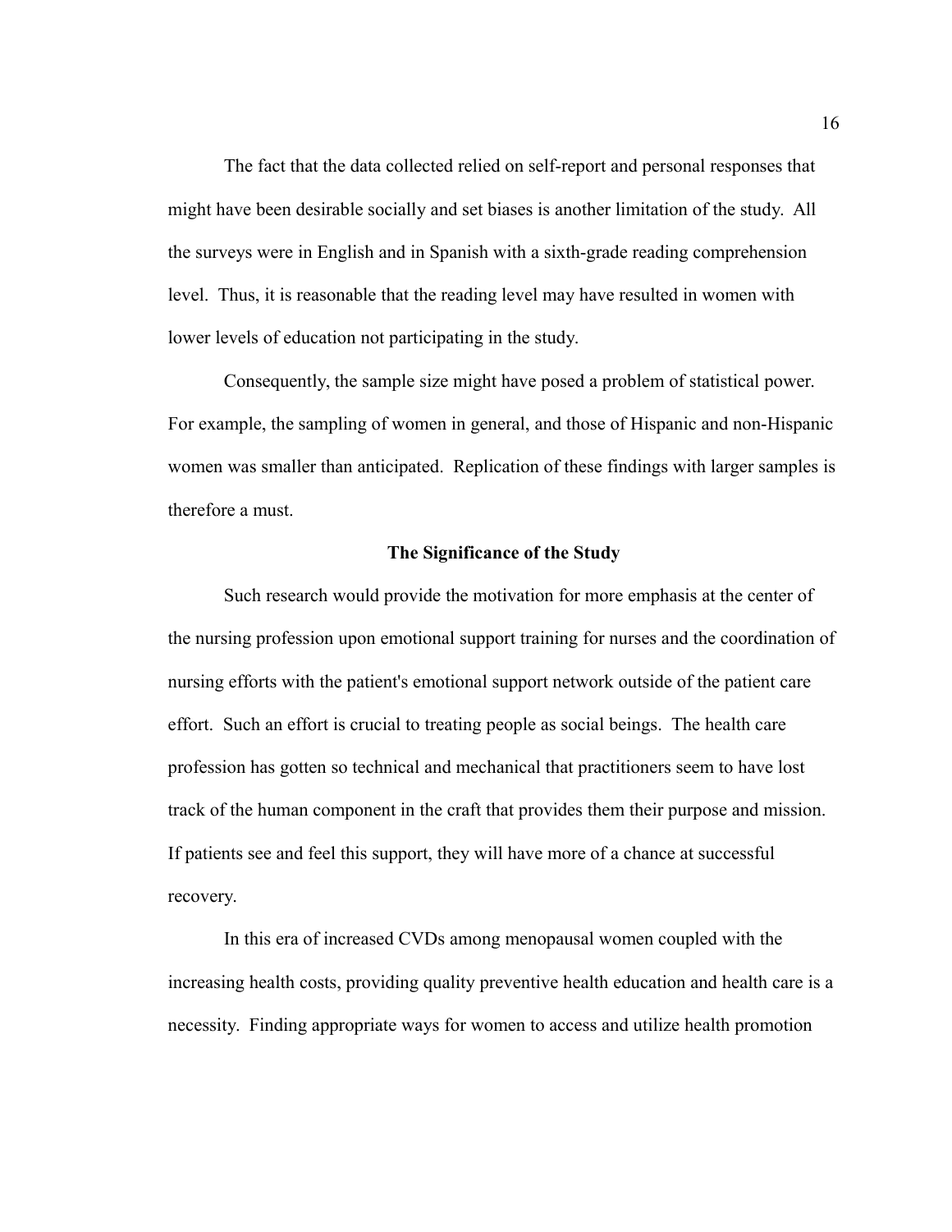The fact that the data collected relied on self-report and personal responses that might have been desirable socially and set biases is another limitation of the study. All the surveys were in English and in Spanish with a sixth-grade reading comprehension level. Thus, it is reasonable that the reading level may have resulted in women with lower levels of education not participating in the study.

Consequently, the sample size might have posed a problem of statistical power. For example, the sampling of women in general, and those of Hispanic and non-Hispanic women was smaller than anticipated. Replication of these findings with larger samples is therefore a must.

## The Significance of the Study

Such research would provide the motivation for more emphasis at the center of the nursing profession upon emotional support training for nurses and the coordination of nursing efforts with the patient's emotional support network outside of the patient care effort. Such an effort is crucial to treating people as social beings. The health care profession has gotten so technical and mechanical that practitioners seem to have lost track of the human component in the craft that provides them their purpose and mission. If patients see and feel this support, they will have more of a chance at successful recovery.

In this era of increased CVDs among menopausal women coupled with the increasing health costs, providing quality preventive health education and health care is a necessity. Finding appropriate ways for women to access and utilize health promotion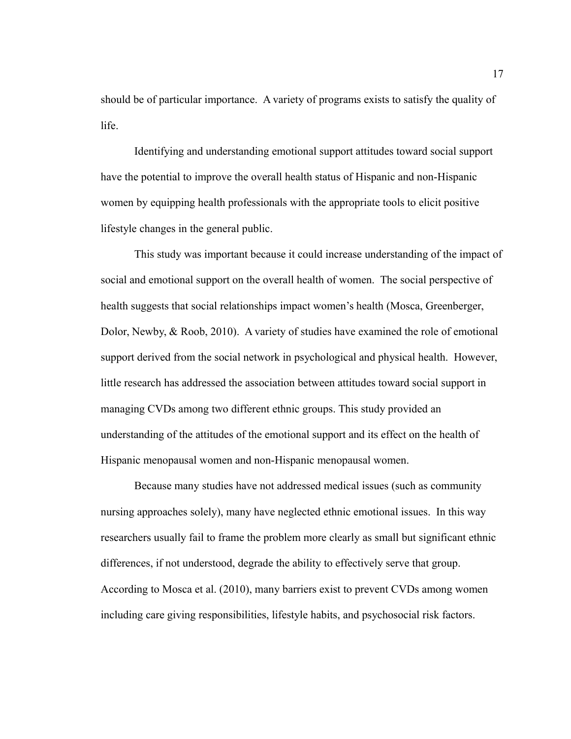should be of particular importance. A variety of programs exists to satisfy the quality of life.

Identifying and understanding emotional support attitudes toward social support have the potential to improve the overall health status of Hispanic and non-Hispanic women by equipping health professionals with the appropriate tools to elicit positive lifestyle changes in the general public.

This study was important because it could increase understanding of the impact of social and emotional support on the overall health of women. The social perspective of health suggests that social relationships impact women's health (Mosca, Greenberger, Dolor, Newby, & Roob, 2010). A variety of studies have examined the role of emotional support derived from the social network in psychological and physical health. However, little research has addressed the association between attitudes toward social support in managing CVDs among two different ethnic groups. This study provided an understanding of the attitudes of the emotional support and its effect on the health of Hispanic menopausal women and non-Hispanic menopausal women.

Because many studies have not addressed medical issues (such as community nursing approaches solely), many have neglected ethnic emotional issues. In this way researchers usually fail to frame the problem more clearly as small but significant ethnic differences, if not understood, degrade the ability to effectively serve that group. According to Mosca et al. (2010), many barriers exist to prevent CVDs among women including care giving responsibilities, lifestyle habits, and psychosocial risk factors.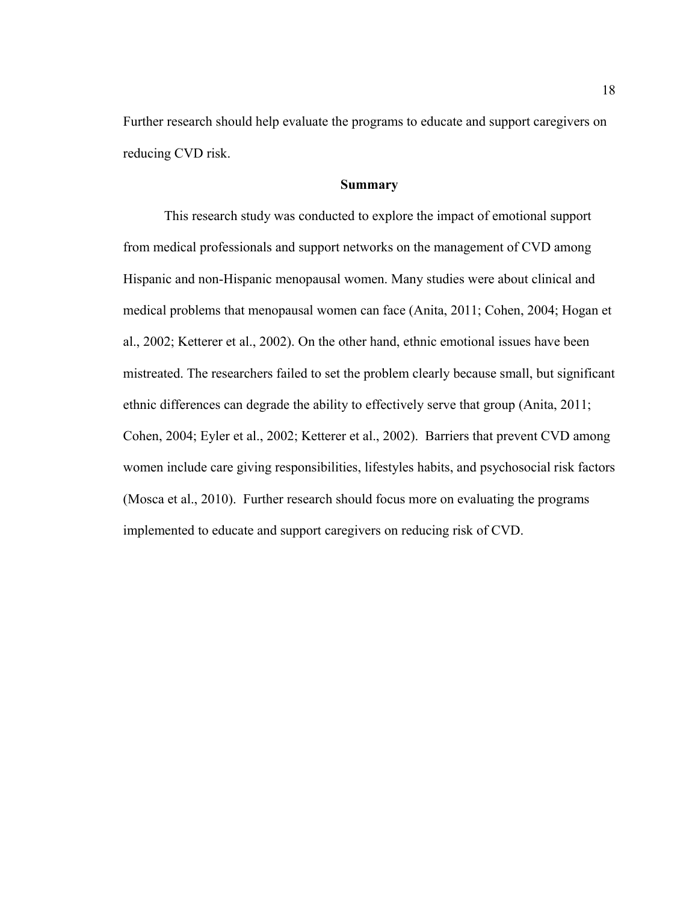Further research should help evaluate the programs to educate and support caregivers on reducing CVD risk.

## Summary

This research study was conducted to explore the impact of emotional support from medical professionals and support networks on the management of CVD among Hispanic and non-Hispanic menopausal women. Many studies were about clinical and medical problems that menopausal women can face (Anita, 2011; Cohen, 2004; Hogan et al., 2002; Ketterer et al., 2002). On the other hand, ethnic emotional issues have been mistreated. The researchers failed to set the problem clearly because small, but significant ethnic differences can degrade the ability to effectively serve that group (Anita, 2011; Cohen, 2004; Eyler et al., 2002; Ketterer et al., 2002). Barriers that prevent CVD among women include care giving responsibilities, lifestyles habits, and psychosocial risk factors (Mosca et al., 2010). Further research should focus more on evaluating the programs implemented to educate and support caregivers on reducing risk of CVD.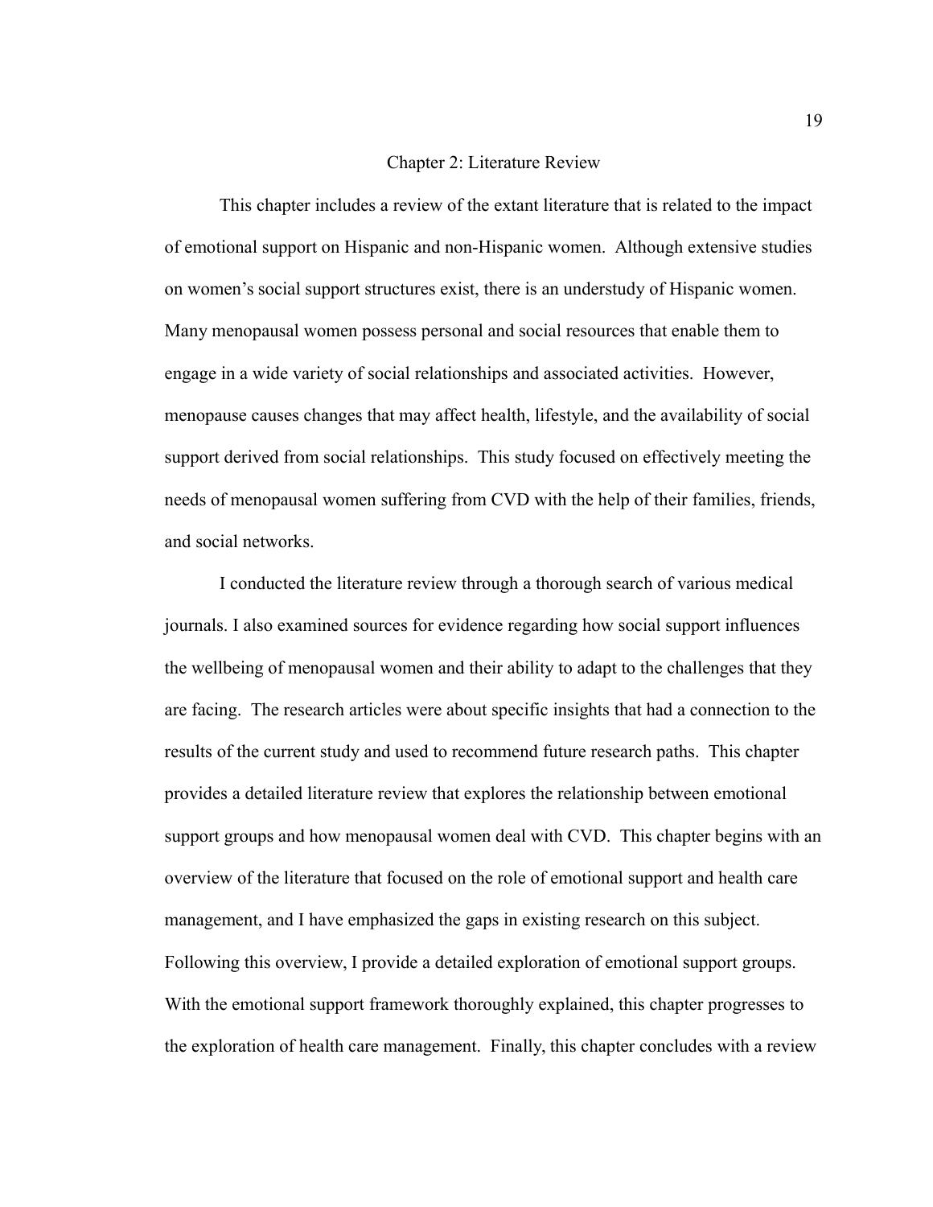# Chapter 2: Literature Review

This chapter includes a review of the extant literature that is related to the impact of emotional support on Hispanic and non-Hispanic women. Although extensive studies on women's social support structures exist, there is an understudy of Hispanic women. Many menopausal women possess personal and social resources that enable them to engage in a wide variety of social relationships and associated activities. However, menopause causes changes that may affect health, lifestyle, and the availability of social support derived from social relationships. This study focused on effectively meeting the needs of menopausal women suffering from CVD with the help of their families, friends, and social networks.

I conducted the literature review through a thorough search of various medical journals. I also examined sources for evidence regarding how social support influences the wellbeing of menopausal women and their ability to adapt to the challenges that they are facing. The research articles were about specific insights that had a connection to the results of the current study and used to recommend future research paths. This chapter provides a detailed literature review that explores the relationship between emotional support groups and how menopausal women deal with CVD. This chapter begins with an overview of the literature that focused on the role of emotional support and health care management, and I have emphasized the gaps in existing research on this subject. Following this overview, I provide a detailed exploration of emotional support groups. With the emotional support framework thoroughly explained, this chapter progresses to the exploration of health care management. Finally, this chapter concludes with a review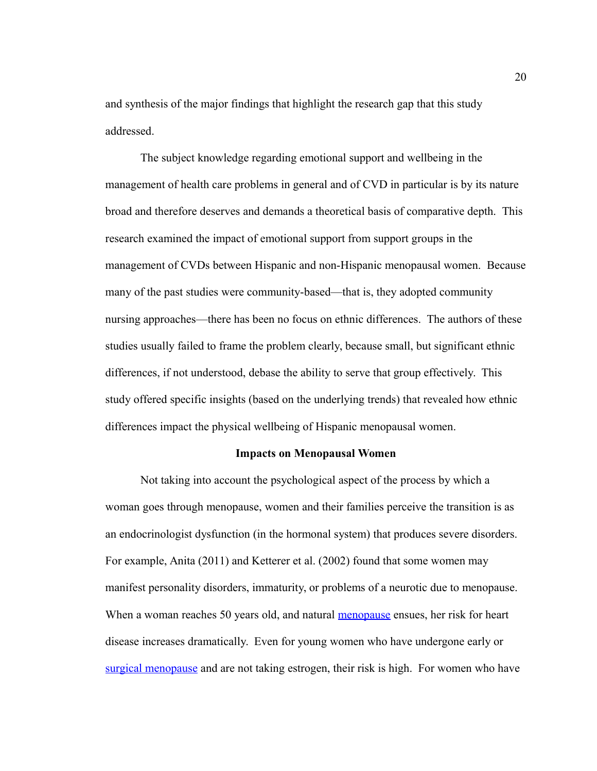and synthesis of the major findings that highlight the research gap that this study addressed.

The subject knowledge regarding emotional support and wellbeing in the management of health care problems in general and of CVD in particular is by its nature broad and therefore deserves and demands a theoretical basis of comparative depth. This research examined the impact of emotional support from support groups in the management of CVDs between Hispanic and non-Hispanic menopausal women. Because many of the past studies were community-based—that is, they adopted community nursing approaches—there has been no focus on ethnic differences. The authors of these studies usually failed to frame the problem clearly, because small, but significant ethnic differences, if not understood, debase the ability to serve that group effectively. This study offered specific insights (based on the underlying trends) that revealed how ethnic differences impact the physical wellbeing of Hispanic menopausal women.

## Impacts on Menopausal Women

Not taking into account the psychological aspect of the process by which a woman goes through menopause, women and their families perceive the transition is as an endocrinologist dysfunction (in the hormonal system) that produces severe disorders. For example, Anita (2011) and Ketterer et al. (2002) found that some women may manifest personality disorders, immaturity, or problems of a neurotic due to menopause. When a woman reaches 50 years old, and natural menopause ensues, her risk for heart disease increases dramatically. Even for young women who have undergone early or surgical menopause and are not taking estrogen, their risk is high. For women who have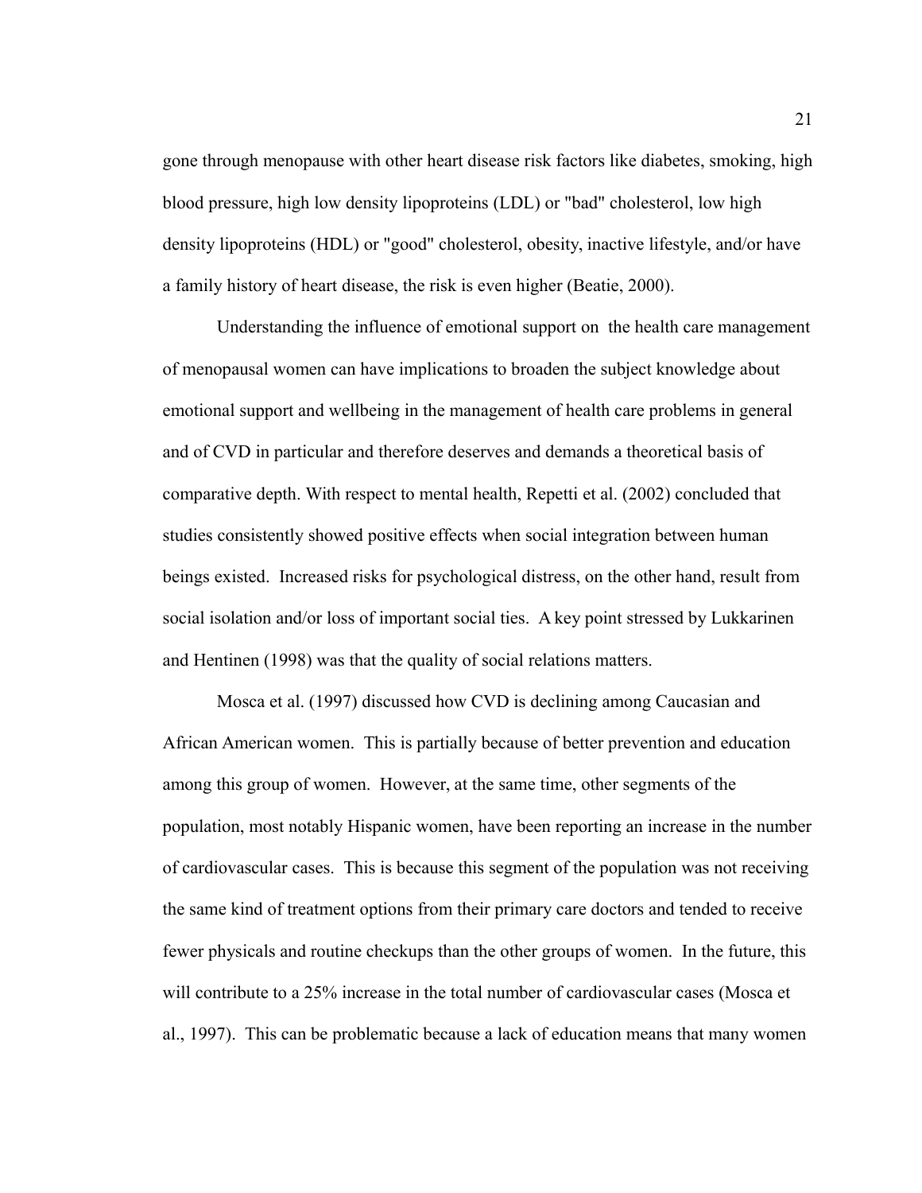gone through menopause with other heart disease risk factors like diabetes, smoking, high blood pressure, high low density lipoproteins (LDL) or "bad" cholesterol, low high density lipoproteins (HDL) or "good" cholesterol, obesity, inactive lifestyle, and/or have a family history of heart disease, the risk is even higher (Beatie, 2000).

Understanding the influence of emotional support on the health care management of menopausal women can have implications to broaden the subject knowledge about emotional support and wellbeing in the management of health care problems in general and of CVD in particular and therefore deserves and demands a theoretical basis of comparative depth. With respect to mental health, Repetti et al. (2002) concluded that studies consistently showed positive effects when social integration between human beings existed. Increased risks for psychological distress, on the other hand, result from social isolation and/or loss of important social ties. A key point stressed by Lukkarinen and Hentinen (1998) was that the quality of social relations matters.

Mosca et al. (1997) discussed how CVD is declining among Caucasian and African American women. This is partially because of better prevention and education among this group of women. However, at the same time, other segments of the population, most notably Hispanic women, have been reporting an increase in the number of cardiovascular cases. This is because this segment of the population was not receiving the same kind of treatment options from their primary care doctors and tended to receive fewer physicals and routine checkups than the other groups of women. In the future, this will contribute to a 25% increase in the total number of cardiovascular cases (Mosca et al., 1997). This can be problematic because a lack of education means that many women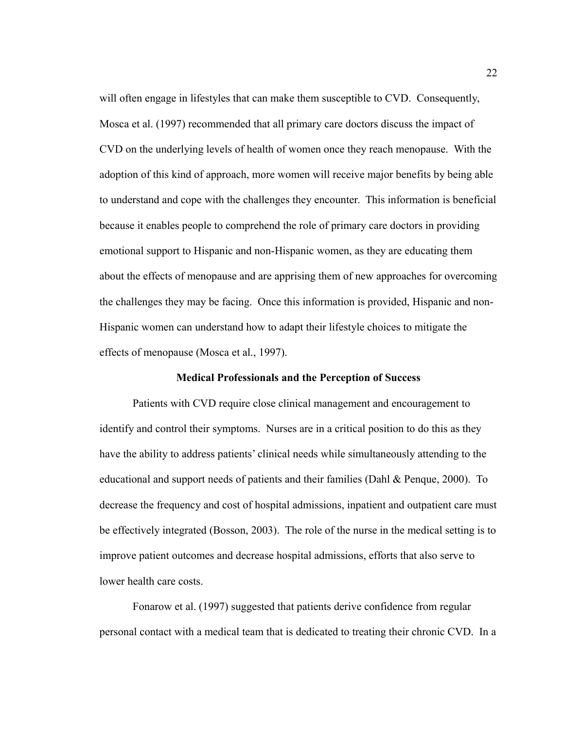will often engage in lifestyles that can make them susceptible to CVD. Consequently, Mosca et al. (1997) recommended that all primary care doctors discuss the impact of CVD on the underlying levels of health of women once they reach menopause. With the adoption of this kind of approach, more women will receive major benefits by being able to understand and cope with the challenges they encounter. This information is beneficial because it enables people to comprehend the role of primary care doctors in providing emotional support to Hispanic and non-Hispanic women, as they are educating them about the effects of menopause and are apprising them of new approaches for overcoming the challenges they may be facing. Once this information is provided, Hispanic and non-Hispanic women can understand how to adapt their lifestyle choices to mitigate the effects of menopause (Mosca et al., 1997).

## Medical Professionals and the Perception of Success

Patients with CVD require close clinical management and encouragement to identify and control their symptoms. Nurses are in a critical position to do this as they have the ability to address patients' clinical needs while simultaneously attending to the educational and support needs of patients and their families (Dahl & Penque, 2000). To decrease the frequency and cost of hospital admissions, inpatient and outpatient care must be effectively integrated (Bosson, 2003). The role of the nurse in the medical setting is to improve patient outcomes and decrease hospital admissions, efforts that also serve to lower health care costs.

Fonarow et al. (1997) suggested that patients derive confidence from regular personal contact with a medical team that is dedicated to treating their chronic CVD. In a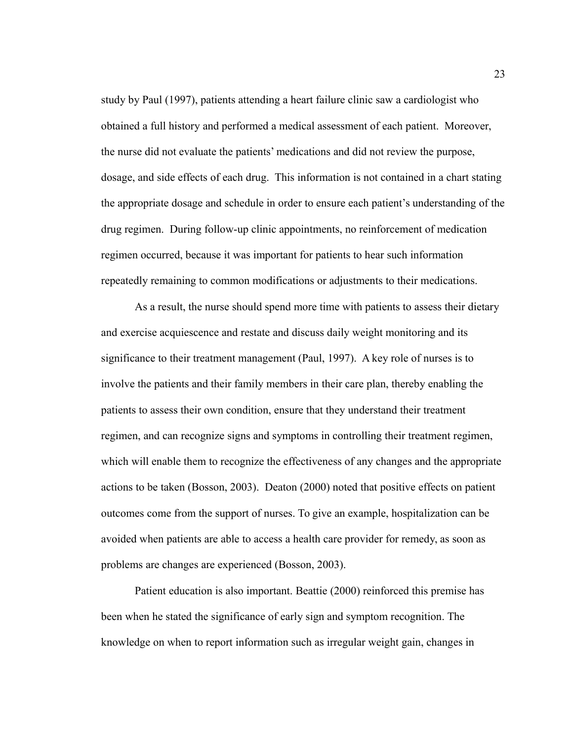study by Paul (1997), patients attending a heart failure clinic saw a cardiologist who obtained a full history and performed a medical assessment of each patient. Moreover, the nurse did not evaluate the patients' medications and did not review the purpose, dosage, and side effects of each drug. This information is not contained in a chart stating the appropriate dosage and schedule in order to ensure each patient's understanding of the drug regimen. During follow-up clinic appointments, no reinforcement of medication regimen occurred, because it was important for patients to hear such information repeatedly remaining to common modifications or adjustments to their medications.

As a result, the nurse should spend more time with patients to assess their dietary and exercise acquiescence and restate and discuss daily weight monitoring and its significance to their treatment management (Paul, 1997). A key role of nurses is to involve the patients and their family members in their care plan, thereby enabling the patients to assess their own condition, ensure that they understand their treatment regimen, and can recognize signs and symptoms in controlling their treatment regimen, which will enable them to recognize the effectiveness of any changes and the appropriate actions to be taken (Bosson, 2003). Deaton (2000) noted that positive effects on patient outcomes come from the support of nurses. To give an example, hospitalization can be avoided when patients are able to access a health care provider for remedy, as soon as problems are changes are experienced (Bosson, 2003).

Patient education is also important. Beattie (2000) reinforced this premise has been when he stated the significance of early sign and symptom recognition. The knowledge on when to report information such as irregular weight gain, changes in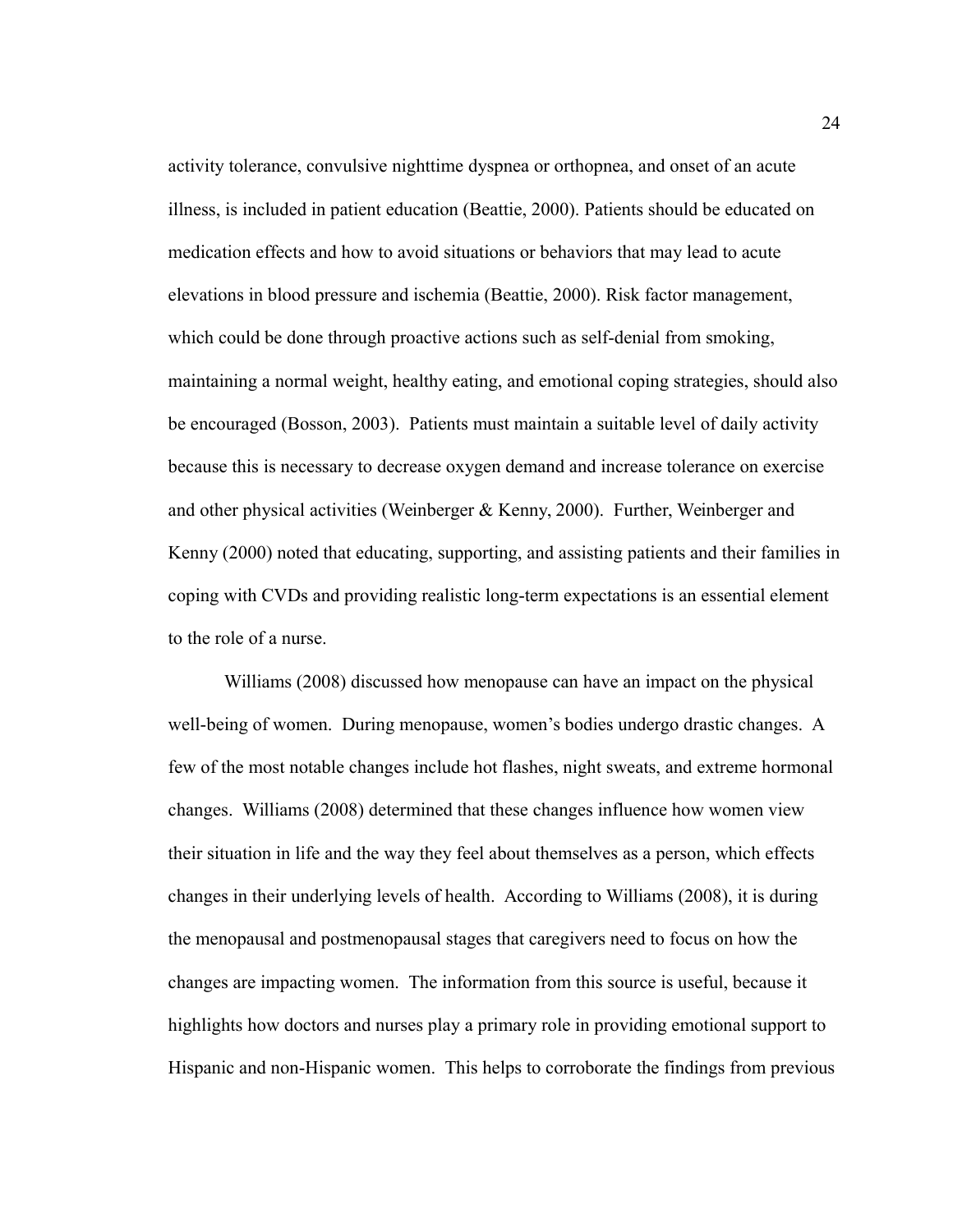activity tolerance, convulsive nighttime dyspnea or orthopnea, and onset of an acute illness, is included in patient education (Beattie, 2000). Patients should be educated on medication effects and how to avoid situations or behaviors that may lead to acute elevations in blood pressure and ischemia (Beattie, 2000). Risk factor management, which could be done through proactive actions such as self-denial from smoking, maintaining a normal weight, healthy eating, and emotional coping strategies, should also be encouraged (Bosson, 2003). Patients must maintain a suitable level of daily activity because this is necessary to decrease oxygen demand and increase tolerance on exercise and other physical activities (Weinberger & Kenny, 2000). Further, Weinberger and Kenny (2000) noted that educating, supporting, and assisting patients and their families in coping with CVDs and providing realistic long-term expectations is an essential element to the role of a nurse.

Williams (2008) discussed how menopause can have an impact on the physical well-being of women. During menopause, women's bodies undergo drastic changes. A few of the most notable changes include hot flashes, night sweats, and extreme hormonal changes. Williams (2008) determined that these changes influence how women view their situation in life and the way they feel about themselves as a person, which effects changes in their underlying levels of health. According to Williams (2008), it is during the menopausal and postmenopausal stages that caregivers need to focus on how the changes are impacting women. The information from this source is useful, because it highlights how doctors and nurses play a primary role in providing emotional support to Hispanic and non-Hispanic women. This helps to corroborate the findings from previous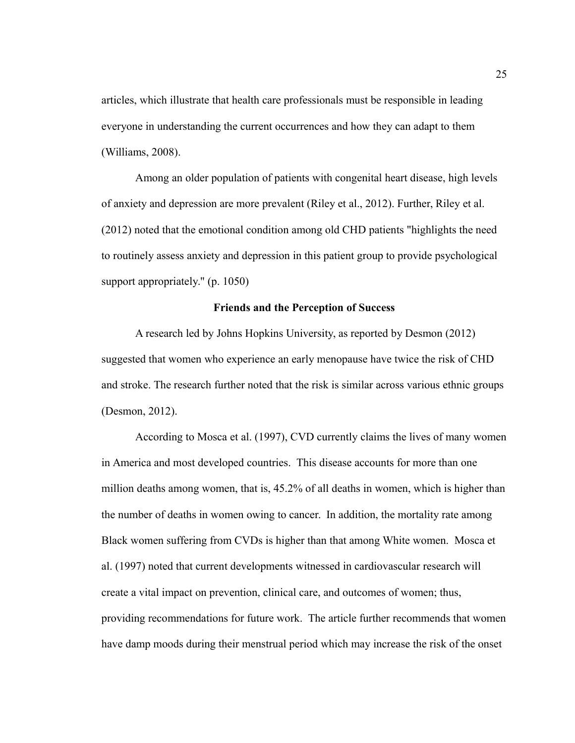articles, which illustrate that health care professionals must be responsible in leading everyone in understanding the current occurrences and how they can adapt to them (Williams, 2008).

Among an older population of patients with congenital heart disease, high levels of anxiety and depression are more prevalent (Riley et al., 2012). Further, Riley et al. (2012) noted that the emotional condition among old CHD patients "highlights the need to routinely assess anxiety and depression in this patient group to provide psychological support appropriately." (p. 1050)

## Friends and the Perception of Success

A research led by Johns Hopkins University, as reported by Desmon (2012) suggested that women who experience an early menopause have twice the risk of CHD and stroke. The research further noted that the risk is similar across various ethnic groups (Desmon, 2012).

According to Mosca et al. (1997), CVD currently claims the lives of many women in America and most developed countries. This disease accounts for more than one million deaths among women, that is, 45.2% of all deaths in women, which is higher than the number of deaths in women owing to cancer. In addition, the mortality rate among Black women suffering from CVDs is higher than that among White women. Mosca et al. (1997) noted that current developments witnessed in cardiovascular research will create a vital impact on prevention, clinical care, and outcomes of women; thus, providing recommendations for future work. The article further recommends that women have damp moods during their menstrual period which may increase the risk of the onset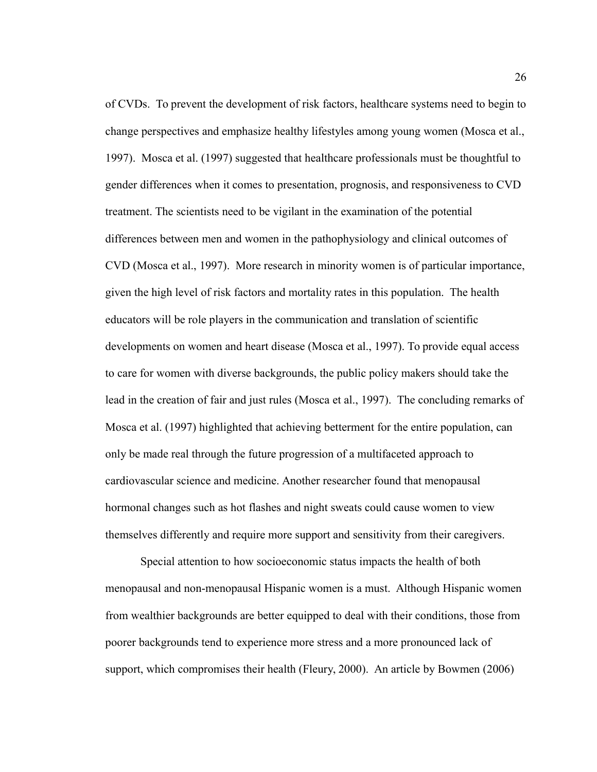of CVDs. To prevent the development of risk factors, healthcare systems need to begin to change perspectives and emphasize healthy lifestyles among young women (Mosca et al., 1997). Mosca et al. (1997) suggested that healthcare professionals must be thoughtful to gender differences when it comes to presentation, prognosis, and responsiveness to CVD treatment. The scientists need to be vigilant in the examination of the potential differences between men and women in the pathophysiology and clinical outcomes of CVD (Mosca et al., 1997). More research in minority women is of particular importance, given the high level of risk factors and mortality rates in this population. The health educators will be role players in the communication and translation of scientific developments on women and heart disease (Mosca et al., 1997). To provide equal access to care for women with diverse backgrounds, the public policy makers should take the lead in the creation of fair and just rules (Mosca et al., 1997). The concluding remarks of Mosca et al. (1997) highlighted that achieving betterment for the entire population, can only be made real through the future progression of a multifaceted approach to cardiovascular science and medicine. Another researcher found that menopausal hormonal changes such as hot flashes and night sweats could cause women to view themselves differently and require more support and sensitivity from their caregivers.

Special attention to how socioeconomic status impacts the health of both menopausal and non-menopausal Hispanic women is a must. Although Hispanic women from wealthier backgrounds are better equipped to deal with their conditions, those from poorer backgrounds tend to experience more stress and a more pronounced lack of support, which compromises their health (Fleury, 2000). An article by Bowmen (2006)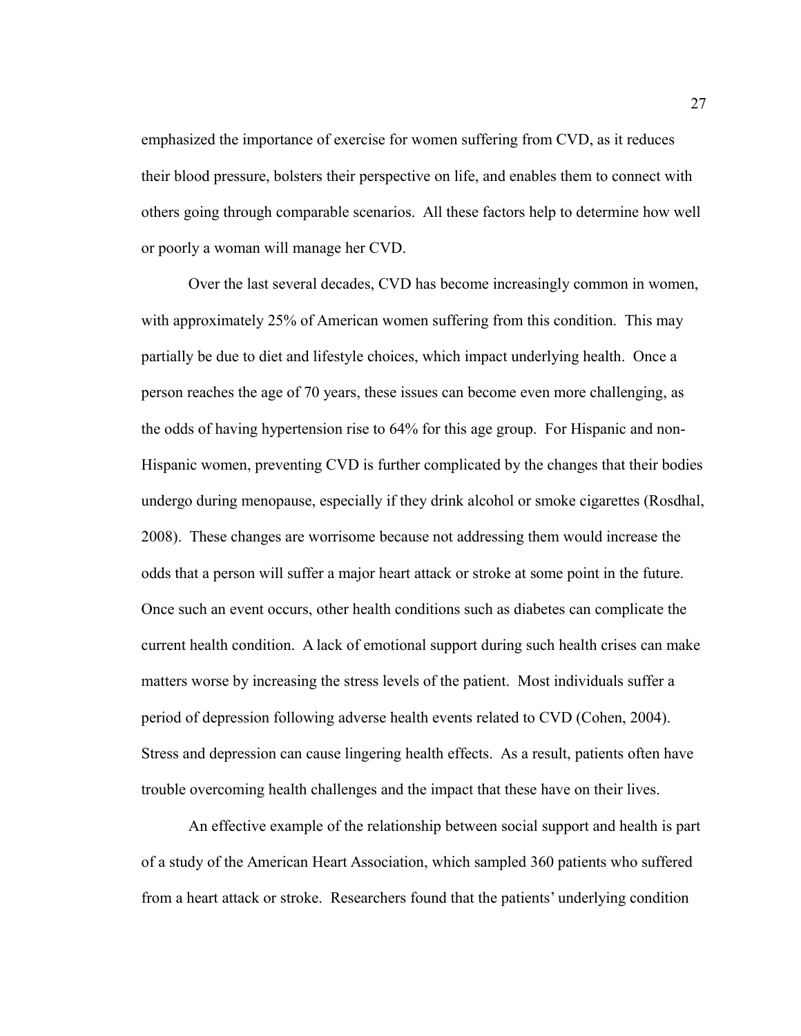emphasized the importance of exercise for women suffering from CVD, as it reduces their blood pressure, bolsters their perspective on life, and enables them to connect with others going through comparable scenarios. All these factors help to determine how well or poorly a woman will manage her CVD.

Over the last several decades, CVD has become increasingly common in women, with approximately 25% of American women suffering from this condition. This may partially be due to diet and lifestyle choices, which impact underlying health. Once a person reaches the age of 70 years, these issues can become even more challenging, as the odds of having hypertension rise to 64% for this age group. For Hispanic and non-Hispanic women, preventing CVD is further complicated by the changes that their bodies undergo during menopause, especially if they drink alcohol or smoke cigarettes (Rosdhal, 2008). These changes are worrisome because not addressing them would increase the odds that a person will suffer a major heart attack or stroke at some point in the future. Once such an event occurs, other health conditions such as diabetes can complicate the current health condition. A lack of emotional support during such health crises can make matters worse by increasing the stress levels of the patient. Most individuals suffer a period of depression following adverse health events related to CVD (Cohen, 2004). Stress and depression can cause lingering health effects. As a result, patients often have trouble overcoming health challenges and the impact that these have on their lives.

An effective example of the relationship between social support and health is part of a study of the American Heart Association, which sampled 360 patients who suffered from a heart attack or stroke. Researchers found that the patients' underlying condition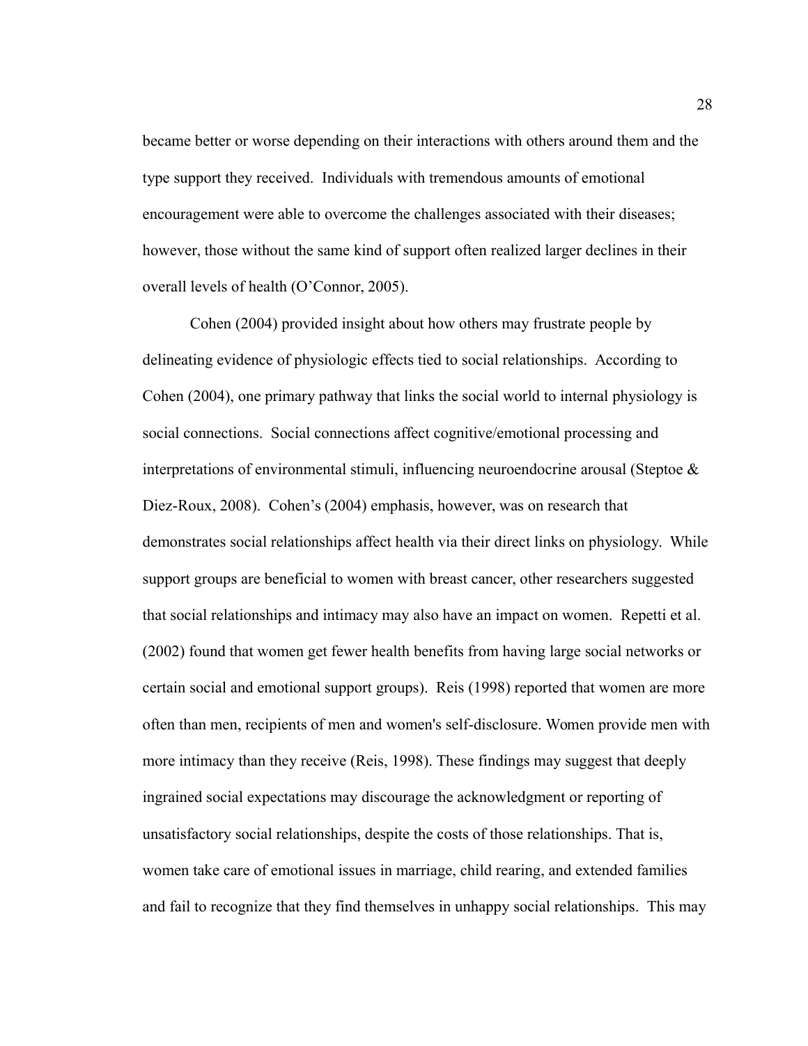became better or worse depending on their interactions with others around them and the type support they received. Individuals with tremendous amounts of emotional encouragement were able to overcome the challenges associated with their diseases; however, those without the same kind of support often realized larger declines in their overall levels of health (O'Connor, 2005).

Cohen (2004) provided insight about how others may frustrate people by delineating evidence of physiologic effects tied to social relationships. According to Cohen (2004), one primary pathway that links the social world to internal physiology is social connections. Social connections affect cognitive/emotional processing and interpretations of environmental stimuli, influencing neuroendocrine arousal (Steptoe & Diez-Roux, 2008). Cohen's (2004) emphasis, however, was on research that demonstrates social relationships affect health via their direct links on physiology. While support groups are beneficial to women with breast cancer, other researchers suggested that social relationships and intimacy may also have an impact on women. Repetti et al. (2002) found that women get fewer health benefits from having large social networks or certain social and emotional support groups). Reis (1998) reported that women are more often than men, recipients of men and women's self-disclosure. Women provide men with more intimacy than they receive (Reis, 1998). These findings may suggest that deeply ingrained social expectations may discourage the acknowledgment or reporting of unsatisfactory social relationships, despite the costs of those relationships. That is, women take care of emotional issues in marriage, child rearing, and extended families and fail to recognize that they find themselves in unhappy social relationships. This may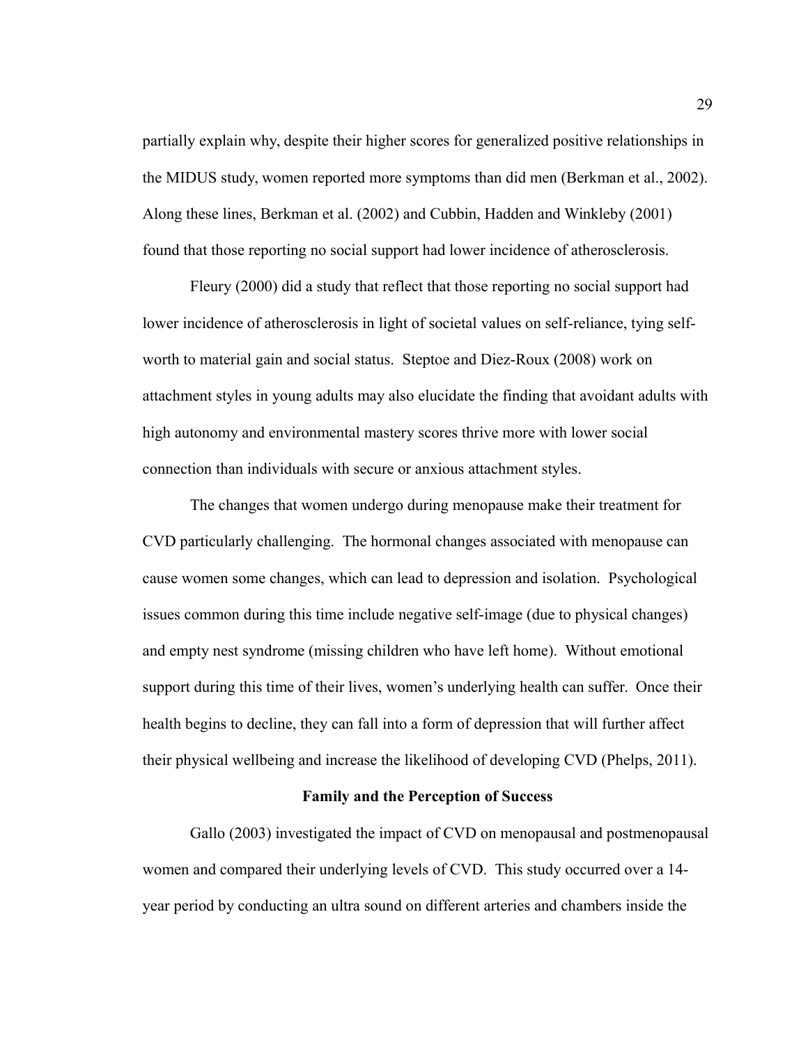partially explain why, despite their higher scores for generalized positive relationships in the MIDUS study, women reported more symptoms than did men (Berkman et al., 2002). Along these lines, Berkman et al. (2002) and Cubbin, Hadden and Winkleby (2001) found that those reporting no social support had lower incidence of atherosclerosis.

Fleury (2000) did a study that reflect that those reporting no social support had lower incidence of atherosclerosis in light of societal values on self-reliance, tying self-worth to material gain and social status. Steptoe and Diez-Roux (2008) work on attachment styles in young adults may also elucidate the finding that avoidant adults with high autonomy and environmental mastery scores thrive more with lower social connection than individuals with secure or anxious attachment styles.

The changes that women undergo during menopause make their treatment for CVD particularly challenging. The hormonal changes associated with menopause can cause women some changes, which can lead to depression and isolation. Psychological issues common during this time include negative self-image (due to physical changes) and empty nest syndrome (missing children who have left home). Without emotional support during this time of their lives, women's underlying health can suffer. Once their health begins to decline, they can fall into a form of depression that will further affect their physical wellbeing and increase the likelihood of developing CVD (Phelps, 2011).

## Family and the Perception of Success

Gallo (2003) investigated the impact of CVD on menopausal and postmenopausal women and compared their underlying levels of CVD. This study occurred over a 14-year period by conducting an ultra sound on different arteries and chambers inside the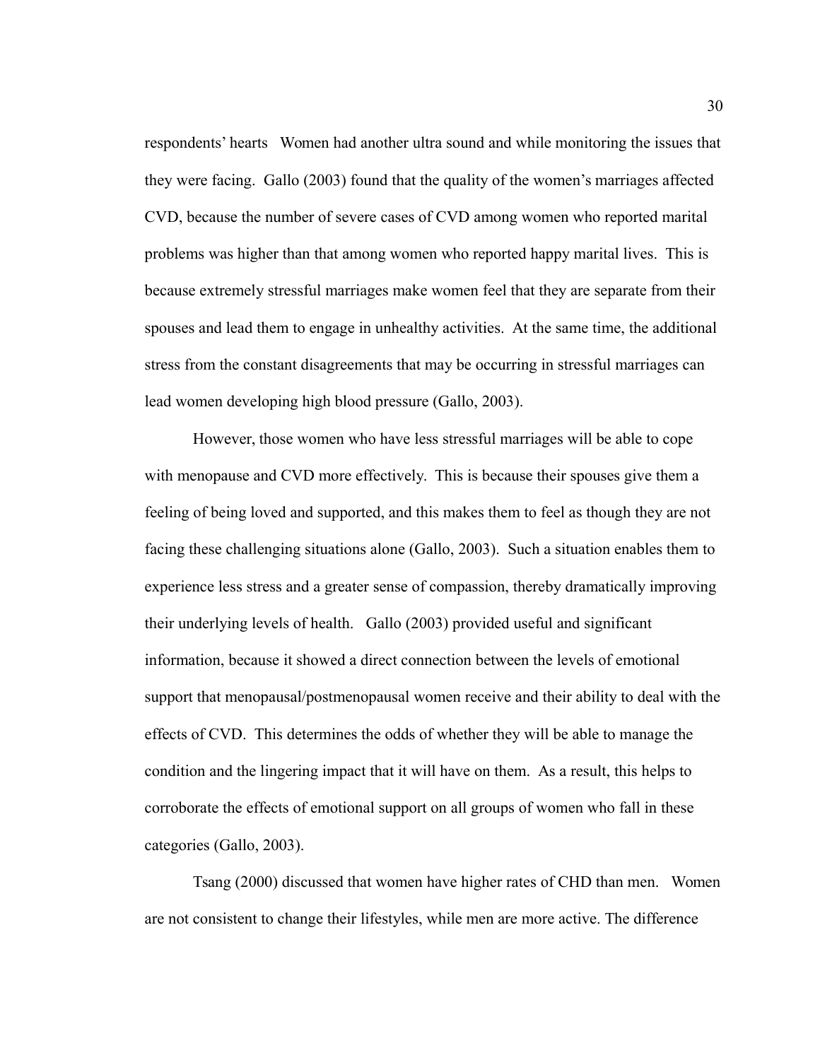respondents' hearts  Women had another ultra sound and while monitoring the issues that they were facing.  Gallo (2003) found that the quality of the women's marriages affected CVD, because the number of severe cases of CVD among women who reported marital problems was higher than that among women who reported happy marital lives.  This is because extremely stressful marriages make women feel that they are separate from their spouses and lead them to engage in unhealthy activities.  At the same time, the additional stress from the constant disagreements that may be occurring in stressful marriages can lead women developing high blood pressure (Gallo, 2003).

However, those women who have less stressful marriages will be able to cope with menopause and CVD more effectively.  This is because their spouses give them a feeling of being loved and supported, and this makes them to feel as though they are not facing these challenging situations alone (Gallo, 2003).  Such a situation enables them to experience less stress and a greater sense of compassion, thereby dramatically improving their underlying levels of health.  Gallo (2003) provided useful and significant information, because it showed a direct connection between the levels of emotional support that menopausal/postmenopausal women receive and their ability to deal with the effects of CVD.  This determines the odds of whether they will be able to manage the condition and the lingering impact that it will have on them.  As a result, this helps to corroborate the effects of emotional support on all groups of women who fall in these categories (Gallo, 2003).

Tsang (2000) discussed that women have higher rates of CHD than men.  Women are not consistent to change their lifestyles, while men are more active. The difference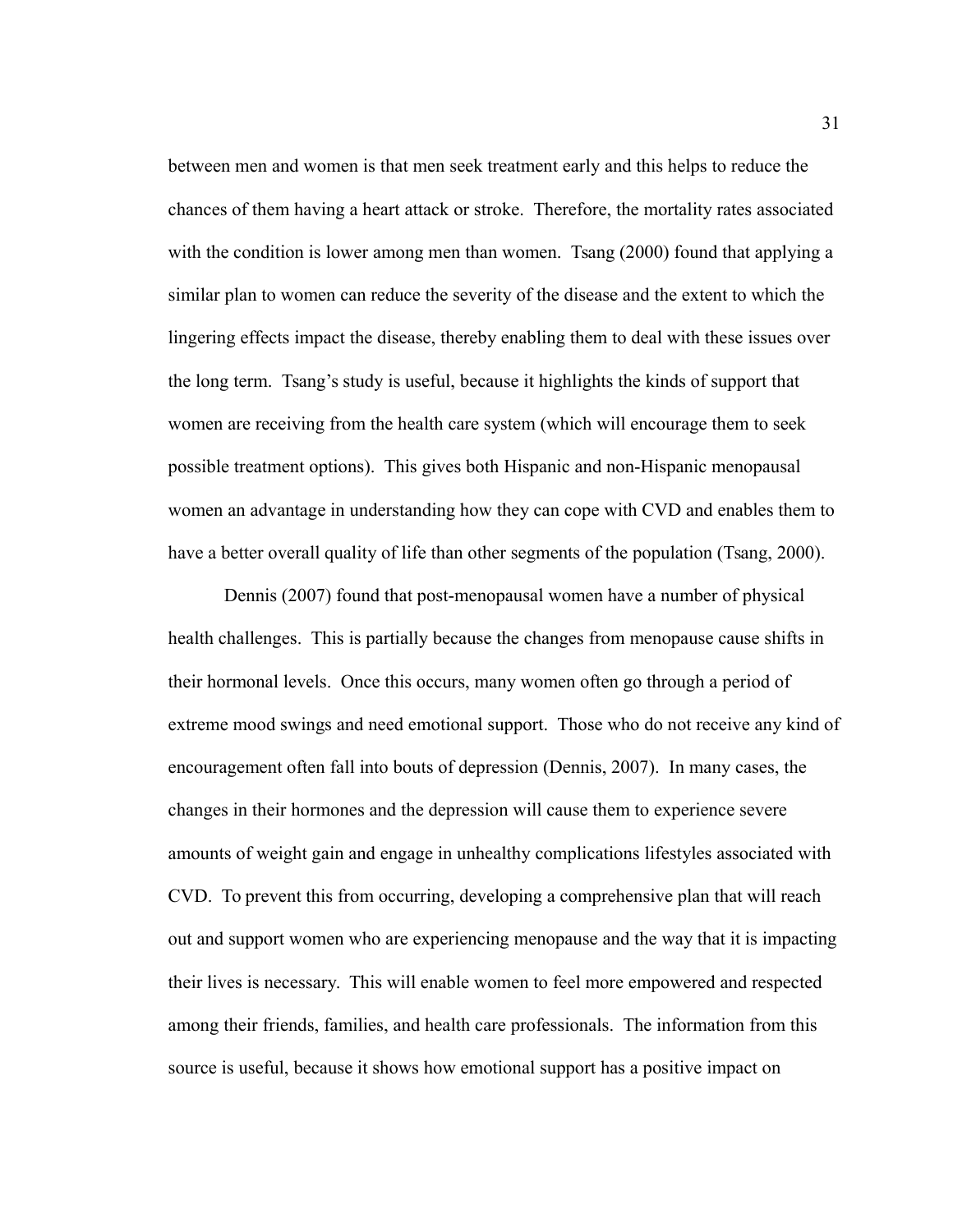between men and women is that men seek treatment early and this helps to reduce the chances of them having a heart attack or stroke. Therefore, the mortality rates associated with the condition is lower among men than women. Tsang (2000) found that applying a similar plan to women can reduce the severity of the disease and the extent to which the lingering effects impact the disease, thereby enabling them to deal with these issues over the long term. Tsang's study is useful, because it highlights the kinds of support that women are receiving from the health care system (which will encourage them to seek possible treatment options). This gives both Hispanic and non-Hispanic menopausal women an advantage in understanding how they can cope with CVD and enables them to have a better overall quality of life than other segments of the population (Tsang, 2000).

Dennis (2007) found that post-menopausal women have a number of physical health challenges. This is partially because the changes from menopause cause shifts in their hormonal levels. Once this occurs, many women often go through a period of extreme mood swings and need emotional support. Those who do not receive any kind of encouragement often fall into bouts of depression (Dennis, 2007). In many cases, the changes in their hormones and the depression will cause them to experience severe amounts of weight gain and engage in unhealthy complications lifestyles associated with CVD. To prevent this from occurring, developing a comprehensive plan that will reach out and support women who are experiencing menopause and the way that it is impacting their lives is necessary. This will enable women to feel more empowered and respected among their friends, families, and health care professionals. The information from this source is useful, because it shows how emotional support has a positive impact on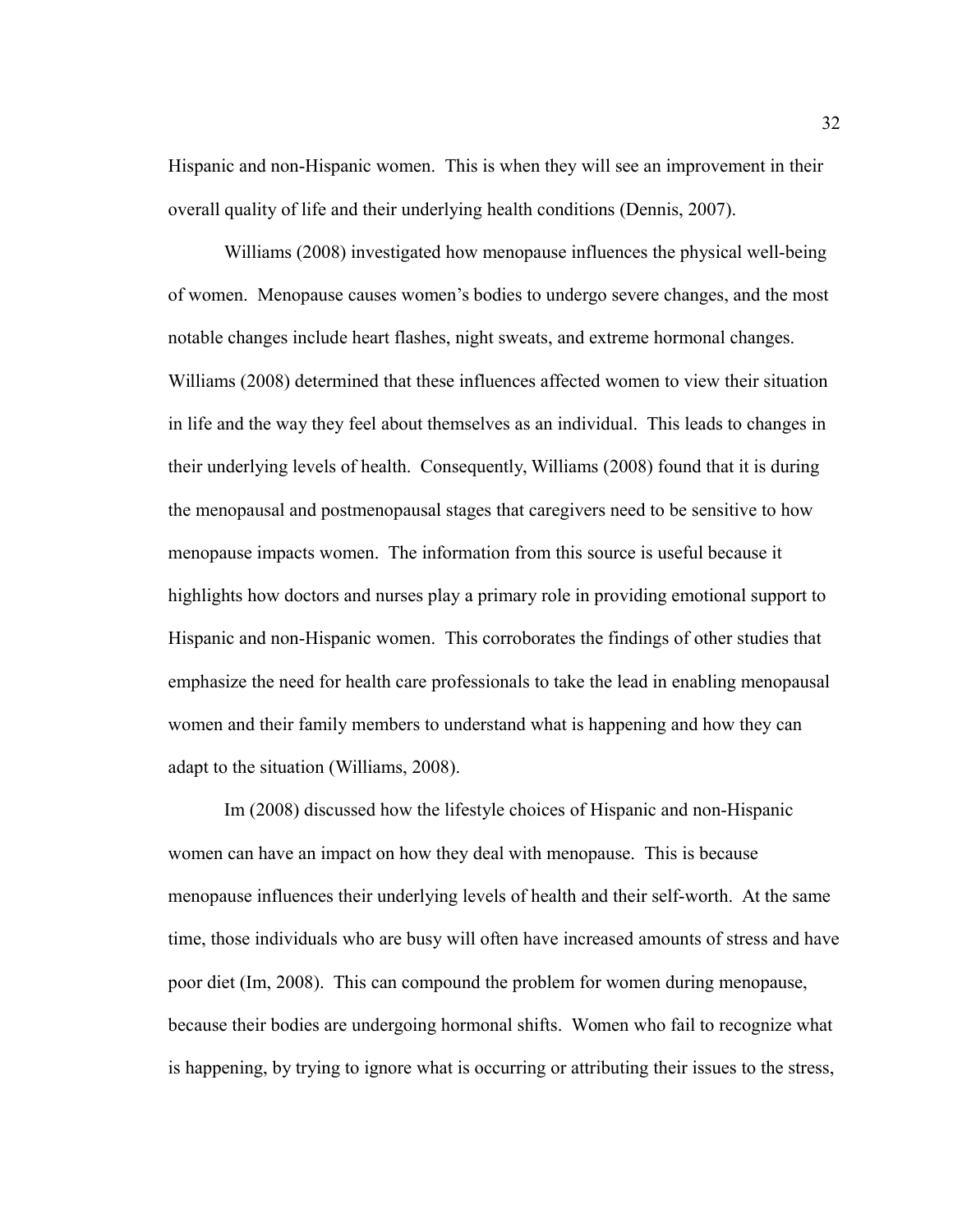Hispanic and non-Hispanic women. This is when they will see an improvement in their overall quality of life and their underlying health conditions (Dennis, 2007).

Williams (2008) investigated how menopause influences the physical well-being of women. Menopause causes women's bodies to undergo severe changes, and the most notable changes include heart flashes, night sweats, and extreme hormonal changes. Williams (2008) determined that these influences affected women to view their situation in life and the way they feel about themselves as an individual. This leads to changes in their underlying levels of health. Consequently, Williams (2008) found that it is during the menopausal and postmenopausal stages that caregivers need to be sensitive to how menopause impacts women. The information from this source is useful because it highlights how doctors and nurses play a primary role in providing emotional support to Hispanic and non-Hispanic women. This corroborates the findings of other studies that emphasize the need for health care professionals to take the lead in enabling menopausal women and their family members to understand what is happening and how they can adapt to the situation (Williams, 2008).

Im (2008) discussed how the lifestyle choices of Hispanic and non-Hispanic women can have an impact on how they deal with menopause. This is because menopause influences their underlying levels of health and their self-worth. At the same time, those individuals who are busy will often have increased amounts of stress and have poor diet (Im, 2008). This can compound the problem for women during menopause, because their bodies are undergoing hormonal shifts. Women who fail to recognize what is happening, by trying to ignore what is occurring or attributing their issues to the stress,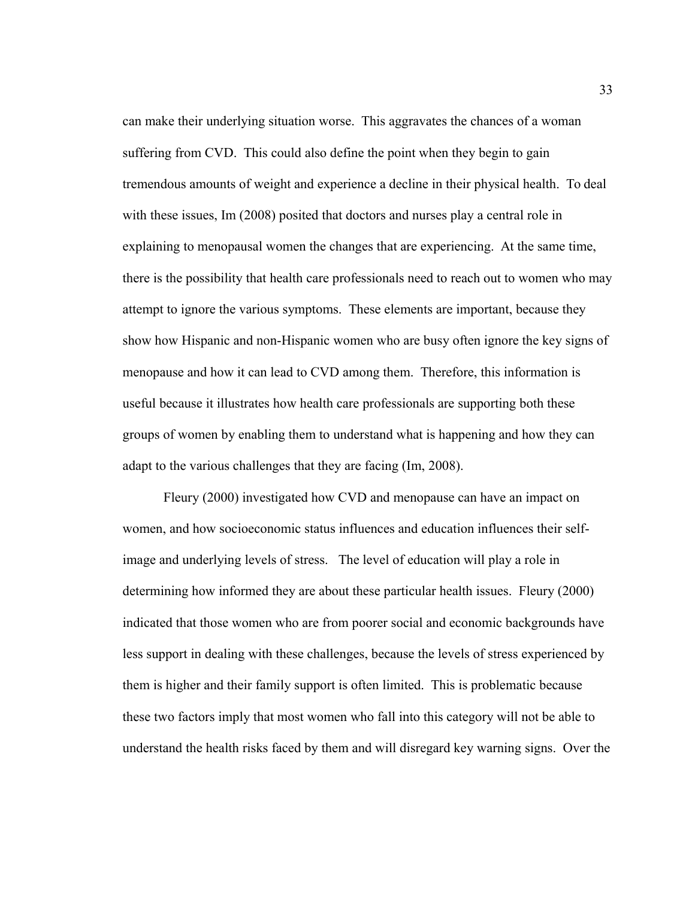can make their underlying situation worse. This aggravates the chances of a woman suffering from CVD. This could also define the point when they begin to gain tremendous amounts of weight and experience a decline in their physical health. To deal with these issues, Im (2008) posited that doctors and nurses play a central role in explaining to menopausal women the changes that are experiencing. At the same time, there is the possibility that health care professionals need to reach out to women who may attempt to ignore the various symptoms. These elements are important, because they show how Hispanic and non-Hispanic women who are busy often ignore the key signs of menopause and how it can lead to CVD among them. Therefore, this information is useful because it illustrates how health care professionals are supporting both these groups of women by enabling them to understand what is happening and how they can adapt to the various challenges that they are facing (Im, 2008).

Fleury (2000) investigated how CVD and menopause can have an impact on women, and how socioeconomic status influences and education influences their self-image and underlying levels of stress. The level of education will play a role in determining how informed they are about these particular health issues. Fleury (2000) indicated that those women who are from poorer social and economic backgrounds have less support in dealing with these challenges, because the levels of stress experienced by them is higher and their family support is often limited. This is problematic because these two factors imply that most women who fall into this category will not be able to understand the health risks faced by them and will disregard key warning signs. Over the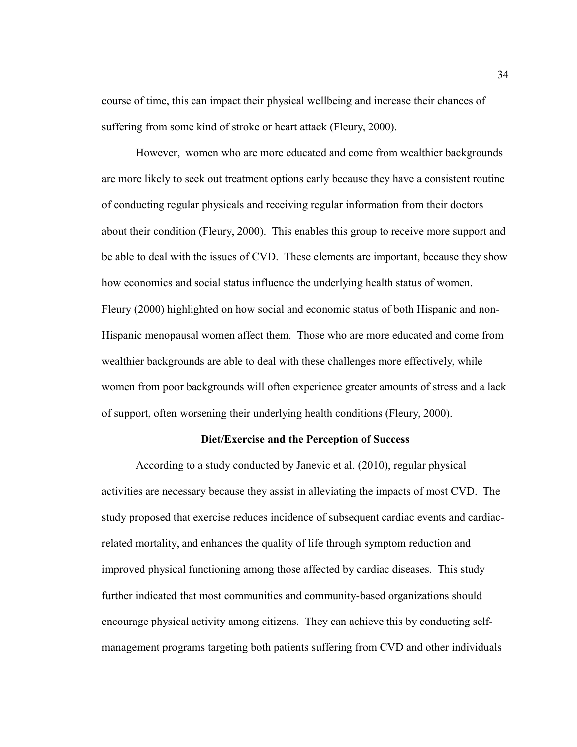course of time, this can impact their physical wellbeing and increase their chances of suffering from some kind of stroke or heart attack (Fleury, 2000).

However, women who are more educated and come from wealthier backgrounds are more likely to seek out treatment options early because they have a consistent routine of conducting regular physicals and receiving regular information from their doctors about their condition (Fleury, 2000). This enables this group to receive more support and be able to deal with the issues of CVD. These elements are important, because they show how economics and social status influence the underlying health status of women. Fleury (2000) highlighted on how social and economic status of both Hispanic and non-Hispanic menopausal women affect them. Those who are more educated and come from wealthier backgrounds are able to deal with these challenges more effectively, while women from poor backgrounds will often experience greater amounts of stress and a lack of support, often worsening their underlying health conditions (Fleury, 2000).

## Diet/Exercise and the Perception of Success

According to a study conducted by Janevic et al. (2010), regular physical activities are necessary because they assist in alleviating the impacts of most CVD. The study proposed that exercise reduces incidence of subsequent cardiac events and cardiac-related mortality, and enhances the quality of life through symptom reduction and improved physical functioning among those affected by cardiac diseases. This study further indicated that most communities and community-based organizations should encourage physical activity among citizens. They can achieve this by conducting self-management programs targeting both patients suffering from CVD and other individuals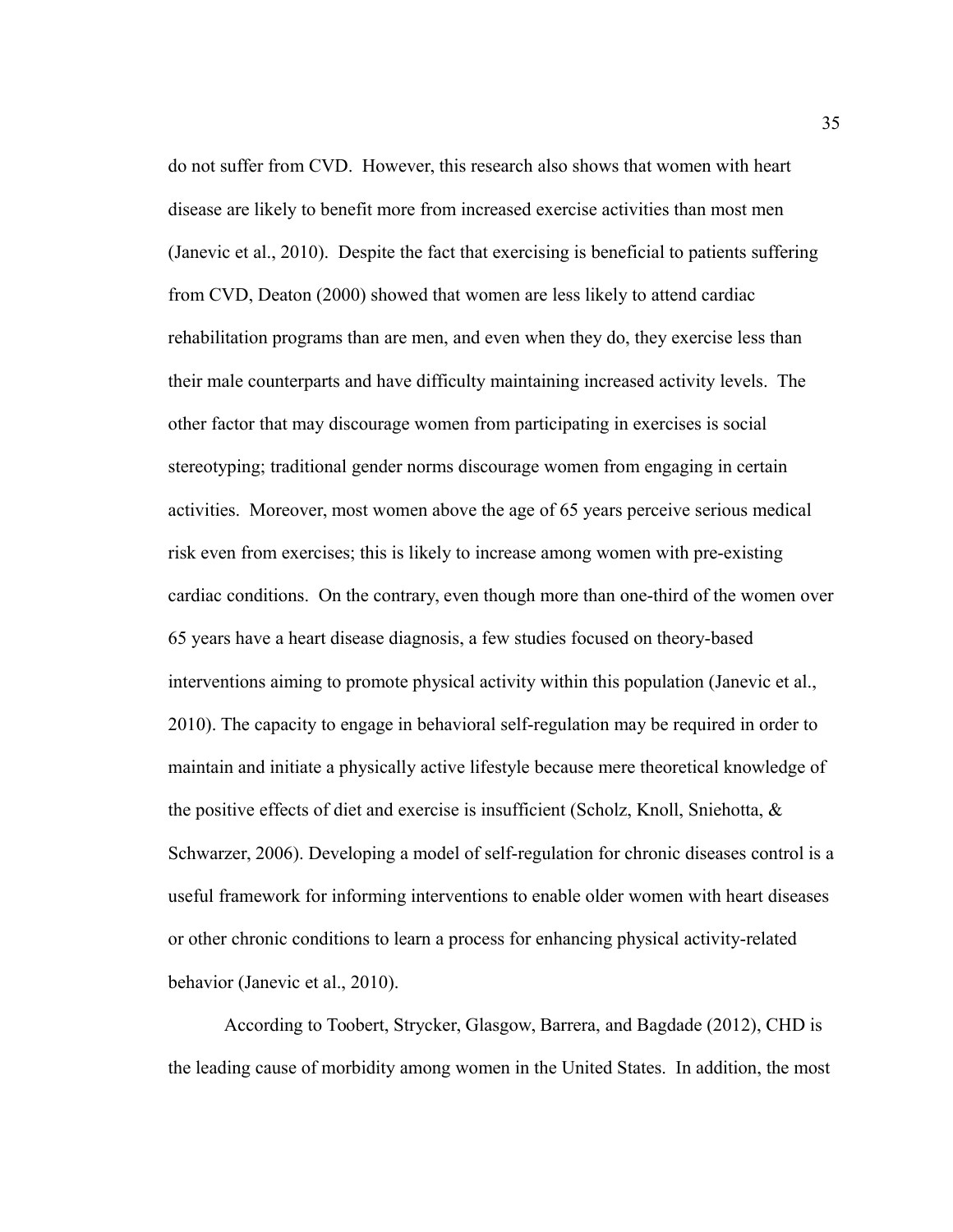do not suffer from CVD. However, this research also shows that women with heart disease are likely to benefit more from increased exercise activities than most men (Janevic et al., 2010). Despite the fact that exercising is beneficial to patients suffering from CVD, Deaton (2000) showed that women are less likely to attend cardiac rehabilitation programs than are men, and even when they do, they exercise less than their male counterparts and have difficulty maintaining increased activity levels. The other factor that may discourage women from participating in exercises is social stereotyping; traditional gender norms discourage women from engaging in certain activities. Moreover, most women above the age of 65 years perceive serious medical risk even from exercises; this is likely to increase among women with pre-existing cardiac conditions. On the contrary, even though more than one-third of the women over 65 years have a heart disease diagnosis, a few studies focused on theory-based interventions aiming to promote physical activity within this population (Janevic et al., 2010). The capacity to engage in behavioral self-regulation may be required in order to maintain and initiate a physically active lifestyle because mere theoretical knowledge of the positive effects of diet and exercise is insufficient (Scholz, Knoll, Sniehotta, & Schwarzer, 2006). Developing a model of self-regulation for chronic diseases control is a useful framework for informing interventions to enable older women with heart diseases or other chronic conditions to learn a process for enhancing physical activity-related behavior (Janevic et al., 2010).

According to Toobert, Strycker, Glasgow, Barrera, and Bagdade (2012), CHD is the leading cause of morbidity among women in the United States. In addition, the most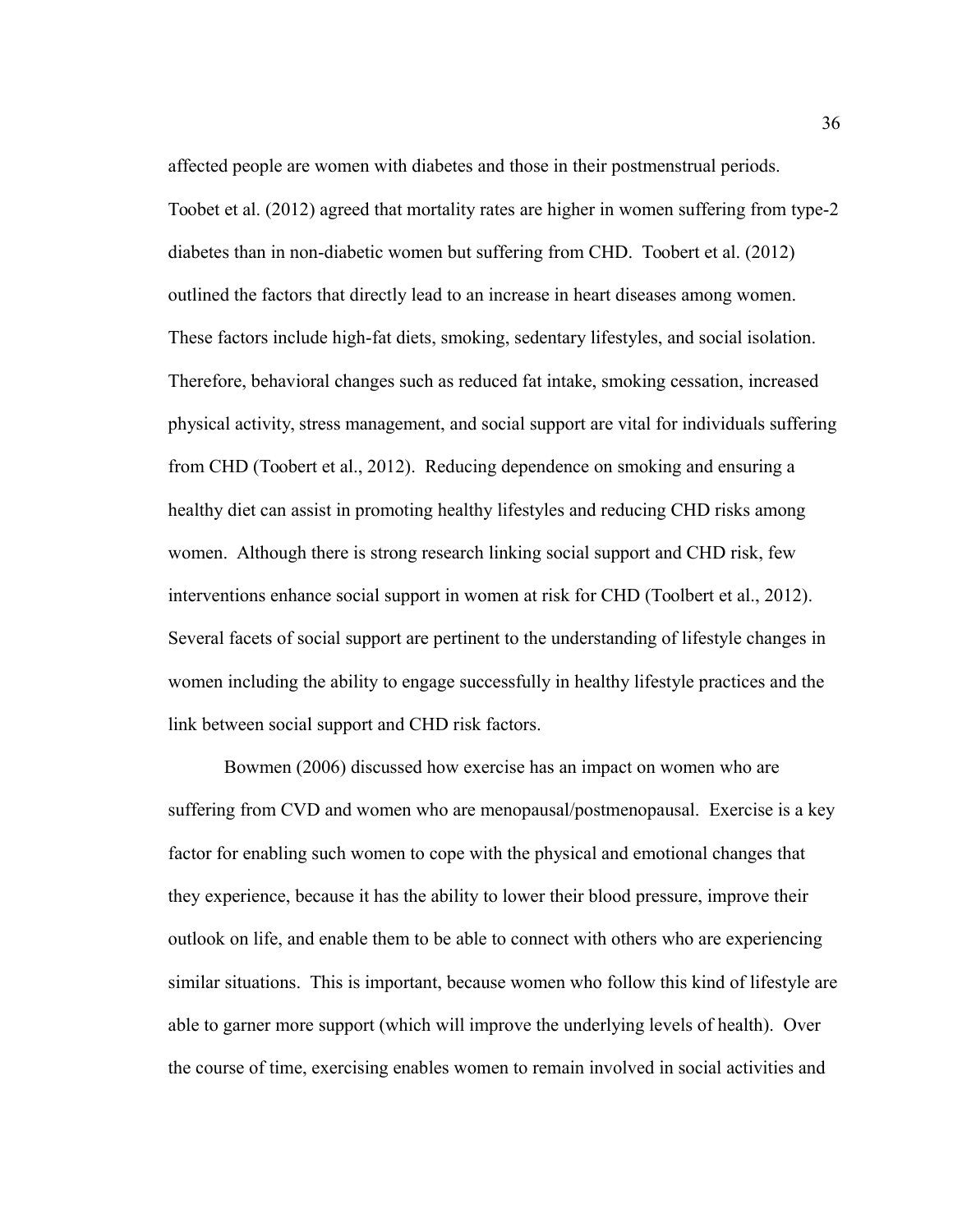affected people are women with diabetes and those in their postmenstrual periods. Toobet et al. (2012) agreed that mortality rates are higher in women suffering from type-2 diabetes than in non-diabetic women but suffering from CHD. Toobert et al. (2012) outlined the factors that directly lead to an increase in heart diseases among women. These factors include high-fat diets, smoking, sedentary lifestyles, and social isolation. Therefore, behavioral changes such as reduced fat intake, smoking cessation, increased physical activity, stress management, and social support are vital for individuals suffering from CHD (Toobert et al., 2012). Reducing dependence on smoking and ensuring a healthy diet can assist in promoting healthy lifestyles and reducing CHD risks among women. Although there is strong research linking social support and CHD risk, few interventions enhance social support in women at risk for CHD (Toolbert et al., 2012). Several facets of social support are pertinent to the understanding of lifestyle changes in women including the ability to engage successfully in healthy lifestyle practices and the link between social support and CHD risk factors.

Bowmen (2006) discussed how exercise has an impact on women who are suffering from CVD and women who are menopausal/postmenopausal. Exercise is a key factor for enabling such women to cope with the physical and emotional changes that they experience, because it has the ability to lower their blood pressure, improve their outlook on life, and enable them to be able to connect with others who are experiencing similar situations. This is important, because women who follow this kind of lifestyle are able to garner more support (which will improve the underlying levels of health). Over the course of time, exercising enables women to remain involved in social activities and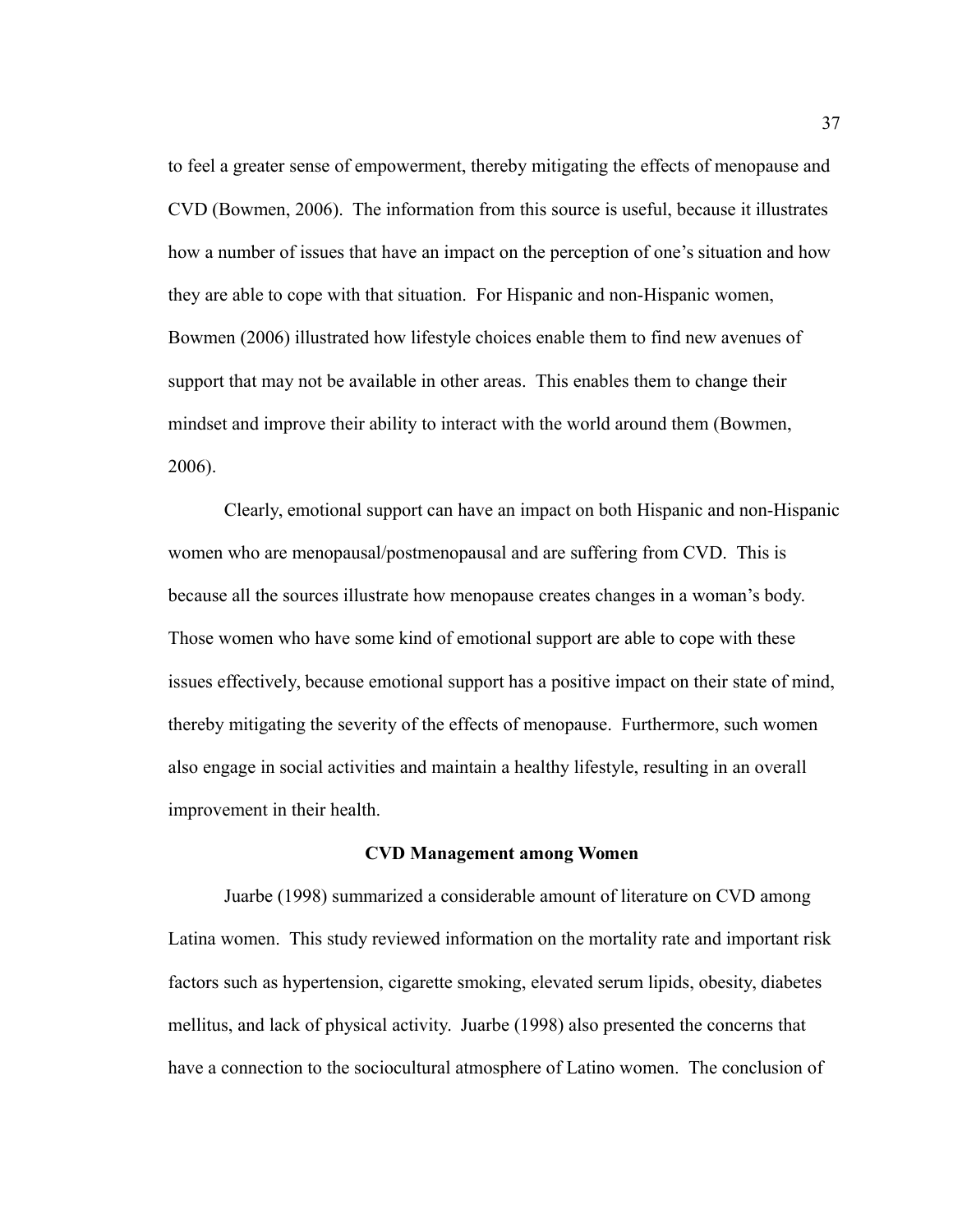to feel a greater sense of empowerment, thereby mitigating the effects of menopause and CVD (Bowmen, 2006). The information from this source is useful, because it illustrates how a number of issues that have an impact on the perception of one's situation and how they are able to cope with that situation. For Hispanic and non-Hispanic women, Bowmen (2006) illustrated how lifestyle choices enable them to find new avenues of support that may not be available in other areas. This enables them to change their mindset and improve their ability to interact with the world around them (Bowmen, 2006).

Clearly, emotional support can have an impact on both Hispanic and non-Hispanic women who are menopausal/postmenopausal and are suffering from CVD. This is because all the sources illustrate how menopause creates changes in a woman's body. Those women who have some kind of emotional support are able to cope with these issues effectively, because emotional support has a positive impact on their state of mind, thereby mitigating the severity of the effects of menopause. Furthermore, such women also engage in social activities and maintain a healthy lifestyle, resulting in an overall improvement in their health.

## CVD Management among Women

Juarbe (1998) summarized a considerable amount of literature on CVD among Latina women. This study reviewed information on the mortality rate and important risk factors such as hypertension, cigarette smoking, elevated serum lipids, obesity, diabetes mellitus, and lack of physical activity. Juarbe (1998) also presented the concerns that have a connection to the sociocultural atmosphere of Latino women. The conclusion of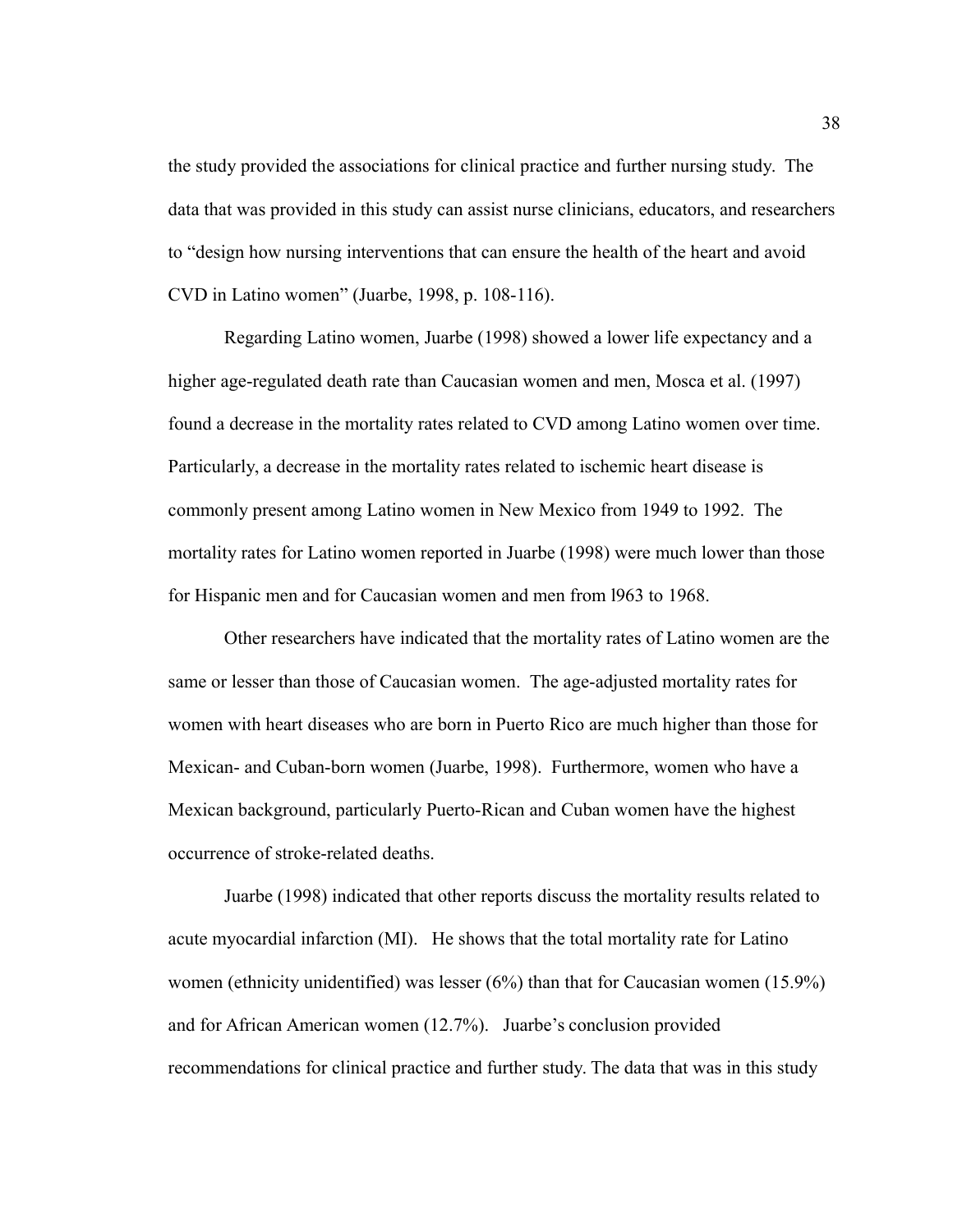the study provided the associations for clinical practice and further nursing study. The data that was provided in this study can assist nurse clinicians, educators, and researchers to "design how nursing interventions that can ensure the health of the heart and avoid CVD in Latino women" (Juarbe, 1998, p. 108-116).

Regarding Latino women, Juarbe (1998) showed a lower life expectancy and a higher age-regulated death rate than Caucasian women and men, Mosca et al. (1997) found a decrease in the mortality rates related to CVD among Latino women over time. Particularly, a decrease in the mortality rates related to ischemic heart disease is commonly present among Latino women in New Mexico from 1949 to 1992. The mortality rates for Latino women reported in Juarbe (1998) were much lower than those for Hispanic men and for Caucasian women and men from l963 to 1968.

Other researchers have indicated that the mortality rates of Latino women are the same or lesser than those of Caucasian women. The age-adjusted mortality rates for women with heart diseases who are born in Puerto Rico are much higher than those for Mexican- and Cuban-born women (Juarbe, 1998). Furthermore, women who have a Mexican background, particularly Puerto-Rican and Cuban women have the highest occurrence of stroke-related deaths.

Juarbe (1998) indicated that other reports discuss the mortality results related to acute myocardial infarction (MI). He shows that the total mortality rate for Latino women (ethnicity unidentified) was lesser (6%) than that for Caucasian women (15.9%) and for African American women (12.7%). Juarbe's conclusion provided recommendations for clinical practice and further study. The data that was in this study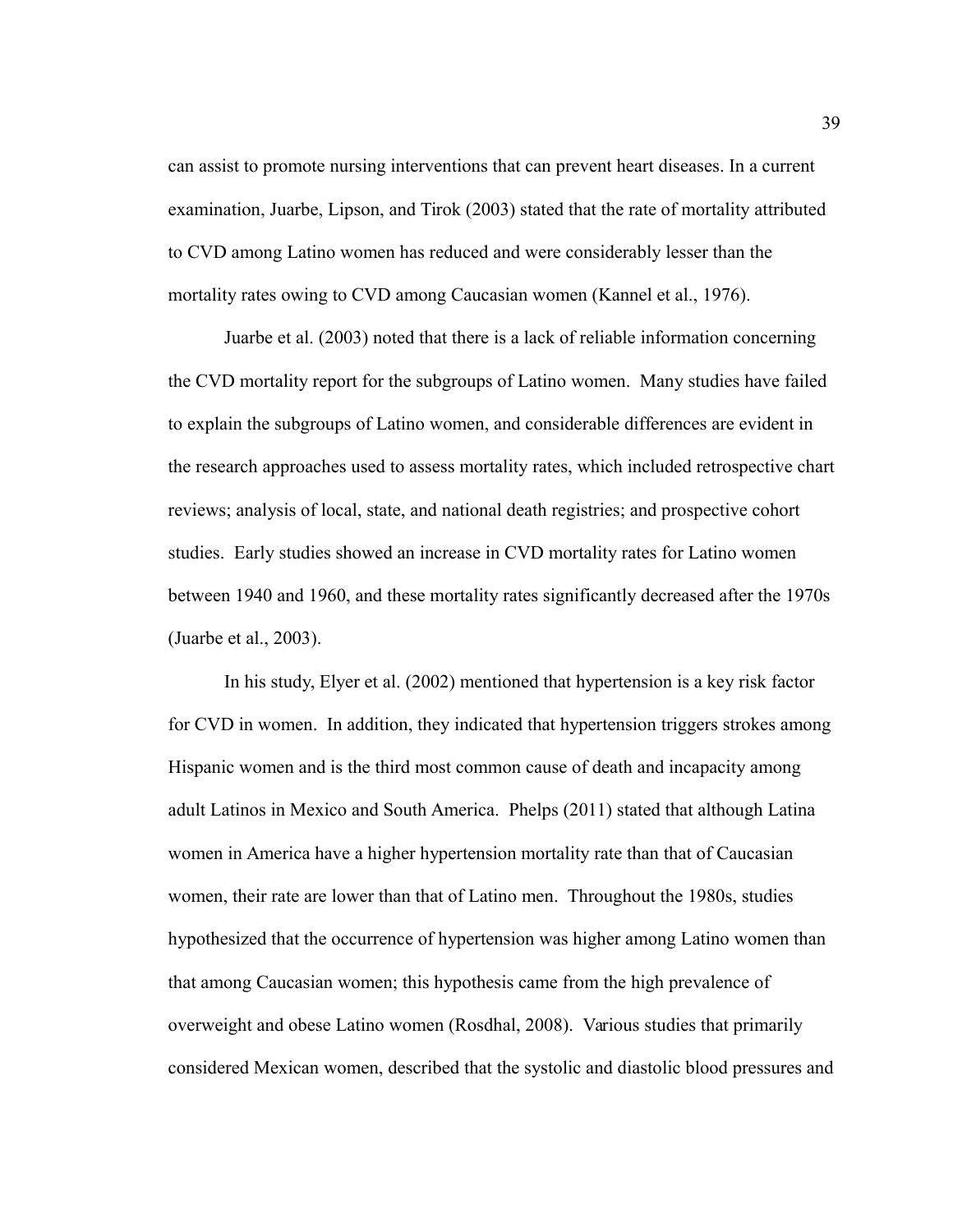can assist to promote nursing interventions that can prevent heart diseases. In a current examination, Juarbe, Lipson, and Tirok (2003) stated that the rate of mortality attributed to CVD among Latino women has reduced and were considerably lesser than the mortality rates owing to CVD among Caucasian women (Kannel et al., 1976).

Juarbe et al. (2003) noted that there is a lack of reliable information concerning the CVD mortality report for the subgroups of Latino women. Many studies have failed to explain the subgroups of Latino women, and considerable differences are evident in the research approaches used to assess mortality rates, which included retrospective chart reviews; analysis of local, state, and national death registries; and prospective cohort studies. Early studies showed an increase in CVD mortality rates for Latino women between 1940 and 1960, and these mortality rates significantly decreased after the 1970s (Juarbe et al., 2003).

In his study, Elyer et al. (2002) mentioned that hypertension is a key risk factor for CVD in women. In addition, they indicated that hypertension triggers strokes among Hispanic women and is the third most common cause of death and incapacity among adult Latinos in Mexico and South America. Phelps (2011) stated that although Latina women in America have a higher hypertension mortality rate than that of Caucasian women, their rate are lower than that of Latino men. Throughout the 1980s, studies hypothesized that the occurrence of hypertension was higher among Latino women than that among Caucasian women; this hypothesis came from the high prevalence of overweight and obese Latino women (Rosdhal, 2008). Various studies that primarily considered Mexican women, described that the systolic and diastolic blood pressures and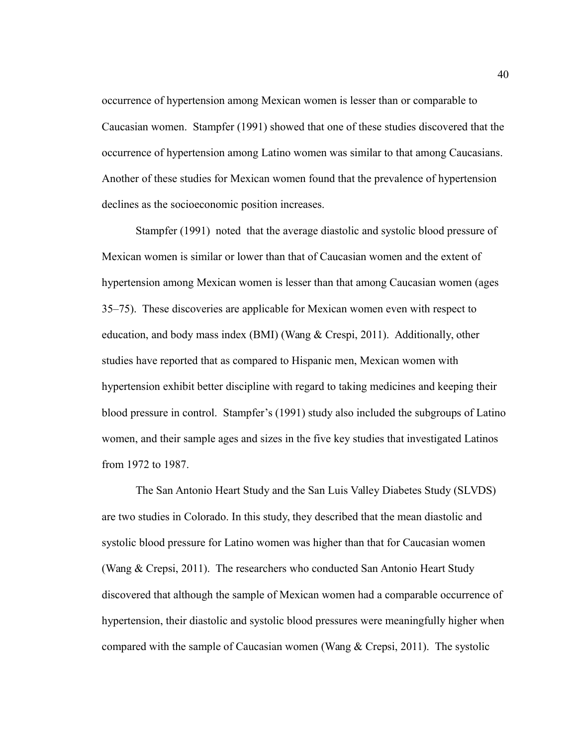occurrence of hypertension among Mexican women is lesser than or comparable to Caucasian women. Stampfer (1991) showed that one of these studies discovered that the occurrence of hypertension among Latino women was similar to that among Caucasians. Another of these studies for Mexican women found that the prevalence of hypertension declines as the socioeconomic position increases.

Stampfer (1991) noted that the average diastolic and systolic blood pressure of Mexican women is similar or lower than that of Caucasian women and the extent of hypertension among Mexican women is lesser than that among Caucasian women (ages 35–75). These discoveries are applicable for Mexican women even with respect to education, and body mass index (BMI) (Wang & Crespi, 2011). Additionally, other studies have reported that as compared to Hispanic men, Mexican women with hypertension exhibit better discipline with regard to taking medicines and keeping their blood pressure in control. Stampfer's (1991) study also included the subgroups of Latino women, and their sample ages and sizes in the five key studies that investigated Latinos from 1972 to 1987.

The San Antonio Heart Study and the San Luis Valley Diabetes Study (SLVDS) are two studies in Colorado. In this study, they described that the mean diastolic and systolic blood pressure for Latino women was higher than that for Caucasian women (Wang & Crepsi, 2011). The researchers who conducted San Antonio Heart Study discovered that although the sample of Mexican women had a comparable occurrence of hypertension, their diastolic and systolic blood pressures were meaningfully higher when compared with the sample of Caucasian women (Wang & Crepsi, 2011). The systolic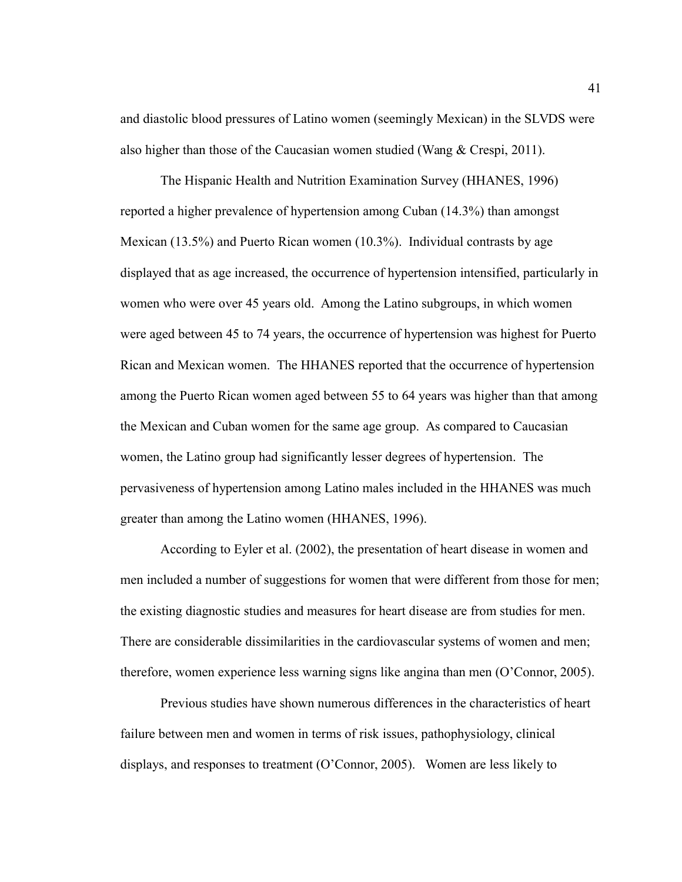and diastolic blood pressures of Latino women (seemingly Mexican) in the SLVDS were also higher than those of the Caucasian women studied (Wang & Crespi, 2011).

The Hispanic Health and Nutrition Examination Survey (HHANES, 1996) reported a higher prevalence of hypertension among Cuban (14.3%) than amongst Mexican (13.5%) and Puerto Rican women (10.3%). Individual contrasts by age displayed that as age increased, the occurrence of hypertension intensified, particularly in women who were over 45 years old. Among the Latino subgroups, in which women were aged between 45 to 74 years, the occurrence of hypertension was highest for Puerto Rican and Mexican women. The HHANES reported that the occurrence of hypertension among the Puerto Rican women aged between 55 to 64 years was higher than that among the Mexican and Cuban women for the same age group. As compared to Caucasian women, the Latino group had significantly lesser degrees of hypertension. The pervasiveness of hypertension among Latino males included in the HHANES was much greater than among the Latino women (HHANES, 1996).

According to Eyler et al. (2002), the presentation of heart disease in women and men included a number of suggestions for women that were different from those for men; the existing diagnostic studies and measures for heart disease are from studies for men. There are considerable dissimilarities in the cardiovascular systems of women and men; therefore, women experience less warning signs like angina than men (O'Connor, 2005).

Previous studies have shown numerous differences in the characteristics of heart failure between men and women in terms of risk issues, pathophysiology, clinical displays, and responses to treatment (O'Connor, 2005). Women are less likely to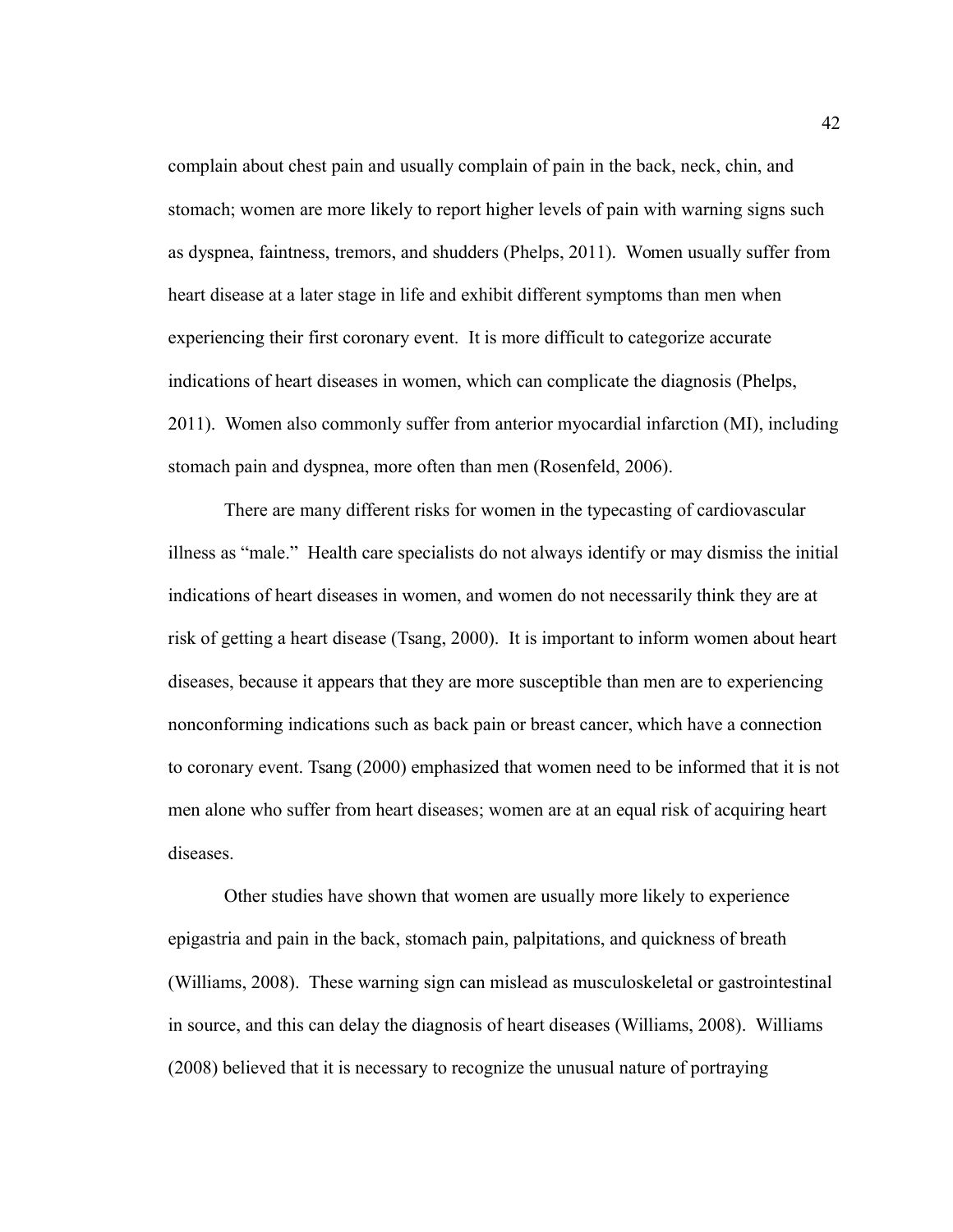complain about chest pain and usually complain of pain in the back, neck, chin, and stomach; women are more likely to report higher levels of pain with warning signs such as dyspnea, faintness, tremors, and shudders (Phelps, 2011). Women usually suffer from heart disease at a later stage in life and exhibit different symptoms than men when experiencing their first coronary event. It is more difficult to categorize accurate indications of heart diseases in women, which can complicate the diagnosis (Phelps, 2011). Women also commonly suffer from anterior myocardial infarction (MI), including stomach pain and dyspnea, more often than men (Rosenfeld, 2006).

There are many different risks for women in the typecasting of cardiovascular illness as "male." Health care specialists do not always identify or may dismiss the initial indications of heart diseases in women, and women do not necessarily think they are at risk of getting a heart disease (Tsang, 2000). It is important to inform women about heart diseases, because it appears that they are more susceptible than men are to experiencing nonconforming indications such as back pain or breast cancer, which have a connection to coronary event. Tsang (2000) emphasized that women need to be informed that it is not men alone who suffer from heart diseases; women are at an equal risk of acquiring heart diseases.

Other studies have shown that women are usually more likely to experience epigastria and pain in the back, stomach pain, palpitations, and quickness of breath (Williams, 2008). These warning sign can mislead as musculoskeletal or gastrointestinal in source, and this can delay the diagnosis of heart diseases (Williams, 2008). Williams (2008) believed that it is necessary to recognize the unusual nature of portraying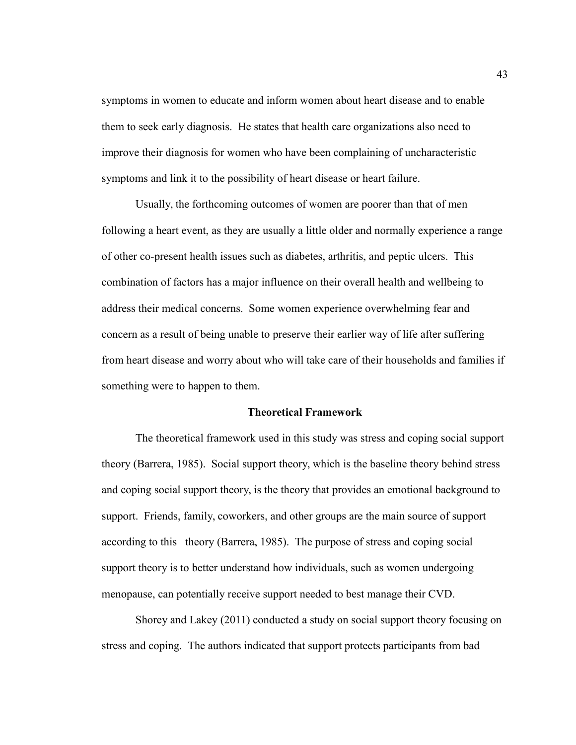symptoms in women to educate and inform women about heart disease and to enable them to seek early diagnosis. He states that health care organizations also need to improve their diagnosis for women who have been complaining of uncharacteristic symptoms and link it to the possibility of heart disease or heart failure.

Usually, the forthcoming outcomes of women are poorer than that of men following a heart event, as they are usually a little older and normally experience a range of other co-present health issues such as diabetes, arthritis, and peptic ulcers. This combination of factors has a major influence on their overall health and wellbeing to address their medical concerns. Some women experience overwhelming fear and concern as a result of being unable to preserve their earlier way of life after suffering from heart disease and worry about who will take care of their households and families if something were to happen to them.

## Theoretical Framework

The theoretical framework used in this study was stress and coping social support theory (Barrera, 1985). Social support theory, which is the baseline theory behind stress and coping social support theory, is the theory that provides an emotional background to support. Friends, family, coworkers, and other groups are the main source of support according to this theory (Barrera, 1985). The purpose of stress and coping social support theory is to better understand how individuals, such as women undergoing menopause, can potentially receive support needed to best manage their CVD.

Shorey and Lakey (2011) conducted a study on social support theory focusing on stress and coping. The authors indicated that support protects participants from bad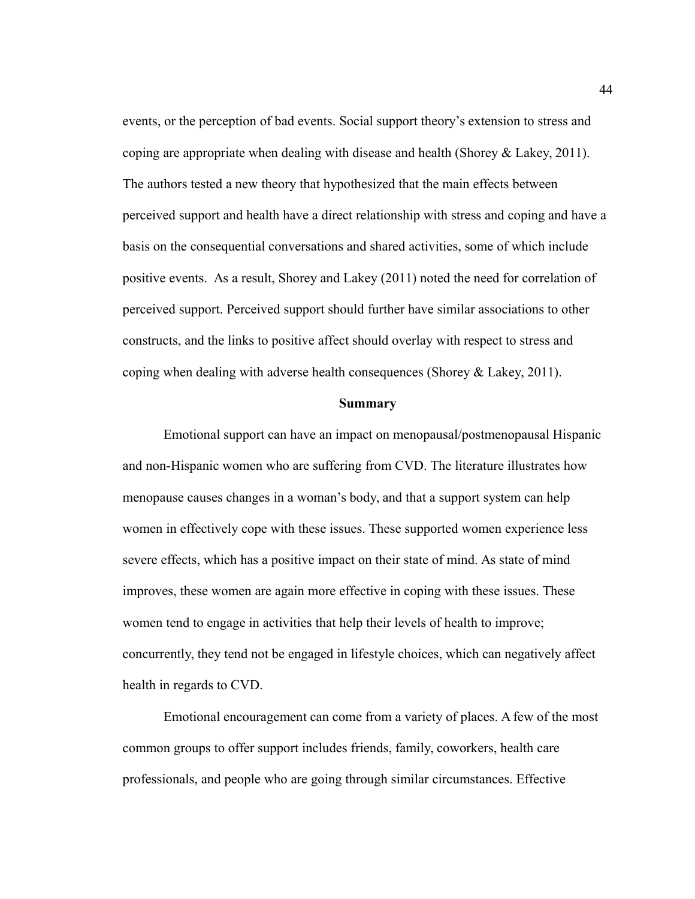events, or the perception of bad events. Social support theory's extension to stress and coping are appropriate when dealing with disease and health (Shorey & Lakey, 2011). The authors tested a new theory that hypothesized that the main effects between perceived support and health have a direct relationship with stress and coping and have a basis on the consequential conversations and shared activities, some of which include positive events. As a result, Shorey and Lakey (2011) noted the need for correlation of perceived support. Perceived support should further have similar associations to other constructs, and the links to positive affect should overlay with respect to stress and coping when dealing with adverse health consequences (Shorey & Lakey, 2011).

## Summary

Emotional support can have an impact on menopausal/postmenopausal Hispanic and non-Hispanic women who are suffering from CVD. The literature illustrates how menopause causes changes in a woman's body, and that a support system can help women in effectively cope with these issues. These supported women experience less severe effects, which has a positive impact on their state of mind. As state of mind improves, these women are again more effective in coping with these issues. These women tend to engage in activities that help their levels of health to improve; concurrently, they tend not be engaged in lifestyle choices, which can negatively affect health in regards to CVD.

Emotional encouragement can come from a variety of places. A few of the most common groups to offer support includes friends, family, coworkers, health care professionals, and people who are going through similar circumstances. Effective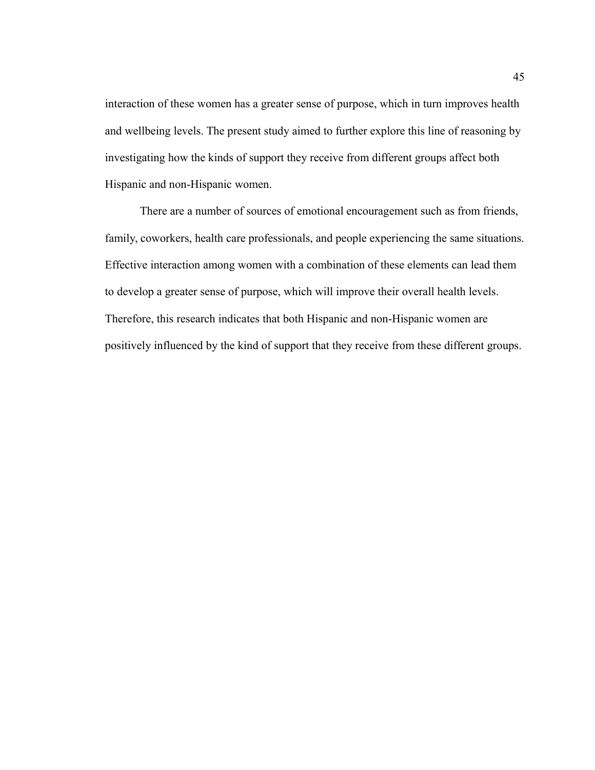interaction of these women has a greater sense of purpose, which in turn improves health and wellbeing levels. The present study aimed to further explore this line of reasoning by investigating how the kinds of support they receive from different groups affect both Hispanic and non-Hispanic women.

There are a number of sources of emotional encouragement such as from friends, family, coworkers, health care professionals, and people experiencing the same situations. Effective interaction among women with a combination of these elements can lead them to develop a greater sense of purpose, which will improve their overall health levels. Therefore, this research indicates that both Hispanic and non-Hispanic women are positively influenced by the kind of support that they receive from these different groups.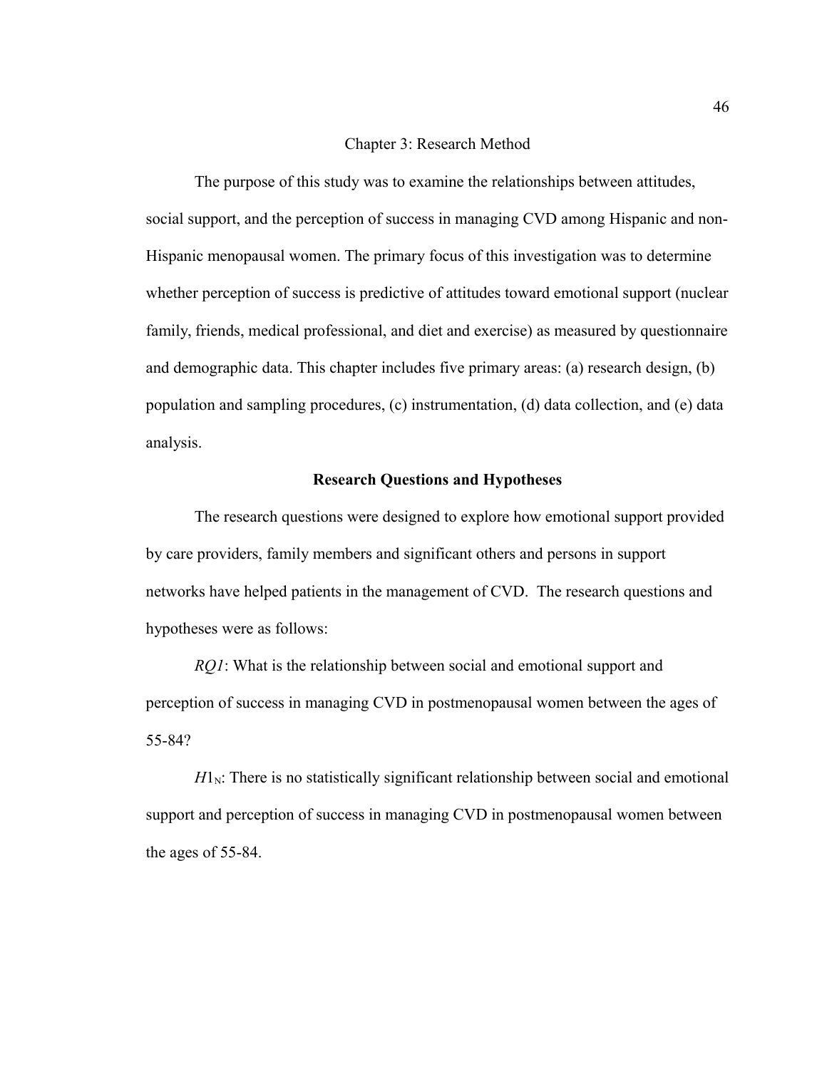# Chapter 3: Research Method

The purpose of this study was to examine the relationships between attitudes, social support, and the perception of success in managing CVD among Hispanic and non-Hispanic menopausal women. The primary focus of this investigation was to determine whether perception of success is predictive of attitudes toward emotional support (nuclear family, friends, medical professional, and diet and exercise) as measured by questionnaire and demographic data. This chapter includes five primary areas: (a) research design, (b) population and sampling procedures, (c) instrumentation, (d) data collection, and (e) data analysis.

## Research Questions and Hypotheses

The research questions were designed to explore how emotional support provided by care providers, family members and significant others and persons in support networks have helped patients in the management of CVD. The research questions and hypotheses were as follows:

*RQ1*: What is the relationship between social and emotional support and perception of success in managing CVD in postmenopausal women between the ages of 55-84?

$H1_N$: There is no statistically significant relationship between social and emotional support and perception of success in managing CVD in postmenopausal women between the ages of 55-84.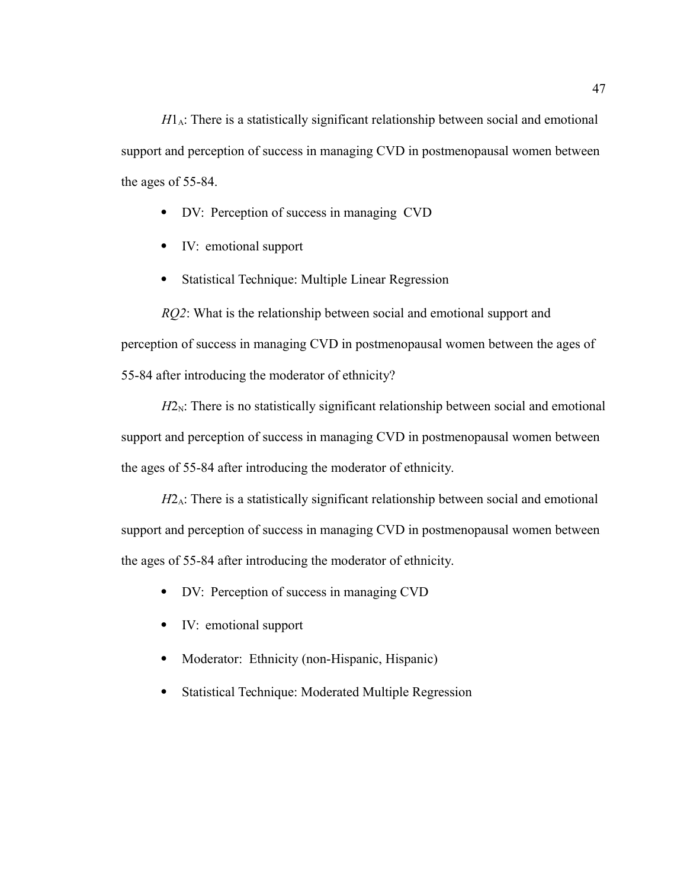$H1_A$: There is a statistically significant relationship between social and emotional support and perception of success in managing CVD in postmenopausal women between the ages of 55-84.

- DV: Perception of success in managing CVD
- IV: emotional support
- Statistical Technique: Multiple Linear Regression

*RQ2*: What is the relationship between social and emotional support and perception of success in managing CVD in postmenopausal women between the ages of 55-84 after introducing the moderator of ethnicity?

$H2_N$: There is no statistically significant relationship between social and emotional support and perception of success in managing CVD in postmenopausal women between the ages of 55-84 after introducing the moderator of ethnicity.

$H2_A$: There is a statistically significant relationship between social and emotional support and perception of success in managing CVD in postmenopausal women between the ages of 55-84 after introducing the moderator of ethnicity.

- DV: Perception of success in managing CVD
- IV: emotional support
- Moderator: Ethnicity (non-Hispanic, Hispanic)
- Statistical Technique: Moderated Multiple Regression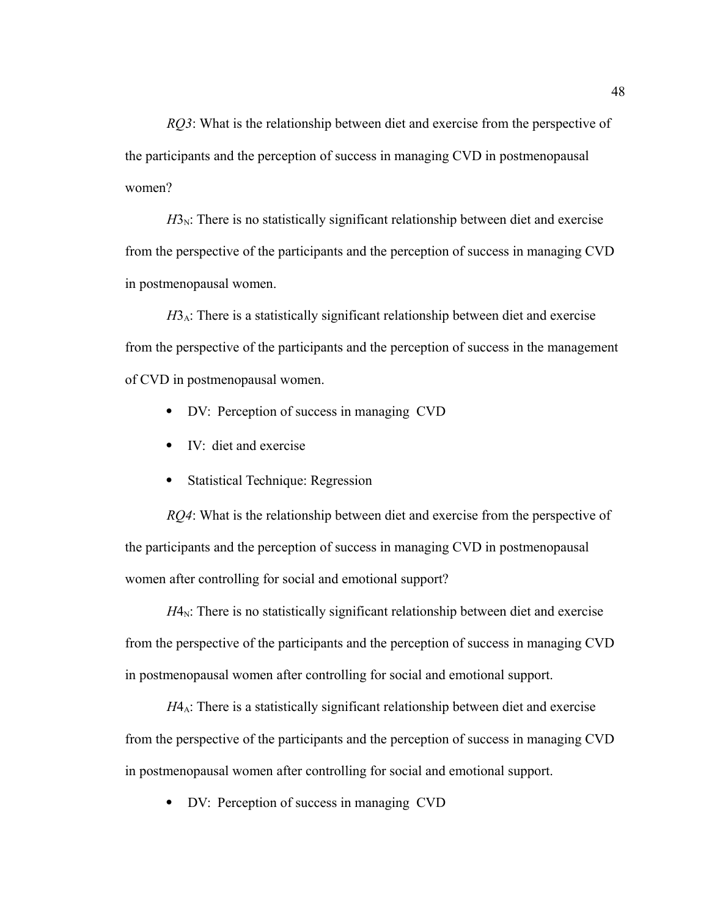*RQ3*: What is the relationship between diet and exercise from the perspective of the participants and the perception of success in managing CVD in postmenopausal women?

$H3_N$: There is no statistically significant relationship between diet and exercise from the perspective of the participants and the perception of success in managing CVD in postmenopausal women.

$H3_A$: There is a statistically significant relationship between diet and exercise from the perspective of the participants and the perception of success in the management of CVD in postmenopausal women.

- DV: Perception of success in managing CVD
- IV: diet and exercise
- Statistical Technique: Regression

*RQ4*: What is the relationship between diet and exercise from the perspective of the participants and the perception of success in managing CVD in postmenopausal women after controlling for social and emotional support?

$H4_N$: There is no statistically significant relationship between diet and exercise from the perspective of the participants and the perception of success in managing CVD in postmenopausal women after controlling for social and emotional support.

$H4_A$: There is a statistically significant relationship between diet and exercise from the perspective of the participants and the perception of success in managing CVD in postmenopausal women after controlling for social and emotional support.

- DV: Perception of success in managing CVD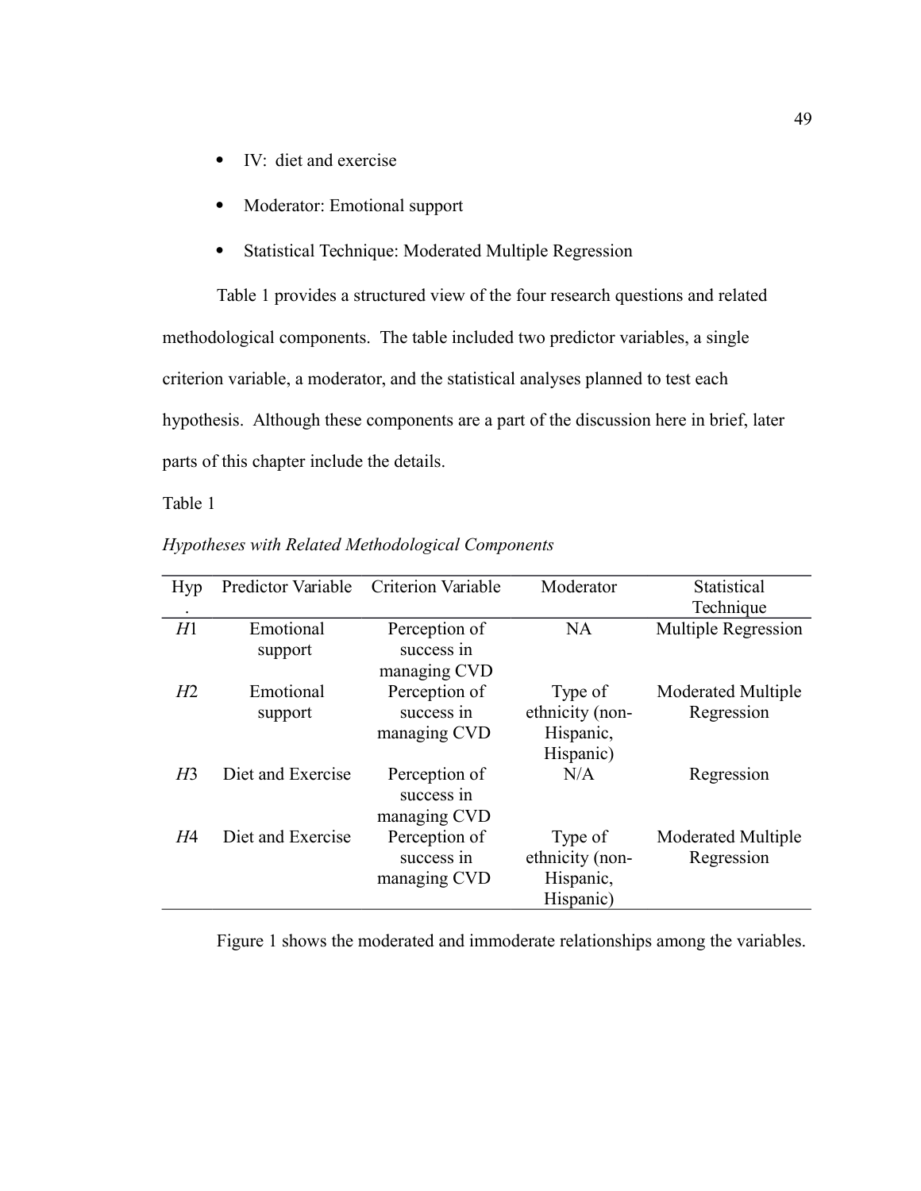- IV: diet and exercise
- Moderator: Emotional support
- Statistical Technique: Moderated Multiple Regression

Table 1 provides a structured view of the four research questions and related methodological components. The table included two predictor variables, a single criterion variable, a moderator, and the statistical analyses planned to test each hypothesis. Although these components are a part of the discussion here in brief, later parts of this chapter include the details.

Table 1

*Hypotheses with Related Methodological Components*

| Hyp. | Predictor Variable | Criterion Variable | Moderator | Statistical Technique |
|---|---|---|---|---|
| *H*1 | Emotional support | Perception of success in managing CVD | NA | Multiple Regression |
| *H*2 | Emotional support | Perception of success in managing CVD | Type of ethnicity (non-Hispanic, Hispanic) | Moderated Multiple Regression |
| *H*3 | Diet and Exercise | Perception of success in managing CVD | N/A | Regression |
| *H*4 | Diet and Exercise | Perception of success in managing CVD | Type of ethnicity (non-Hispanic, Hispanic) | Moderated Multiple Regression |

Figure 1 shows the moderated and immoderate relationships among the variables.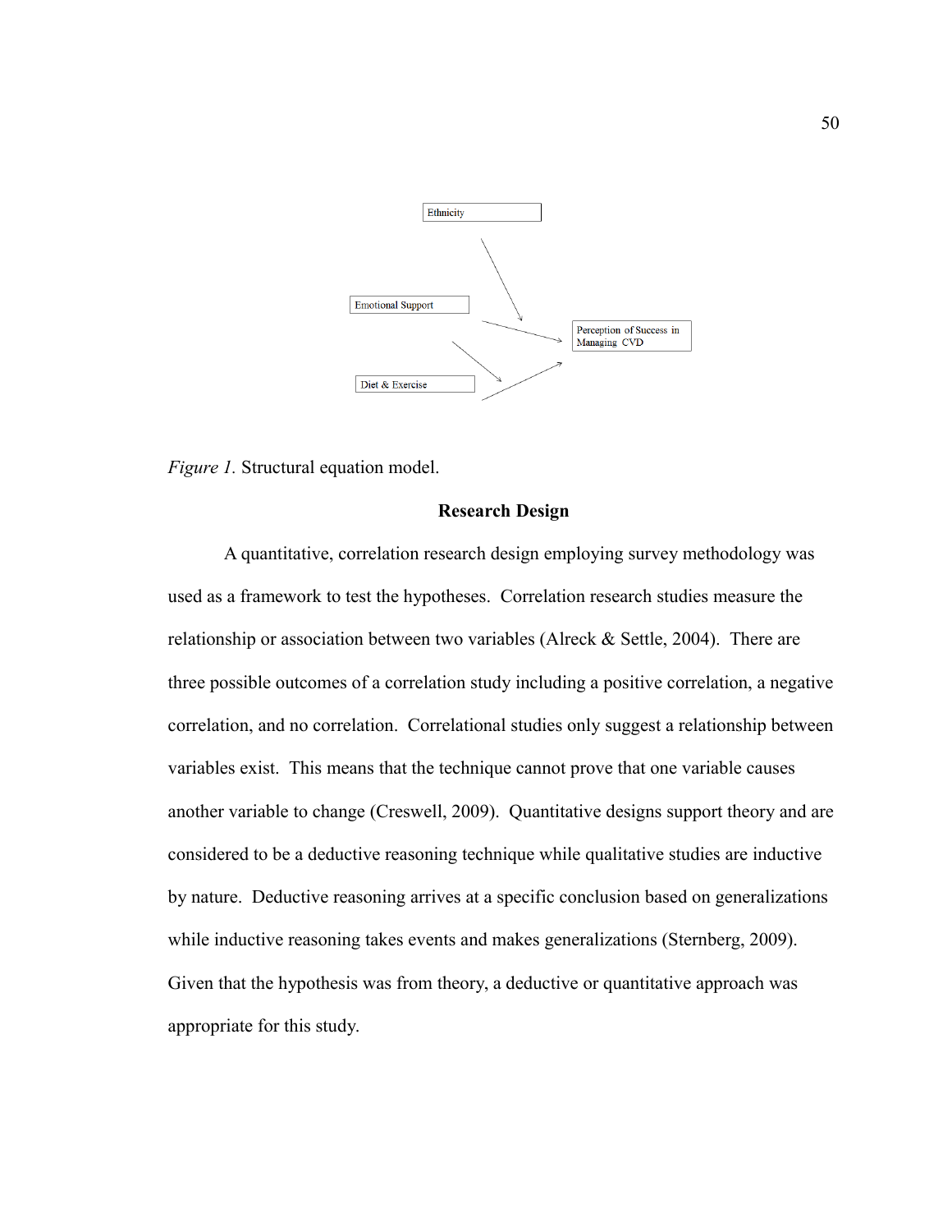Ethnicity

Emotional Support

Diet & Exercise

Perception of Success in Managing CVD

*Figure 1.* Structural equation model.

## Research Design

A quantitative, correlation research design employing survey methodology was used as a framework to test the hypotheses. Correlation research studies measure the relationship or association between two variables (Alreck & Settle, 2004). There are three possible outcomes of a correlation study including a positive correlation, a negative correlation, and no correlation. Correlational studies only suggest a relationship between variables exist. This means that the technique cannot prove that one variable causes another variable to change (Creswell, 2009). Quantitative designs support theory and are considered to be a deductive reasoning technique while qualitative studies are inductive by nature. Deductive reasoning arrives at a specific conclusion based on generalizations while inductive reasoning takes events and makes generalizations (Sternberg, 2009). Given that the hypothesis was from theory, a deductive or quantitative approach was appropriate for this study.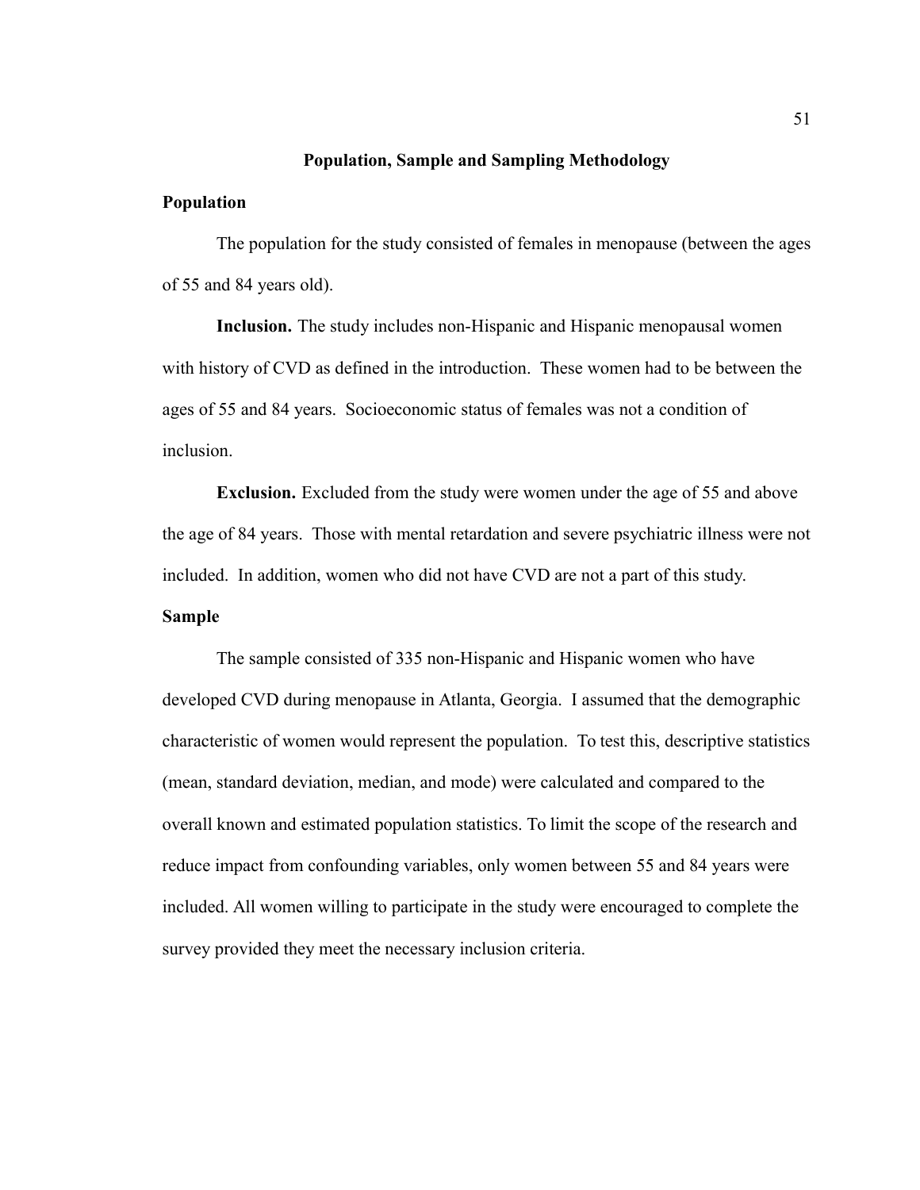## Population, Sample and Sampling Methodology

### Population

The population for the study consisted of females in menopause (between the ages of 55 and 84 years old).

**Inclusion.** The study includes non-Hispanic and Hispanic menopausal women with history of CVD as defined in the introduction. These women had to be between the ages of 55 and 84 years. Socioeconomic status of females was not a condition of inclusion.

**Exclusion.** Excluded from the study were women under the age of 55 and above the age of 84 years. Those with mental retardation and severe psychiatric illness were not included. In addition, women who did not have CVD are not a part of this study.

### Sample

The sample consisted of 335 non-Hispanic and Hispanic women who have developed CVD during menopause in Atlanta, Georgia. I assumed that the demographic characteristic of women would represent the population. To test this, descriptive statistics (mean, standard deviation, median, and mode) were calculated and compared to the overall known and estimated population statistics. To limit the scope of the research and reduce impact from confounding variables, only women between 55 and 84 years were included. All women willing to participate in the study were encouraged to complete the survey provided they meet the necessary inclusion criteria.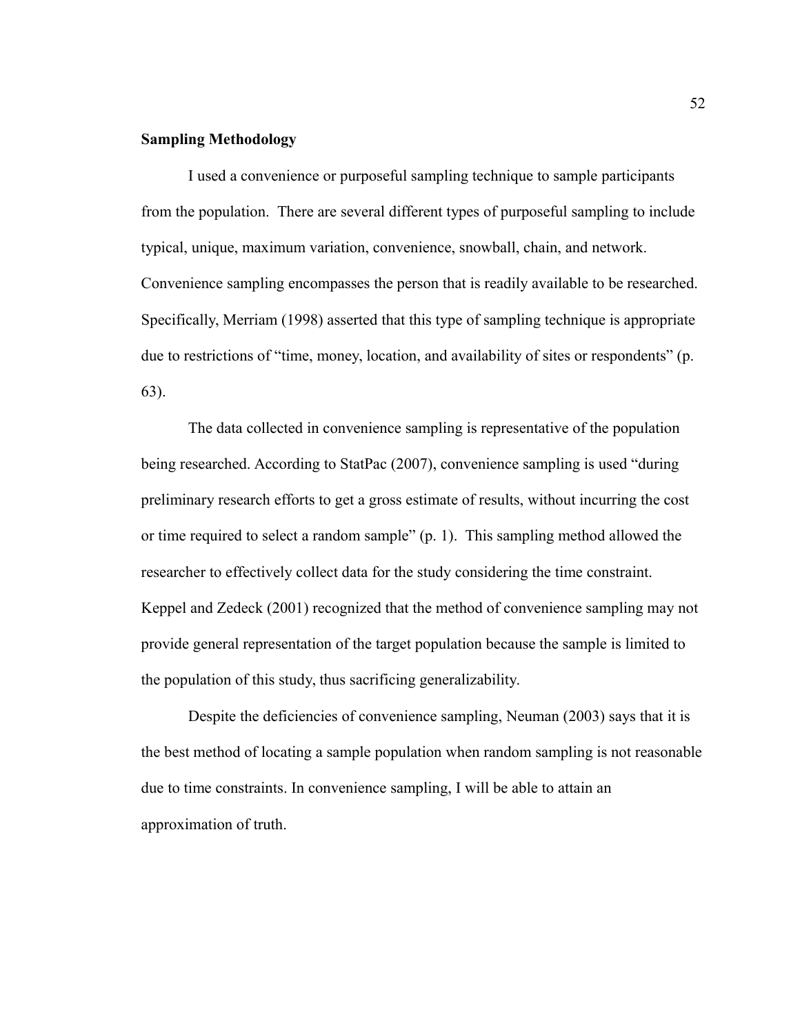**Sampling Methodology**

I used a convenience or purposeful sampling technique to sample participants from the population. There are several different types of purposeful sampling to include typical, unique, maximum variation, convenience, snowball, chain, and network. Convenience sampling encompasses the person that is readily available to be researched. Specifically, Merriam (1998) asserted that this type of sampling technique is appropriate due to restrictions of "time, money, location, and availability of sites or respondents" (p. 63).

The data collected in convenience sampling is representative of the population being researched. According to StatPac (2007), convenience sampling is used "during preliminary research efforts to get a gross estimate of results, without incurring the cost or time required to select a random sample" (p. 1). This sampling method allowed the researcher to effectively collect data for the study considering the time constraint. Keppel and Zedeck (2001) recognized that the method of convenience sampling may not provide general representation of the target population because the sample is limited to the population of this study, thus sacrificing generalizability.

Despite the deficiencies of convenience sampling, Neuman (2003) says that it is the best method of locating a sample population when random sampling is not reasonable due to time constraints. In convenience sampling, I will be able to attain an approximation of truth.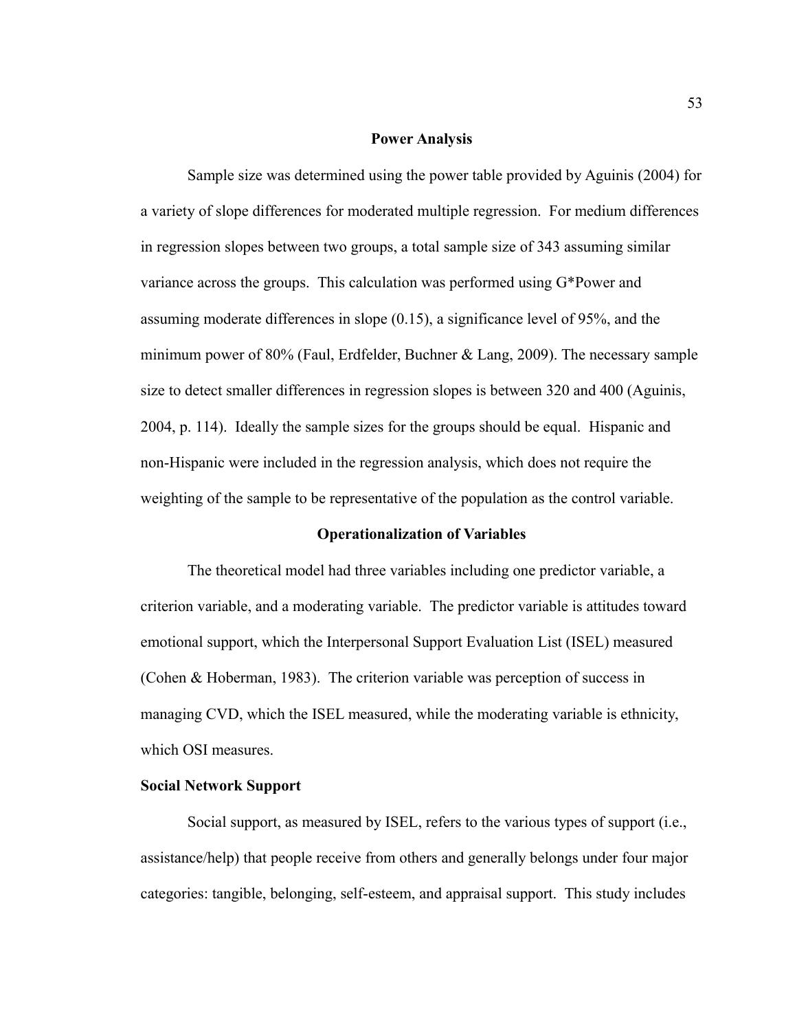## Power Analysis

Sample size was determined using the power table provided by Aguinis (2004) for a variety of slope differences for moderated multiple regression. For medium differences in regression slopes between two groups, a total sample size of 343 assuming similar variance across the groups. This calculation was performed using G*Power and assuming moderate differences in slope (0.15), a significance level of 95%, and the minimum power of 80% (Faul, Erdfelder, Buchner & Lang, 2009). The necessary sample size to detect smaller differences in regression slopes is between 320 and 400 (Aguinis, 2004, p. 114). Ideally the sample sizes for the groups should be equal. Hispanic and non-Hispanic were included in the regression analysis, which does not require the weighting of the sample to be representative of the population as the control variable.

## Operationalization of Variables

The theoretical model had three variables including one predictor variable, a criterion variable, and a moderating variable. The predictor variable is attitudes toward emotional support, which the Interpersonal Support Evaluation List (ISEL) measured (Cohen & Hoberman, 1983). The criterion variable was perception of success in managing CVD, which the ISEL measured, while the moderating variable is ethnicity, which OSI measures.

### Social Network Support

Social support, as measured by ISEL, refers to the various types of support (i.e., assistance/help) that people receive from others and generally belongs under four major categories: tangible, belonging, self-esteem, and appraisal support. This study includes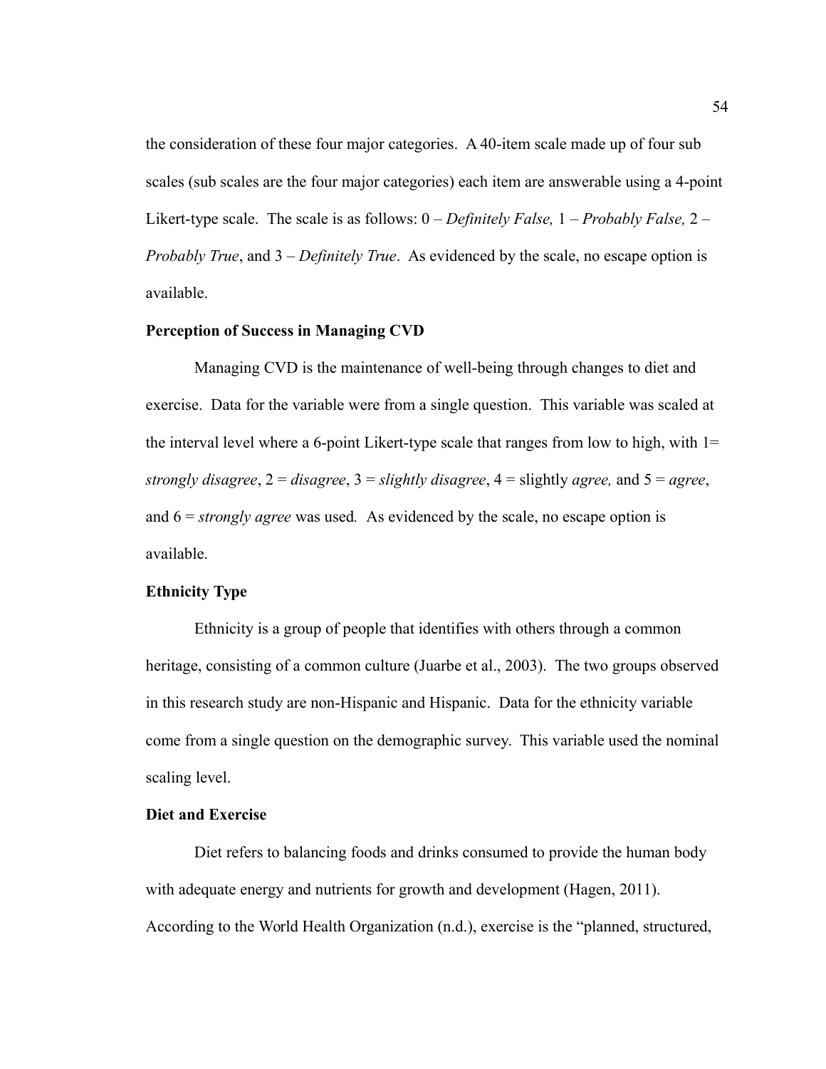the consideration of these four major categories. A 40-item scale made up of four sub scales (sub scales are the four major categories) each item are answerable using a 4-point Likert-type scale. The scale is as follows: 0 – *Definitely False,* 1 – *Probably False,* 2 – *Probably True*, and 3 – *Definitely True*. As evidenced by the scale, no escape option is available.

**Perception of Success in Managing CVD**

Managing CVD is the maintenance of well-being through changes to diet and exercise. Data for the variable were from a single question. This variable was scaled at the interval level where a 6-point Likert-type scale that ranges from low to high, with 1= *strongly disagree*, 2 = *disagree*, 3 = *slightly disagree*, 4 = slightly *agree,* and 5 = *agree*, and 6 = *strongly agree* was used*.* As evidenced by the scale, no escape option is available.

**Ethnicity Type**

Ethnicity is a group of people that identifies with others through a common heritage, consisting of a common culture (Juarbe et al., 2003). The two groups observed in this research study are non-Hispanic and Hispanic. Data for the ethnicity variable come from a single question on the demographic survey. This variable used the nominal scaling level.

**Diet and Exercise**

Diet refers to balancing foods and drinks consumed to provide the human body with adequate energy and nutrients for growth and development (Hagen, 2011). According to the World Health Organization (n.d.), exercise is the "planned, structured,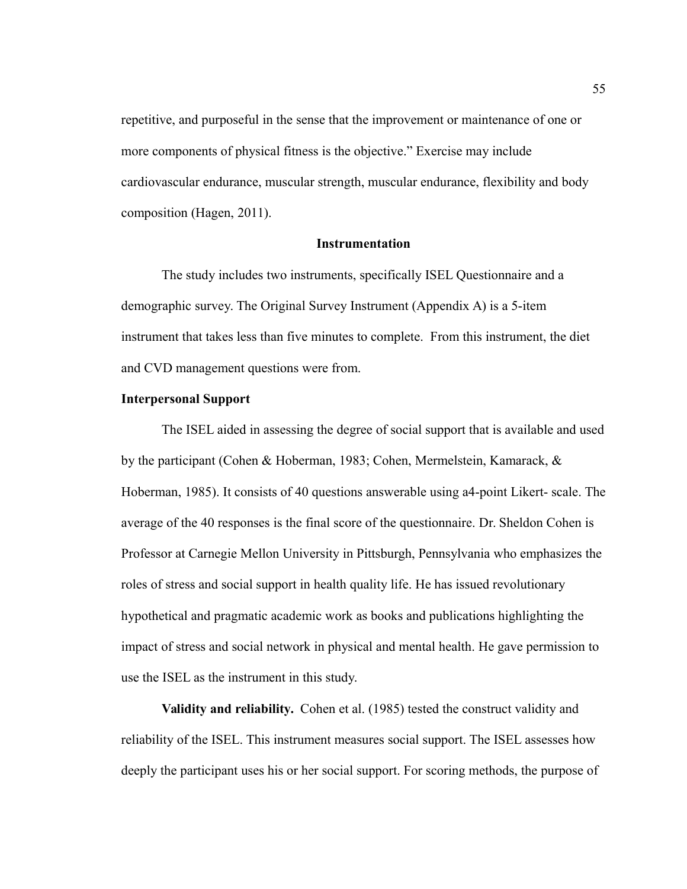repetitive, and purposeful in the sense that the improvement or maintenance of one or more components of physical fitness is the objective." Exercise may include cardiovascular endurance, muscular strength, muscular endurance, flexibility and body composition (Hagen, 2011).

## Instrumentation

The study includes two instruments, specifically ISEL Questionnaire and a demographic survey. The Original Survey Instrument (Appendix A) is a 5-item instrument that takes less than five minutes to complete. From this instrument, the diet and CVD management questions were from.

### Interpersonal Support

The ISEL aided in assessing the degree of social support that is available and used by the participant (Cohen & Hoberman, 1983; Cohen, Mermelstein, Kamarack, & Hoberman, 1985). It consists of 40 questions answerable using a4-point Likert- scale. The average of the 40 responses is the final score of the questionnaire. Dr. Sheldon Cohen is Professor at Carnegie Mellon University in Pittsburgh, Pennsylvania who emphasizes the roles of stress and social support in health quality life. He has issued revolutionary hypothetical and pragmatic academic work as books and publications highlighting the impact of stress and social network in physical and mental health. He gave permission to use the ISEL as the instrument in this study.

**Validity and reliability.** Cohen et al. (1985) tested the construct validity and reliability of the ISEL. This instrument measures social support. The ISEL assesses how deeply the participant uses his or her social support. For scoring methods, the purpose of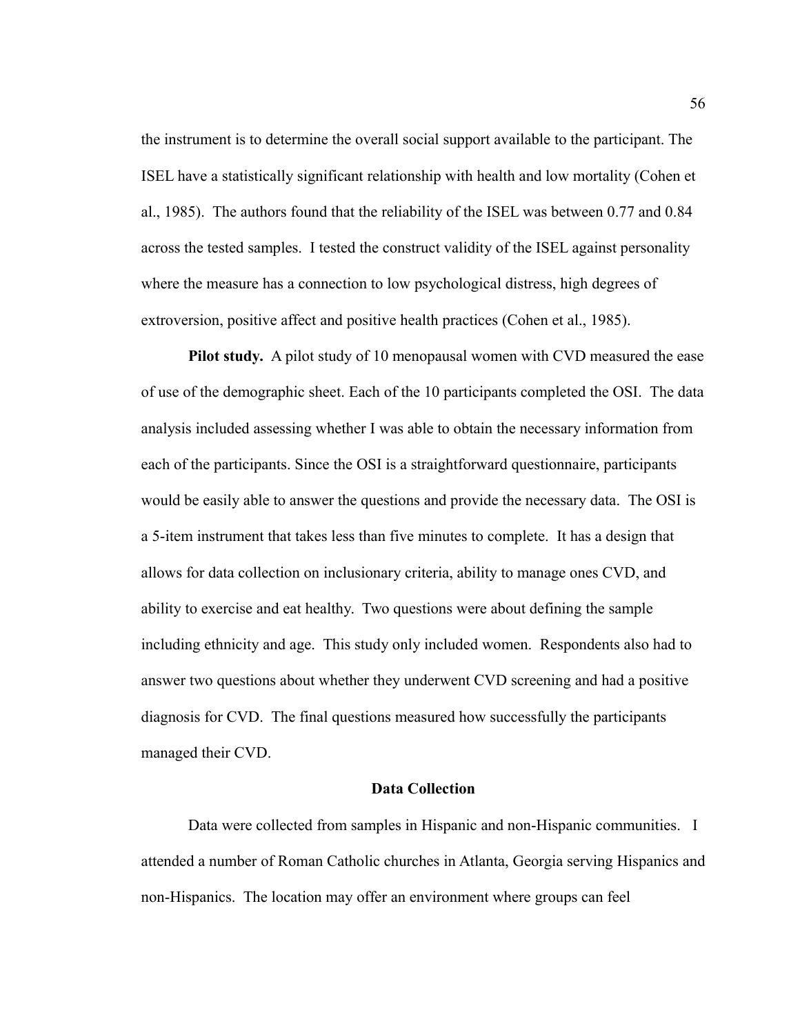the instrument is to determine the overall social support available to the participant. The ISEL have a statistically significant relationship with health and low mortality (Cohen et al., 1985). The authors found that the reliability of the ISEL was between 0.77 and 0.84 across the tested samples. I tested the construct validity of the ISEL against personality where the measure has a connection to low psychological distress, high degrees of extroversion, positive affect and positive health practices (Cohen et al., 1985).

**Pilot study.** A pilot study of 10 menopausal women with CVD measured the ease of use of the demographic sheet. Each of the 10 participants completed the OSI. The data analysis included assessing whether I was able to obtain the necessary information from each of the participants. Since the OSI is a straightforward questionnaire, participants would be easily able to answer the questions and provide the necessary data. The OSI is a 5-item instrument that takes less than five minutes to complete. It has a design that allows for data collection on inclusionary criteria, ability to manage ones CVD, and ability to exercise and eat healthy. Two questions were about defining the sample including ethnicity and age. This study only included women. Respondents also had to answer two questions about whether they underwent CVD screening and had a positive diagnosis for CVD. The final questions measured how successfully the participants managed their CVD.

## Data Collection

Data were collected from samples in Hispanic and non-Hispanic communities. I attended a number of Roman Catholic churches in Atlanta, Georgia serving Hispanics and non-Hispanics. The location may offer an environment where groups can feel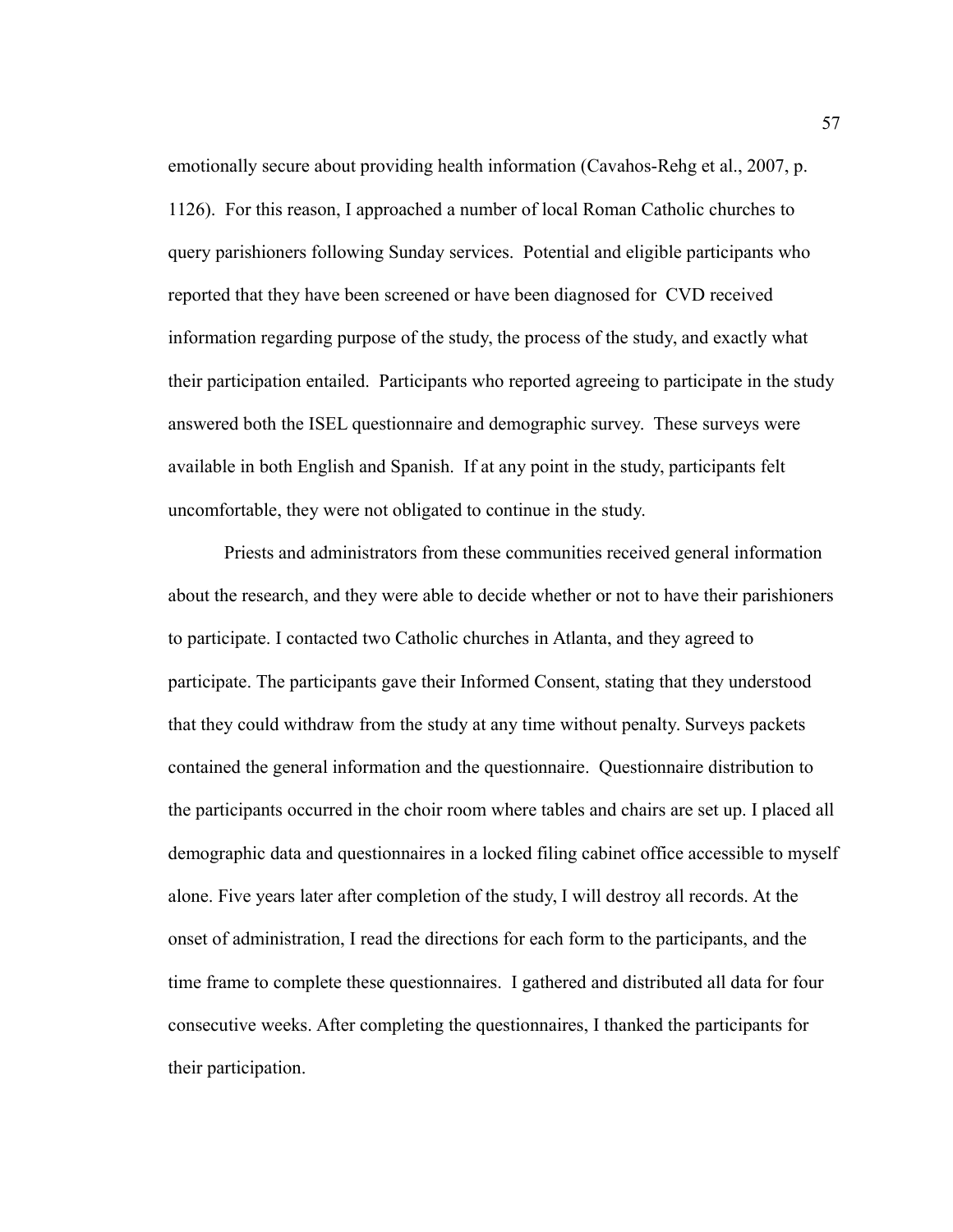emotionally secure about providing health information (Cavahos-Rehg et al., 2007, p. 1126). For this reason, I approached a number of local Roman Catholic churches to query parishioners following Sunday services. Potential and eligible participants who reported that they have been screened or have been diagnosed for CVD received information regarding purpose of the study, the process of the study, and exactly what their participation entailed. Participants who reported agreeing to participate in the study answered both the ISEL questionnaire and demographic survey. These surveys were available in both English and Spanish. If at any point in the study, participants felt uncomfortable, they were not obligated to continue in the study.

Priests and administrators from these communities received general information about the research, and they were able to decide whether or not to have their parishioners to participate. I contacted two Catholic churches in Atlanta, and they agreed to participate. The participants gave their Informed Consent, stating that they understood that they could withdraw from the study at any time without penalty. Surveys packets contained the general information and the questionnaire. Questionnaire distribution to the participants occurred in the choir room where tables and chairs are set up. I placed all demographic data and questionnaires in a locked filing cabinet office accessible to myself alone. Five years later after completion of the study, I will destroy all records. At the onset of administration, I read the directions for each form to the participants, and the time frame to complete these questionnaires. I gathered and distributed all data for four consecutive weeks. After completing the questionnaires, I thanked the participants for their participation.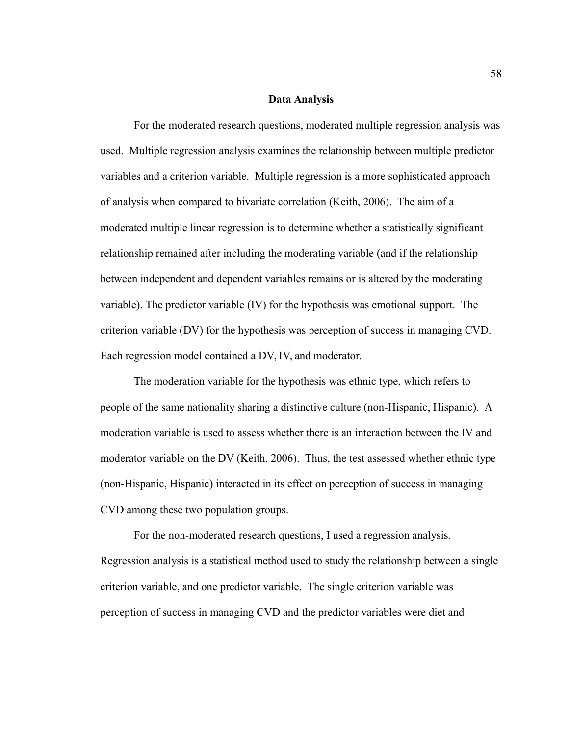## Data Analysis

For the moderated research questions, moderated multiple regression analysis was used. Multiple regression analysis examines the relationship between multiple predictor variables and a criterion variable. Multiple regression is a more sophisticated approach of analysis when compared to bivariate correlation (Keith, 2006). The aim of a moderated multiple linear regression is to determine whether a statistically significant relationship remained after including the moderating variable (and if the relationship between independent and dependent variables remains or is altered by the moderating variable). The predictor variable (IV) for the hypothesis was emotional support. The criterion variable (DV) for the hypothesis was perception of success in managing CVD. Each regression model contained a DV, IV, and moderator.

The moderation variable for the hypothesis was ethnic type, which refers to people of the same nationality sharing a distinctive culture (non-Hispanic, Hispanic). A moderation variable is used to assess whether there is an interaction between the IV and moderator variable on the DV (Keith, 2006). Thus, the test assessed whether ethnic type (non-Hispanic, Hispanic) interacted in its effect on perception of success in managing CVD among these two population groups.

For the non-moderated research questions, I used a regression analysis. Regression analysis is a statistical method used to study the relationship between a single criterion variable, and one predictor variable. The single criterion variable was perception of success in managing CVD and the predictor variables were diet and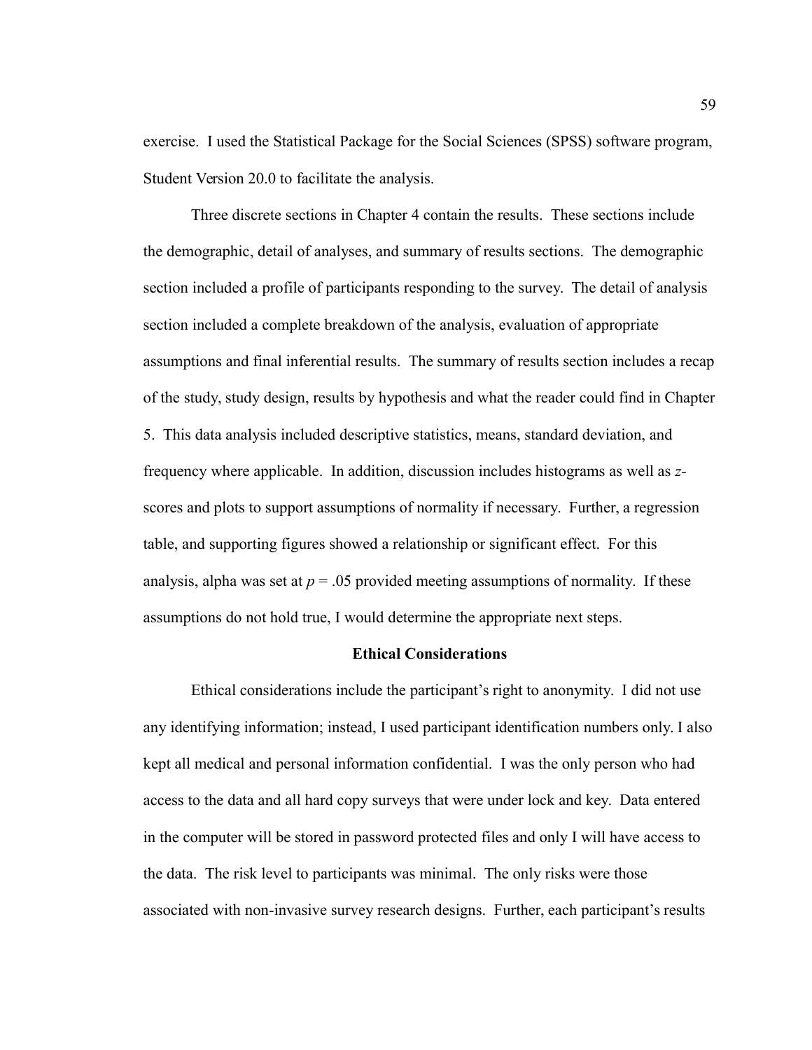exercise. I used the Statistical Package for the Social Sciences (SPSS) software program, Student Version 20.0 to facilitate the analysis.

Three discrete sections in Chapter 4 contain the results. These sections include the demographic, detail of analyses, and summary of results sections. The demographic section included a profile of participants responding to the survey. The detail of analysis section included a complete breakdown of the analysis, evaluation of appropriate assumptions and final inferential results. The summary of results section includes a recap of the study, study design, results by hypothesis and what the reader could find in Chapter 5. This data analysis included descriptive statistics, means, standard deviation, and frequency where applicable. In addition, discussion includes histograms as well as *z*-scores and plots to support assumptions of normality if necessary. Further, a regression table, and supporting figures showed a relationship or significant effect. For this analysis, alpha was set at $p = .05$ provided meeting assumptions of normality. If these assumptions do not hold true, I would determine the appropriate next steps.

## Ethical Considerations

Ethical considerations include the participant's right to anonymity. I did not use any identifying information; instead, I used participant identification numbers only. I also kept all medical and personal information confidential. I was the only person who had access to the data and all hard copy surveys that were under lock and key. Data entered in the computer will be stored in password protected files and only I will have access to the data. The risk level to participants was minimal. The only risks were those associated with non-invasive survey research designs. Further, each participant's results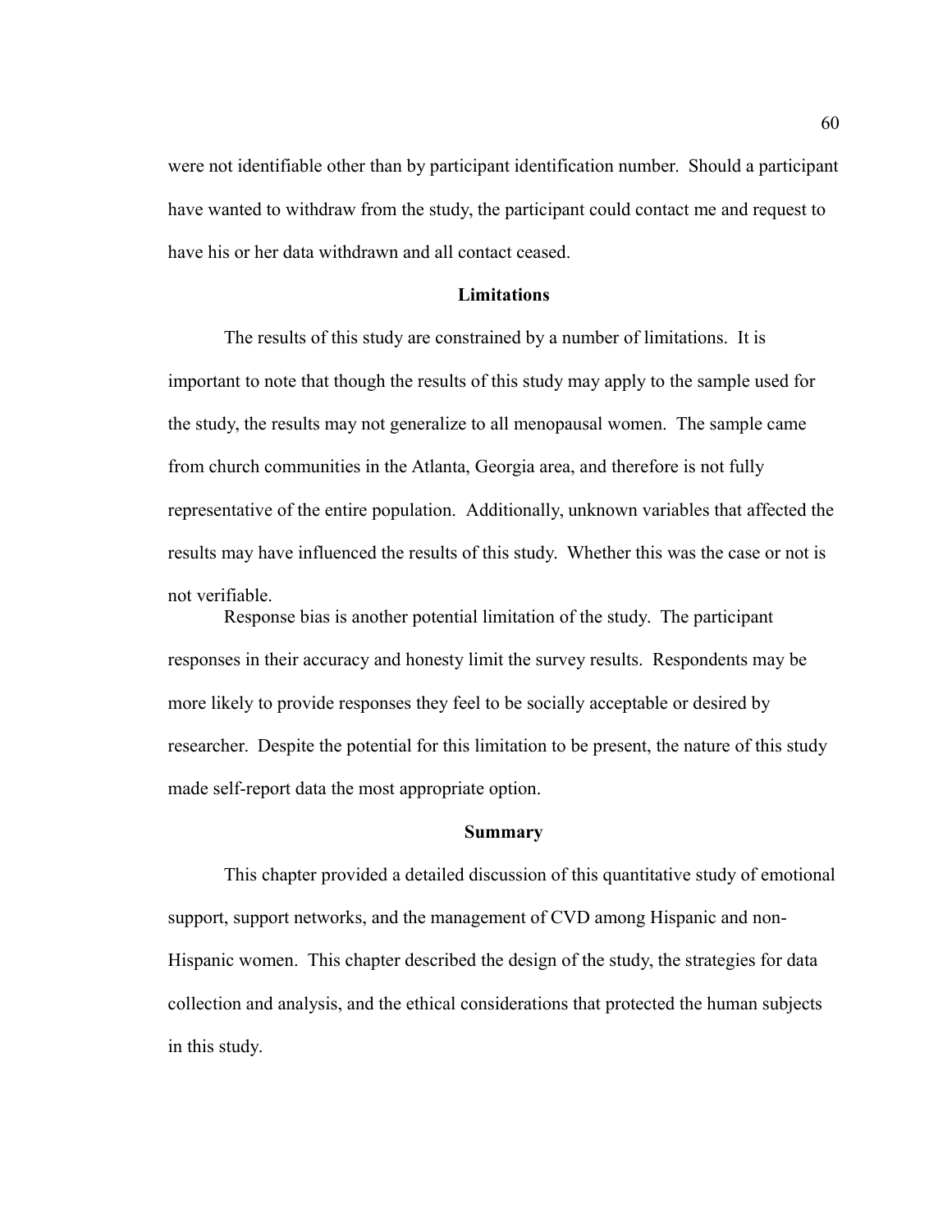were not identifiable other than by participant identification number. Should a participant have wanted to withdraw from the study, the participant could contact me and request to have his or her data withdrawn and all contact ceased.

## Limitations

The results of this study are constrained by a number of limitations. It is important to note that though the results of this study may apply to the sample used for the study, the results may not generalize to all menopausal women. The sample came from church communities in the Atlanta, Georgia area, and therefore is not fully representative of the entire population. Additionally, unknown variables that affected the results may have influenced the results of this study. Whether this was the case or not is not verifiable.

Response bias is another potential limitation of the study. The participant responses in their accuracy and honesty limit the survey results. Respondents may be more likely to provide responses they feel to be socially acceptable or desired by researcher. Despite the potential for this limitation to be present, the nature of this study made self-report data the most appropriate option.

## Summary

This chapter provided a detailed discussion of this quantitative study of emotional support, support networks, and the management of CVD among Hispanic and non-Hispanic women. This chapter described the design of the study, the strategies for data collection and analysis, and the ethical considerations that protected the human subjects in this study.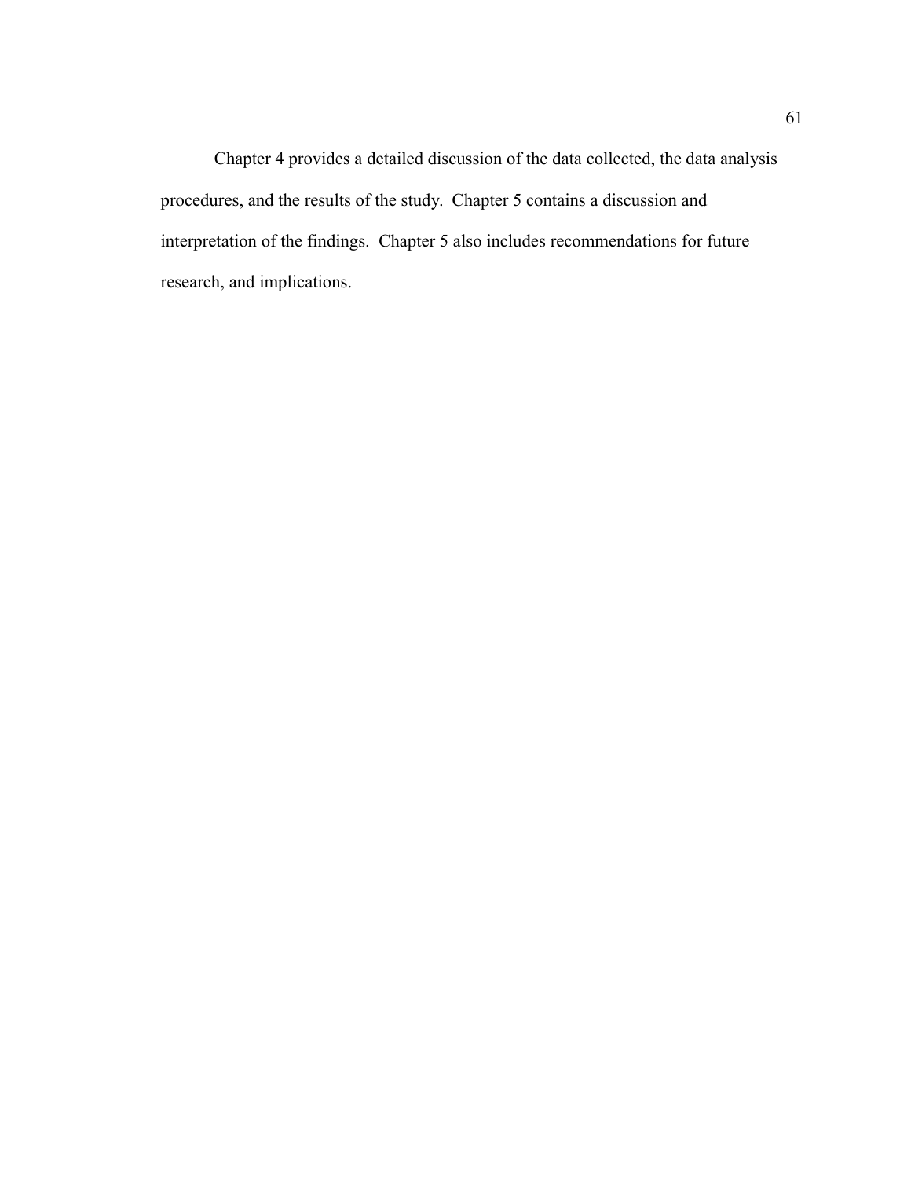Chapter 4 provides a detailed discussion of the data collected, the data analysis procedures, and the results of the study. Chapter 5 contains a discussion and interpretation of the findings. Chapter 5 also includes recommendations for future research, and implications.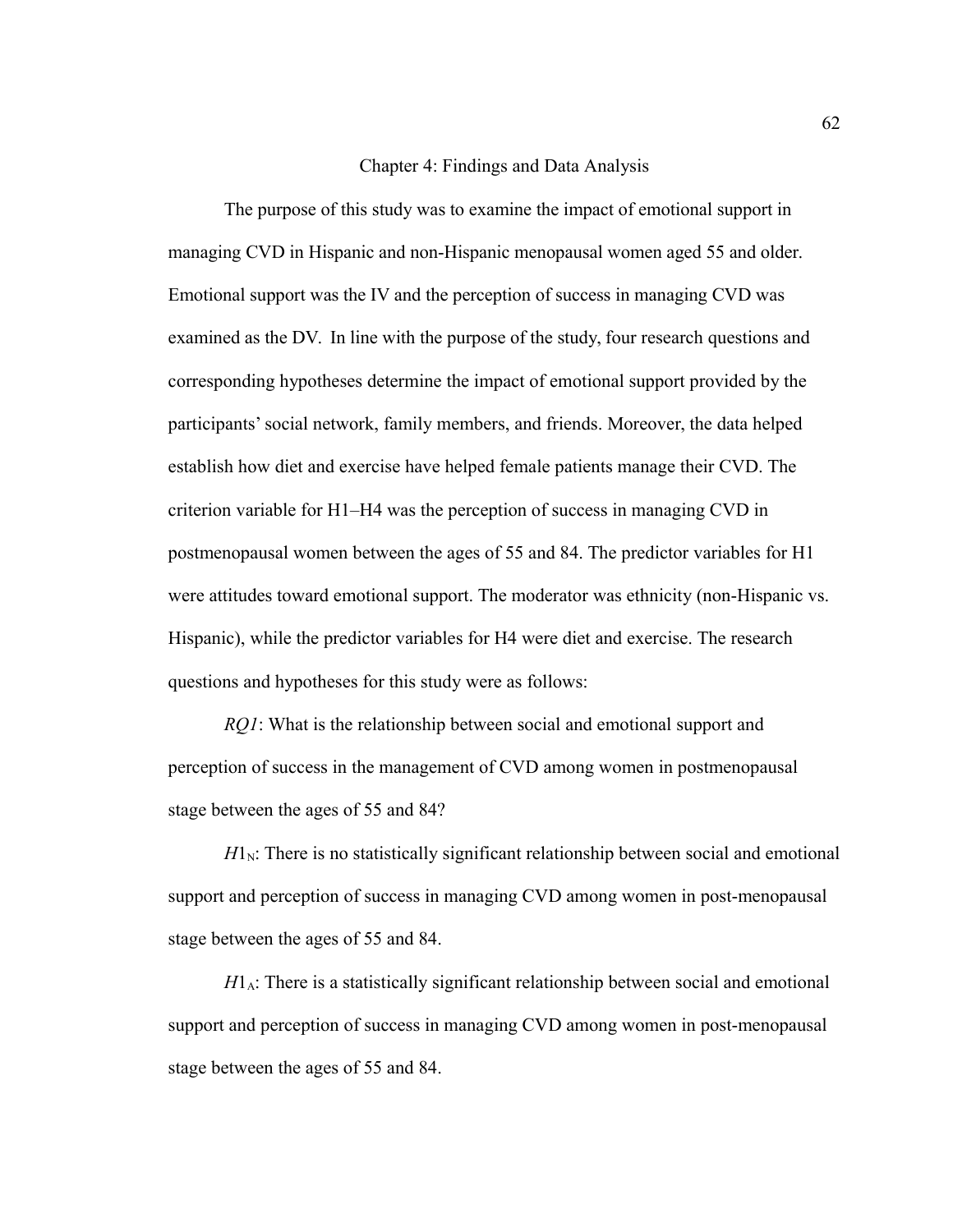# Chapter 4: Findings and Data Analysis

The purpose of this study was to examine the impact of emotional support in managing CVD in Hispanic and non-Hispanic menopausal women aged 55 and older. Emotional support was the IV and the perception of success in managing CVD was examined as the DV. In line with the purpose of the study, four research questions and corresponding hypotheses determine the impact of emotional support provided by the participants' social network, family members, and friends. Moreover, the data helped establish how diet and exercise have helped female patients manage their CVD. The criterion variable for H1–H4 was the perception of success in managing CVD in postmenopausal women between the ages of 55 and 84. The predictor variables for H1 were attitudes toward emotional support. The moderator was ethnicity (non-Hispanic vs. Hispanic), while the predictor variables for H4 were diet and exercise. The research questions and hypotheses for this study were as follows:

*RQ1*: What is the relationship between social and emotional support and perception of success in the management of CVD among women in postmenopausal stage between the ages of 55 and 84?

$H1_N$: There is no statistically significant relationship between social and emotional support and perception of success in managing CVD among women in post-menopausal stage between the ages of 55 and 84.

$H1_A$: There is a statistically significant relationship between social and emotional support and perception of success in managing CVD among women in post-menopausal stage between the ages of 55 and 84.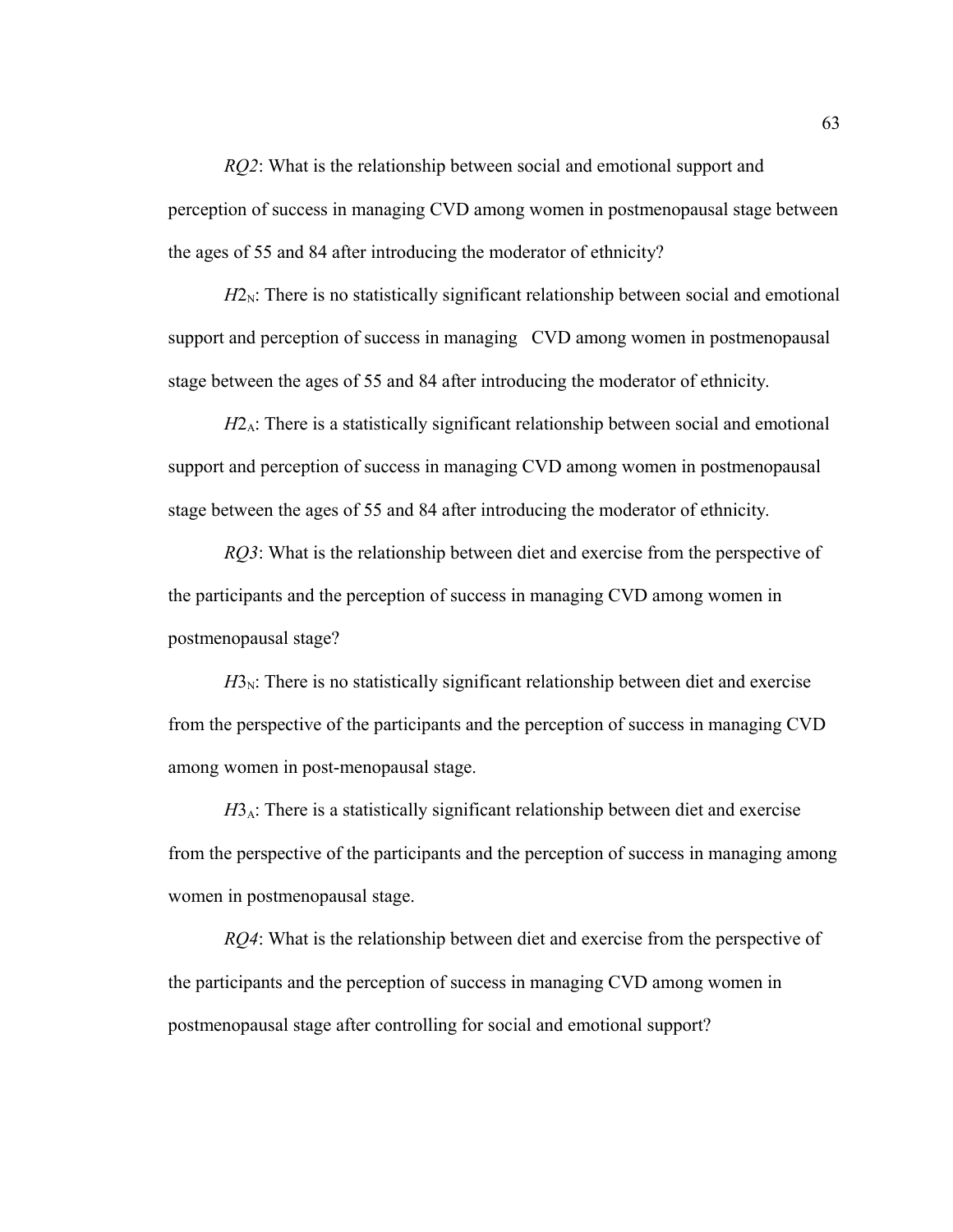*RQ2*: What is the relationship between social and emotional support and perception of success in managing CVD among women in postmenopausal stage between the ages of 55 and 84 after introducing the moderator of ethnicity?

$H2_N$: There is no statistically significant relationship between social and emotional support and perception of success in managing CVD among women in postmenopausal stage between the ages of 55 and 84 after introducing the moderator of ethnicity.

$H2_A$: There is a statistically significant relationship between social and emotional support and perception of success in managing CVD among women in postmenopausal stage between the ages of 55 and 84 after introducing the moderator of ethnicity.

*RQ3*: What is the relationship between diet and exercise from the perspective of the participants and the perception of success in managing CVD among women in postmenopausal stage?

$H3_N$: There is no statistically significant relationship between diet and exercise from the perspective of the participants and the perception of success in managing CVD among women in post-menopausal stage.

$H3_A$: There is a statistically significant relationship between diet and exercise from the perspective of the participants and the perception of success in managing among women in postmenopausal stage.

*RQ4*: What is the relationship between diet and exercise from the perspective of the participants and the perception of success in managing CVD among women in postmenopausal stage after controlling for social and emotional support?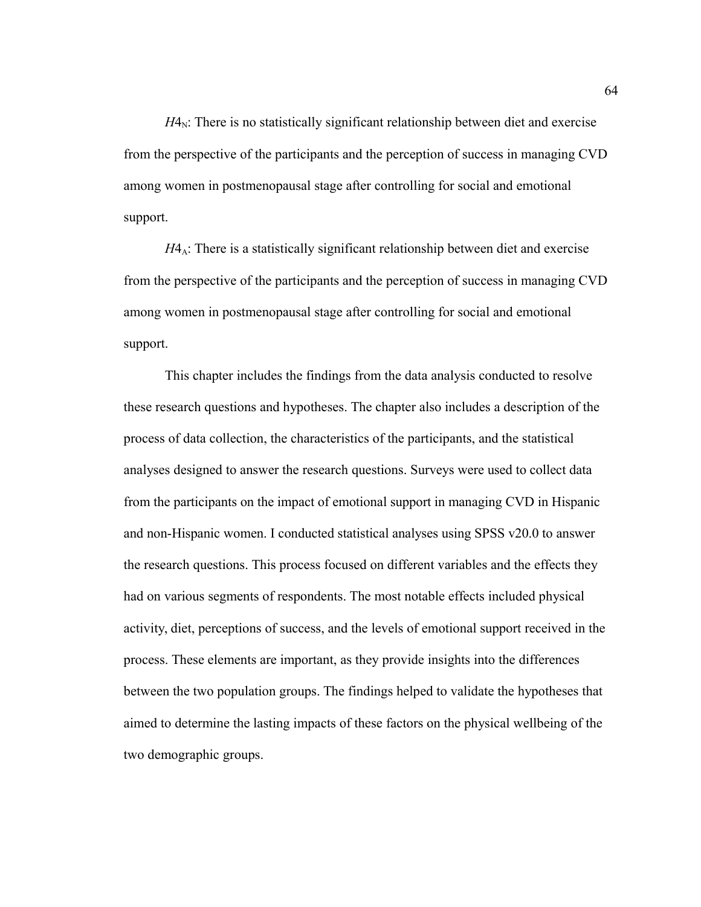$H4_N$: There is no statistically significant relationship between diet and exercise from the perspective of the participants and the perception of success in managing CVD among women in postmenopausal stage after controlling for social and emotional support.

$H4_A$: There is a statistically significant relationship between diet and exercise from the perspective of the participants and the perception of success in managing CVD among women in postmenopausal stage after controlling for social and emotional support.

This chapter includes the findings from the data analysis conducted to resolve these research questions and hypotheses. The chapter also includes a description of the process of data collection, the characteristics of the participants, and the statistical analyses designed to answer the research questions. Surveys were used to collect data from the participants on the impact of emotional support in managing CVD in Hispanic and non-Hispanic women. I conducted statistical analyses using SPSS v20.0 to answer the research questions. This process focused on different variables and the effects they had on various segments of respondents. The most notable effects included physical activity, diet, perceptions of success, and the levels of emotional support received in the process. These elements are important, as they provide insights into the differences between the two population groups. The findings helped to validate the hypotheses that aimed to determine the lasting impacts of these factors on the physical wellbeing of the two demographic groups.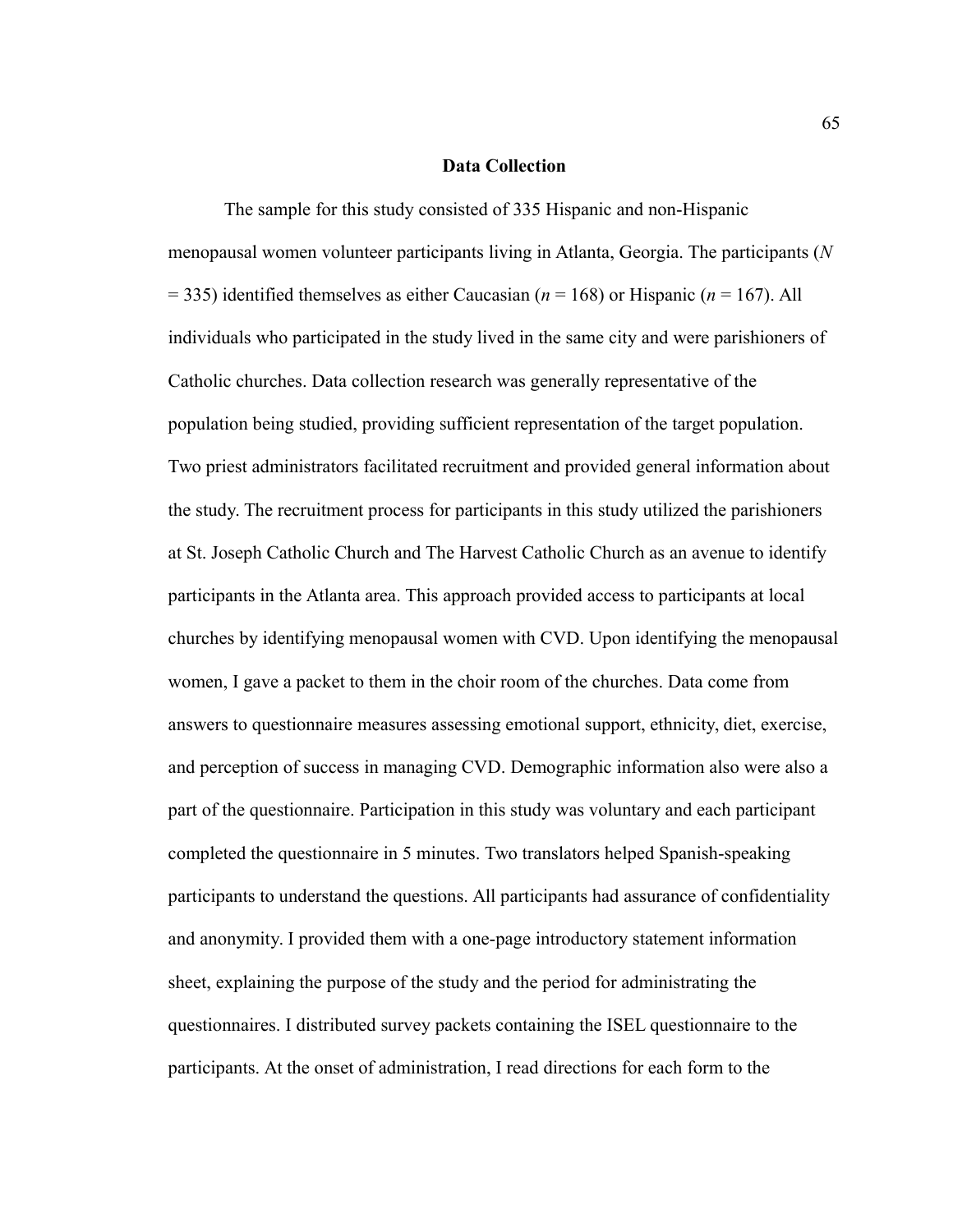## Data Collection

The sample for this study consisted of 335 Hispanic and non-Hispanic menopausal women volunteer participants living in Atlanta, Georgia. The participants ($N = 335$) identified themselves as either Caucasian ($n = 168$) or Hispanic ($n = 167$). All individuals who participated in the study lived in the same city and were parishioners of Catholic churches. Data collection research was generally representative of the population being studied, providing sufficient representation of the target population. Two priest administrators facilitated recruitment and provided general information about the study. The recruitment process for participants in this study utilized the parishioners at St. Joseph Catholic Church and The Harvest Catholic Church as an avenue to identify participants in the Atlanta area. This approach provided access to participants at local churches by identifying menopausal women with CVD. Upon identifying the menopausal women, I gave a packet to them in the choir room of the churches. Data come from answers to questionnaire measures assessing emotional support, ethnicity, diet, exercise, and perception of success in managing CVD. Demographic information also were also a part of the questionnaire. Participation in this study was voluntary and each participant completed the questionnaire in 5 minutes. Two translators helped Spanish-speaking participants to understand the questions. All participants had assurance of confidentiality and anonymity. I provided them with a one-page introductory statement information sheet, explaining the purpose of the study and the period for administrating the questionnaires. I distributed survey packets containing the ISEL questionnaire to the participants. At the onset of administration, I read directions for each form to the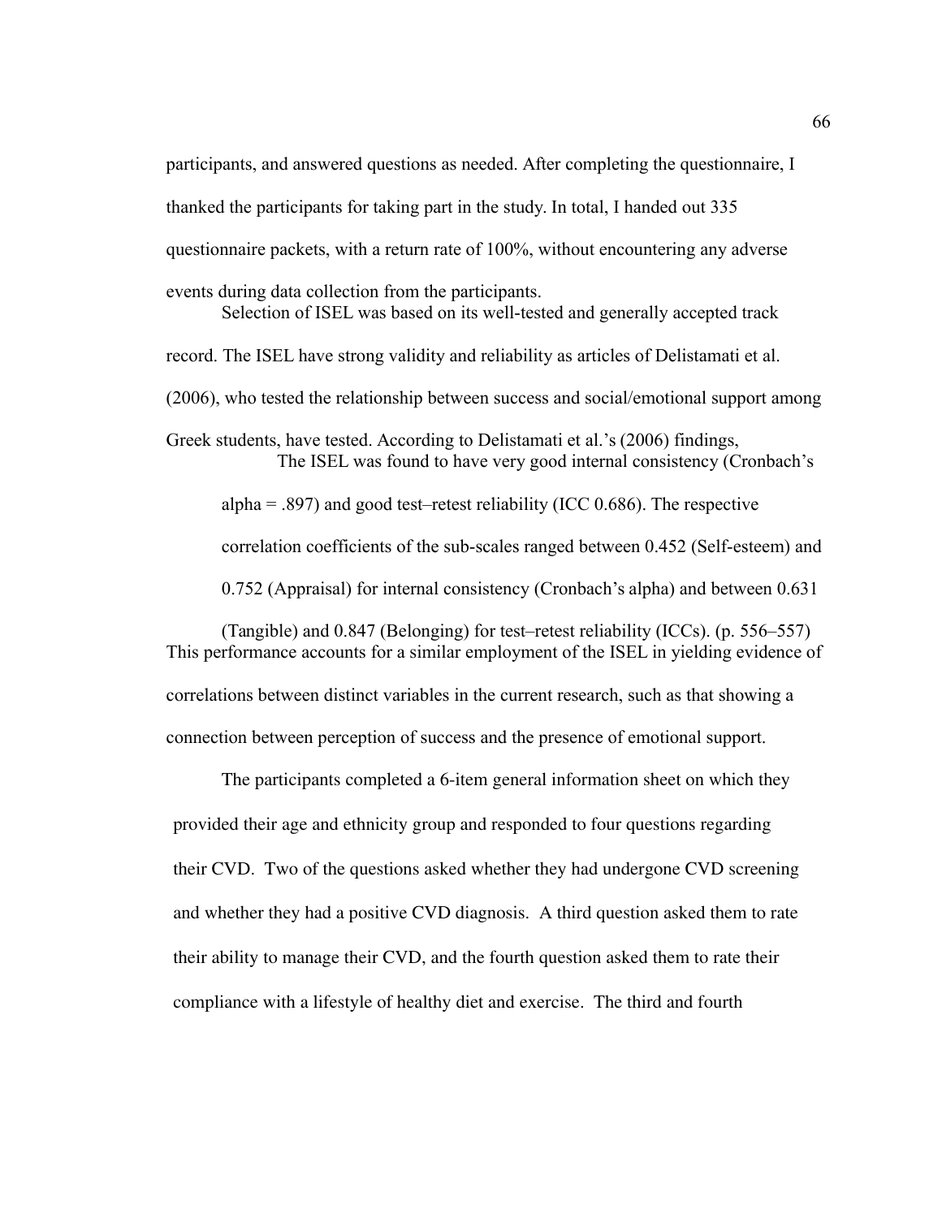participants, and answered questions as needed. After completing the questionnaire, I thanked the participants for taking part in the study. In total, I handed out 335 questionnaire packets, with a return rate of 100%, without encountering any adverse events during data collection from the participants.

Selection of ISEL was based on its well-tested and generally accepted track record. The ISEL have strong validity and reliability as articles of Delistamati et al. (2006), who tested the relationship between success and social/emotional support among Greek students, have tested. According to Delistamati et al.'s (2006) findings,

> The ISEL was found to have very good internal consistency (Cronbach's alpha = .897) and good test–retest reliability (ICC 0.686). The respective correlation coefficients of the sub-scales ranged between 0.452 (Self-esteem) and 0.752 (Appraisal) for internal consistency (Cronbach's alpha) and between 0.631 (Tangible) and 0.847 (Belonging) for test–retest reliability (ICCs). (p. 556–557)

This performance accounts for a similar employment of the ISEL in yielding evidence of correlations between distinct variables in the current research, such as that showing a connection between perception of success and the presence of emotional support.

The participants completed a 6-item general information sheet on which they provided their age and ethnicity group and responded to four questions regarding their CVD. Two of the questions asked whether they had undergone CVD screening and whether they had a positive CVD diagnosis. A third question asked them to rate their ability to manage their CVD, and the fourth question asked them to rate their compliance with a lifestyle of healthy diet and exercise. The third and fourth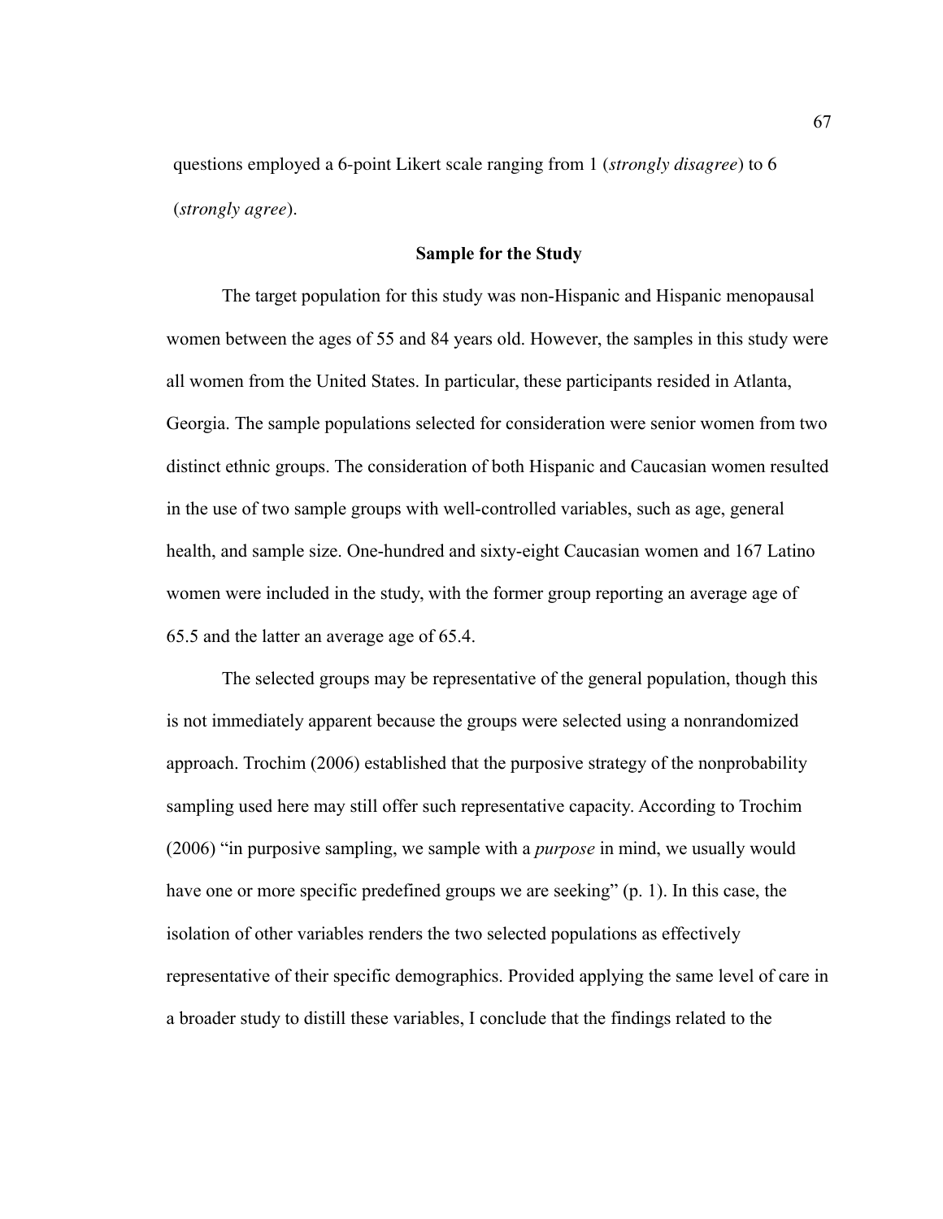questions employed a 6-point Likert scale ranging from 1 (*strongly disagree*) to 6 (*strongly agree*).

## Sample for the Study

The target population for this study was non-Hispanic and Hispanic menopausal women between the ages of 55 and 84 years old. However, the samples in this study were all women from the United States. In particular, these participants resided in Atlanta, Georgia. The sample populations selected for consideration were senior women from two distinct ethnic groups. The consideration of both Hispanic and Caucasian women resulted in the use of two sample groups with well-controlled variables, such as age, general health, and sample size. One-hundred and sixty-eight Caucasian women and 167 Latino women were included in the study, with the former group reporting an average age of 65.5 and the latter an average age of 65.4.

The selected groups may be representative of the general population, though this is not immediately apparent because the groups were selected using a nonrandomized approach. Trochim (2006) established that the purposive strategy of the nonprobability sampling used here may still offer such representative capacity. According to Trochim (2006) "in purposive sampling, we sample with a *purpose* in mind, we usually would have one or more specific predefined groups we are seeking" (p. 1). In this case, the isolation of other variables renders the two selected populations as effectively representative of their specific demographics. Provided applying the same level of care in a broader study to distill these variables, I conclude that the findings related to the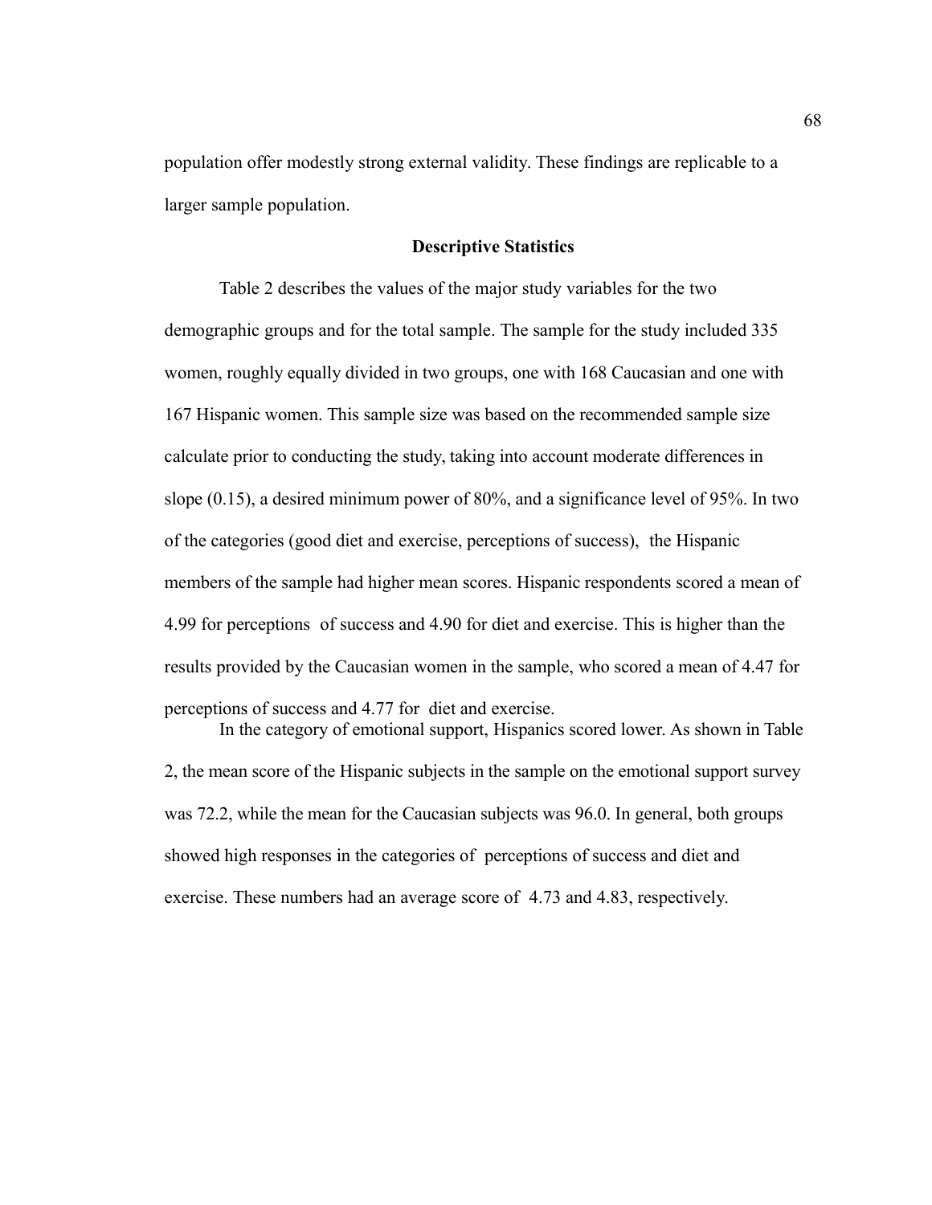population offer modestly strong external validity. These findings are replicable to a larger sample population.

## Descriptive Statistics

Table 2 describes the values of the major study variables for the two demographic groups and for the total sample. The sample for the study included 335 women, roughly equally divided in two groups, one with 168 Caucasian and one with 167 Hispanic women. This sample size was based on the recommended sample size calculate prior to conducting the study, taking into account moderate differences in slope (0.15), a desired minimum power of 80%, and a significance level of 95%. In two of the categories (good diet and exercise, perceptions of success), the Hispanic members of the sample had higher mean scores. Hispanic respondents scored a mean of 4.99 for perceptions of success and 4.90 for diet and exercise. This is higher than the results provided by the Caucasian women in the sample, who scored a mean of 4.47 for perceptions of success and 4.77 for diet and exercise.

In the category of emotional support, Hispanics scored lower. As shown in Table 2, the mean score of the Hispanic subjects in the sample on the emotional support survey was 72.2, while the mean for the Caucasian subjects was 96.0. In general, both groups showed high responses in the categories of perceptions of success and diet and exercise. These numbers had an average score of 4.73 and 4.83, respectively.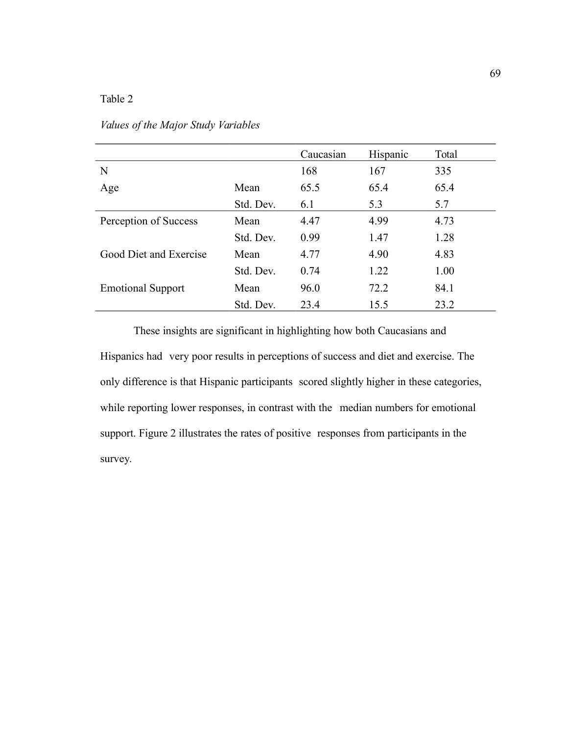Table 2

*Values of the Major Study Variables*

| | | Caucasian | Hispanic | Total |
|---|---|---|---|---|
| N | | 168 | 167 | 335 |
| Age | Mean | 65.5 | 65.4 | 65.4 |
| | Std. Dev. | 6.1 | 5.3 | 5.7 |
| Perception of Success | Mean | 4.47 | 4.99 | 4.73 |
| | Std. Dev. | 0.99 | 1.47 | 1.28 |
| Good Diet and Exercise | Mean | 4.77 | 4.90 | 4.83 |
| | Std. Dev. | 0.74 | 1.22 | 1.00 |
| Emotional Support | Mean | 96.0 | 72.2 | 84.1 |
| | Std. Dev. | 23.4 | 15.5 | 23.2 |

These insights are significant in highlighting how both Caucasians and Hispanics had very poor results in perceptions of success and diet and exercise. The only difference is that Hispanic participants scored slightly higher in these categories, while reporting lower responses, in contrast with the median numbers for emotional support. Figure 2 illustrates the rates of positive responses from participants in the survey.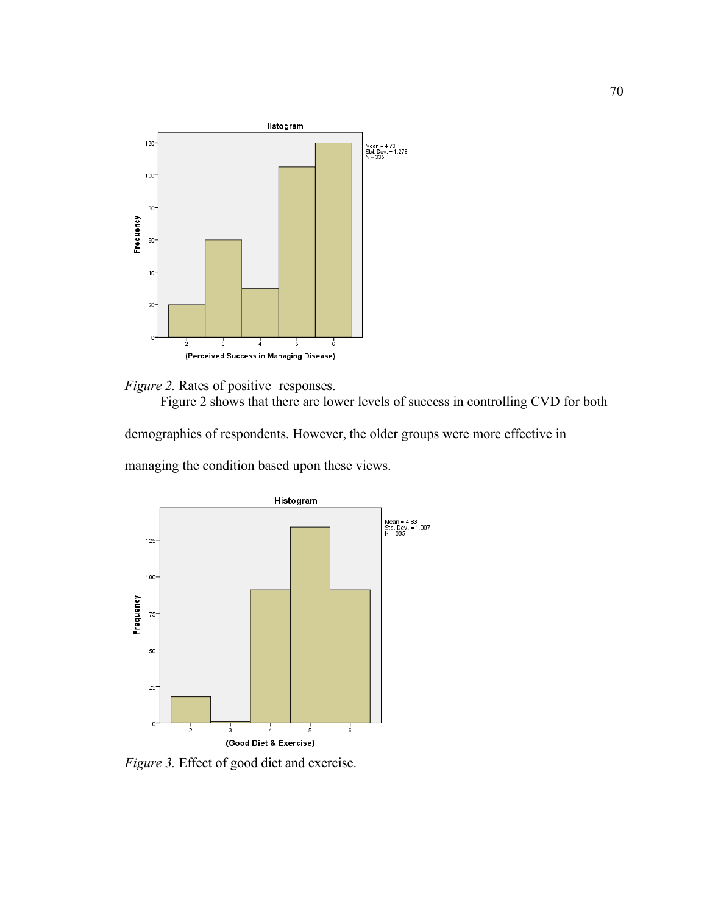*Figure 2.* Rates of positive responses.

Figure 2 shows that there are lower levels of success in controlling CVD for both demographics of respondents. However, the older groups were more effective in managing the condition based upon these views.

*Figure 3.* Effect of good diet and exercise.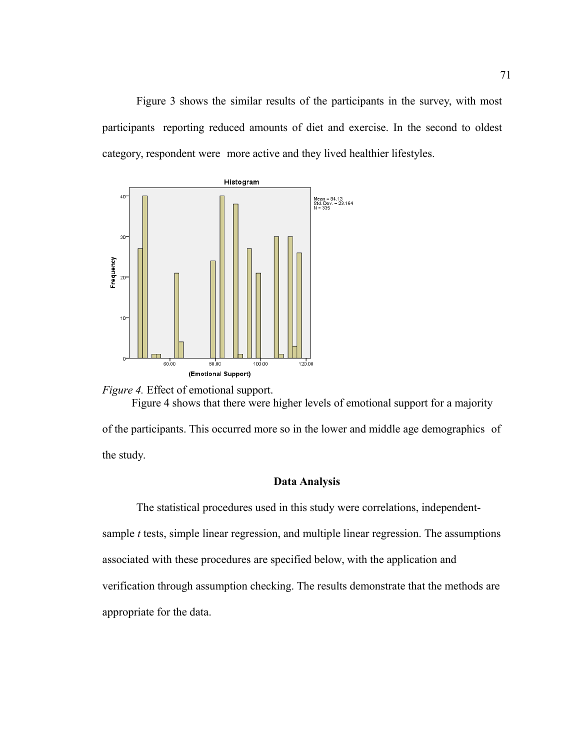Figure 3 shows the similar results of the participants in the survey, with most participants reporting reduced amounts of diet and exercise. In the second to oldest category, respondent were more active and they lived healthier lifestyles.

*Figure 4.* Effect of emotional support.

Figure 4 shows that there were higher levels of emotional support for a majority of the participants. This occurred more so in the lower and middle age demographics of the study.

## Data Analysis

The statistical procedures used in this study were correlations, independent-sample *t* tests, simple linear regression, and multiple linear regression. The assumptions associated with these procedures are specified below, with the application and verification through assumption checking. The results demonstrate that the methods are appropriate for the data.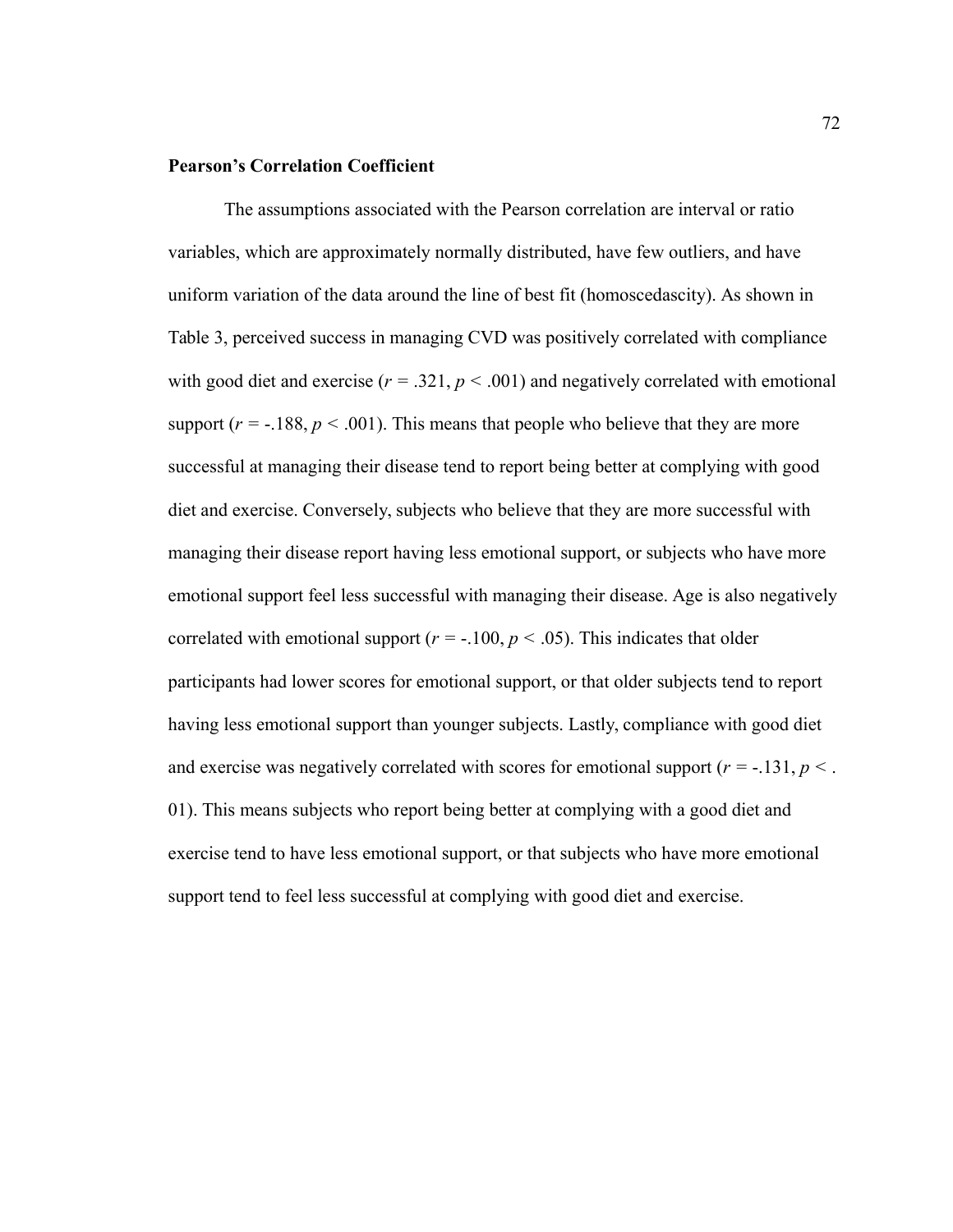**Pearson's Correlation Coefficient**

The assumptions associated with the Pearson correlation are interval or ratio variables, which are approximately normally distributed, have few outliers, and have uniform variation of the data around the line of best fit (homoscedascity). As shown in Table 3, perceived success in managing CVD was positively correlated with compliance with good diet and exercise ($r = .321$, $p < .001$) and negatively correlated with emotional support ($r = -.188$, $p < .001$). This means that people who believe that they are more successful at managing their disease tend to report being better at complying with good diet and exercise. Conversely, subjects who believe that they are more successful with managing their disease report having less emotional support, or subjects who have more emotional support feel less successful with managing their disease. Age is also negatively correlated with emotional support ($r = -.100$, $p < .05$). This indicates that older participants had lower scores for emotional support, or that older subjects tend to report having less emotional support than younger subjects. Lastly, compliance with good diet and exercise was negatively correlated with scores for emotional support ($r = -.131$, $p < .01$). This means subjects who report being better at complying with a good diet and exercise tend to have less emotional support, or that subjects who have more emotional support tend to feel less successful at complying with good diet and exercise.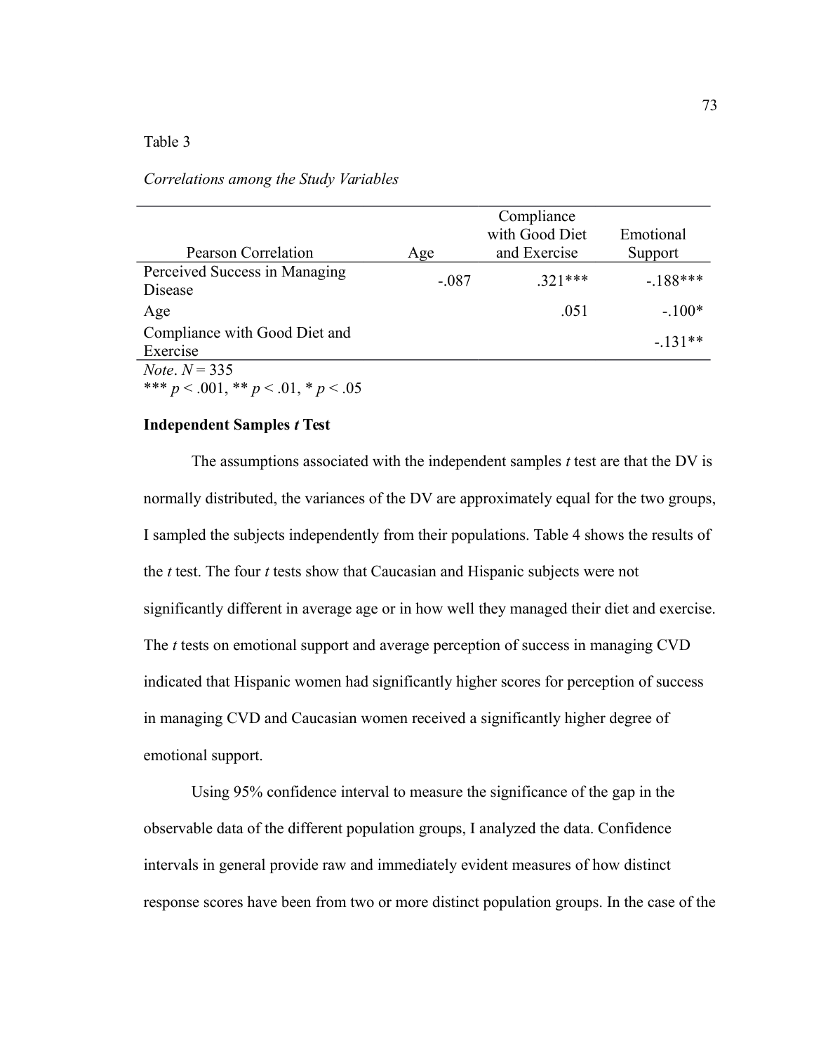Table 3

*Correlations among the Study Variables*

| Pearson Correlation | Age | Compliance with Good Diet and Exercise | Emotional Support |
|---|---|---|---|
| Perceived Success in Managing Disease | -.087 | .321*** | -.188*** |
| Age | | .051 | -.100* |
| Compliance with Good Diet and Exercise | | | -.131** |

*Note*. $N = 335$
*** $p < .001$, ** $p < .01$, * $p < .05$

### Independent Samples *t* Test

The assumptions associated with the independent samples *t* test are that the DV is normally distributed, the variances of the DV are approximately equal for the two groups, I sampled the subjects independently from their populations. Table 4 shows the results of the *t* test. The four *t* tests show that Caucasian and Hispanic subjects were not significantly different in average age or in how well they managed their diet and exercise. The *t* tests on emotional support and average perception of success in managing CVD indicated that Hispanic women had significantly higher scores for perception of success in managing CVD and Caucasian women received a significantly higher degree of emotional support.

Using 95% confidence interval to measure the significance of the gap in the observable data of the different population groups, I analyzed the data. Confidence intervals in general provide raw and immediately evident measures of how distinct response scores have been from two or more distinct population groups. In the case of the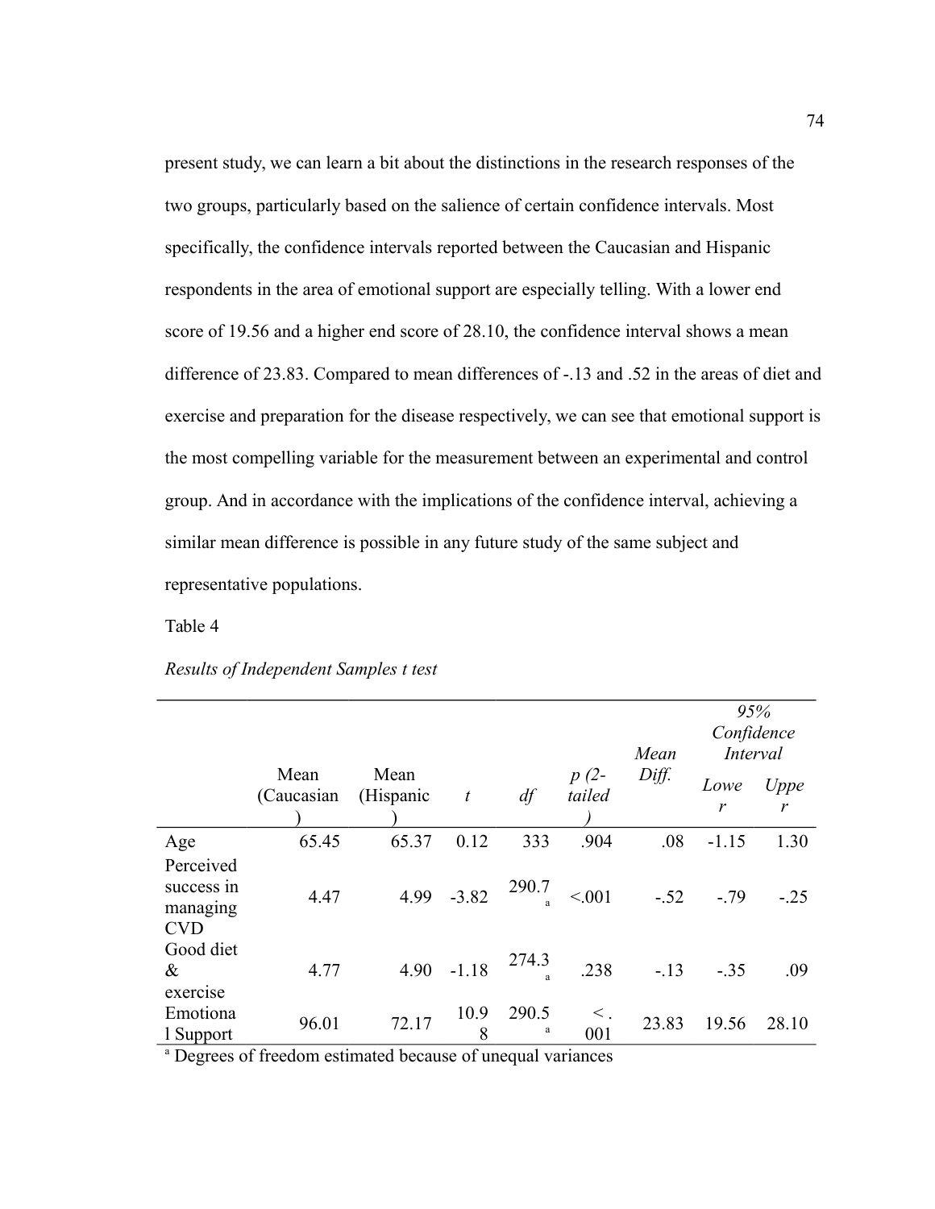present study, we can learn a bit about the distinctions in the research responses of the two groups, particularly based on the salience of certain confidence intervals. Most specifically, the confidence intervals reported between the Caucasian and Hispanic respondents in the area of emotional support are especially telling. With a lower end score of 19.56 and a higher end score of 28.10, the confidence interval shows a mean difference of 23.83. Compared to mean differences of -.13 and .52 in the areas of diet and exercise and preparation for the disease respectively, we can see that emotional support is the most compelling variable for the measurement between an experimental and control group. And in accordance with the implications of the confidence interval, achieving a similar mean difference is possible in any future study of the same subject and representative populations.

Table 4

*Results of Independent Samples t test*

| | Mean (Caucasian) | Mean (Hispanic) | *t* | *df* | *p (2-tailed)* | *Mean Diff.* | *95% Confidence Interval* | |
|---|---|---|---|---|---|---|---|---|
| | | | | | | | *Lower* | *Upper* |
| Age | 65.45 | 65.37 | 0.12 | 333 | .904 | .08 | -1.15 | 1.30 |
| Perceived success in managing CVD | 4.47 | 4.99 | -3.82 | 290.7[a] | <.001 | -.52 | -.79 | -.25 |
| Good diet & exercise | 4.77 | 4.90 | -1.18 | 274.3[a] | .238 | -.13 | -.35 | .09 |
| Emotional Support | 96.01 | 72.17 | 10.98 | 290.5[a] | < .001 | 23.83 | 19.56 | 28.10 |

[a] Degrees of freedom estimated because of unequal variances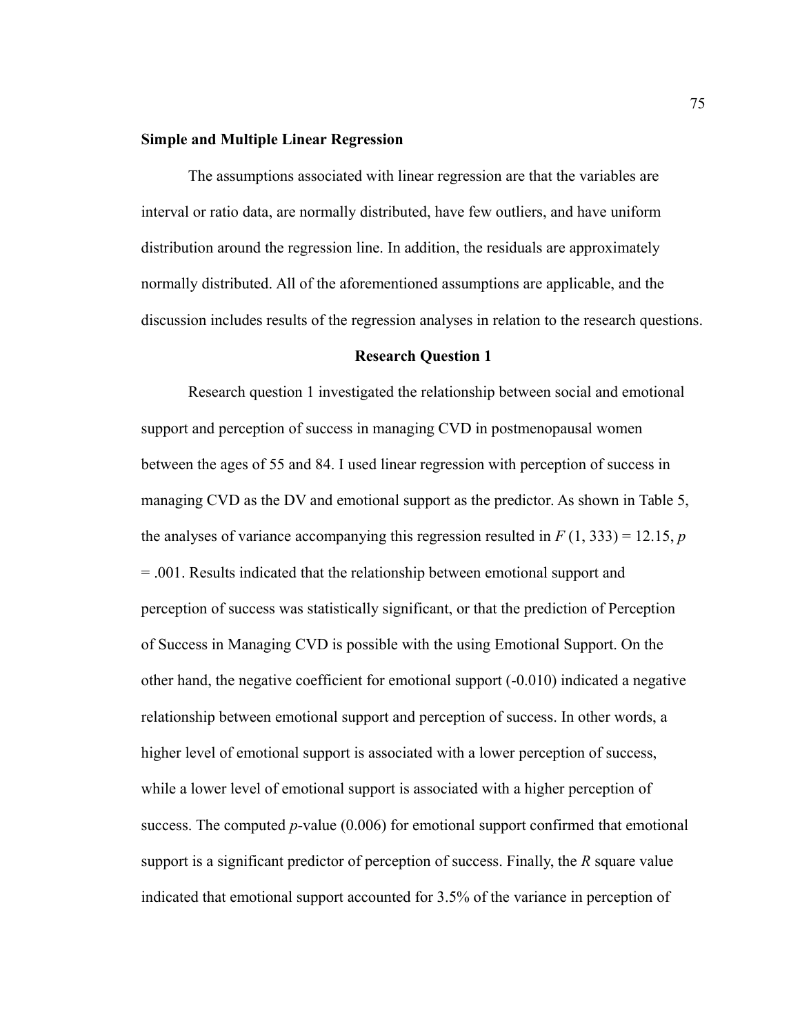**Simple and Multiple Linear Regression**

The assumptions associated with linear regression are that the variables are interval or ratio data, are normally distributed, have few outliers, and have uniform distribution around the regression line. In addition, the residuals are approximately normally distributed. All of the aforementioned assumptions are applicable, and the discussion includes results of the regression analyses in relation to the research questions.

**Research Question 1**

Research question 1 investigated the relationship between social and emotional support and perception of success in managing CVD in postmenopausal women between the ages of 55 and 84. I used linear regression with perception of success in managing CVD as the DV and emotional support as the predictor. As shown in Table 5, the analyses of variance accompanying this regression resulted in $F\ (1, 333) = 12.15$, $p = .001$. Results indicated that the relationship between emotional support and perception of success was statistically significant, or that the prediction of Perception of Success in Managing CVD is possible with the using Emotional Support. On the other hand, the negative coefficient for emotional support (-0.010) indicated a negative relationship between emotional support and perception of success. In other words, a higher level of emotional support is associated with a lower perception of success, while a lower level of emotional support is associated with a higher perception of success. The computed *p*-value (0.006) for emotional support confirmed that emotional support is a significant predictor of perception of success. Finally, the *R* square value indicated that emotional support accounted for 3.5% of the variance in perception of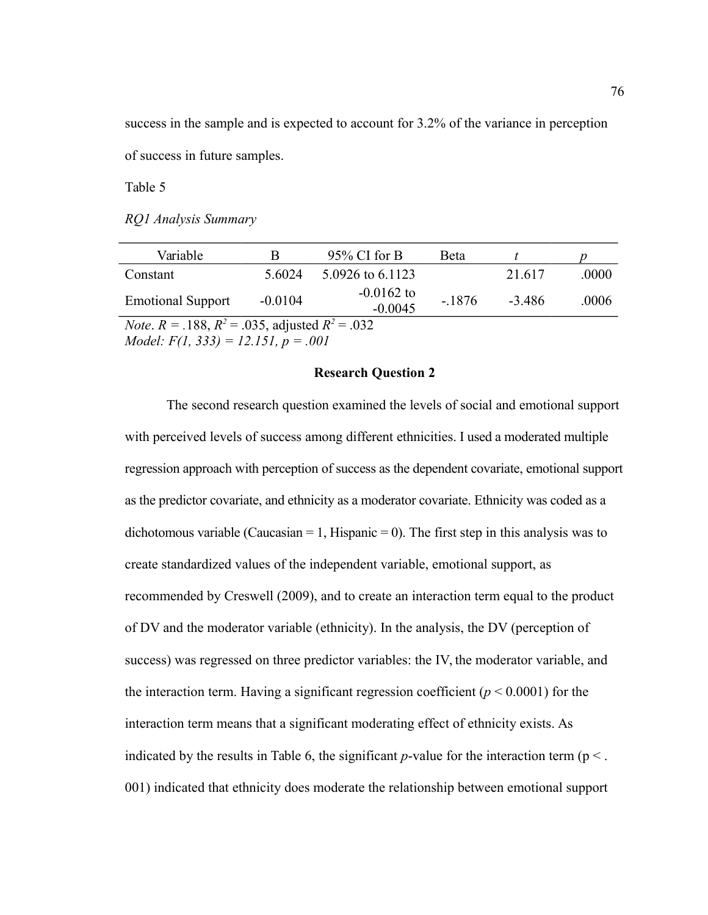success in the sample and is expected to account for 3.2% of the variance in perception of success in future samples.

Table 5

*RQ1 Analysis Summary*

| Variable | B | 95% CI for B | Beta | *t* | *p* |
|---|---|---|---|---|---|
| Constant | 5.6024 | 5.0926 to 6.1123 | | 21.617 | .0000 |
| Emotional Support | -0.0104 | -0.0162 to -0.0045 | -.1876 | -3.486 | .0006 |

*Note*. $R = .188$, $R^2 = .035$, adjusted $R^2 = .032$
*Model:* $F(1, 333) = 12.151$, $p = .001$

**Research Question 2**

The second research question examined the levels of social and emotional support with perceived levels of success among different ethnicities. I used a moderated multiple regression approach with perception of success as the dependent covariate, emotional support as the predictor covariate, and ethnicity as a moderator covariate. Ethnicity was coded as a dichotomous variable (Caucasian = 1, Hispanic = 0). The first step in this analysis was to create standardized values of the independent variable, emotional support, as recommended by Creswell (2009), and to create an interaction term equal to the product of DV and the moderator variable (ethnicity). In the analysis, the DV (perception of success) was regressed on three predictor variables: the IV, the moderator variable, and the interaction term. Having a significant regression coefficient ($p < 0.0001$) for the interaction term means that a significant moderating effect of ethnicity exists. As indicated by the results in Table 6, the significant *p*-value for the interaction term (p < . 001) indicated that ethnicity does moderate the relationship between emotional support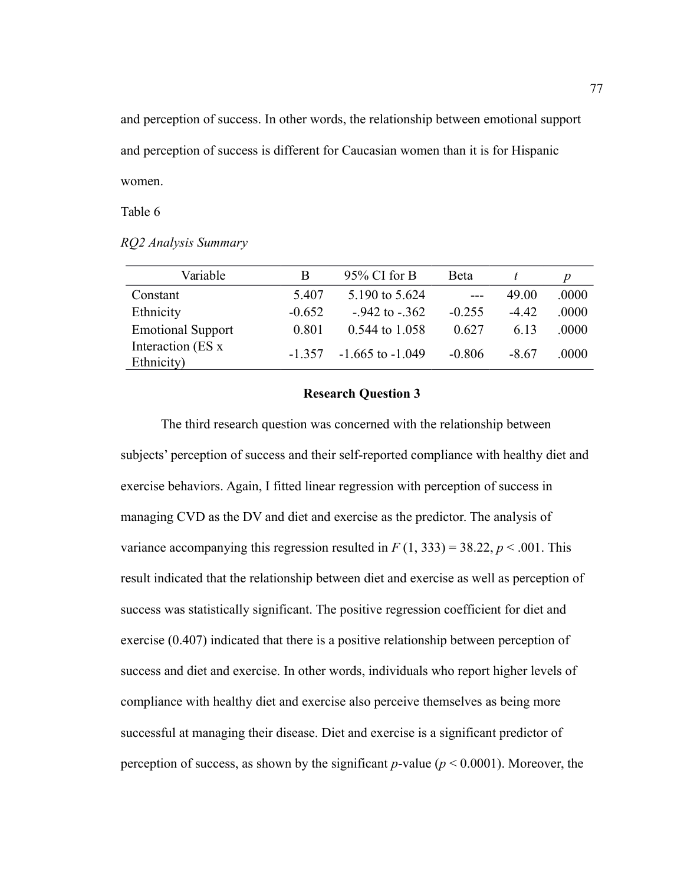and perception of success. In other words, the relationship between emotional support and perception of success is different for Caucasian women than it is for Hispanic women.

Table 6

*RQ2 Analysis Summary*

| Variable | B | 95% CI for B | Beta | *t* | *p* |
|---|---|---|---|---|---|
| Constant | 5.407 | 5.190 to 5.624 | --- | 49.00 | .0000 |
| Ethnicity | -0.652 | -.942 to -.362 | -0.255 | -4.42 | .0000 |
| Emotional Support | 0.801 | 0.544 to 1.058 | 0.627 | 6.13 | .0000 |
| Interaction (ES x Ethnicity) | -1.357 | -1.665 to -1.049 | -0.806 | -8.67 | .0000 |

## Research Question 3

The third research question was concerned with the relationship between subjects' perception of success and their self-reported compliance with healthy diet and exercise behaviors. Again, I fitted linear regression with perception of success in managing CVD as the DV and diet and exercise as the predictor. The analysis of variance accompanying this regression resulted in $F(1, 333) = 38.22$, $p < .001$. This result indicated that the relationship between diet and exercise as well as perception of success was statistically significant. The positive regression coefficient for diet and exercise (0.407) indicated that there is a positive relationship between perception of success and diet and exercise. In other words, individuals who report higher levels of compliance with healthy diet and exercise also perceive themselves as being more successful at managing their disease. Diet and exercise is a significant predictor of perception of success, as shown by the significant *p*-value ($p < 0.0001$). Moreover, the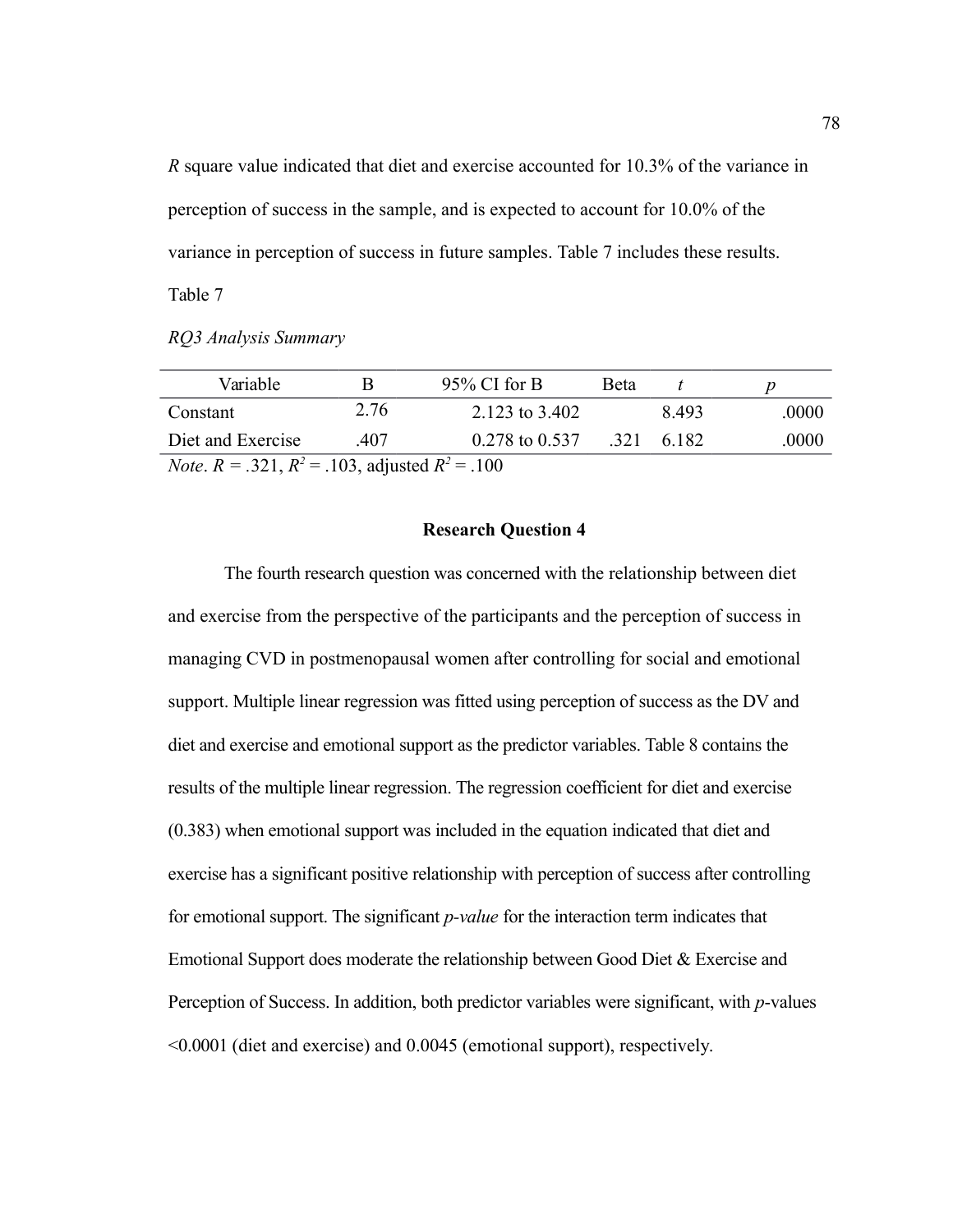*R* square value indicated that diet and exercise accounted for 10.3% of the variance in perception of success in the sample, and is expected to account for 10.0% of the variance in perception of success in future samples. Table 7 includes these results.

Table 7

*RQ3 Analysis Summary*

| Variable | B | 95% CI for B | Beta | *t* | *p* |
|---|---|---|---|---|---|
| Constant | 2.76 | 2.123 to 3.402 | | 8.493 | .0000 |
| Diet and Exercise | .407 | 0.278 to 0.537 | .321 | 6.182 | .0000 |

*Note*. $R = .321$, $R^2 = .103$, adjusted $R^2 = .100$

## Research Question 4

The fourth research question was concerned with the relationship between diet and exercise from the perspective of the participants and the perception of success in managing CVD in postmenopausal women after controlling for social and emotional support. Multiple linear regression was fitted using perception of success as the DV and diet and exercise and emotional support as the predictor variables. Table 8 contains the results of the multiple linear regression. The regression coefficient for diet and exercise (0.383) when emotional support was included in the equation indicated that diet and exercise has a significant positive relationship with perception of success after controlling for emotional support. The significant *p-value* for the interaction term indicates that Emotional Support does moderate the relationship between Good Diet & Exercise and Perception of Success. In addition, both predictor variables were significant, with *p*-values <0.0001 (diet and exercise) and 0.0045 (emotional support), respectively.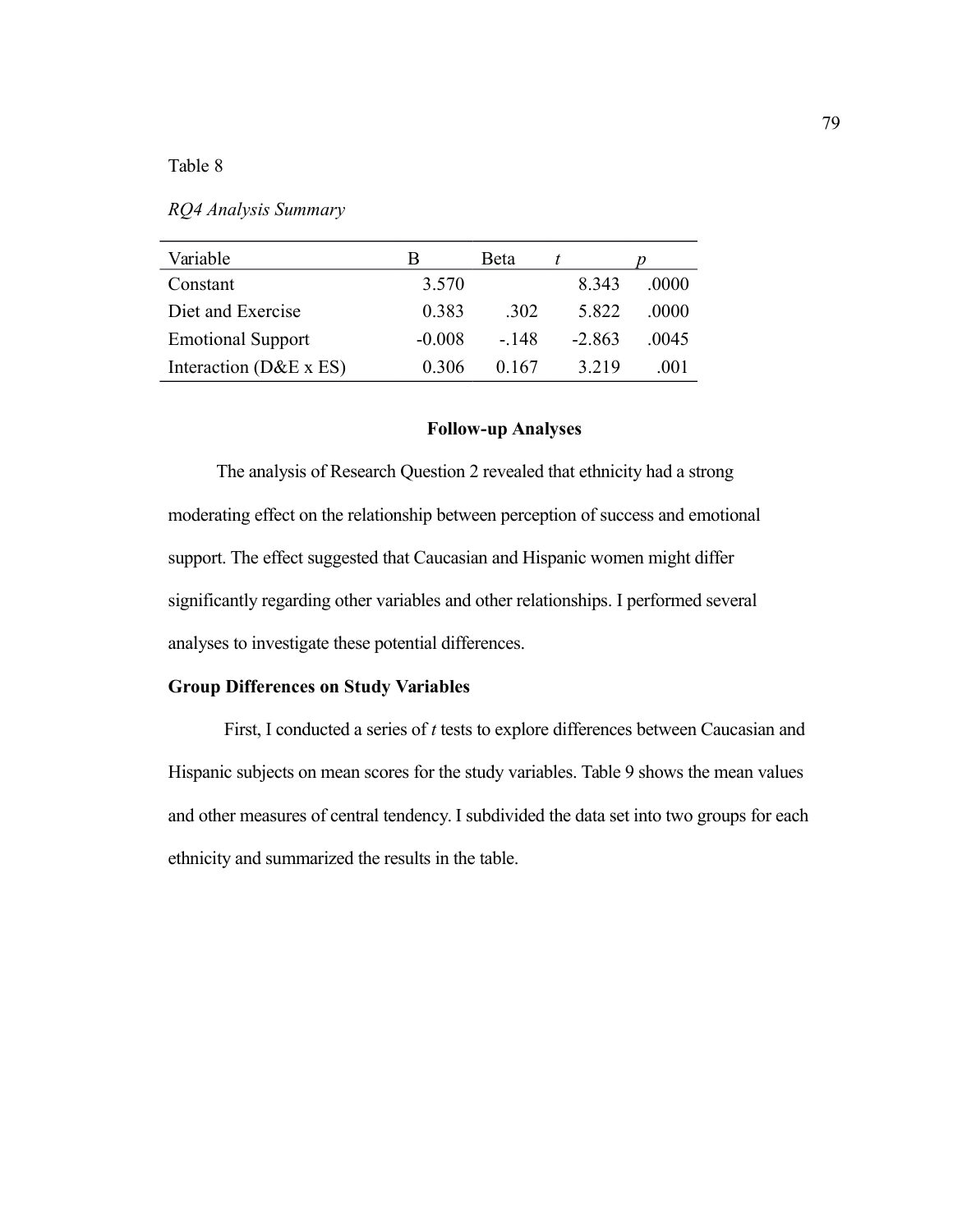Table 8

*RQ4 Analysis Summary*

| Variable | B | Beta | *t* | *p* |
|---|---|---|---|---|
| Constant | 3.570 | | 8.343 | .0000 |
| Diet and Exercise | 0.383 | .302 | 5.822 | .0000 |
| Emotional Support | -0.008 | -.148 | -2.863 | .0045 |
| Interaction (D&E x ES) | 0.306 | 0.167 | 3.219 | .001 |

## Follow-up Analyses

The analysis of Research Question 2 revealed that ethnicity had a strong moderating effect on the relationship between perception of success and emotional support. The effect suggested that Caucasian and Hispanic women might differ significantly regarding other variables and other relationships. I performed several analyses to investigate these potential differences.

### Group Differences on Study Variables

First, I conducted a series of *t* tests to explore differences between Caucasian and Hispanic subjects on mean scores for the study variables. Table 9 shows the mean values and other measures of central tendency. I subdivided the data set into two groups for each ethnicity and summarized the results in the table.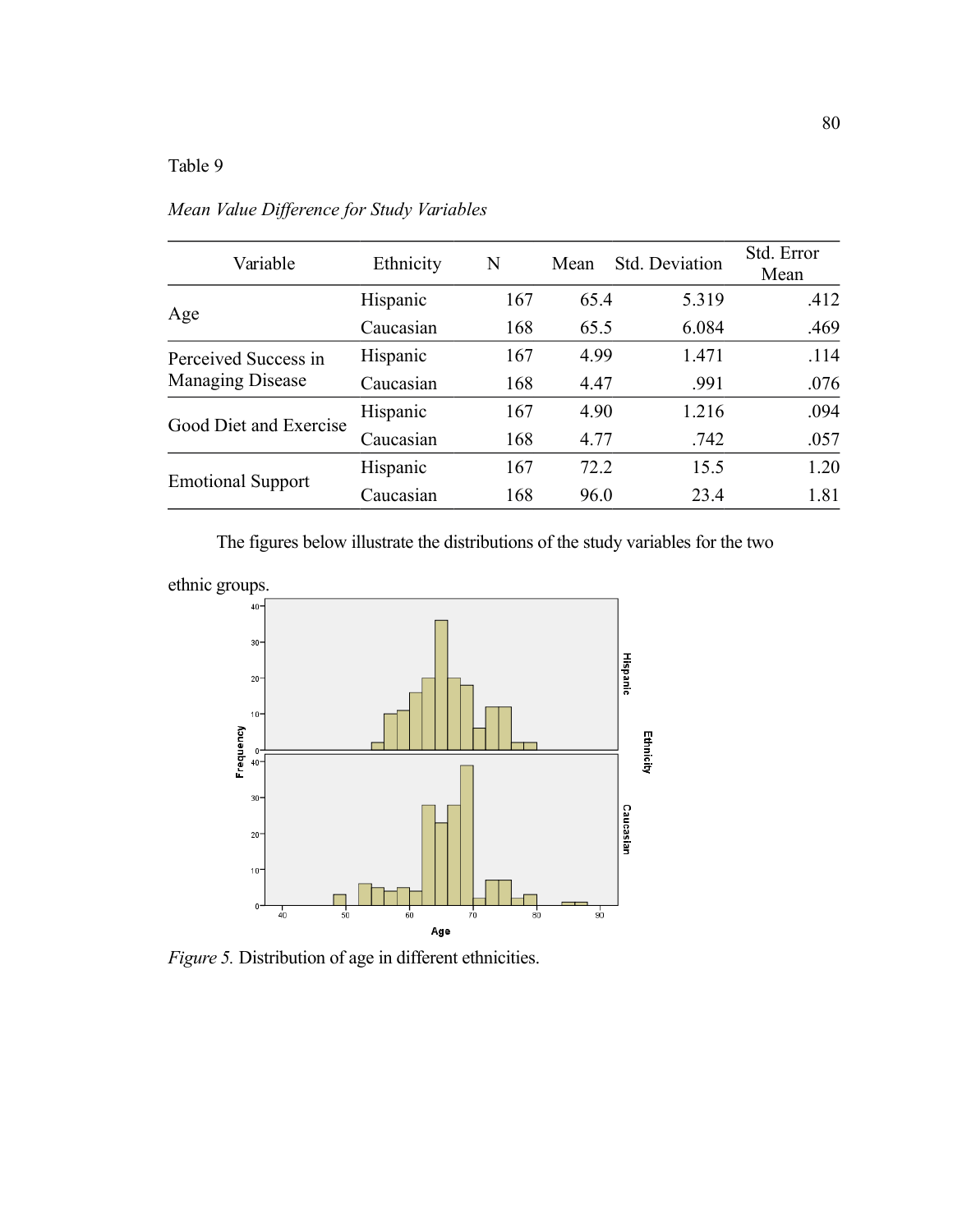Table 9

*Mean Value Difference for Study Variables*

| Variable | Ethnicity | N | Mean | Std. Deviation | Std. Error Mean |
|---|---|---|---|---|---|
| Age | Hispanic | 167 | 65.4 | 5.319 | .412 |
| | Caucasian | 168 | 65.5 | 6.084 | .469 |
| Perceived Success in Managing Disease | Hispanic | 167 | 4.99 | 1.471 | .114 |
| | Caucasian | 168 | 4.47 | .991 | .076 |
| Good Diet and Exercise | Hispanic | 167 | 4.90 | 1.216 | .094 |
| | Caucasian | 168 | 4.77 | .742 | .057 |
| Emotional Support | Hispanic | 167 | 72.2 | 15.5 | 1.20 |
| | Caucasian | 168 | 96.0 | 23.4 | 1.81 |

The figures below illustrate the distributions of the study variables for the two ethnic groups.

*Figure 5.* Distribution of age in different ethnicities.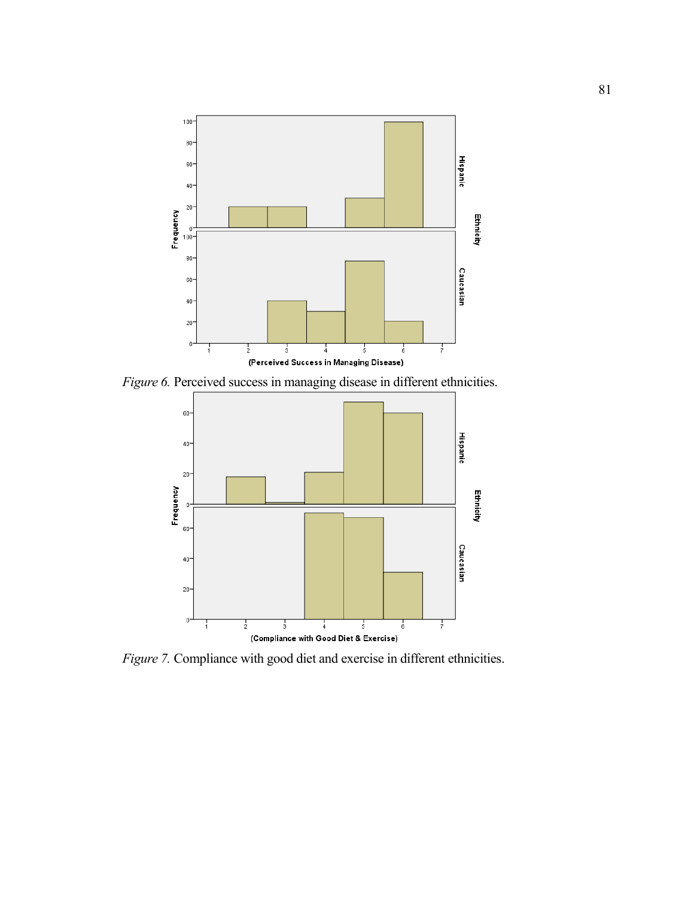*Figure 6.* Perceived success in managing disease in different ethnicities.

*Figure 7.* Compliance with good diet and exercise in different ethnicities.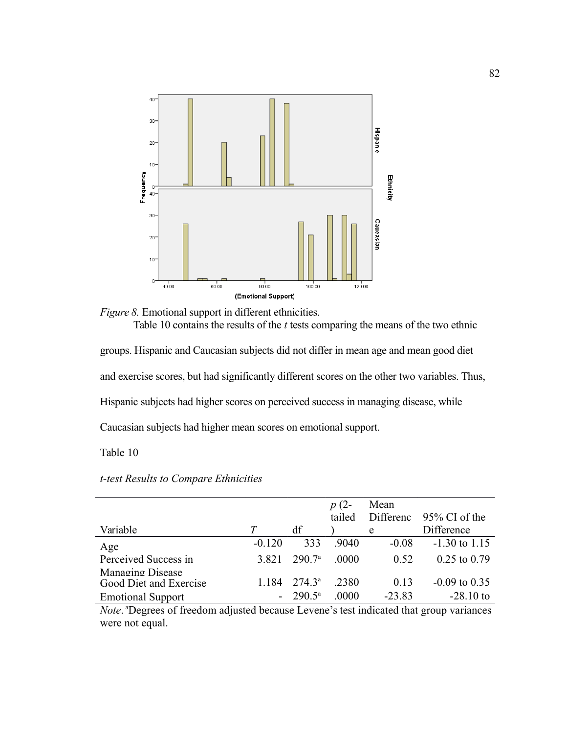*Figure 8.* Emotional support in different ethnicities.

Table 10 contains the results of the *t* tests comparing the means of the two ethnic groups. Hispanic and Caucasian subjects did not differ in mean age and mean good diet and exercise scores, but had significantly different scores on the other two variables. Thus, Hispanic subjects had higher scores on perceived success in managing disease, while Caucasian subjects had higher mean scores on emotional support.

Table 10

*t-test Results to Compare Ethnicities*

| Variable | *T* | df | *p* (2-tailed) | Mean Difference | 95% CI of the Difference |
|---|---|---|---|---|---|
| Age | -0.120 | 333 | .9040 | -0.08 | -1.30 to 1.15 |
| Perceived Success in Managing Disease | 3.821 | 290.7[a] | .0000 | 0.52 | 0.25 to 0.79 |
| Good Diet and Exercise | 1.184 | 274.3[a] | .2380 | 0.13 | -0.09 to 0.35 |
| Emotional Support | - | 290.5[a] | .0000 | -23.83 | -28.10 to |

*Note*. [a]Degrees of freedom adjusted because Levene's test indicated that group variances were not equal.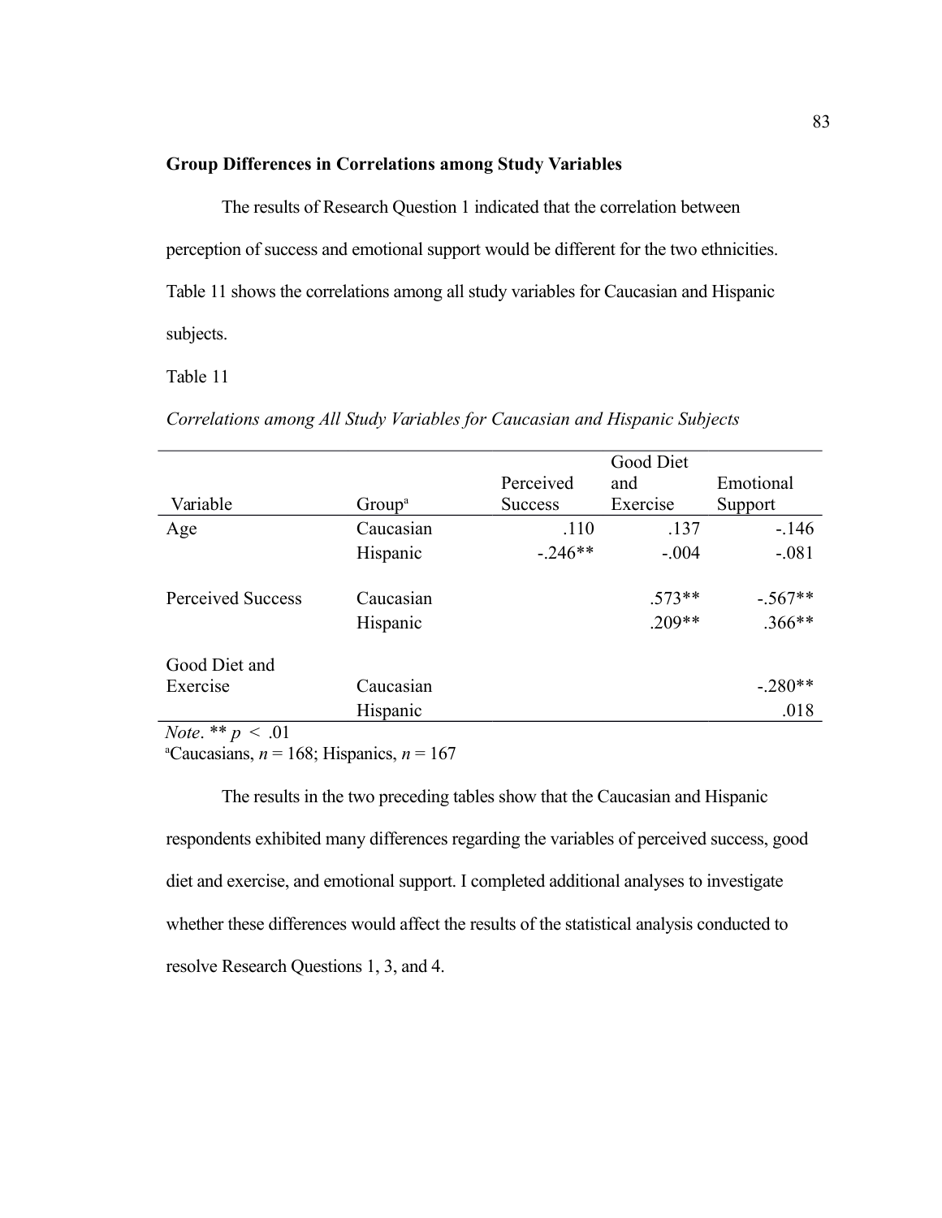**Group Differences in Correlations among Study Variables**

The results of Research Question 1 indicated that the correlation between perception of success and emotional support would be different for the two ethnicities. Table 11 shows the correlations among all study variables for Caucasian and Hispanic subjects.

Table 11

*Correlations among All Study Variables for Caucasian and Hispanic Subjects*

| Variable | Group[a] | Perceived Success | Good Diet and Exercise | Emotional Support |
|---|---|---|---|---|
| Age | Caucasian | .110 | .137 | -.146 |
| | Hispanic | -.246** | -.004 | -.081 |
| Perceived Success | Caucasian | | .573** | -.567** |
| | Hispanic | | .209** | .366** |
| Good Diet and Exercise | Caucasian | | | -.280** |
| | Hispanic | | | .018 |

*Note*. ** $p < .01$

[a]Caucasians, $n = 168$; Hispanics, $n = 167$

The results in the two preceding tables show that the Caucasian and Hispanic respondents exhibited many differences regarding the variables of perceived success, good diet and exercise, and emotional support. I completed additional analyses to investigate whether these differences would affect the results of the statistical analysis conducted to resolve Research Questions 1, 3, and 4.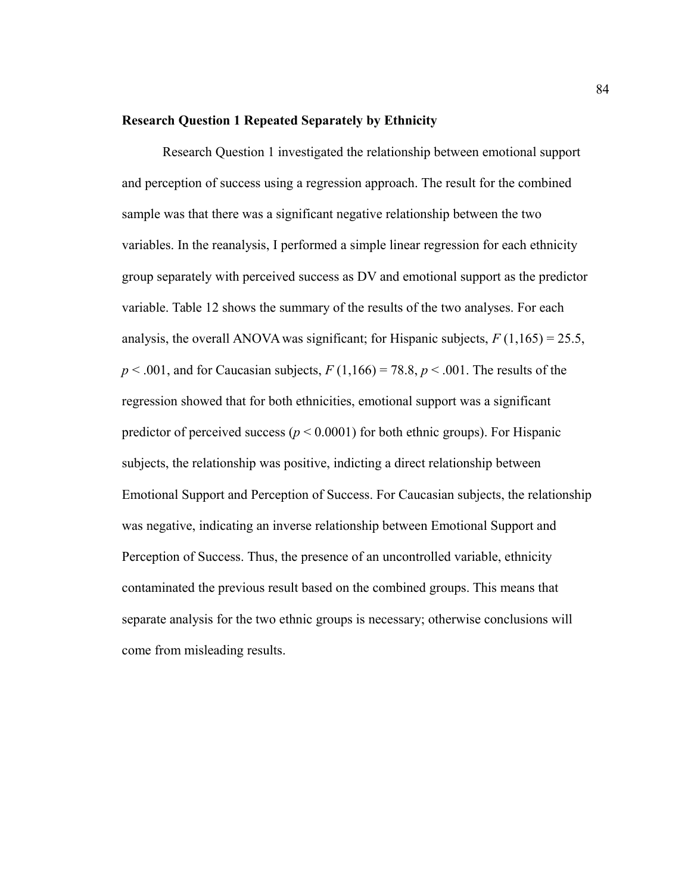**Research Question 1 Repeated Separately by Ethnicity**

Research Question 1 investigated the relationship between emotional support and perception of success using a regression approach. The result for the combined sample was that there was a significant negative relationship between the two variables. In the reanalysis, I performed a simple linear regression for each ethnicity group separately with perceived success as DV and emotional support as the predictor variable. Table 12 shows the summary of the results of the two analyses. For each analysis, the overall ANOVA was significant; for Hispanic subjects, $F(1,165) = 25.5$, $p < .001$, and for Caucasian subjects, $F(1,166) = 78.8$, $p < .001$. The results of the regression showed that for both ethnicities, emotional support was a significant predictor of perceived success ($p < 0.0001$) for both ethnic groups). For Hispanic subjects, the relationship was positive, indicting a direct relationship between Emotional Support and Perception of Success. For Caucasian subjects, the relationship was negative, indicating an inverse relationship between Emotional Support and Perception of Success. Thus, the presence of an uncontrolled variable, ethnicity contaminated the previous result based on the combined groups. This means that separate analysis for the two ethnic groups is necessary; otherwise conclusions will come from misleading results.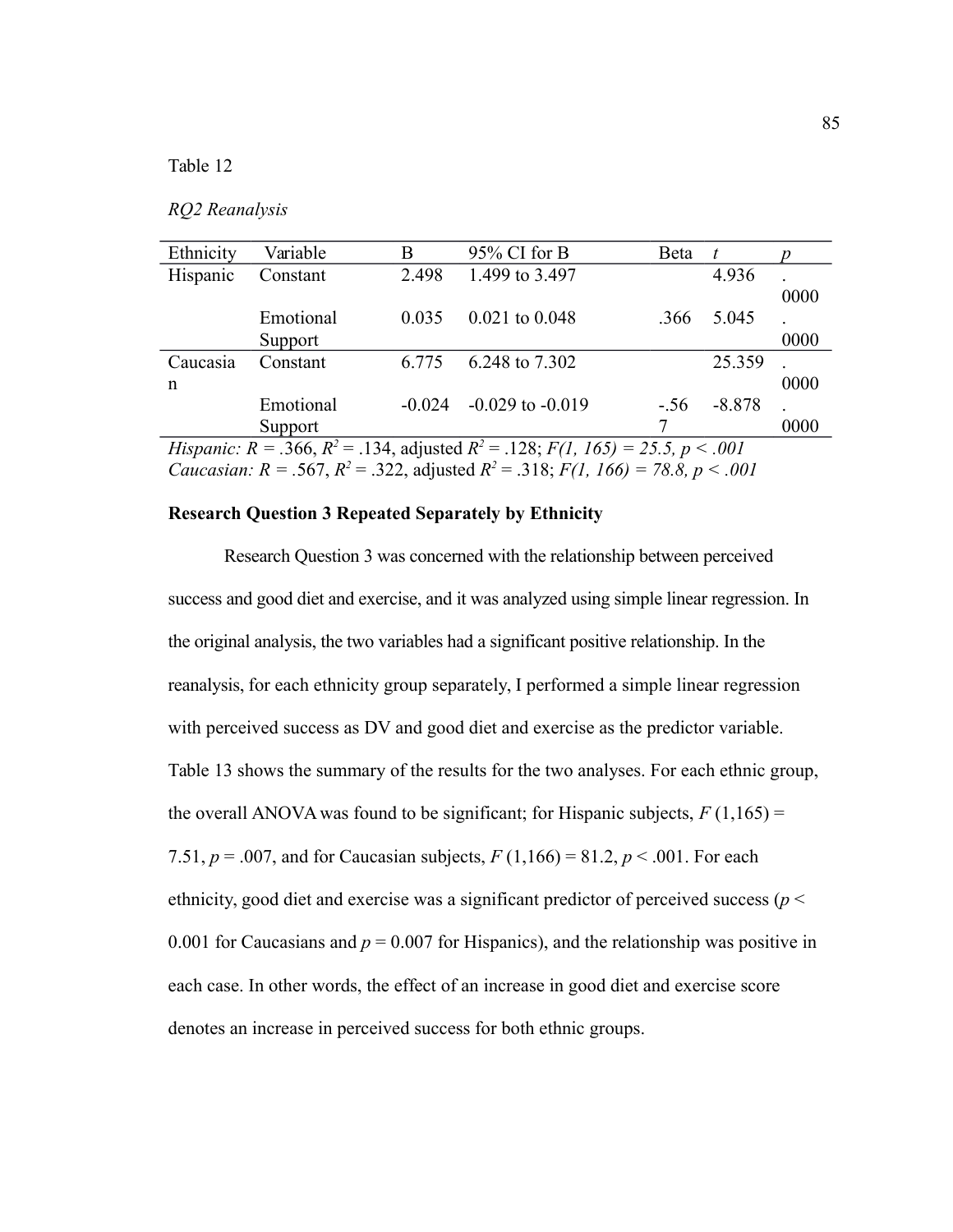Table 12

*RQ2 Reanalysis*

| Ethnicity | Variable | B | 95% CI for B | Beta | *t* | *p* |
|---|---|---|---|---|---|---|
| Hispanic | Constant | 2.498 | 1.499 to 3.497 | | 4.936 | .0000 |
| | Emotional Support | 0.035 | 0.021 to 0.048 | .366 | 5.045 | .0000 |
| Caucasian | Constant | 6.775 | 6.248 to 7.302 | | 25.359 | .0000 |
| | Emotional Support | -0.024 | -0.029 to -0.019 | -.567 | -8.878 | .0000 |

*Hispanic:* $R = .366$, $R^2 = .134$, adjusted $R^2 = .128$; $F(1, 165) = 25.5$, $p < .001$
*Caucasian:* $R = .567$, $R^2 = .322$, adjusted $R^2 = .318$; $F(1, 166) = 78.8$, $p < .001$

**Research Question 3 Repeated Separately by Ethnicity**

Research Question 3 was concerned with the relationship between perceived success and good diet and exercise, and it was analyzed using simple linear regression. In the original analysis, the two variables had a significant positive relationship. In the reanalysis, for each ethnicity group separately, I performed a simple linear regression with perceived success as DV and good diet and exercise as the predictor variable. Table 13 shows the summary of the results for the two analyses. For each ethnic group, the overall ANOVA was found to be significant; for Hispanic subjects, $F(1,165) = 7.51$, $p = .007$, and for Caucasian subjects, $F(1,166) = 81.2$, $p < .001$. For each ethnicity, good diet and exercise was a significant predictor of perceived success ($p < 0.001$ for Caucasians and $p = 0.007$ for Hispanics), and the relationship was positive in each case. In other words, the effect of an increase in good diet and exercise score denotes an increase in perceived success for both ethnic groups.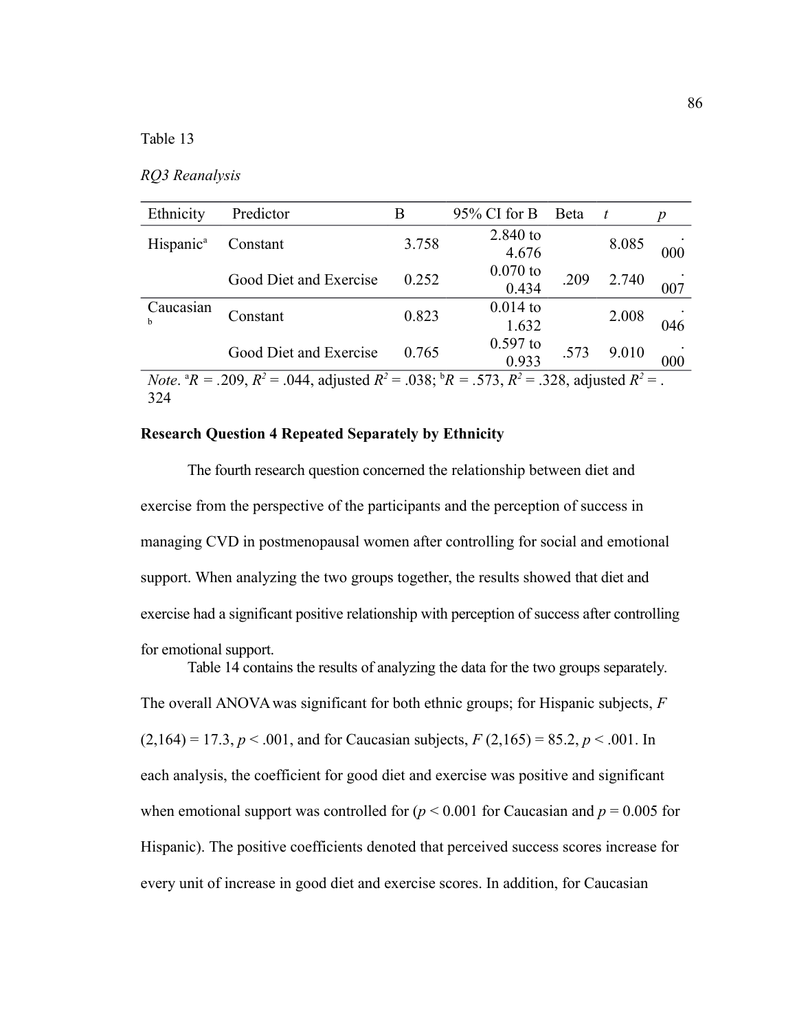Table 13

*RQ3 Reanalysis*

| Ethnicity | Predictor | B | 95% CI for B | Beta | *t* | *p* |
|---|---|---|---|---|---|---|
| Hispanic[a] | Constant | 3.758 | 2.840 to 4.676 | | 8.085 | .000 |
| | Good Diet and Exercise | 0.252 | 0.070 to 0.434 | .209 | 2.740 | .007 |
| Caucasian[b] | Constant | 0.823 | 0.014 to 1.632 | | 2.008 | .046 |
| | Good Diet and Exercise | 0.765 | 0.597 to 0.933 | .573 | 9.010 | .000 |

*Note*. [a]$R$ = .209, $R^2$ = .044, adjusted $R^2$ = .038; [b]$R$ = .573, $R^2$ = .328, adjusted $R^2$ = .324

**Research Question 4 Repeated Separately by Ethnicity**

The fourth research question concerned the relationship between diet and exercise from the perspective of the participants and the perception of success in managing CVD in postmenopausal women after controlling for social and emotional support. When analyzing the two groups together, the results showed that diet and exercise had a significant positive relationship with perception of success after controlling for emotional support.

Table 14 contains the results of analyzing the data for the two groups separately. The overall ANOVA was significant for both ethnic groups; for Hispanic subjects, $F$ (2,164) = 17.3, $p$ < .001, and for Caucasian subjects, $F$ (2,165) = 85.2, $p$ < .001. In each analysis, the coefficient for good diet and exercise was positive and significant when emotional support was controlled for ($p$ < 0.001 for Caucasian and $p$ = 0.005 for Hispanic). The positive coefficients denoted that perceived success scores increase for every unit of increase in good diet and exercise scores. In addition, for Caucasian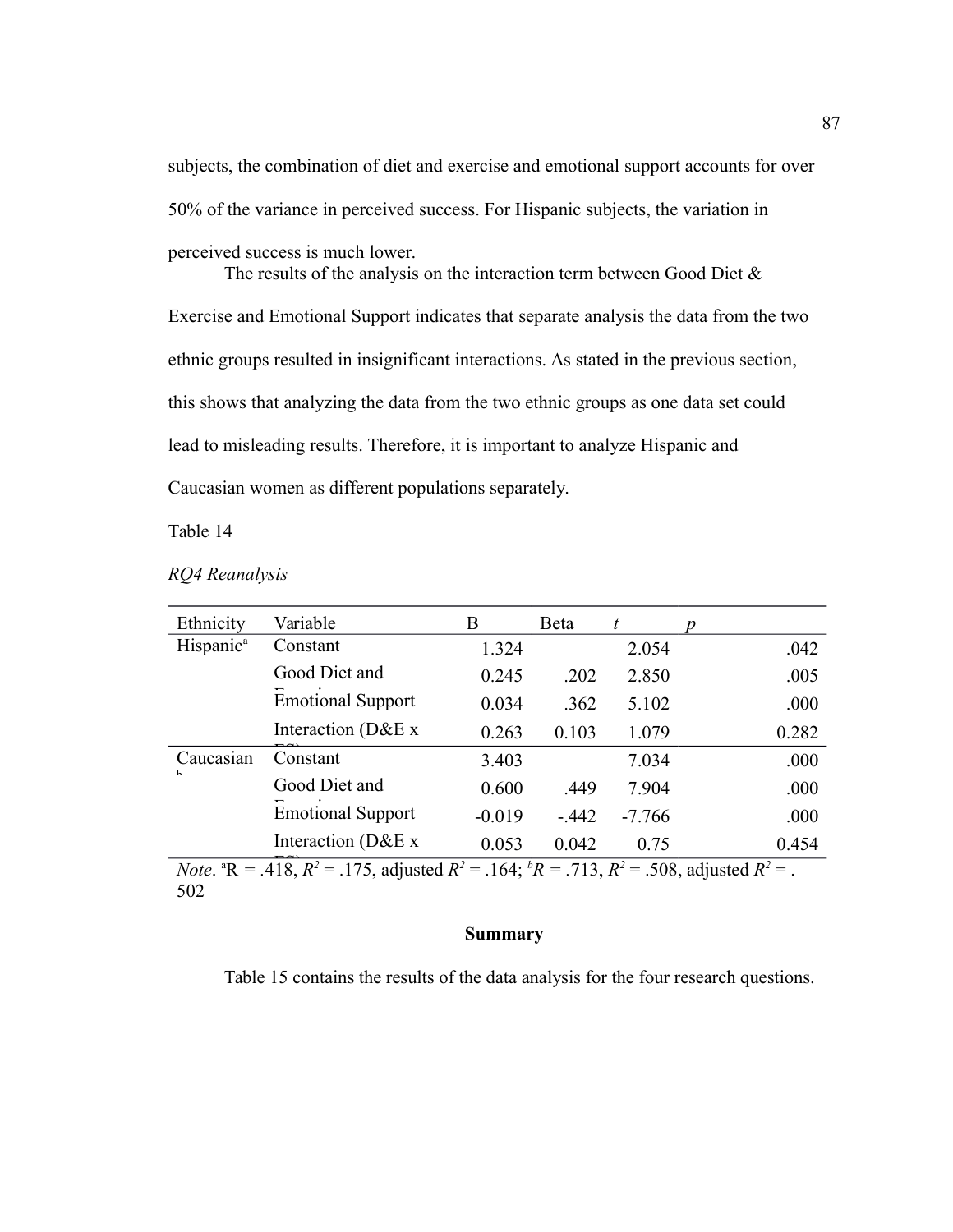subjects, the combination of diet and exercise and emotional support accounts for over 50% of the variance in perceived success. For Hispanic subjects, the variation in perceived success is much lower.

The results of the analysis on the interaction term between Good Diet & Exercise and Emotional Support indicates that separate analysis the data from the two ethnic groups resulted in insignificant interactions. As stated in the previous section, this shows that analyzing the data from the two ethnic groups as one data set could lead to misleading results. Therefore, it is important to analyze Hispanic and Caucasian women as different populations separately.

Table 14

*RQ4 Reanalysis*

| Ethnicity | Variable | B | Beta | *t* | *p* |
|---|---|---|---|---|---|
| Hispanic[a] | Constant | 1.324 | | 2.054 | .042 |
| | Good Diet and Exercise | 0.245 | .202 | 2.850 | .005 |
| | Emotional Support | 0.034 | .362 | 5.102 | .000 |
| | Interaction (D&E x ES) | 0.263 | 0.103 | 1.079 | 0.282 |
| Caucasian[b] | Constant | 3.403 | | 7.034 | .000 |
| | Good Diet and Exercise | 0.600 | .449 | 7.904 | .000 |
| | Emotional Support | -0.019 | -.442 | -7.766 | .000 |
| | Interaction (D&E x ES) | 0.053 | 0.042 | 0.75 | 0.454 |

*Note*. [a]R = .418, $R^2$ = .175, adjusted $R^2$ = .164; [b]*R* = .713, $R^2$ = .508, adjusted $R^2$ = .502

## Summary

Table 15 contains the results of the data analysis for the four research questions.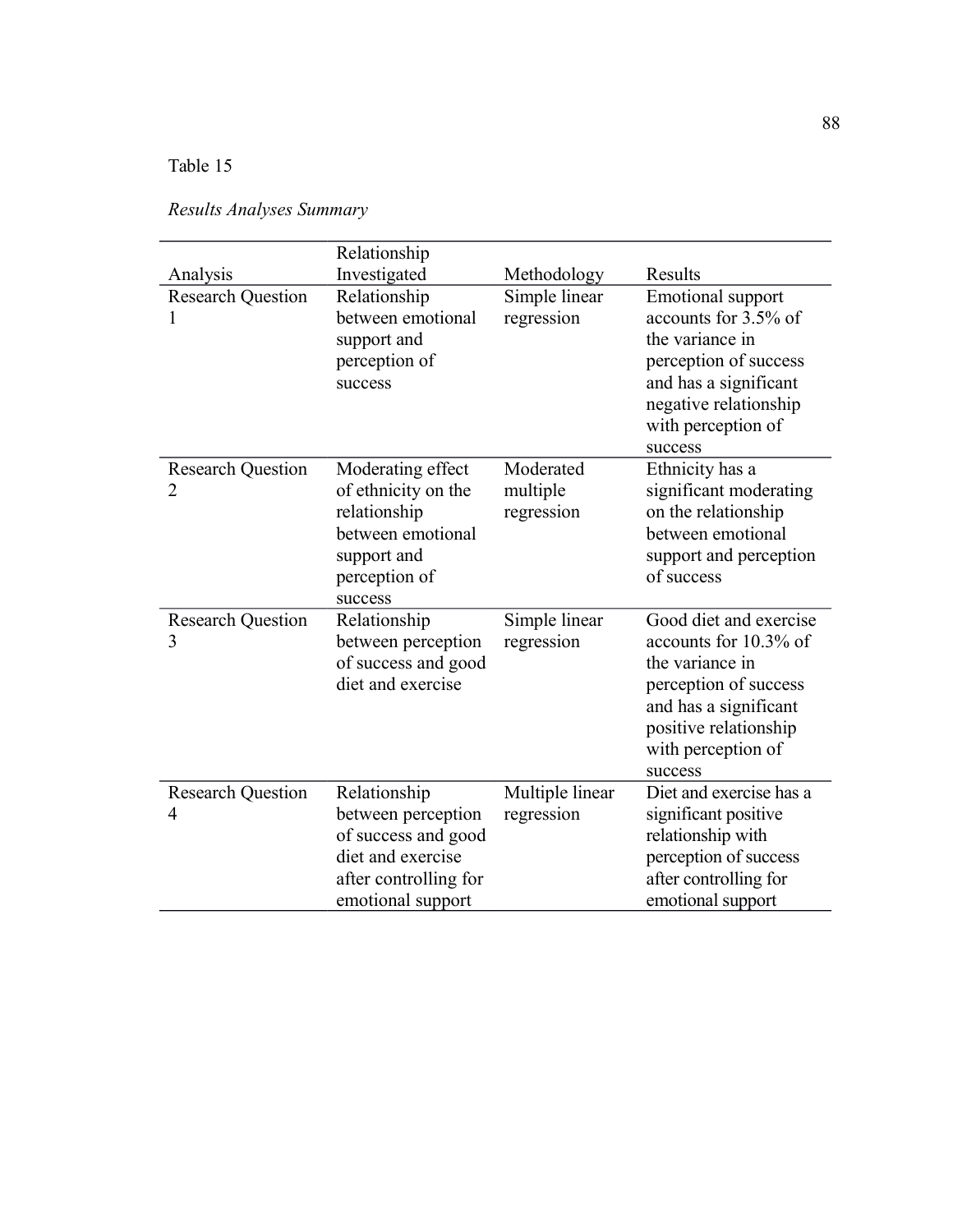Table 15

*Results Analyses Summary*

| Analysis | Relationship Investigated | Methodology | Results |
|---|---|---|---|
| Research Question 1 | Relationship between emotional support and perception of success | Simple linear regression | Emotional support accounts for 3.5% of the variance in perception of success and has a significant negative relationship with perception of success |
| Research Question 2 | Moderating effect of ethnicity on the relationship between emotional support and perception of success | Moderated multiple regression | Ethnicity has a significant moderating on the relationship between emotional support and perception of success |
| Research Question 3 | Relationship between perception of success and good diet and exercise | Simple linear regression | Good diet and exercise accounts for 10.3% of the variance in perception of success and has a significant positive relationship with perception of success |
| Research Question 4 | Relationship between perception of success and good diet and exercise after controlling for emotional support | Multiple linear regression | Diet and exercise has a significant positive relationship with perception of success after controlling for emotional support |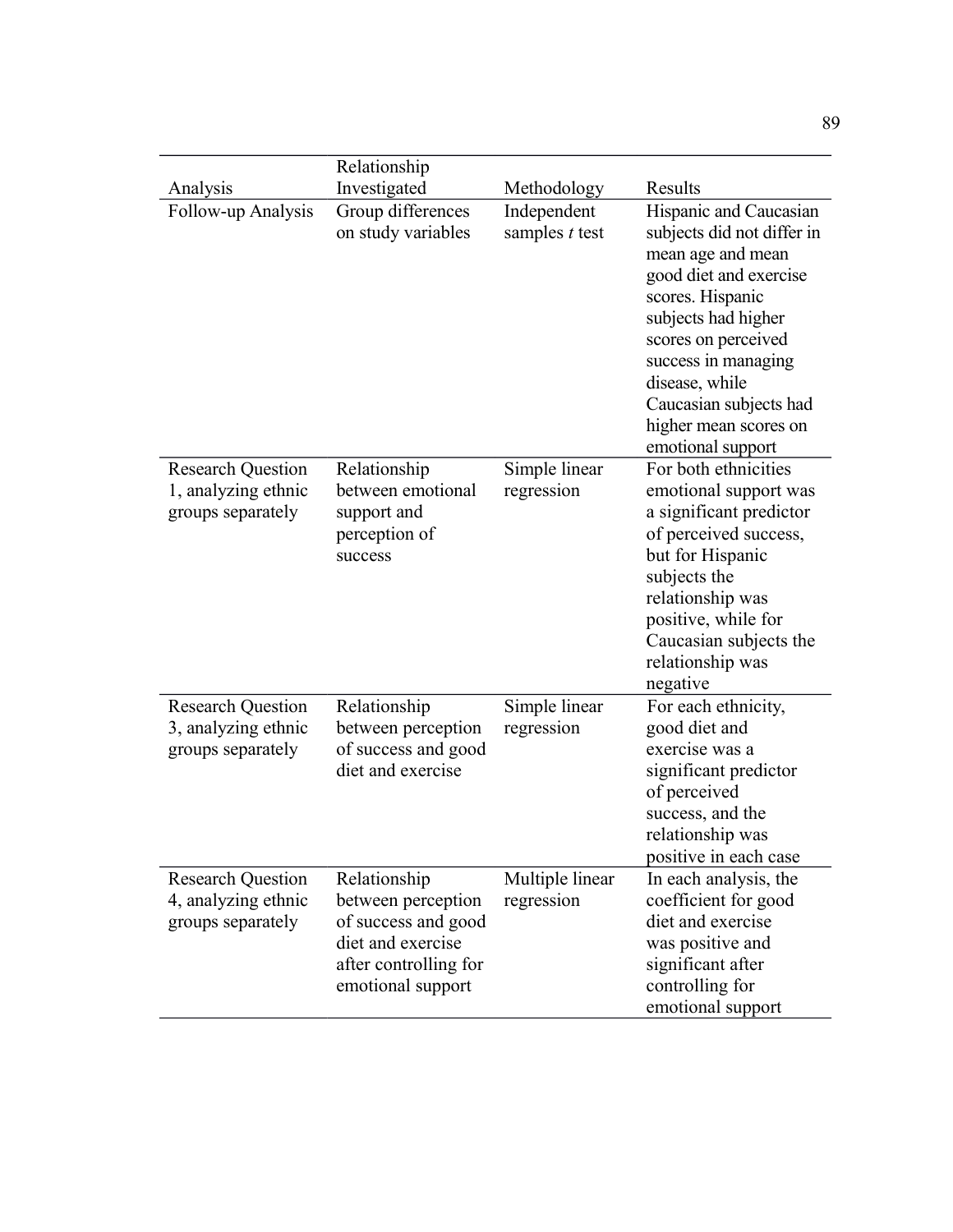| Analysis | Relationship Investigated | Methodology | Results |
|---|---|---|---|
| Follow-up Analysis | Group differences on study variables | Independent samples *t* test | Hispanic and Caucasian subjects did not differ in mean age and mean good diet and exercise scores. Hispanic subjects had higher scores on perceived success in managing disease, while Caucasian subjects had higher mean scores on emotional support |
| Research Question 1, analyzing ethnic groups separately | Relationship between emotional support and perception of success | Simple linear regression | For both ethnicities emotional support was a significant predictor of perceived success, but for Hispanic subjects the relationship was positive, while for Caucasian subjects the relationship was negative |
| Research Question 3, analyzing ethnic groups separately | Relationship between perception of success and good diet and exercise | Simple linear regression | For each ethnicity, good diet and exercise was a significant predictor of perceived success, and the relationship was positive in each case |
| Research Question 4, analyzing ethnic groups separately | Relationship between perception of success and good diet and exercise after controlling for emotional support | Multiple linear regression | In each analysis, the coefficient for good diet and exercise was positive and significant after controlling for emotional support |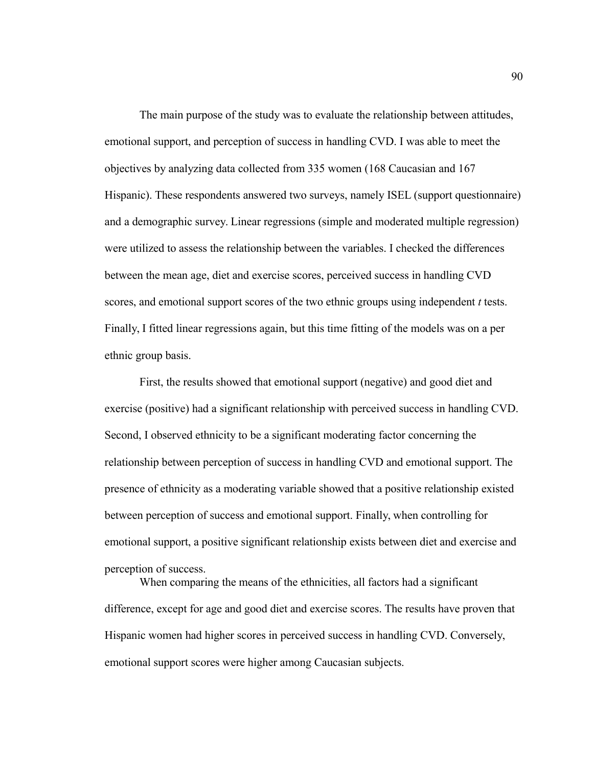The main purpose of the study was to evaluate the relationship between attitudes, emotional support, and perception of success in handling CVD. I was able to meet the objectives by analyzing data collected from 335 women (168 Caucasian and 167 Hispanic). These respondents answered two surveys, namely ISEL (support questionnaire) and a demographic survey. Linear regressions (simple and moderated multiple regression) were utilized to assess the relationship between the variables. I checked the differences between the mean age, diet and exercise scores, perceived success in handling CVD scores, and emotional support scores of the two ethnic groups using independent *t* tests. Finally, I fitted linear regressions again, but this time fitting of the models was on a per ethnic group basis.

First, the results showed that emotional support (negative) and good diet and exercise (positive) had a significant relationship with perceived success in handling CVD. Second, I observed ethnicity to be a significant moderating factor concerning the relationship between perception of success in handling CVD and emotional support. The presence of ethnicity as a moderating variable showed that a positive relationship existed between perception of success and emotional support. Finally, when controlling for emotional support, a positive significant relationship exists between diet and exercise and perception of success.

When comparing the means of the ethnicities, all factors had a significant difference, except for age and good diet and exercise scores. The results have proven that Hispanic women had higher scores in perceived success in handling CVD. Conversely, emotional support scores were higher among Caucasian subjects.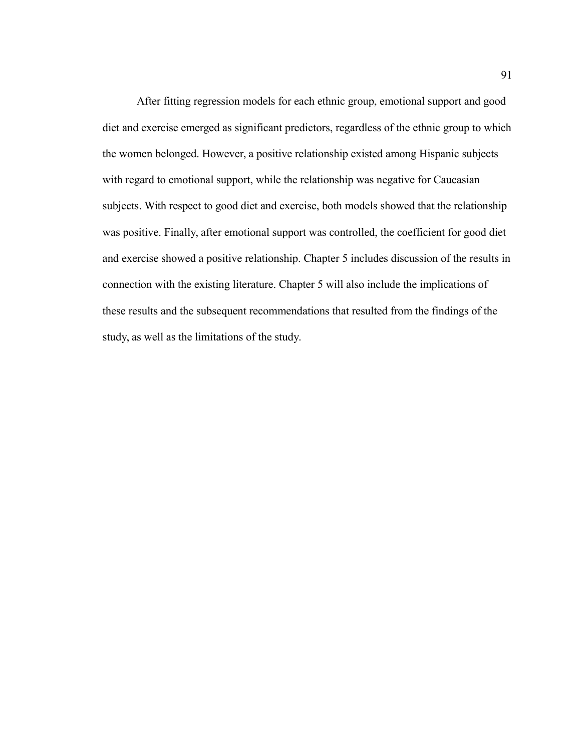After fitting regression models for each ethnic group, emotional support and good diet and exercise emerged as significant predictors, regardless of the ethnic group to which the women belonged. However, a positive relationship existed among Hispanic subjects with regard to emotional support, while the relationship was negative for Caucasian subjects. With respect to good diet and exercise, both models showed that the relationship was positive. Finally, after emotional support was controlled, the coefficient for good diet and exercise showed a positive relationship. Chapter 5 includes discussion of the results in connection with the existing literature. Chapter 5 will also include the implications of these results and the subsequent recommendations that resulted from the findings of the study, as well as the limitations of the study.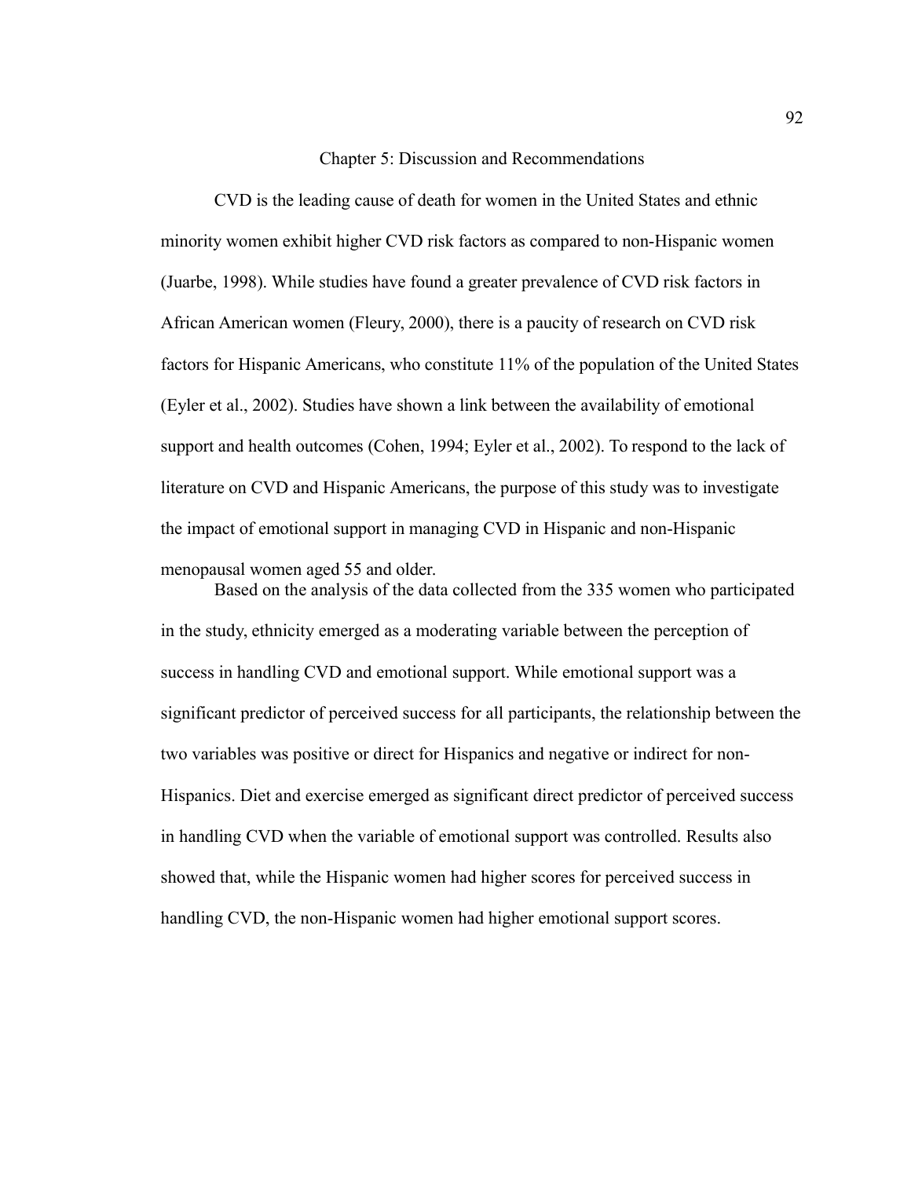# Chapter 5: Discussion and Recommendations

CVD is the leading cause of death for women in the United States and ethnic minority women exhibit higher CVD risk factors as compared to non-Hispanic women (Juarbe, 1998). While studies have found a greater prevalence of CVD risk factors in African American women (Fleury, 2000), there is a paucity of research on CVD risk factors for Hispanic Americans, who constitute 11% of the population of the United States (Eyler et al., 2002). Studies have shown a link between the availability of emotional support and health outcomes (Cohen, 1994; Eyler et al., 2002). To respond to the lack of literature on CVD and Hispanic Americans, the purpose of this study was to investigate the impact of emotional support in managing CVD in Hispanic and non-Hispanic menopausal women aged 55 and older.

Based on the analysis of the data collected from the 335 women who participated in the study, ethnicity emerged as a moderating variable between the perception of success in handling CVD and emotional support. While emotional support was a significant predictor of perceived success for all participants, the relationship between the two variables was positive or direct for Hispanics and negative or indirect for non-Hispanics. Diet and exercise emerged as significant direct predictor of perceived success in handling CVD when the variable of emotional support was controlled. Results also showed that, while the Hispanic women had higher scores for perceived success in handling CVD, the non-Hispanic women had higher emotional support scores.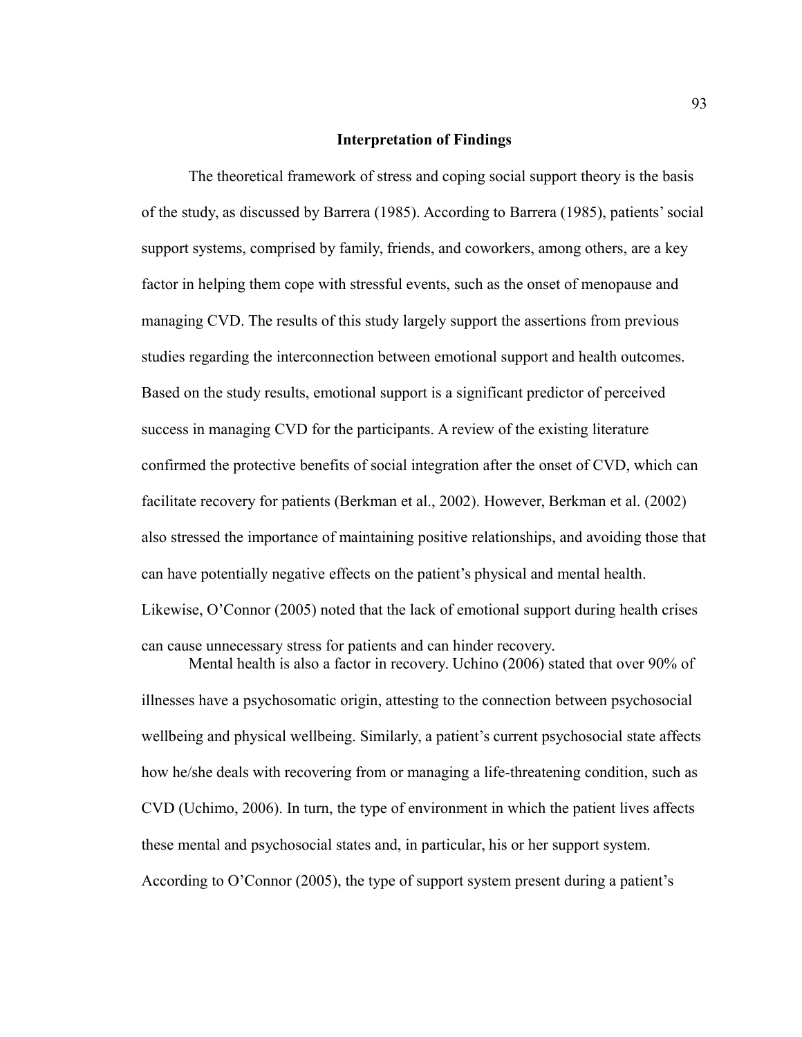## Interpretation of Findings

The theoretical framework of stress and coping social support theory is the basis of the study, as discussed by Barrera (1985). According to Barrera (1985), patients' social support systems, comprised by family, friends, and coworkers, among others, are a key factor in helping them cope with stressful events, such as the onset of menopause and managing CVD. The results of this study largely support the assertions from previous studies regarding the interconnection between emotional support and health outcomes. Based on the study results, emotional support is a significant predictor of perceived success in managing CVD for the participants. A review of the existing literature confirmed the protective benefits of social integration after the onset of CVD, which can facilitate recovery for patients (Berkman et al., 2002). However, Berkman et al. (2002) also stressed the importance of maintaining positive relationships, and avoiding those that can have potentially negative effects on the patient's physical and mental health. Likewise, O'Connor (2005) noted that the lack of emotional support during health crises can cause unnecessary stress for patients and can hinder recovery.

Mental health is also a factor in recovery. Uchino (2006) stated that over 90% of illnesses have a psychosomatic origin, attesting to the connection between psychosocial wellbeing and physical wellbeing. Similarly, a patient's current psychosocial state affects how he/she deals with recovering from or managing a life-threatening condition, such as CVD (Uchimo, 2006). In turn, the type of environment in which the patient lives affects these mental and psychosocial states and, in particular, his or her support system. According to O'Connor (2005), the type of support system present during a patient's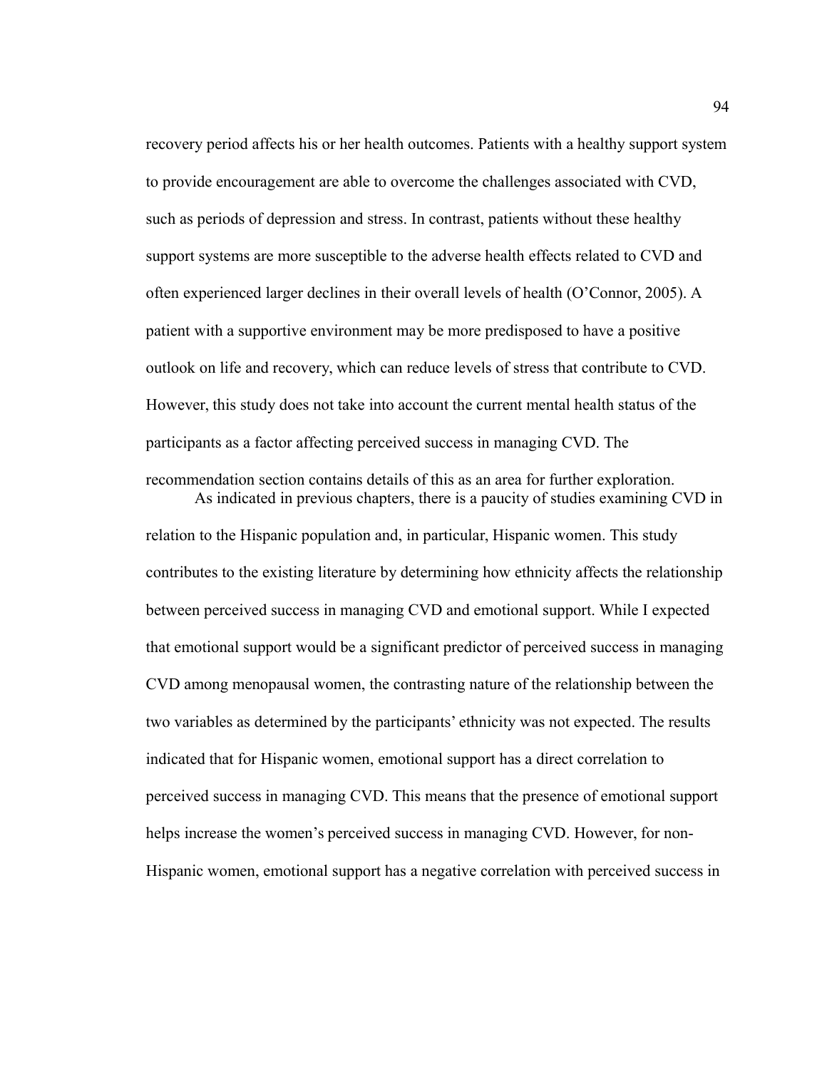recovery period affects his or her health outcomes. Patients with a healthy support system to provide encouragement are able to overcome the challenges associated with CVD, such as periods of depression and stress. In contrast, patients without these healthy support systems are more susceptible to the adverse health effects related to CVD and often experienced larger declines in their overall levels of health (O'Connor, 2005). A patient with a supportive environment may be more predisposed to have a positive outlook on life and recovery, which can reduce levels of stress that contribute to CVD. However, this study does not take into account the current mental health status of the participants as a factor affecting perceived success in managing CVD. The recommendation section contains details of this as an area for further exploration.

As indicated in previous chapters, there is a paucity of studies examining CVD in relation to the Hispanic population and, in particular, Hispanic women. This study contributes to the existing literature by determining how ethnicity affects the relationship between perceived success in managing CVD and emotional support. While I expected that emotional support would be a significant predictor of perceived success in managing CVD among menopausal women, the contrasting nature of the relationship between the two variables as determined by the participants' ethnicity was not expected. The results indicated that for Hispanic women, emotional support has a direct correlation to perceived success in managing CVD. This means that the presence of emotional support helps increase the women's perceived success in managing CVD. However, for non-Hispanic women, emotional support has a negative correlation with perceived success in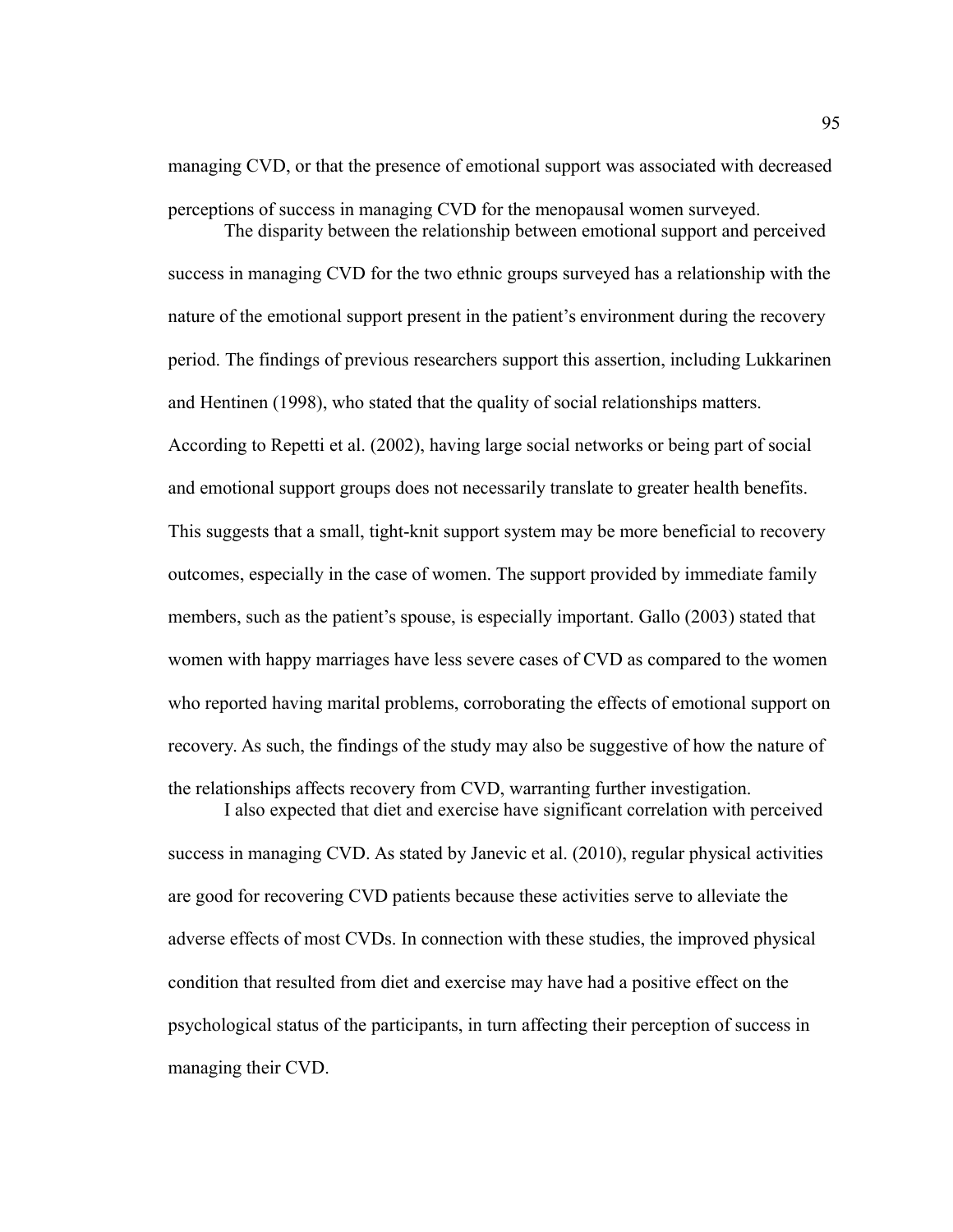managing CVD, or that the presence of emotional support was associated with decreased perceptions of success in managing CVD for the menopausal women surveyed.

The disparity between the relationship between emotional support and perceived success in managing CVD for the two ethnic groups surveyed has a relationship with the nature of the emotional support present in the patient's environment during the recovery period. The findings of previous researchers support this assertion, including Lukkarinen and Hentinen (1998), who stated that the quality of social relationships matters. According to Repetti et al. (2002), having large social networks or being part of social and emotional support groups does not necessarily translate to greater health benefits. This suggests that a small, tight-knit support system may be more beneficial to recovery outcomes, especially in the case of women. The support provided by immediate family members, such as the patient's spouse, is especially important. Gallo (2003) stated that women with happy marriages have less severe cases of CVD as compared to the women who reported having marital problems, corroborating the effects of emotional support on recovery. As such, the findings of the study may also be suggestive of how the nature of the relationships affects recovery from CVD, warranting further investigation.

I also expected that diet and exercise have significant correlation with perceived success in managing CVD. As stated by Janevic et al. (2010), regular physical activities are good for recovering CVD patients because these activities serve to alleviate the adverse effects of most CVDs. In connection with these studies, the improved physical condition that resulted from diet and exercise may have had a positive effect on the psychological status of the participants, in turn affecting their perception of success in managing their CVD.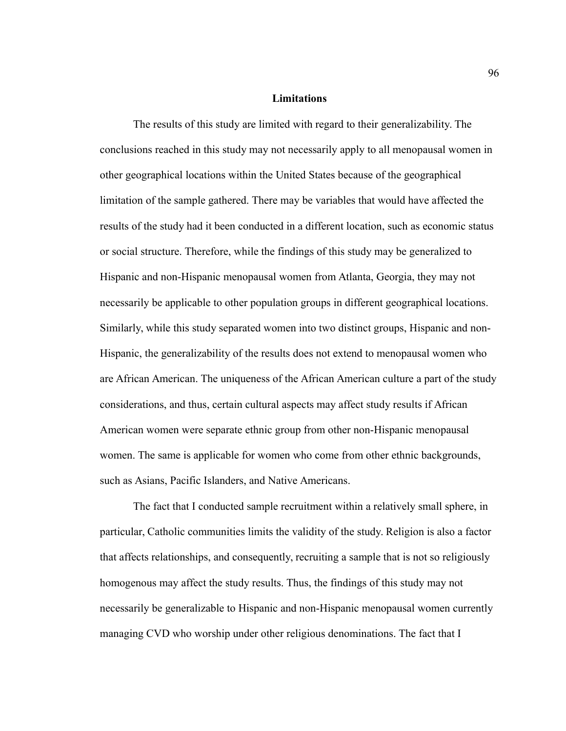## Limitations

The results of this study are limited with regard to their generalizability. The conclusions reached in this study may not necessarily apply to all menopausal women in other geographical locations within the United States because of the geographical limitation of the sample gathered. There may be variables that would have affected the results of the study had it been conducted in a different location, such as economic status or social structure. Therefore, while the findings of this study may be generalized to Hispanic and non-Hispanic menopausal women from Atlanta, Georgia, they may not necessarily be applicable to other population groups in different geographical locations. Similarly, while this study separated women into two distinct groups, Hispanic and non-Hispanic, the generalizability of the results does not extend to menopausal women who are African American. The uniqueness of the African American culture a part of the study considerations, and thus, certain cultural aspects may affect study results if African American women were separate ethnic group from other non-Hispanic menopausal women. The same is applicable for women who come from other ethnic backgrounds, such as Asians, Pacific Islanders, and Native Americans.

The fact that I conducted sample recruitment within a relatively small sphere, in particular, Catholic communities limits the validity of the study. Religion is also a factor that affects relationships, and consequently, recruiting a sample that is not so religiously homogenous may affect the study results. Thus, the findings of this study may not necessarily be generalizable to Hispanic and non-Hispanic menopausal women currently managing CVD who worship under other religious denominations. The fact that I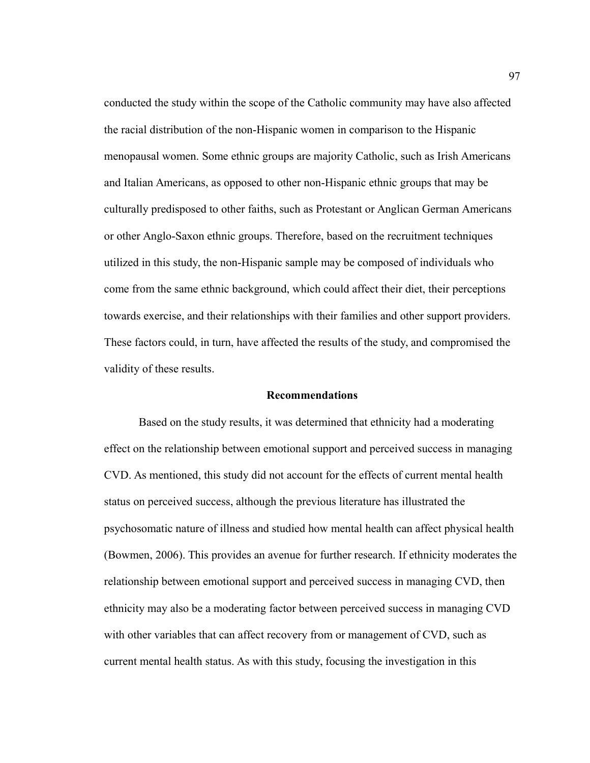conducted the study within the scope of the Catholic community may have also affected the racial distribution of the non-Hispanic women in comparison to the Hispanic menopausal women. Some ethnic groups are majority Catholic, such as Irish Americans and Italian Americans, as opposed to other non-Hispanic ethnic groups that may be culturally predisposed to other faiths, such as Protestant or Anglican German Americans or other Anglo-Saxon ethnic groups. Therefore, based on the recruitment techniques utilized in this study, the non-Hispanic sample may be composed of individuals who come from the same ethnic background, which could affect their diet, their perceptions towards exercise, and their relationships with their families and other support providers. These factors could, in turn, have affected the results of the study, and compromised the validity of these results.

## Recommendations

Based on the study results, it was determined that ethnicity had a moderating effect on the relationship between emotional support and perceived success in managing CVD. As mentioned, this study did not account for the effects of current mental health status on perceived success, although the previous literature has illustrated the psychosomatic nature of illness and studied how mental health can affect physical health (Bowmen, 2006). This provides an avenue for further research. If ethnicity moderates the relationship between emotional support and perceived success in managing CVD, then ethnicity may also be a moderating factor between perceived success in managing CVD with other variables that can affect recovery from or management of CVD, such as current mental health status. As with this study, focusing the investigation in this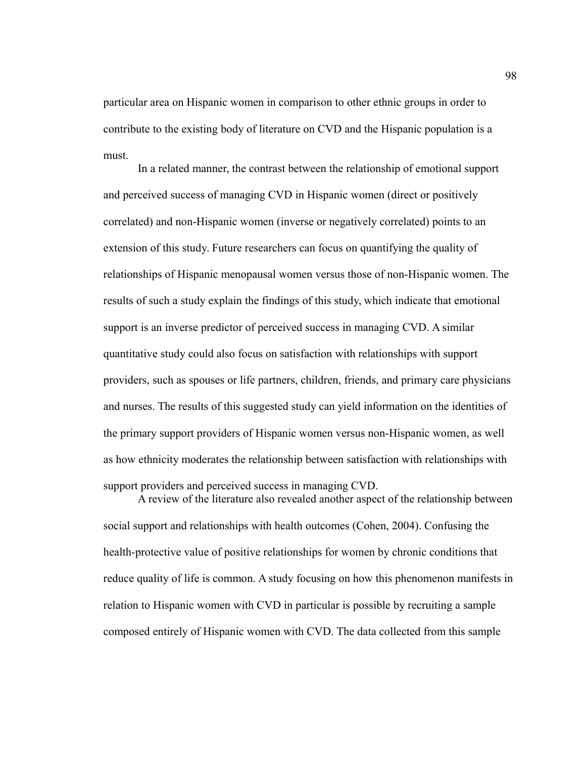particular area on Hispanic women in comparison to other ethnic groups in order to contribute to the existing body of literature on CVD and the Hispanic population is a must.

In a related manner, the contrast between the relationship of emotional support and perceived success of managing CVD in Hispanic women (direct or positively correlated) and non-Hispanic women (inverse or negatively correlated) points to an extension of this study. Future researchers can focus on quantifying the quality of relationships of Hispanic menopausal women versus those of non-Hispanic women. The results of such a study explain the findings of this study, which indicate that emotional support is an inverse predictor of perceived success in managing CVD. A similar quantitative study could also focus on satisfaction with relationships with support providers, such as spouses or life partners, children, friends, and primary care physicians and nurses. The results of this suggested study can yield information on the identities of the primary support providers of Hispanic women versus non-Hispanic women, as well as how ethnicity moderates the relationship between satisfaction with relationships with support providers and perceived success in managing CVD.

A review of the literature also revealed another aspect of the relationship between social support and relationships with health outcomes (Cohen, 2004). Confusing the health-protective value of positive relationships for women by chronic conditions that reduce quality of life is common. A study focusing on how this phenomenon manifests in relation to Hispanic women with CVD in particular is possible by recruiting a sample composed entirely of Hispanic women with CVD. The data collected from this sample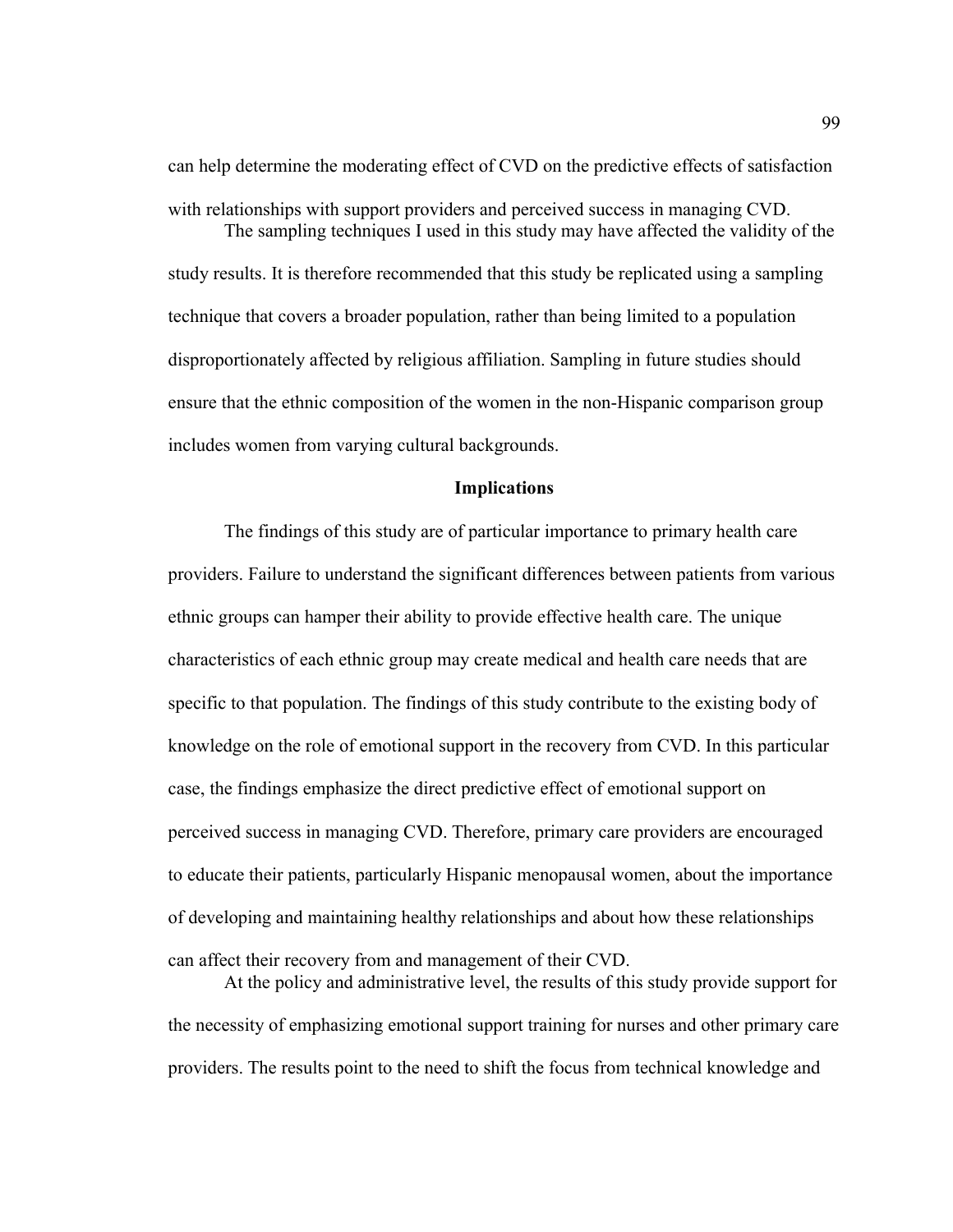can help determine the moderating effect of CVD on the predictive effects of satisfaction with relationships with support providers and perceived success in managing CVD.

The sampling techniques I used in this study may have affected the validity of the study results. It is therefore recommended that this study be replicated using a sampling technique that covers a broader population, rather than being limited to a population disproportionately affected by religious affiliation. Sampling in future studies should ensure that the ethnic composition of the women in the non-Hispanic comparison group includes women from varying cultural backgrounds.

## Implications

The findings of this study are of particular importance to primary health care providers. Failure to understand the significant differences between patients from various ethnic groups can hamper their ability to provide effective health care. The unique characteristics of each ethnic group may create medical and health care needs that are specific to that population. The findings of this study contribute to the existing body of knowledge on the role of emotional support in the recovery from CVD. In this particular case, the findings emphasize the direct predictive effect of emotional support on perceived success in managing CVD. Therefore, primary care providers are encouraged to educate their patients, particularly Hispanic menopausal women, about the importance of developing and maintaining healthy relationships and about how these relationships can affect their recovery from and management of their CVD.

At the policy and administrative level, the results of this study provide support for the necessity of emphasizing emotional support training for nurses and other primary care providers. The results point to the need to shift the focus from technical knowledge and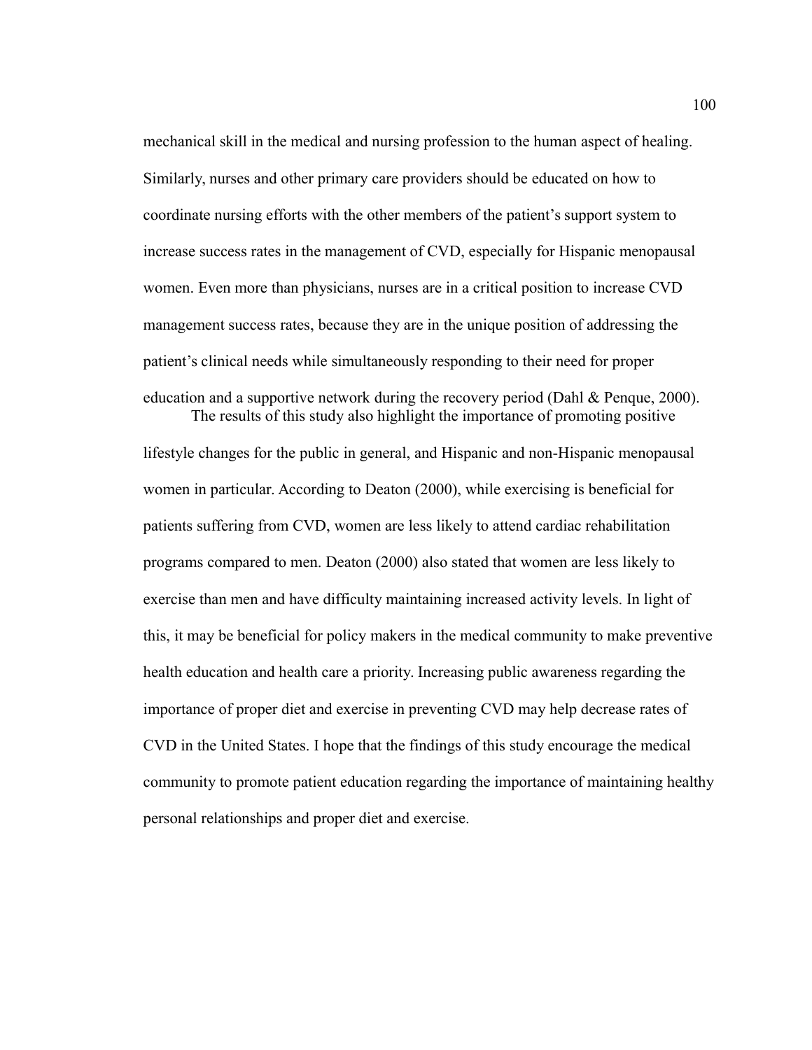mechanical skill in the medical and nursing profession to the human aspect of healing. Similarly, nurses and other primary care providers should be educated on how to coordinate nursing efforts with the other members of the patient's support system to increase success rates in the management of CVD, especially for Hispanic menopausal women. Even more than physicians, nurses are in a critical position to increase CVD management success rates, because they are in the unique position of addressing the patient's clinical needs while simultaneously responding to their need for proper education and a supportive network during the recovery period (Dahl & Penque, 2000).

The results of this study also highlight the importance of promoting positive lifestyle changes for the public in general, and Hispanic and non-Hispanic menopausal women in particular. According to Deaton (2000), while exercising is beneficial for patients suffering from CVD, women are less likely to attend cardiac rehabilitation programs compared to men. Deaton (2000) also stated that women are less likely to exercise than men and have difficulty maintaining increased activity levels. In light of this, it may be beneficial for policy makers in the medical community to make preventive health education and health care a priority. Increasing public awareness regarding the importance of proper diet and exercise in preventing CVD may help decrease rates of CVD in the United States. I hope that the findings of this study encourage the medical community to promote patient education regarding the importance of maintaining healthy personal relationships and proper diet and exercise.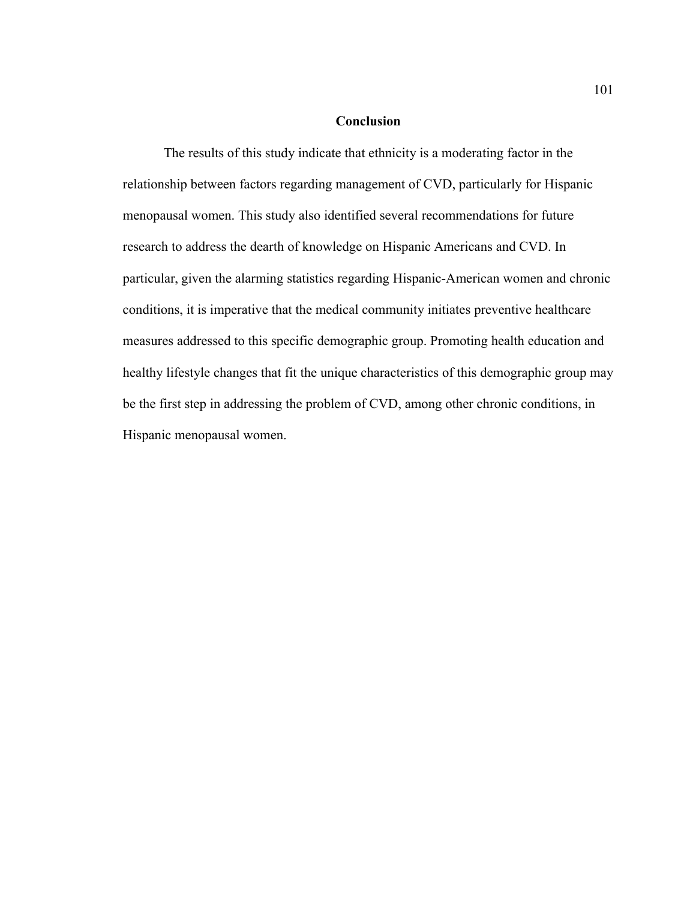## Conclusion

The results of this study indicate that ethnicity is a moderating factor in the relationship between factors regarding management of CVD, particularly for Hispanic menopausal women. This study also identified several recommendations for future research to address the dearth of knowledge on Hispanic Americans and CVD. In particular, given the alarming statistics regarding Hispanic-American women and chronic conditions, it is imperative that the medical community initiates preventive healthcare measures addressed to this specific demographic group. Promoting health education and healthy lifestyle changes that fit the unique characteristics of this demographic group may be the first step in addressing the problem of CVD, among other chronic conditions, in Hispanic menopausal women.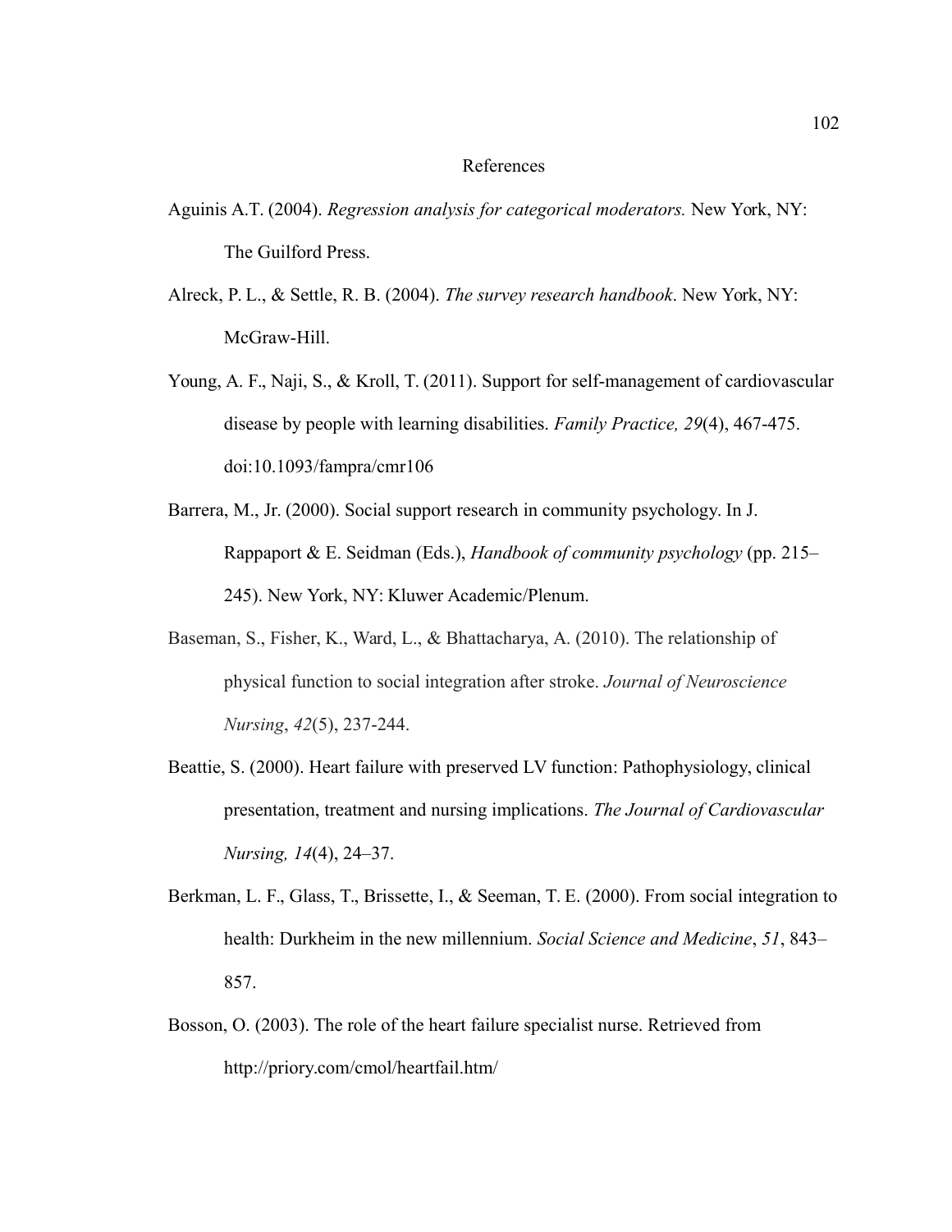# References

Aguinis A.T. (2004). *Regression analysis for categorical moderators.* New York, NY: The Guilford Press.

Alreck, P. L., & Settle, R. B. (2004). *The survey research handbook*. New York, NY: McGraw-Hill.

Young, A. F., Naji, S., & Kroll, T. (2011). Support for self-management of cardiovascular disease by people with learning disabilities. *Family Practice, 29*(4), 467-475. doi:10.1093/fampra/cmr106

Barrera, M., Jr. (2000). Social support research in community psychology. In J. Rappaport & E. Seidman (Eds.), *Handbook of community psychology* (pp. 215–245). New York, NY: Kluwer Academic/Plenum.

Baseman, S., Fisher, K., Ward, L., & Bhattacharya, A. (2010). The relationship of physical function to social integration after stroke. *Journal of Neuroscience Nursing*, *42*(5), 237-244.

Beattie, S. (2000). Heart failure with preserved LV function: Pathophysiology, clinical presentation, treatment and nursing implications. *The Journal of Cardiovascular Nursing, 14*(4), 24–37.

Berkman, L. F., Glass, T., Brissette, I., & Seeman, T. E. (2000). From social integration to health: Durkheim in the new millennium. *Social Science and Medicine*, *51*, 843–857.

Bosson, O. (2003). The role of the heart failure specialist nurse. Retrieved from http://priory.com/cmol/heartfail.htm/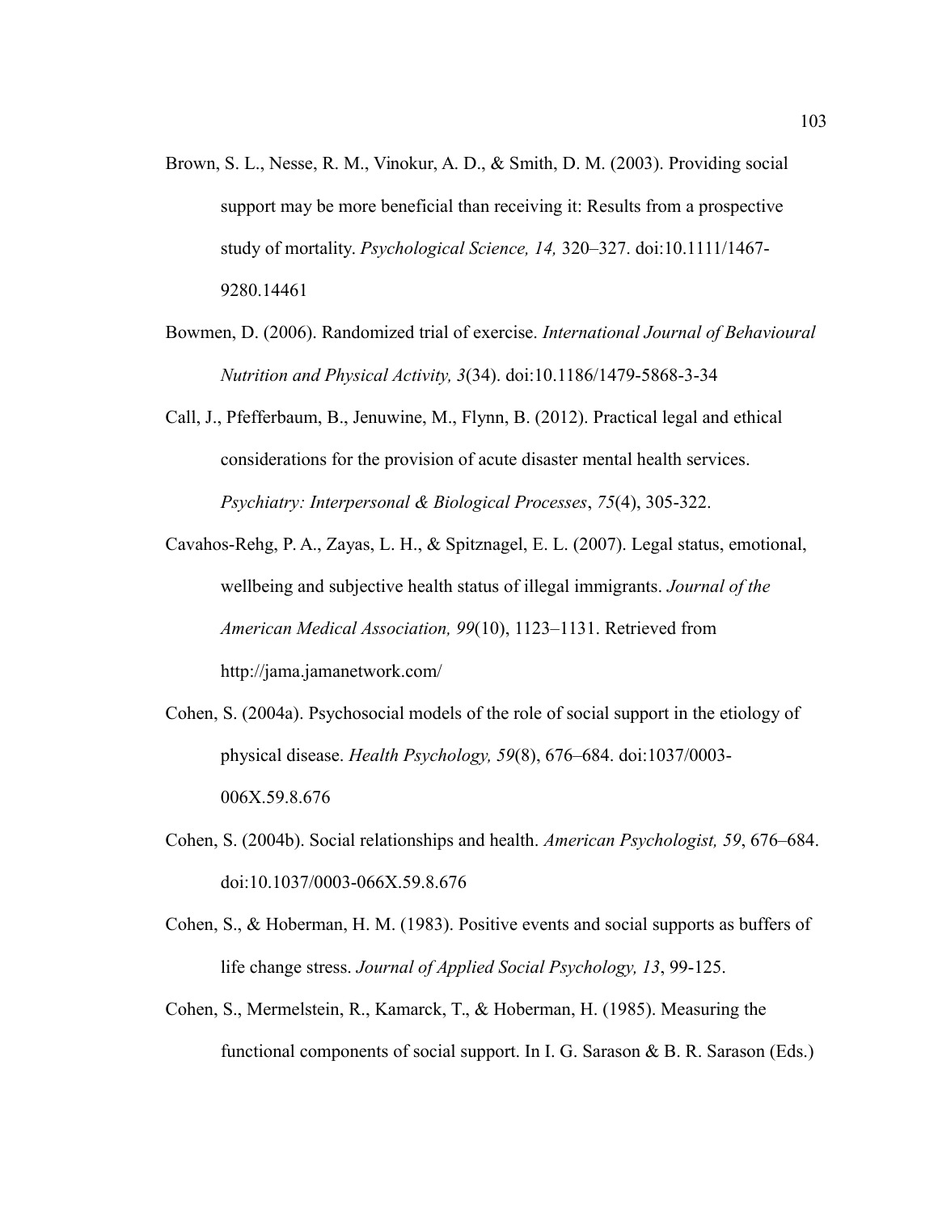Brown, S. L., Nesse, R. M., Vinokur, A. D., & Smith, D. M. (2003). Providing social support may be more beneficial than receiving it: Results from a prospective study of mortality. *Psychological Science, 14,* 320–327. doi:10.1111/1467-9280.14461

Bowmen, D. (2006). Randomized trial of exercise. *International Journal of Behavioural Nutrition and Physical Activity, 3*(34). doi:10.1186/1479-5868-3-34

Call, J., Pfefferbaum, B., Jenuwine, M., Flynn, B. (2012). Practical legal and ethical considerations for the provision of acute disaster mental health services. *Psychiatry: Interpersonal & Biological Processes*, *75*(4), 305-322.

Cavahos-Rehg, P. A., Zayas, L. H., & Spitznagel, E. L. (2007). Legal status, emotional, wellbeing and subjective health status of illegal immigrants. *Journal of the American Medical Association, 99*(10), 1123–1131. Retrieved from http://jama.jamanetwork.com/

Cohen, S. (2004a). Psychosocial models of the role of social support in the etiology of physical disease. *Health Psychology, 59*(8), 676–684. doi:1037/0003-006X.59.8.676

Cohen, S. (2004b). Social relationships and health. *American Psychologist, 59*, 676–684. doi:10.1037/0003-066X.59.8.676

Cohen, S., & Hoberman, H. M. (1983). Positive events and social supports as buffers of life change stress. *Journal of Applied Social Psychology, 13*, 99-125.

Cohen, S., Mermelstein, R., Kamarck, T., & Hoberman, H. (1985). Measuring the functional components of social support. In I. G. Sarason & B. R. Sarason (Eds.)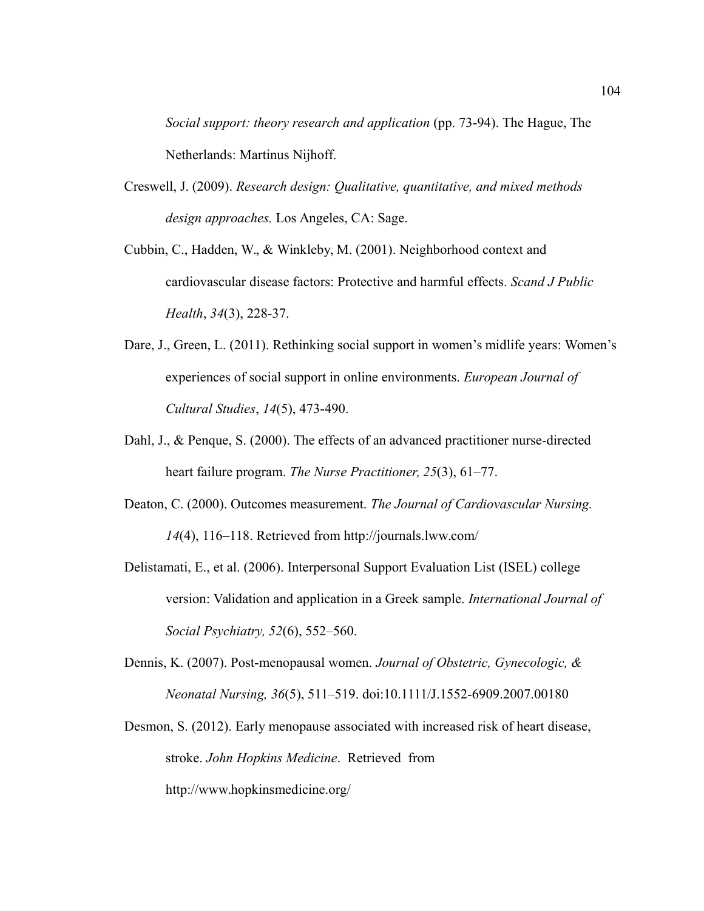*Social support: theory research and application* (pp. 73-94). The Hague, The Netherlands: Martinus Nijhoff.

Creswell, J. (2009). *Research design: Qualitative, quantitative, and mixed methods design approaches.* Los Angeles, CA: Sage.

Cubbin, C., Hadden, W., & Winkleby, M. (2001). Neighborhood context and cardiovascular disease factors: Protective and harmful effects. *Scand J Public Health*, *34*(3), 228-37.

Dare, J., Green, L. (2011). Rethinking social support in women's midlife years: Women's experiences of social support in online environments. *European Journal of Cultural Studies*, *14*(5), 473-490.

Dahl, J., & Penque, S. (2000). The effects of an advanced practitioner nurse-directed heart failure program. *The Nurse Practitioner, 25*(3), 61–77.

Deaton, C. (2000). Outcomes measurement. *The Journal of Cardiovascular Nursing. 14*(4), 116–118. Retrieved from http://journals.lww.com/

Delistamati, E., et al. (2006). Interpersonal Support Evaluation List (ISEL) college version: Validation and application in a Greek sample. *International Journal of Social Psychiatry, 52*(6), 552–560.

Dennis, K. (2007). Post-menopausal women. *Journal of Obstetric, Gynecologic, & Neonatal Nursing, 36*(5), 511–519. doi:10.1111/J.1552-6909.2007.00180

Desmon, S. (2012). Early menopause associated with increased risk of heart disease, stroke. *John Hopkins Medicine*. Retrieved from http://www.hopkinsmedicine.org/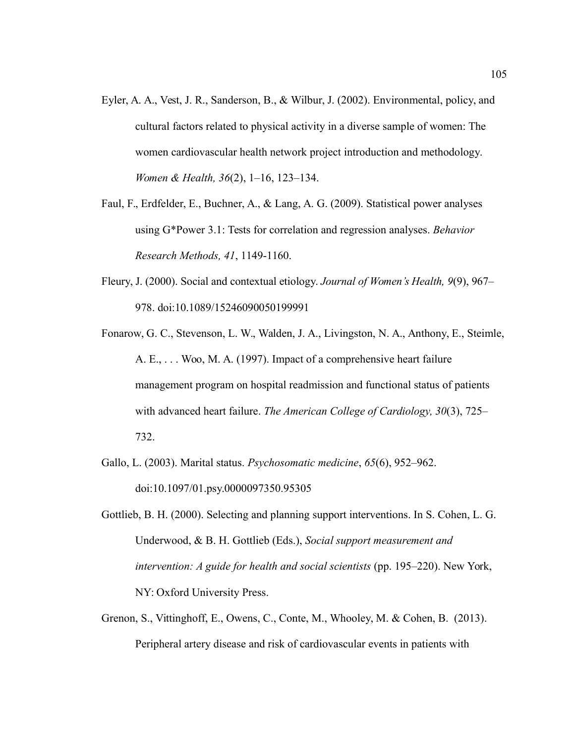Eyler, A. A., Vest, J. R., Sanderson, B., & Wilbur, J. (2002). Environmental, policy, and cultural factors related to physical activity in a diverse sample of women: The women cardiovascular health network project introduction and methodology. *Women & Health, 36*(2), 1–16, 123–134.

Faul, F., Erdfelder, E., Buchner, A., & Lang, A. G. (2009). Statistical power analyses using G*Power 3.1: Tests for correlation and regression analyses. *Behavior Research Methods, 41*, 1149-1160.

Fleury, J. (2000). Social and contextual etiology. *Journal of Women's Health, 9*(9), 967–978. doi:10.1089/15246090050199991

Fonarow, G. C., Stevenson, L. W., Walden, J. A., Livingston, N. A., Anthony, E., Steimle, A. E., . . . Woo, M. A. (1997). Impact of a comprehensive heart failure management program on hospital readmission and functional status of patients with advanced heart failure. *The American College of Cardiology, 30*(3), 725–732.

Gallo, L. (2003). Marital status. *Psychosomatic medicine*, *65*(6), 952–962. doi:10.1097/01.psy.0000097350.95305

Gottlieb, B. H. (2000). Selecting and planning support interventions. In S. Cohen, L. G. Underwood, & B. H. Gottlieb (Eds.), *Social support measurement and intervention: A guide for health and social scientists* (pp. 195–220). New York, NY: Oxford University Press.

Grenon, S., Vittinghoff, E., Owens, C., Conte, M., Whooley, M. & Cohen, B. (2013). Peripheral artery disease and risk of cardiovascular events in patients with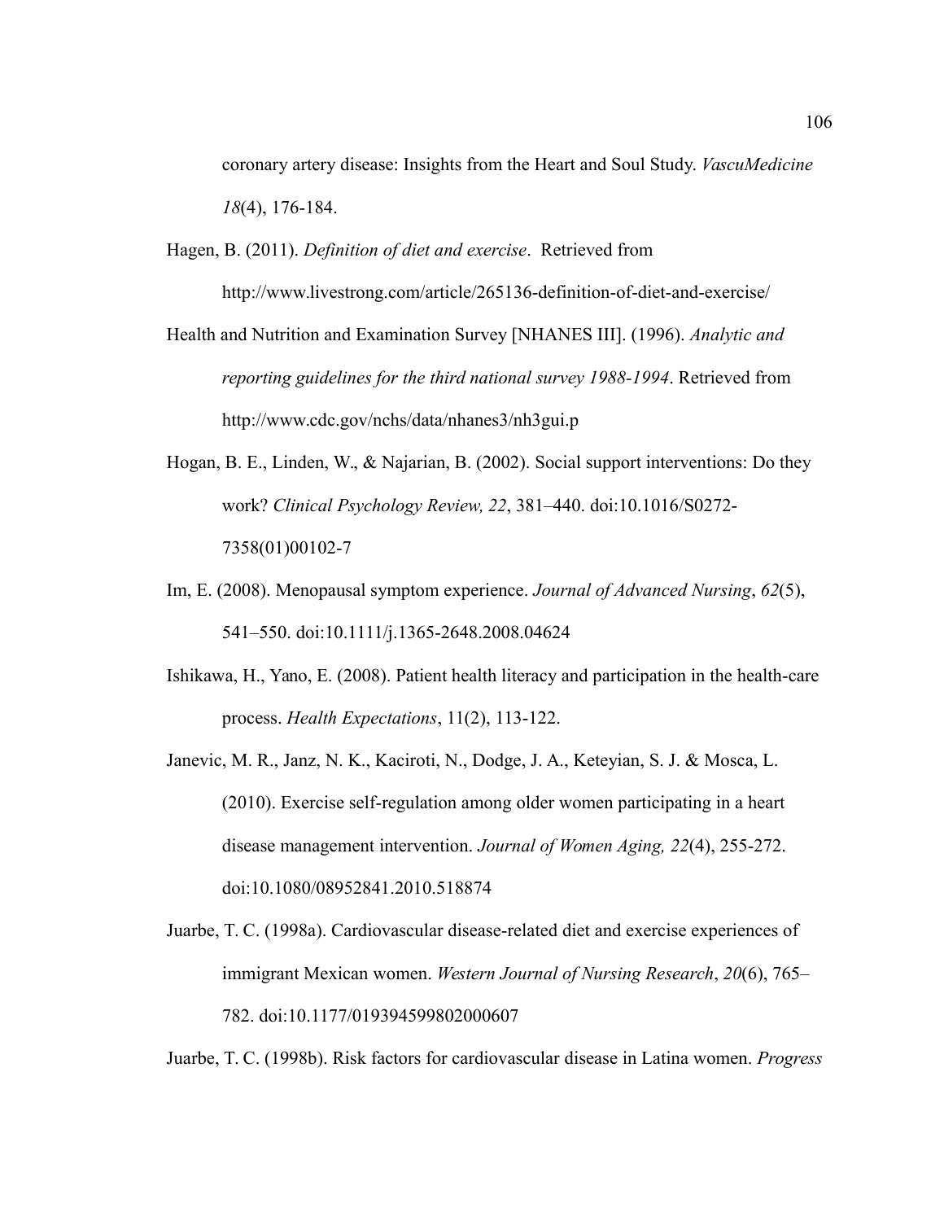coronary artery disease: Insights from the Heart and Soul Study. *VascuMedicine 18*(4), 176-184.

Hagen, B. (2011). *Definition of diet and exercise*. Retrieved from http://www.livestrong.com/article/265136-definition-of-diet-and-exercise/

Health and Nutrition and Examination Survey [NHANES III]. (1996). *Analytic and reporting guidelines for the third national survey 1988-1994*. Retrieved from http://www.cdc.gov/nchs/data/nhanes3/nh3gui.p

Hogan, B. E., Linden, W., & Najarian, B. (2002). Social support interventions: Do they work? *Clinical Psychology Review, 22*, 381–440. doi:10.1016/S0272-7358(01)00102-7

Im, E. (2008). Menopausal symptom experience. *Journal of Advanced Nursing*, *62*(5), 541–550. doi:10.1111/j.1365-2648.2008.04624

Ishikawa, H., Yano, E. (2008). Patient health literacy and participation in the health-care process. *Health Expectations*, 11(2), 113-122.

Janevic, M. R., Janz, N. K., Kaciroti, N., Dodge, J. A., Keteyian, S. J. & Mosca, L. (2010). Exercise self-regulation among older women participating in a heart disease management intervention. *Journal of Women Aging, 22*(4), 255-272. doi:10.1080/08952841.2010.518874

Juarbe, T. C. (1998a). Cardiovascular disease-related diet and exercise experiences of immigrant Mexican women. *Western Journal of Nursing Research*, *20*(6), 765–782. doi:10.1177/019394599802000607

Juarbe, T. C. (1998b). Risk factors for cardiovascular disease in Latina women. *Progress*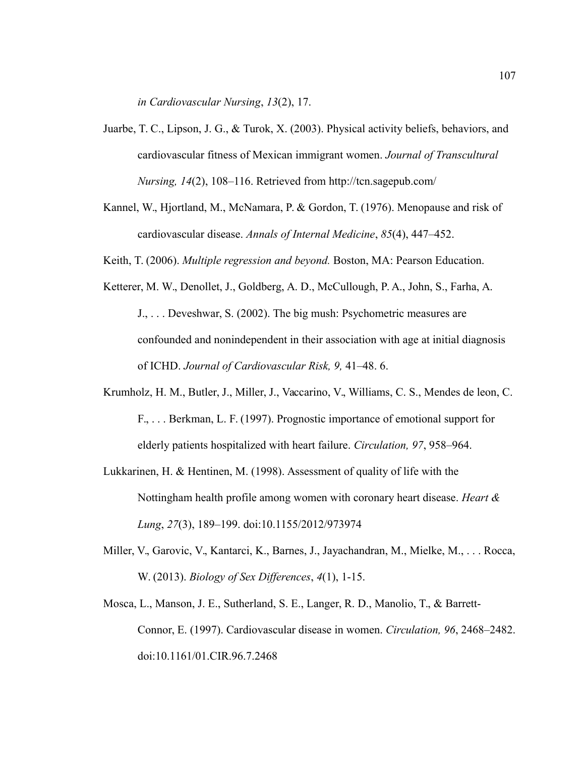*in Cardiovascular Nursing*, *13*(2), 17.

Juarbe, T. C., Lipson, J. G., & Turok, X. (2003). Physical activity beliefs, behaviors, and cardiovascular fitness of Mexican immigrant women. *Journal of Transcultural Nursing, 14*(2), 108–116. Retrieved from http://tcn.sagepub.com/

Kannel, W., Hjortland, M., McNamara, P. & Gordon, T. (1976). Menopause and risk of cardiovascular disease. *Annals of Internal Medicine*, *85*(4), 447–452.

Keith, T. (2006). *Multiple regression and beyond.* Boston, MA: Pearson Education.

Ketterer, M. W., Denollet, J., Goldberg, A. D., McCullough, P. A., John, S., Farha, A. J., . . . Deveshwar, S. (2002). The big mush: Psychometric measures are confounded and nonindependent in their association with age at initial diagnosis of ICHD. *Journal of Cardiovascular Risk, 9,* 41–48. 6.

Krumholz, H. M., Butler, J., Miller, J., Vaccarino, V., Williams, C. S., Mendes de leon, C. F., . . . Berkman, L. F. (1997). Prognostic importance of emotional support for elderly patients hospitalized with heart failure. *Circulation, 97*, 958–964.

Lukkarinen, H. & Hentinen, M. (1998). Assessment of quality of life with the Nottingham health profile among women with coronary heart disease. *Heart & Lung*, *27*(3), 189–199. doi:10.1155/2012/973974

Miller, V., Garovic, V., Kantarci, K., Barnes, J., Jayachandran, M., Mielke, M., . . . Rocca, W. (2013). *Biology of Sex Differences*, *4*(1), 1-15.

Mosca, L., Manson, J. E., Sutherland, S. E., Langer, R. D., Manolio, T., & Barrett-Connor, E. (1997). Cardiovascular disease in women. *Circulation, 96*, 2468–2482. doi:10.1161/01.CIR.96.7.2468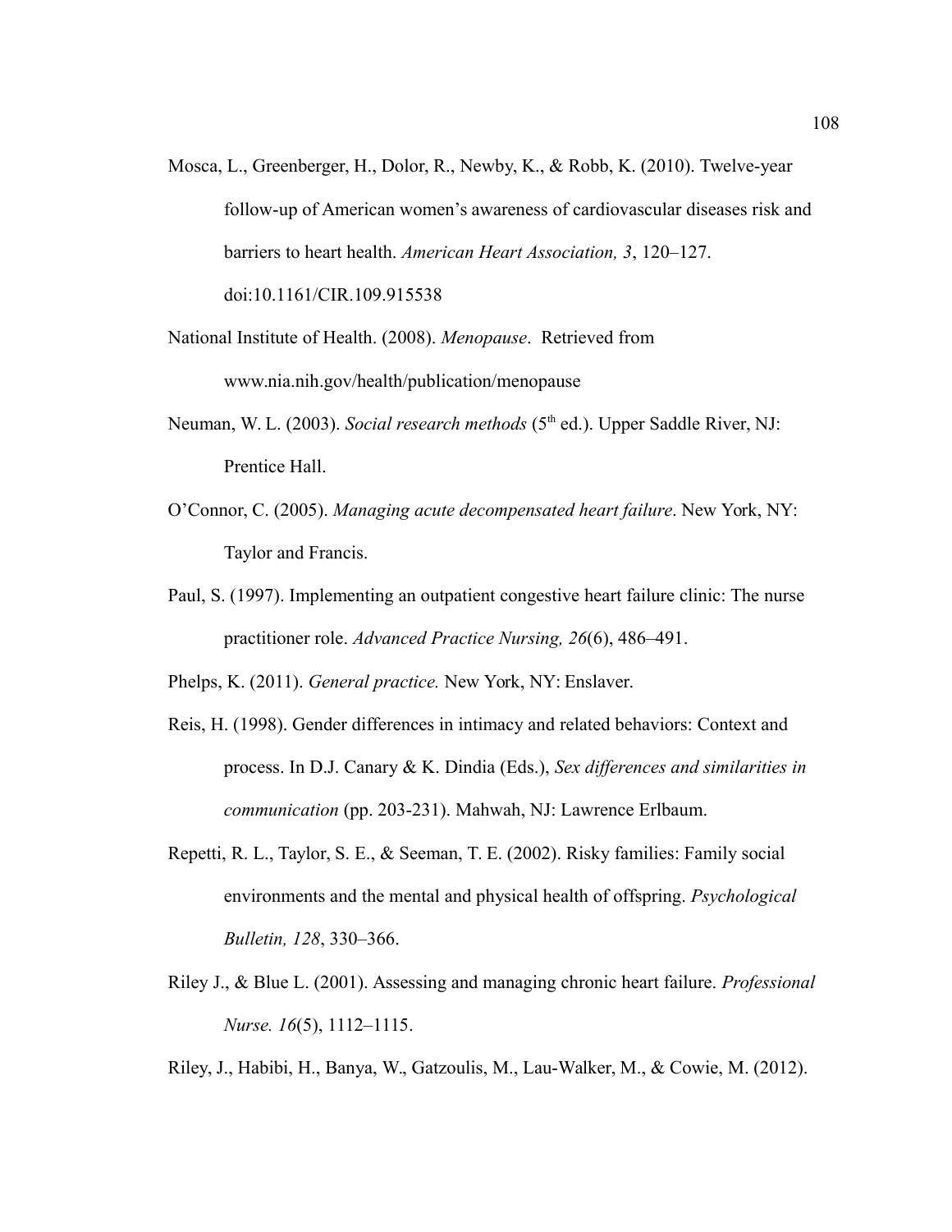Mosca, L., Greenberger, H., Dolor, R., Newby, K., & Robb, K. (2010). Twelve-year follow-up of American women's awareness of cardiovascular diseases risk and barriers to heart health. *American Heart Association, 3*, 120–127. doi:10.1161/CIR.109.915538

National Institute of Health. (2008). *Menopause*. Retrieved from www.nia.nih.gov/health/publication/menopause

Neuman, W. L. (2003). *Social research methods* (5th ed.). Upper Saddle River, NJ: Prentice Hall.

O'Connor, C. (2005). *Managing acute decompensated heart failure*. New York, NY: Taylor and Francis.

Paul, S. (1997). Implementing an outpatient congestive heart failure clinic: The nurse practitioner role. *Advanced Practice Nursing, 26*(6), 486–491.

Phelps, K. (2011). *General practice.* New York, NY: Enslaver.

Reis, H. (1998). Gender differences in intimacy and related behaviors: Context and process. In D.J. Canary & K. Dindia (Eds.), *Sex differences and similarities in communication* (pp. 203-231). Mahwah, NJ: Lawrence Erlbaum.

Repetti, R. L., Taylor, S. E., & Seeman, T. E. (2002). Risky families: Family social environments and the mental and physical health of offspring. *Psychological Bulletin, 128*, 330–366.

Riley J., & Blue L. (2001). Assessing and managing chronic heart failure. *Professional Nurse. 16*(5), 1112–1115.

Riley, J., Habibi, H., Banya, W., Gatzoulis, M., Lau-Walker, M., & Cowie, M. (2012).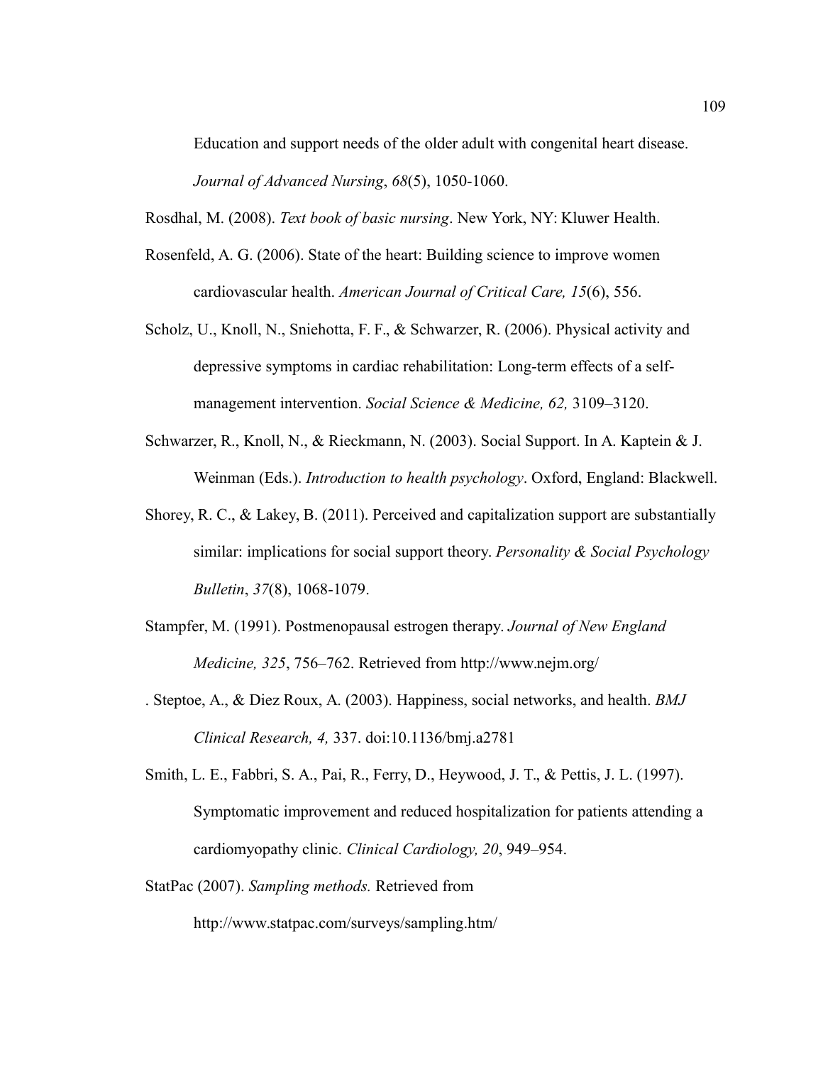Education and support needs of the older adult with congenital heart disease. *Journal of Advanced Nursing*, *68*(5), 1050-1060.

Rosdhal, M. (2008). *Text book of basic nursing*. New York, NY: Kluwer Health.

Rosenfeld, A. G. (2006). State of the heart: Building science to improve women cardiovascular health. *American Journal of Critical Care, 15*(6), 556.

Scholz, U., Knoll, N., Sniehotta, F. F., & Schwarzer, R. (2006). Physical activity and depressive symptoms in cardiac rehabilitation: Long-term effects of a self-management intervention. *Social Science & Medicine, 62,* 3109–3120.

Schwarzer, R., Knoll, N., & Rieckmann, N. (2003). Social Support. In A. Kaptein & J. Weinman (Eds.). *Introduction to health psychology*. Oxford, England: Blackwell.

Shorey, R. C., & Lakey, B. (2011). Perceived and capitalization support are substantially similar: implications for social support theory. *Personality & Social Psychology Bulletin*, *37*(8), 1068-1079.

Stampfer, M. (1991). Postmenopausal estrogen therapy. *Journal of New England Medicine, 325*, 756–762. Retrieved from http://www.nejm.org/

. Steptoe, A., & Diez Roux, A. (2003). Happiness, social networks, and health. *BMJ Clinical Research, 4,* 337. doi:10.1136/bmj.a2781

Smith, L. E., Fabbri, S. A., Pai, R., Ferry, D., Heywood, J. T., & Pettis, J. L. (1997). Symptomatic improvement and reduced hospitalization for patients attending a cardiomyopathy clinic. *Clinical Cardiology, 20*, 949–954.

StatPac (2007). *Sampling methods.* Retrieved from http://www.statpac.com/surveys/sampling.htm/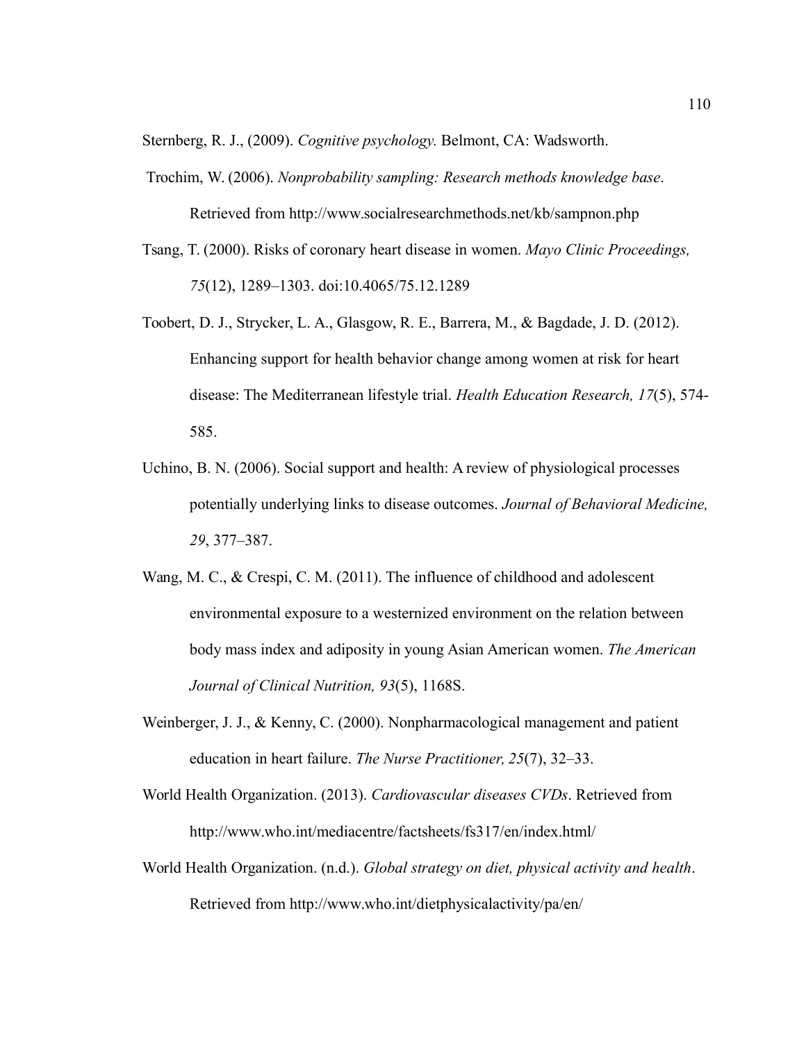Sternberg, R. J., (2009). *Cognitive psychology.* Belmont, CA: Wadsworth.

Trochim, W. (2006). *Nonprobability sampling: Research methods knowledge base*. Retrieved from http://www.socialresearchmethods.net/kb/sampnon.php

Tsang, T. (2000). Risks of coronary heart disease in women. *Mayo Clinic Proceedings, 75*(12), 1289–1303. doi:10.4065/75.12.1289

Toobert, D. J., Strycker, L. A., Glasgow, R. E., Barrera, M., & Bagdade, J. D. (2012). Enhancing support for health behavior change among women at risk for heart disease: The Mediterranean lifestyle trial. *Health Education Research, 17*(5), 574-585.

Uchino, B. N. (2006). Social support and health: A review of physiological processes potentially underlying links to disease outcomes. *Journal of Behavioral Medicine, 29*, 377–387.

Wang, M. C., & Crespi, C. M. (2011). The influence of childhood and adolescent environmental exposure to a westernized environment on the relation between body mass index and adiposity in young Asian American women. *The American Journal of Clinical Nutrition, 93*(5), 1168S.

Weinberger, J. J., & Kenny, C. (2000). Nonpharmacological management and patient education in heart failure. *The Nurse Practitioner, 25*(7), 32–33.

World Health Organization. (2013). *Cardiovascular diseases CVDs*. Retrieved from http://www.who.int/mediacentre/factsheets/fs317/en/index.html/

World Health Organization. (n.d.). *Global strategy on diet, physical activity and health*. Retrieved from http://www.who.int/dietphysicalactivity/pa/en/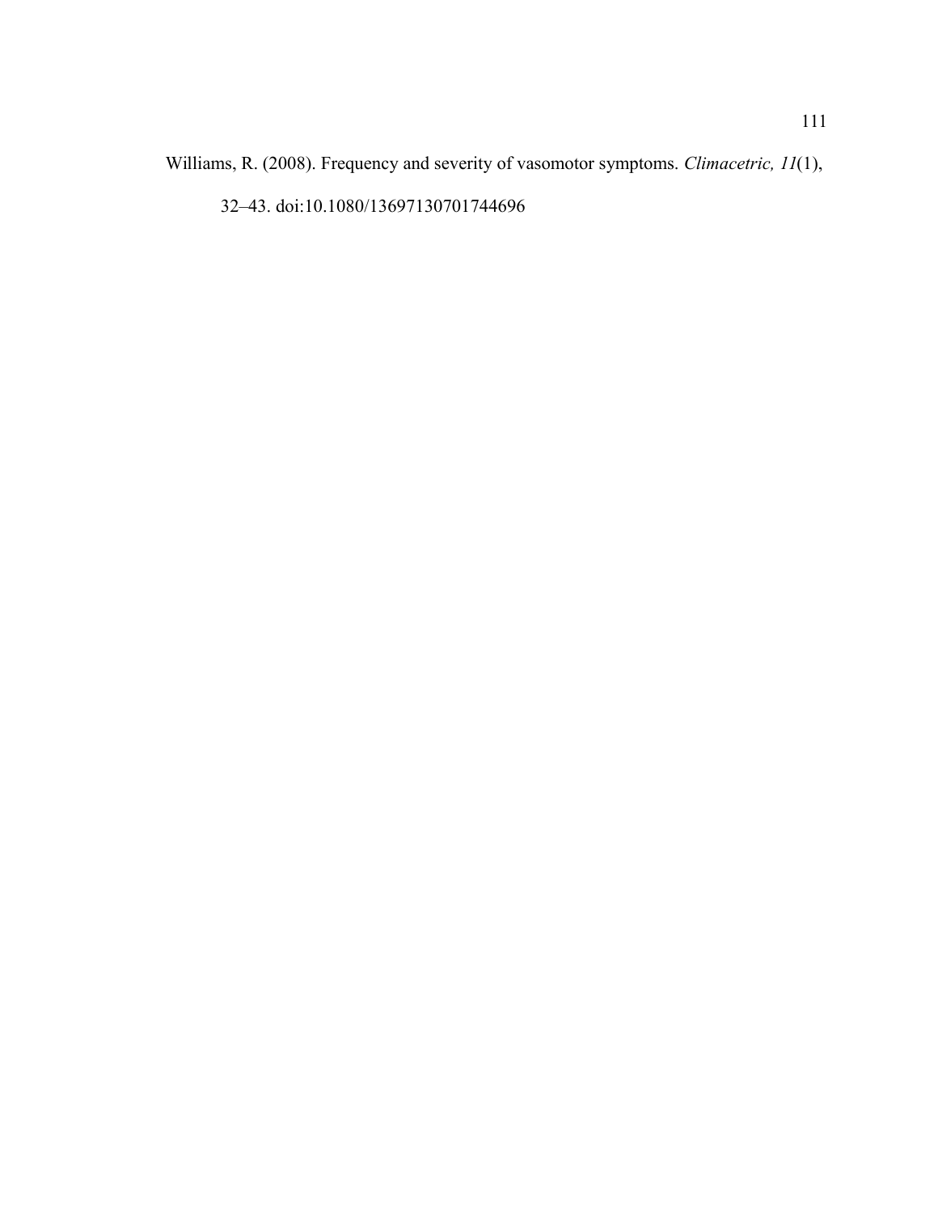Williams, R. (2008). Frequency and severity of vasomotor symptoms. *Climacetric, 11*(1), 32–43. doi:10.1080/13697130701744696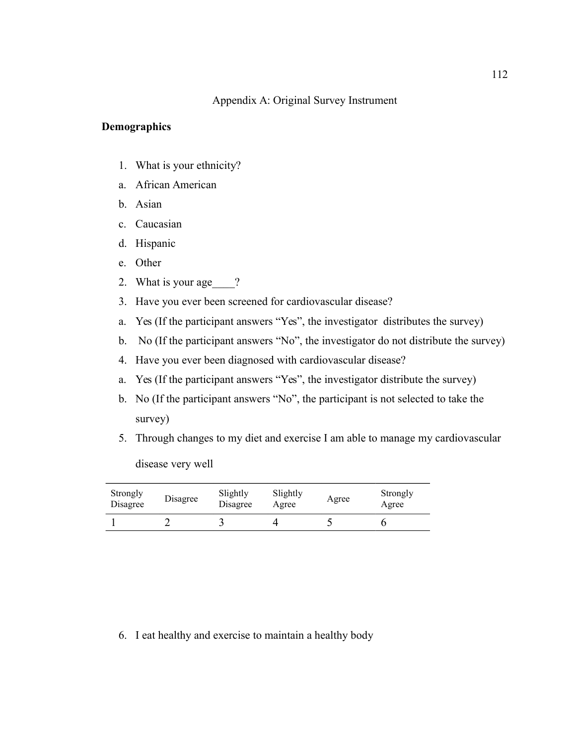Appendix A: Original Survey Instrument

**Demographics**

1. What is your ethnicity?
   a. African American
   b. Asian
   c. Caucasian
   d. Hispanic
   e. Other
2. What is your age____?
3. Have you ever been screened for cardiovascular disease?
   a. Yes (If the participant answers "Yes", the investigator distributes the survey)
   b. No (If the participant answers "No", the investigator do not distribute the survey)
4. Have you ever been diagnosed with cardiovascular disease?
   a. Yes (If the participant answers "Yes", the investigator distribute the survey)
   b. No (If the participant answers "No", the participant is not selected to take the survey)
5. Through changes to my diet and exercise I am able to manage my cardiovascular disease very well

| Strongly Disagree | Disagree | Slightly Disagree | Slightly Agree | Agree | Strongly Agree |
|---|---|---|---|---|---|
| 1 | 2 | 3 | 4 | 5 | 6 |

6. I eat healthy and exercise to maintain a healthy body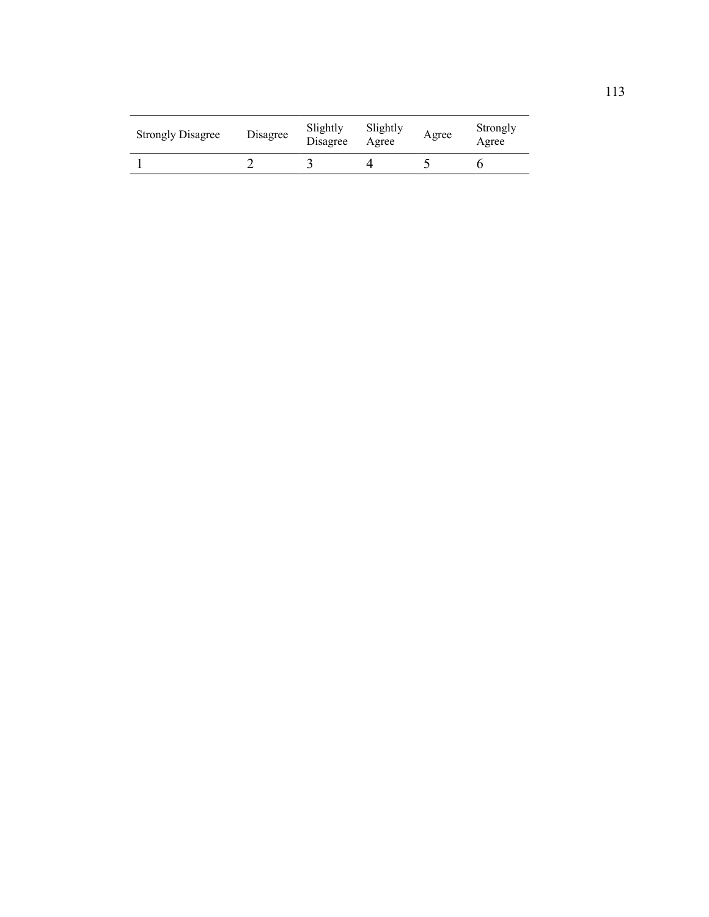| Strongly Disagree | Disagree | Slightly Disagree | Slightly Agree | Agree | Strongly Agree |
|---|---|---|---|---|---|
| 1 | 2 | 3 | 4 | 5 | 6 |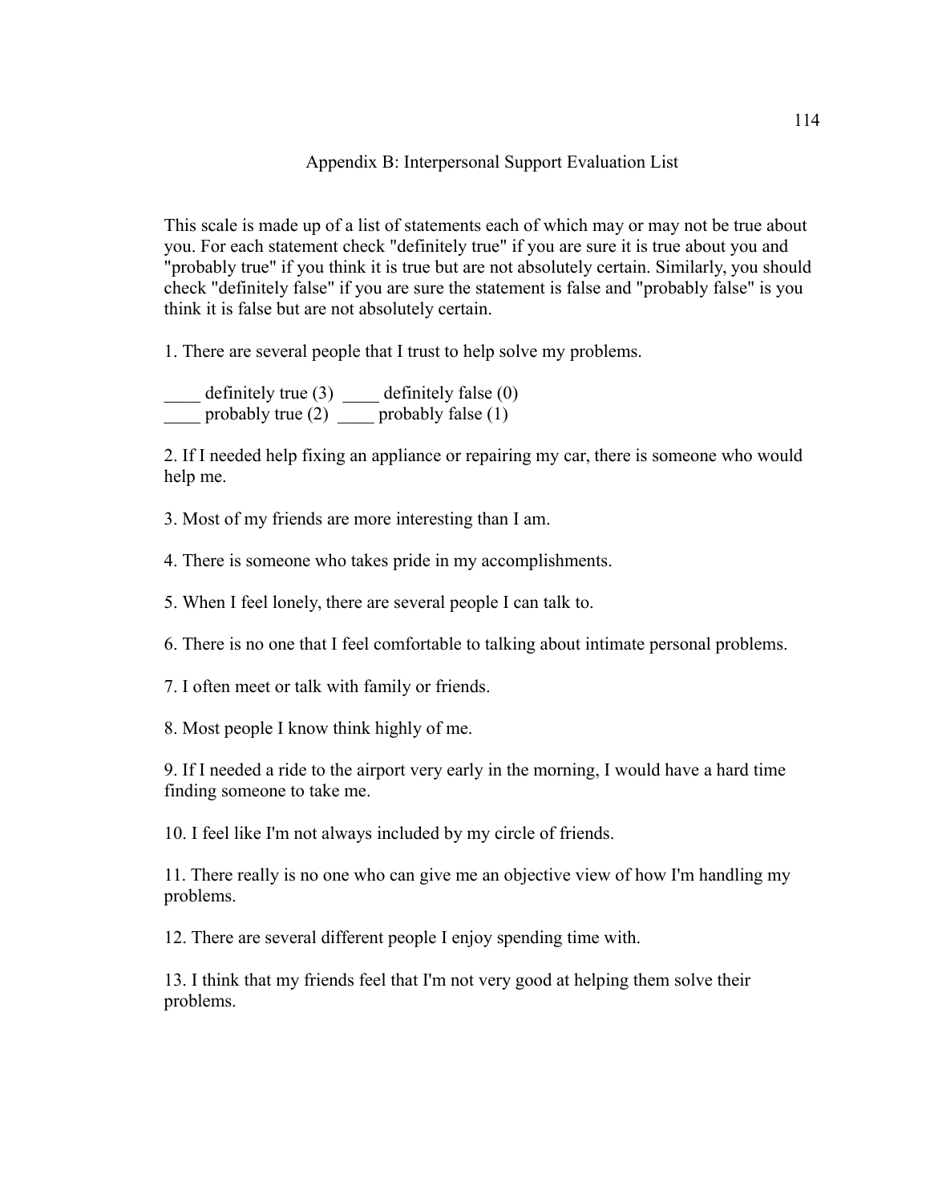## Appendix B: Interpersonal Support Evaluation List

This scale is made up of a list of statements each of which may or may not be true about you. For each statement check "definitely true" if you are sure it is true about you and "probably true" if you think it is true but are not absolutely certain. Similarly, you should check "definitely false" if you are sure the statement is false and "probably false" is you think it is false but are not absolutely certain.

1. There are several people that I trust to help solve my problems.

____ definitely true (3) ____ definitely false (0)
____ probably true (2) ____ probably false (1)

2. If I needed help fixing an appliance or repairing my car, there is someone who would help me.

3. Most of my friends are more interesting than I am.

4. There is someone who takes pride in my accomplishments.

5. When I feel lonely, there are several people I can talk to.

6. There is no one that I feel comfortable to talking about intimate personal problems.

7. I often meet or talk with family or friends.

8. Most people I know think highly of me.

9. If I needed a ride to the airport very early in the morning, I would have a hard time finding someone to take me.

10. I feel like I'm not always included by my circle of friends.

11. There really is no one who can give me an objective view of how I'm handling my problems.

12. There are several different people I enjoy spending time with.

13. I think that my friends feel that I'm not very good at helping them solve their problems.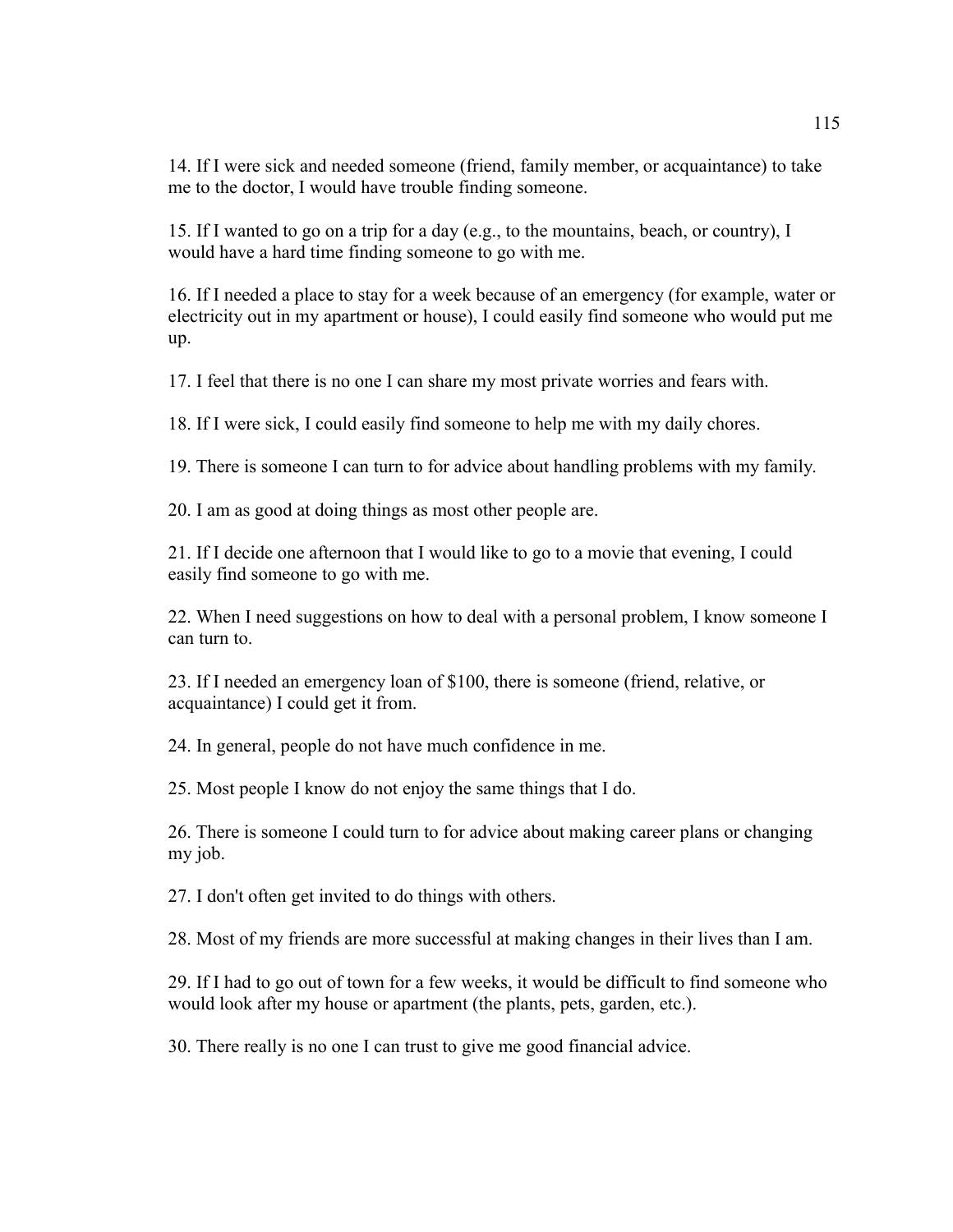14. If I were sick and needed someone (friend, family member, or acquaintance) to take me to the doctor, I would have trouble finding someone.

15. If I wanted to go on a trip for a day (e.g., to the mountains, beach, or country), I would have a hard time finding someone to go with me.

16. If I needed a place to stay for a week because of an emergency (for example, water or electricity out in my apartment or house), I could easily find someone who would put me up.

17. I feel that there is no one I can share my most private worries and fears with.

18. If I were sick, I could easily find someone to help me with my daily chores.

19. There is someone I can turn to for advice about handling problems with my family.

20. I am as good at doing things as most other people are.

21. If I decide one afternoon that I would like to go to a movie that evening, I could easily find someone to go with me.

22. When I need suggestions on how to deal with a personal problem, I know someone I can turn to.

23. If I needed an emergency loan of $100, there is someone (friend, relative, or acquaintance) I could get it from.

24. In general, people do not have much confidence in me.

25. Most people I know do not enjoy the same things that I do.

26. There is someone I could turn to for advice about making career plans or changing my job.

27. I don't often get invited to do things with others.

28. Most of my friends are more successful at making changes in their lives than I am.

29. If I had to go out of town for a few weeks, it would be difficult to find someone who would look after my house or apartment (the plants, pets, garden, etc.).

30. There really is no one I can trust to give me good financial advice.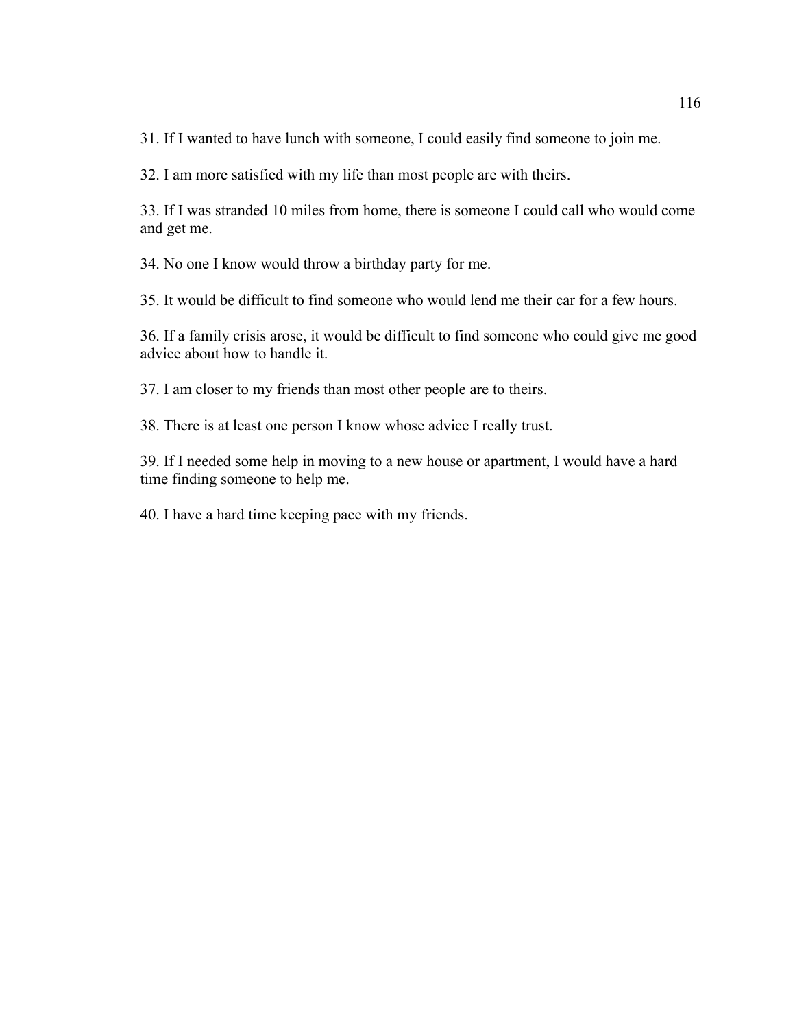31. If I wanted to have lunch with someone, I could easily find someone to join me.

32. I am more satisfied with my life than most people are with theirs.

33. If I was stranded 10 miles from home, there is someone I could call who would come and get me.

34. No one I know would throw a birthday party for me.

35. It would be difficult to find someone who would lend me their car for a few hours.

36. If a family crisis arose, it would be difficult to find someone who could give me good advice about how to handle it.

37. I am closer to my friends than most other people are to theirs.

38. There is at least one person I know whose advice I really trust.

39. If I needed some help in moving to a new house or apartment, I would have a hard time finding someone to help me.

40. I have a hard time keeping pace with my friends.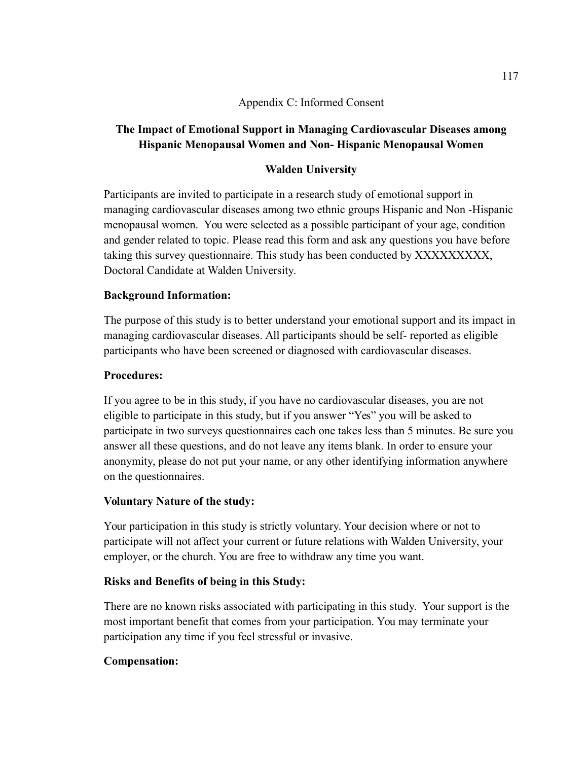Appendix C: Informed Consent

**The Impact of Emotional Support in Managing Cardiovascular Diseases among Hispanic Menopausal Women and Non- Hispanic Menopausal Women**

**Walden University**

Participants are invited to participate in a research study of emotional support in managing cardiovascular diseases among two ethnic groups Hispanic and Non -Hispanic menopausal women. You were selected as a possible participant of your age, condition and gender related to topic. Please read this form and ask any questions you have before taking this survey questionnaire. This study has been conducted by XXXXXXXXX, Doctoral Candidate at Walden University.

**Background Information:**

The purpose of this study is to better understand your emotional support and its impact in managing cardiovascular diseases. All participants should be self- reported as eligible participants who have been screened or diagnosed with cardiovascular diseases.

**Procedures:**

If you agree to be in this study, if you have no cardiovascular diseases, you are not eligible to participate in this study, but if you answer "Yes" you will be asked to participate in two surveys questionnaires each one takes less than 5 minutes. Be sure you answer all these questions, and do not leave any items blank. In order to ensure your anonymity, please do not put your name, or any other identifying information anywhere on the questionnaires.

**Voluntary Nature of the study:**

Your participation in this study is strictly voluntary. Your decision where or not to participate will not affect your current or future relations with Walden University, your employer, or the church. You are free to withdraw any time you want.

**Risks and Benefits of being in this Study:**

There are no known risks associated with participating in this study. Your support is the most important benefit that comes from your participation. You may terminate your participation any time if you feel stressful or invasive.

**Compensation:**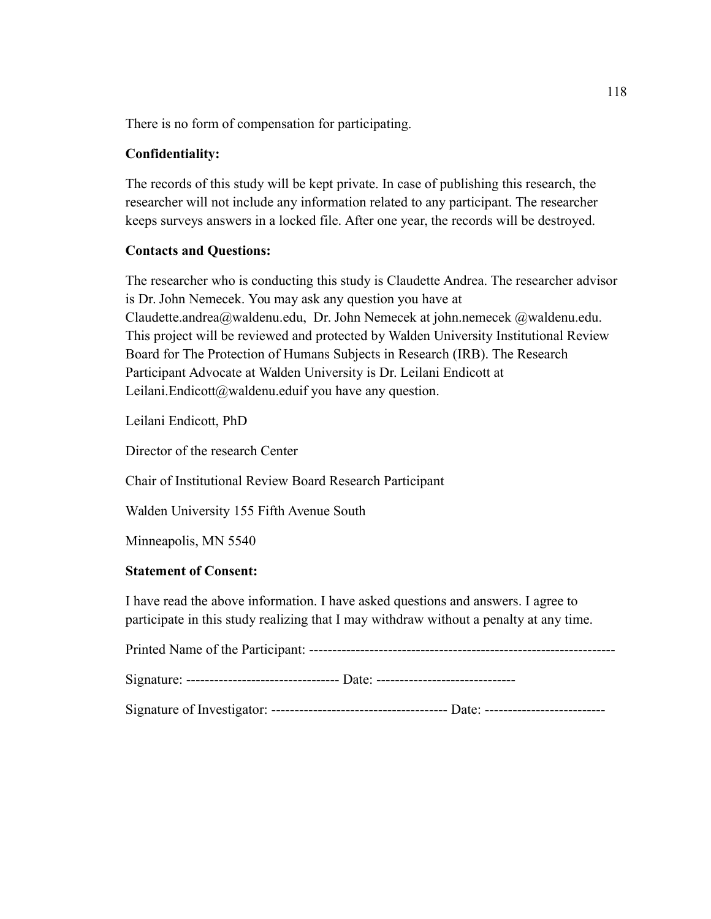There is no form of compensation for participating.

**Confidentiality:**

The records of this study will be kept private. In case of publishing this research, the researcher will not include any information related to any participant. The researcher keeps surveys answers in a locked file. After one year, the records will be destroyed.

**Contacts and Questions:**

The researcher who is conducting this study is Claudette Andrea. The researcher advisor is Dr. John Nemecek. You may ask any question you have at Claudette.andrea@waldenu.edu,  Dr. John Nemecek at john.nemecek @waldenu.edu. This project will be reviewed and protected by Walden University Institutional Review Board for The Protection of Humans Subjects in Research (IRB). The Research Participant Advocate at Walden University is Dr. Leilani Endicott at Leilani.Endicott@waldenu.eduif you have any question.

Leilani Endicott, PhD

Director of the research Center

Chair of Institutional Review Board Research Participant

Walden University 155 Fifth Avenue South

Minneapolis, MN 5540

**Statement of Consent:**

I have read the above information. I have asked questions and answers. I agree to participate in this study realizing that I may withdraw without a penalty at any time.

Printed Name of the Participant: ------------------------------------------------------------------

Signature: --------------------------------- Date: ------------------------------

Signature of Investigator: -------------------------------------- Date: -------------------------